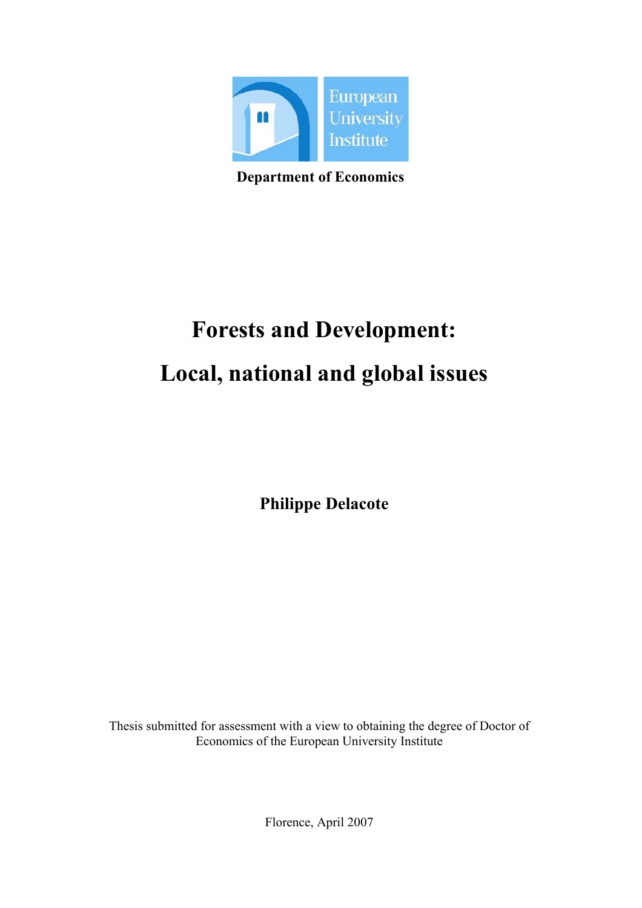European University Institute

**Department of Economics**

# Forests and Development:

# Local, national and global issues

**Philippe Delacote**

Thesis submitted for assessment with a view to obtaining the degree of Doctor of Economics of the European University Institute

Florence, April 2007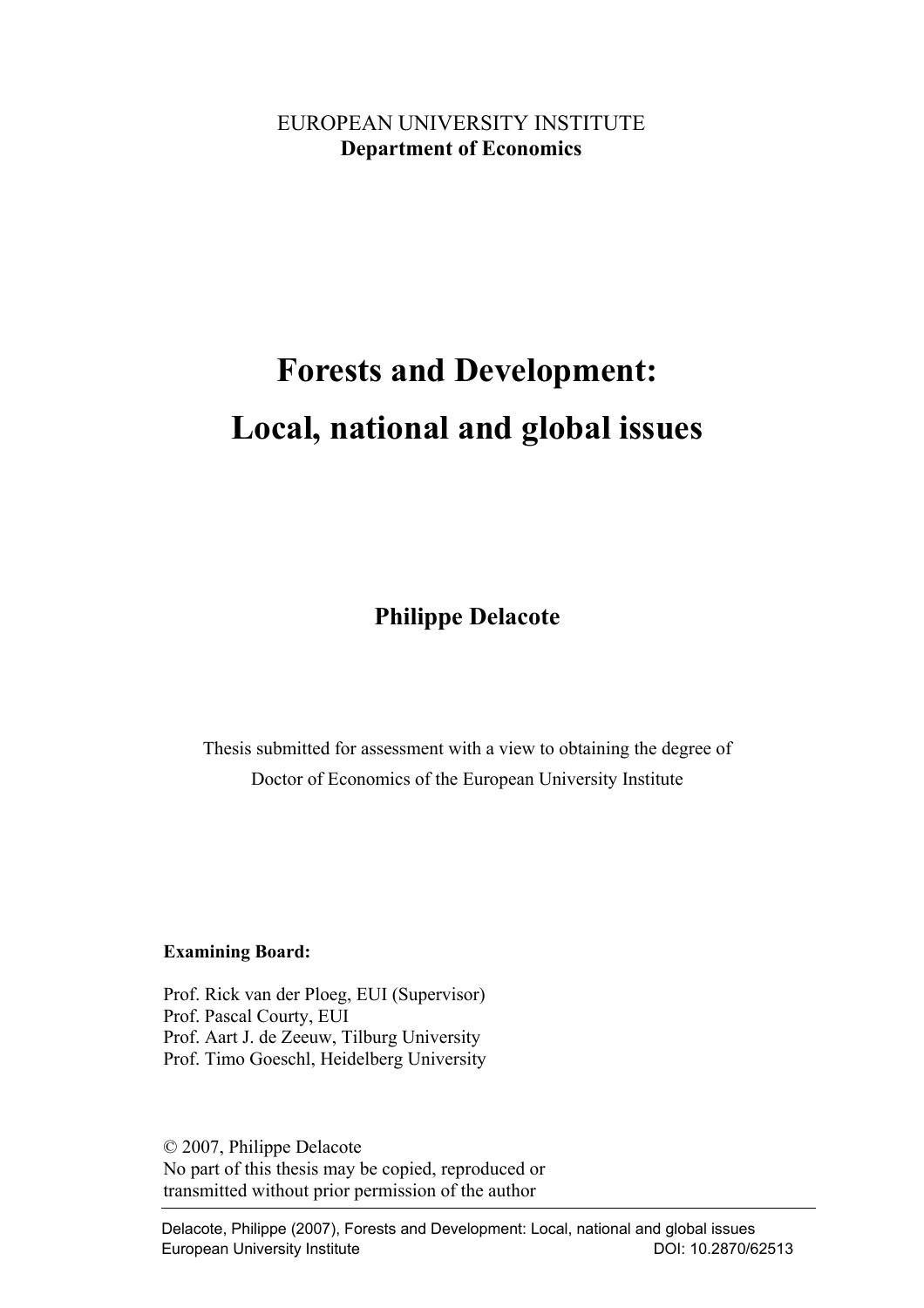EUROPEAN UNIVERSITY INSTITUTE
**Department of Economics**

# Forests and Development: Local, national and global issues

**Philippe Delacote**

Thesis submitted for assessment with a view to obtaining the degree of Doctor of Economics of the European University Institute

**Examining Board:**

Prof. Rick van der Ploeg, EUI (Supervisor)
Prof. Pascal Courty, EUI
Prof. Aart J. de Zeeuw, Tilburg University
Prof. Timo Goeschl, Heidelberg University

© 2007, Philippe Delacote
No part of this thesis may be copied, reproduced or transmitted without prior permission of the author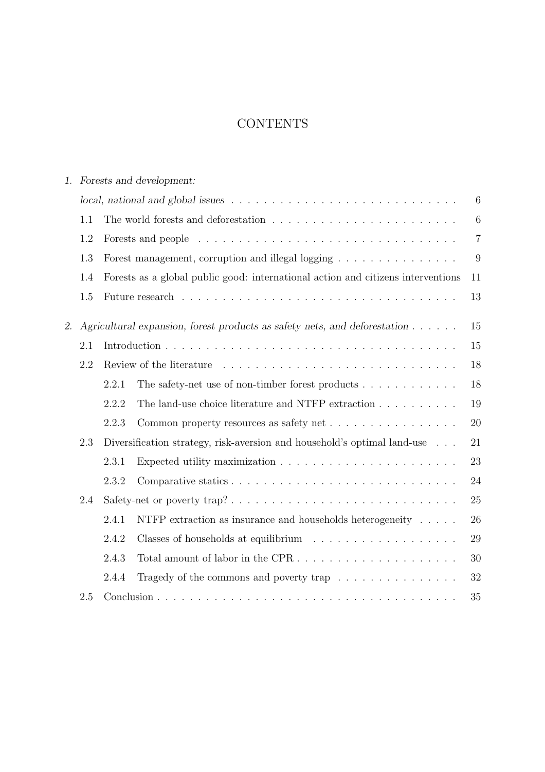# CONTENTS

*1. Forests and development: local, national and global issues* . . . . . . 6

- 1.1 The world forests and deforestation . . . . . . 6
- 1.2 Forests and people . . . . . . 7
- 1.3 Forest management, corruption and illegal logging . . . . . . 9
- 1.4 Forests as a global public good: international action and citizens interventions 11
- 1.5 Future research . . . . . . 13

*2. Agricultural expansion, forest products as safety nets, and deforestation* . . . . . . 15

- 2.1 Introduction . . . . . . 15
- 2.2 Review of the literature . . . . . . 18
  - 2.2.1 The safety-net use of non-timber forest products . . . . . . 18
  - 2.2.2 The land-use choice literature and NTFP extraction . . . . . . 19
  - 2.2.3 Common property resources as safety net . . . . . . 20
- 2.3 Diversification strategy, risk-aversion and household's optimal land-use . . . 21
  - 2.3.1 Expected utility maximization . . . . . . 23
  - 2.3.2 Comparative statics . . . . . . 24
- 2.4 Safety-net or poverty trap? . . . . . . 25
  - 2.4.1 NTFP extraction as insurance and households heterogeneity . . . . . 26
  - 2.4.2 Classes of households at equilibrium . . . . . . 29
  - 2.4.3 Total amount of labor in the CPR . . . . . . 30
  - 2.4.4 Tragedy of the commons and poverty trap . . . . . . 32
- 2.5 Conclusion . . . . . . 35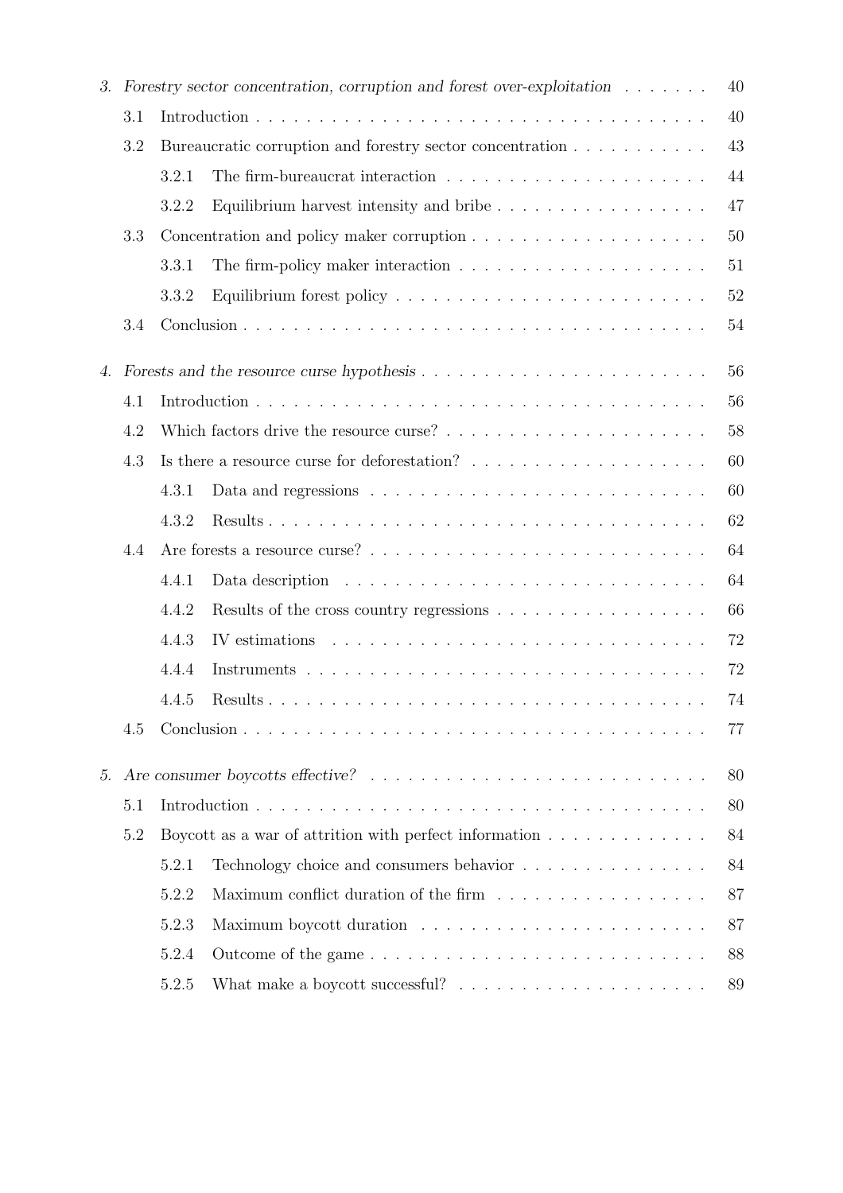3. *Forestry sector concentration, corruption and forest over-exploitation* . . . . . . . 40

- 3.1 Introduction . . . . . . . . . . . . . . . . . . . . . . . . . . . . . . . . . . . . 40
- 3.2 Bureaucratic corruption and forestry sector concentration . . . . . . . . . . . 43
  - 3.2.1 The firm-bureaucrat interaction . . . . . . . . . . . . . . . . . . . . . 44
  - 3.2.2 Equilibrium harvest intensity and bribe . . . . . . . . . . . . . . . . . 47
- 3.3 Concentration and policy maker corruption . . . . . . . . . . . . . . . . . . . 50
  - 3.3.1 The firm-policy maker interaction . . . . . . . . . . . . . . . . . . . . 51
  - 3.3.2 Equilibrium forest policy . . . . . . . . . . . . . . . . . . . . . . . . . 52
- 3.4 Conclusion . . . . . . . . . . . . . . . . . . . . . . . . . . . . . . . . . . . . 54

4. *Forests and the resource curse hypothesis* . . . . . . . . . . . . . . . . . . . . . . . 56

- 4.1 Introduction . . . . . . . . . . . . . . . . . . . . . . . . . . . . . . . . . . . . 56
- 4.2 Which factors drive the resource curse? . . . . . . . . . . . . . . . . . . . . . 58
- 4.3 Is there a resource curse for deforestation? . . . . . . . . . . . . . . . . . . . 60
  - 4.3.1 Data and regressions . . . . . . . . . . . . . . . . . . . . . . . . . . . 60
  - 4.3.2 Results . . . . . . . . . . . . . . . . . . . . . . . . . . . . . . . . . . . 62
- 4.4 Are forests a resource curse? . . . . . . . . . . . . . . . . . . . . . . . . . . . 64
  - 4.4.1 Data description . . . . . . . . . . . . . . . . . . . . . . . . . . . . . 64
  - 4.4.2 Results of the cross country regressions . . . . . . . . . . . . . . . . . 66
  - 4.4.3 IV estimations . . . . . . . . . . . . . . . . . . . . . . . . . . . . . . 72
  - 4.4.4 Instruments . . . . . . . . . . . . . . . . . . . . . . . . . . . . . . . . 72
  - 4.4.5 Results . . . . . . . . . . . . . . . . . . . . . . . . . . . . . . . . . . . 74
- 4.5 Conclusion . . . . . . . . . . . . . . . . . . . . . . . . . . . . . . . . . . . . 77

5. *Are consumer boycotts effective?* . . . . . . . . . . . . . . . . . . . . . . . . . . . . 80

- 5.1 Introduction . . . . . . . . . . . . . . . . . . . . . . . . . . . . . . . . . . . . 80
- 5.2 Boycott as a war of attrition with perfect information . . . . . . . . . . . . . 84
  - 5.2.1 Technology choice and consumers behavior . . . . . . . . . . . . . . . 84
  - 5.2.2 Maximum conflict duration of the firm . . . . . . . . . . . . . . . . . 87
  - 5.2.3 Maximum boycott duration . . . . . . . . . . . . . . . . . . . . . . . 87
  - 5.2.4 Outcome of the game . . . . . . . . . . . . . . . . . . . . . . . . . . . 88
  - 5.2.5 What make a boycott successful? . . . . . . . . . . . . . . . . . . . . 89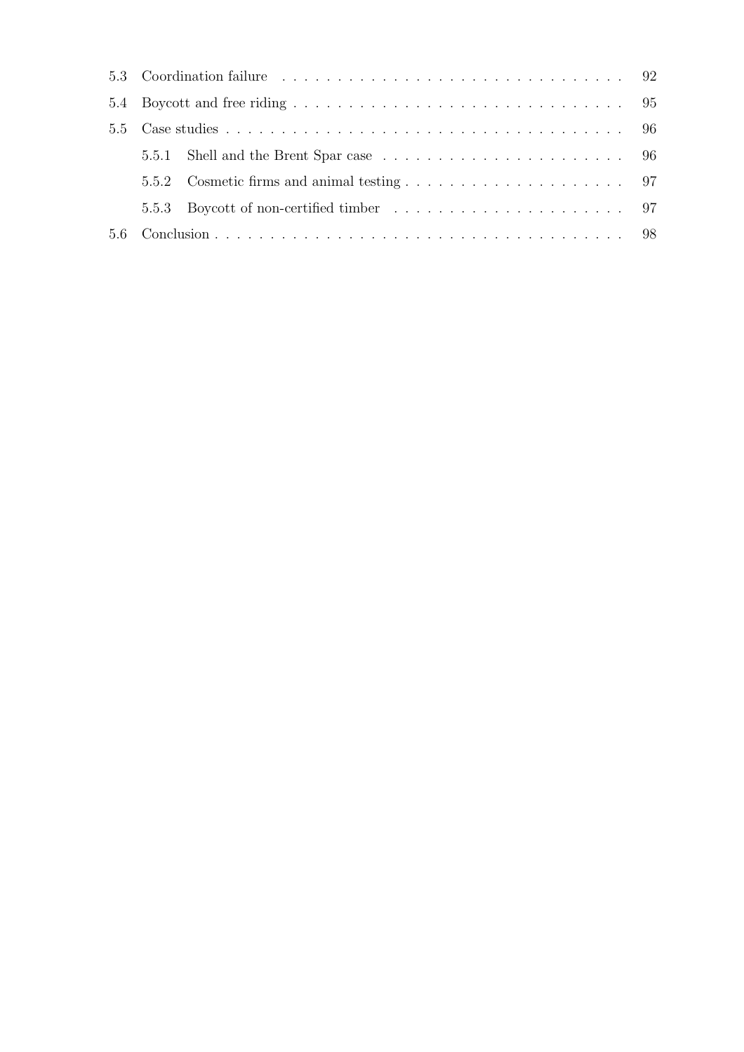5.3 Coordination failure . . . . . . . . . . . . . . . . . . . . . . . . . . . . . . . . 92

5.4 Boycott and free riding . . . . . . . . . . . . . . . . . . . . . . . . . . . . . . 95

5.5 Case studies . . . . . . . . . . . . . . . . . . . . . . . . . . . . . . . . . . . . 96

  5.5.1 Shell and the Brent Spar case . . . . . . . . . . . . . . . . . . . . . . 96

  5.5.2 Cosmetic firms and animal testing . . . . . . . . . . . . . . . . . . . . 97

  5.5.3 Boycott of non-certified timber . . . . . . . . . . . . . . . . . . . . . 97

5.6 Conclusion . . . . . . . . . . . . . . . . . . . . . . . . . . . . . . . . . . . . 98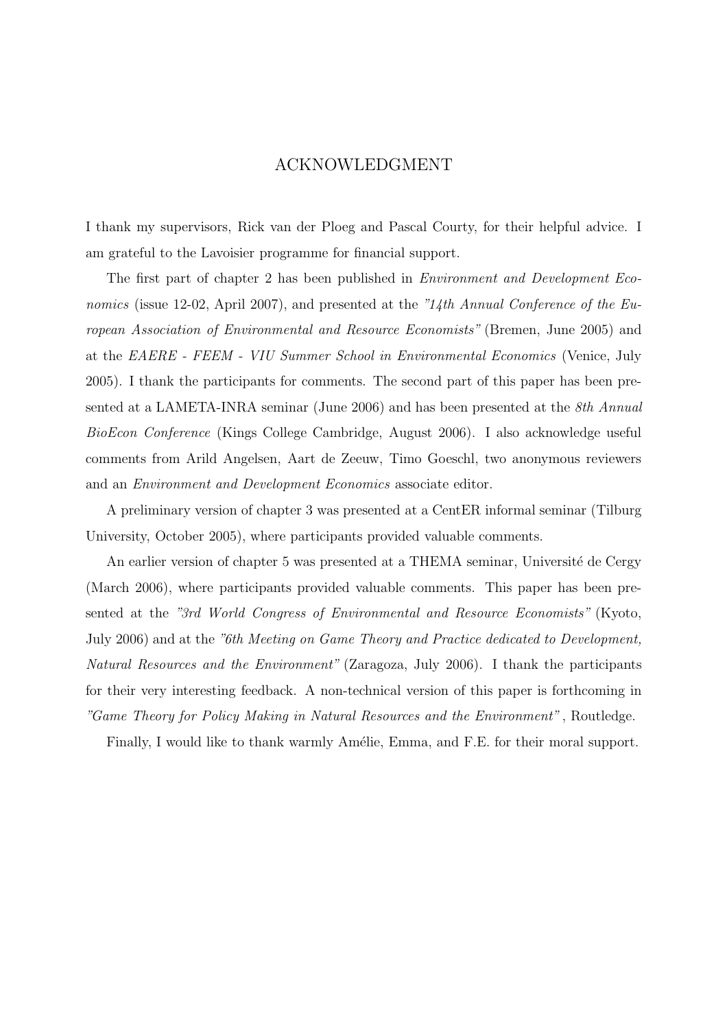# ACKNOWLEDGMENT

I thank my supervisors, Rick van der Ploeg and Pascal Courty, for their helpful advice. I am grateful to the Lavoisier programme for financial support.

The first part of chapter 2 has been published in *Environment and Development Economics* (issue 12-02, April 2007), and presented at the *"14th Annual Conference of the European Association of Environmental and Resource Economists"* (Bremen, June 2005) and at the *EAERE - FEEM - VIU Summer School in Environmental Economics* (Venice, July 2005). I thank the participants for comments. The second part of this paper has been presented at a LAMETA-INRA seminar (June 2006) and has been presented at the *8th Annual BioEcon Conference* (Kings College Cambridge, August 2006). I also acknowledge useful comments from Arild Angelsen, Aart de Zeeuw, Timo Goeschl, two anonymous reviewers and an *Environment and Development Economics* associate editor.

A preliminary version of chapter 3 was presented at a CentER informal seminar (Tilburg University, October 2005), where participants provided valuable comments.

An earlier version of chapter 5 was presented at a THEMA seminar, Université de Cergy (March 2006), where participants provided valuable comments. This paper has been presented at the *"3rd World Congress of Environmental and Resource Economists"* (Kyoto, July 2006) and at the *"6th Meeting on Game Theory and Practice dedicated to Development, Natural Resources and the Environment"* (Zaragoza, July 2006). I thank the participants for their very interesting feedback. A non-technical version of this paper is forthcoming in *"Game Theory for Policy Making in Natural Resources and the Environment"*, Routledge.

Finally, I would like to thank warmly Amélie, Emma, and F.E. for their moral support.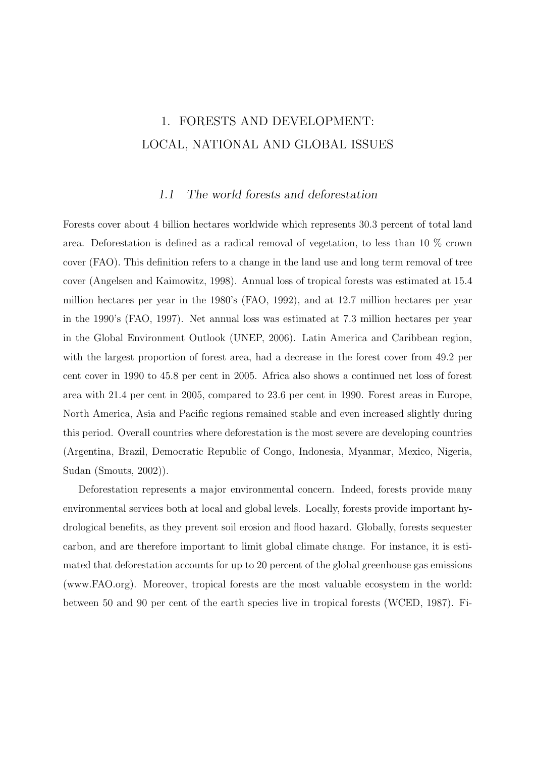# 1. FORESTS AND DEVELOPMENT: LOCAL, NATIONAL AND GLOBAL ISSUES

## *1.1 The world forests and deforestation*

Forests cover about 4 billion hectares worldwide which represents 30.3 percent of total land area. Deforestation is defined as a radical removal of vegetation, to less than 10 % crown cover (FAO). This definition refers to a change in the land use and long term removal of tree cover (Angelsen and Kaimowitz, 1998). Annual loss of tropical forests was estimated at 15.4 million hectares per year in the 1980's (FAO, 1992), and at 12.7 million hectares per year in the 1990's (FAO, 1997). Net annual loss was estimated at 7.3 million hectares per year in the Global Environment Outlook (UNEP, 2006). Latin America and Caribbean region, with the largest proportion of forest area, had a decrease in the forest cover from 49.2 per cent cover in 1990 to 45.8 per cent in 2005. Africa also shows a continued net loss of forest area with 21.4 per cent in 2005, compared to 23.6 per cent in 1990. Forest areas in Europe, North America, Asia and Pacific regions remained stable and even increased slightly during this period. Overall countries where deforestation is the most severe are developing countries (Argentina, Brazil, Democratic Republic of Congo, Indonesia, Myanmar, Mexico, Nigeria, Sudan (Smouts, 2002)).

Deforestation represents a major environmental concern. Indeed, forests provide many environmental services both at local and global levels. Locally, forests provide important hydrological benefits, as they prevent soil erosion and flood hazard. Globally, forests sequester carbon, and are therefore important to limit global climate change. For instance, it is estimated that deforestation accounts for up to 20 percent of the global greenhouse gas emissions (www.FAO.org). Moreover, tropical forests are the most valuable ecosystem in the world: between 50 and 90 per cent of the earth species live in tropical forests (WCED, 1987). Fi-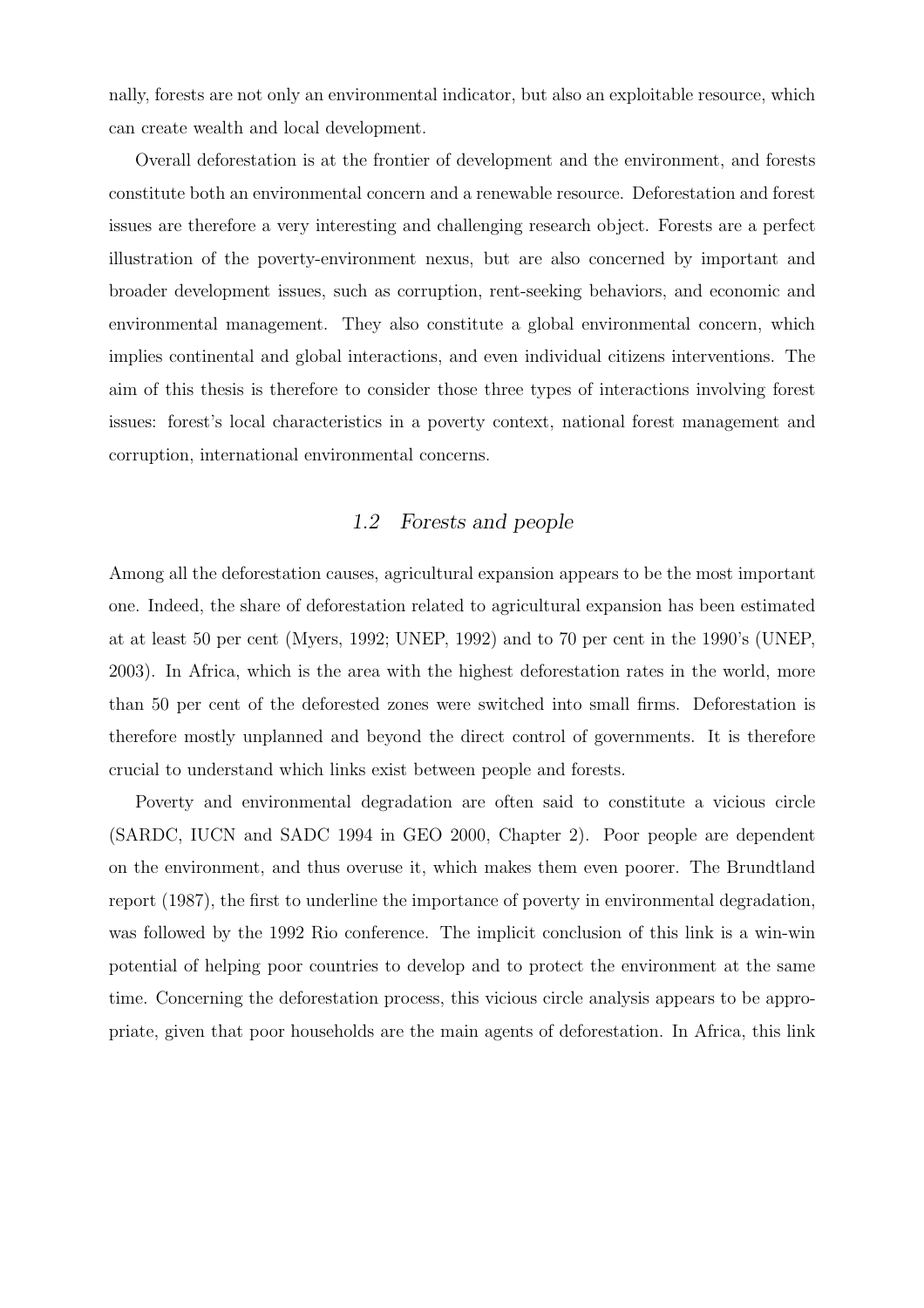nally, forests are not only an environmental indicator, but also an exploitable resource, which can create wealth and local development.

Overall deforestation is at the frontier of development and the environment, and forests constitute both an environmental concern and a renewable resource. Deforestation and forest issues are therefore a very interesting and challenging research object. Forests are a perfect illustration of the poverty-environment nexus, but are also concerned by important and broader development issues, such as corruption, rent-seeking behaviors, and economic and environmental management. They also constitute a global environmental concern, which implies continental and global interactions, and even individual citizens interventions. The aim of this thesis is therefore to consider those three types of interactions involving forest issues: forest's local characteristics in a poverty context, national forest management and corruption, international environmental concerns.

## *1.2 Forests and people*

Among all the deforestation causes, agricultural expansion appears to be the most important one. Indeed, the share of deforestation related to agricultural expansion has been estimated at at least 50 per cent (Myers, 1992; UNEP, 1992) and to 70 per cent in the 1990's (UNEP, 2003). In Africa, which is the area with the highest deforestation rates in the world, more than 50 per cent of the deforested zones were switched into small firms. Deforestation is therefore mostly unplanned and beyond the direct control of governments. It is therefore crucial to understand which links exist between people and forests.

Poverty and environmental degradation are often said to constitute a vicious circle (SARDC, IUCN and SADC 1994 in GEO 2000, Chapter 2). Poor people are dependent on the environment, and thus overuse it, which makes them even poorer. The Brundtland report (1987), the first to underline the importance of poverty in environmental degradation, was followed by the 1992 Rio conference. The implicit conclusion of this link is a win-win potential of helping poor countries to develop and to protect the environment at the same time. Concerning the deforestation process, this vicious circle analysis appears to be appropriate, given that poor households are the main agents of deforestation. In Africa, this link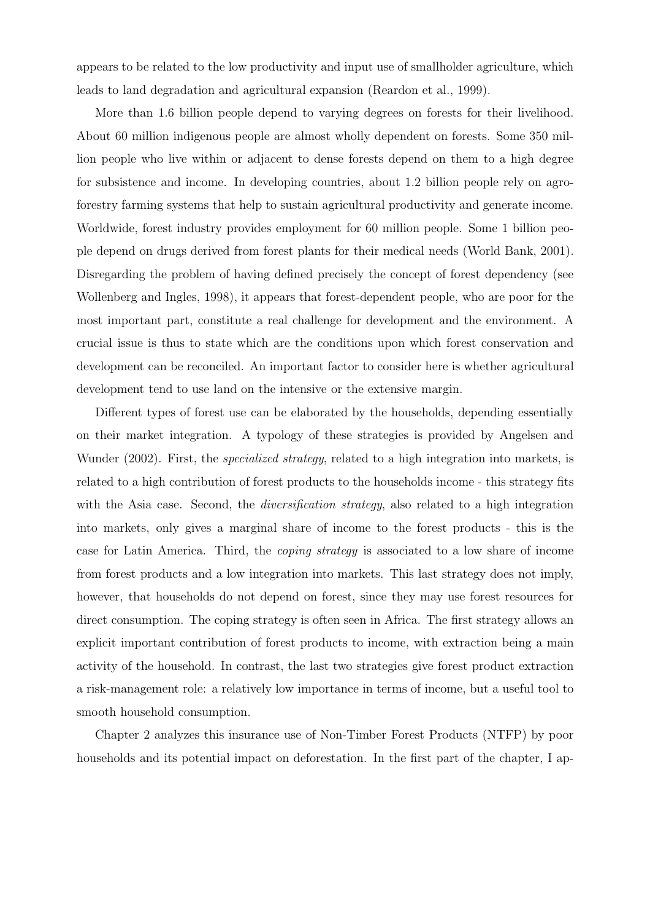appears to be related to the low productivity and input use of smallholder agriculture, which leads to land degradation and agricultural expansion (Reardon et al., 1999).

More than 1.6 billion people depend to varying degrees on forests for their livelihood. About 60 million indigenous people are almost wholly dependent on forests. Some 350 million people who live within or adjacent to dense forests depend on them to a high degree for subsistence and income. In developing countries, about 1.2 billion people rely on agroforestry farming systems that help to sustain agricultural productivity and generate income. Worldwide, forest industry provides employment for 60 million people. Some 1 billion people depend on drugs derived from forest plants for their medical needs (World Bank, 2001). Disregarding the problem of having defined precisely the concept of forest dependency (see Wollenberg and Ingles, 1998), it appears that forest-dependent people, who are poor for the most important part, constitute a real challenge for development and the environment. A crucial issue is thus to state which are the conditions upon which forest conservation and development can be reconciled. An important factor to consider here is whether agricultural development tend to use land on the intensive or the extensive margin.

Different types of forest use can be elaborated by the households, depending essentially on their market integration. A typology of these strategies is provided by Angelsen and Wunder (2002). First, the *specialized strategy*, related to a high integration into markets, is related to a high contribution of forest products to the households income - this strategy fits with the Asia case. Second, the *diversification strategy*, also related to a high integration into markets, only gives a marginal share of income to the forest products - this is the case for Latin America. Third, the *coping strategy* is associated to a low share of income from forest products and a low integration into markets. This last strategy does not imply, however, that households do not depend on forest, since they may use forest resources for direct consumption. The coping strategy is often seen in Africa. The first strategy allows an explicit important contribution of forest products to income, with extraction being a main activity of the household. In contrast, the last two strategies give forest product extraction a risk-management role: a relatively low importance in terms of income, but a useful tool to smooth household consumption.

Chapter 2 analyzes this insurance use of Non-Timber Forest Products (NTFP) by poor households and its potential impact on deforestation. In the first part of the chapter, I ap-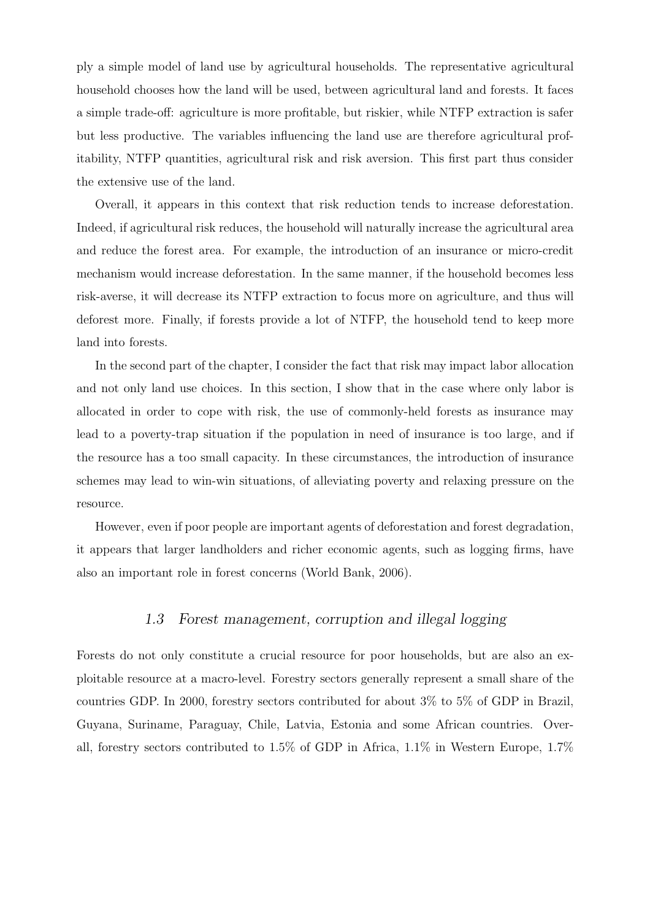ply a simple model of land use by agricultural households. The representative agricultural household chooses how the land will be used, between agricultural land and forests. It faces a simple trade-off: agriculture is more profitable, but riskier, while NTFP extraction is safer but less productive. The variables influencing the land use are therefore agricultural profitability, NTFP quantities, agricultural risk and risk aversion. This first part thus consider the extensive use of the land.

Overall, it appears in this context that risk reduction tends to increase deforestation. Indeed, if agricultural risk reduces, the household will naturally increase the agricultural area and reduce the forest area. For example, the introduction of an insurance or micro-credit mechanism would increase deforestation. In the same manner, if the household becomes less risk-averse, it will decrease its NTFP extraction to focus more on agriculture, and thus will deforest more. Finally, if forests provide a lot of NTFP, the household tend to keep more land into forests.

In the second part of the chapter, I consider the fact that risk may impact labor allocation and not only land use choices. In this section, I show that in the case where only labor is allocated in order to cope with risk, the use of commonly-held forests as insurance may lead to a poverty-trap situation if the population in need of insurance is too large, and if the resource has a too small capacity. In these circumstances, the introduction of insurance schemes may lead to win-win situations, of alleviating poverty and relaxing pressure on the resource.

However, even if poor people are important agents of deforestation and forest degradation, it appears that larger landholders and richer economic agents, such as logging firms, have also an important role in forest concerns (World Bank, 2006).

### *1.3 Forest management, corruption and illegal logging*

Forests do not only constitute a crucial resource for poor households, but are also an exploitable resource at a macro-level. Forestry sectors generally represent a small share of the countries GDP. In 2000, forestry sectors contributed for about 3% to 5% of GDP in Brazil, Guyana, Suriname, Paraguay, Chile, Latvia, Estonia and some African countries. Overall, forestry sectors contributed to 1.5% of GDP in Africa, 1.1% in Western Europe, 1.7%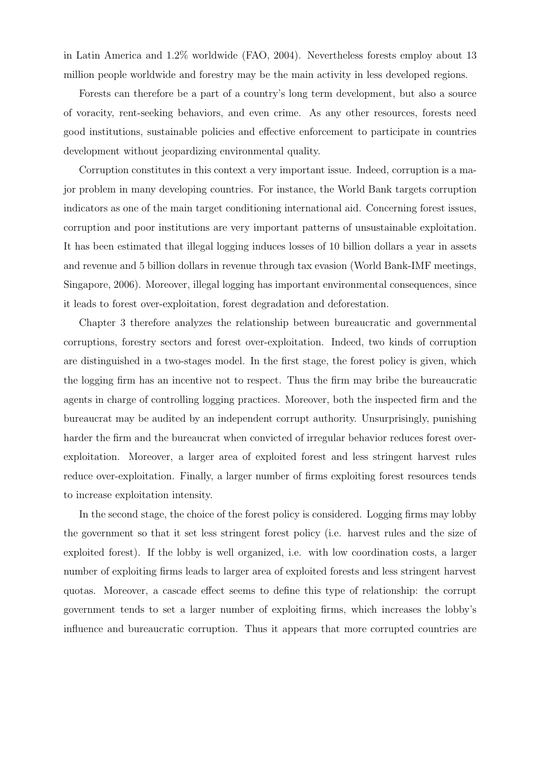in Latin America and 1.2% worldwide (FAO, 2004). Nevertheless forests employ about 13 million people worldwide and forestry may be the main activity in less developed regions.

Forests can therefore be a part of a country's long term development, but also a source of voracity, rent-seeking behaviors, and even crime. As any other resources, forests need good institutions, sustainable policies and effective enforcement to participate in countries development without jeopardizing environmental quality.

Corruption constitutes in this context a very important issue. Indeed, corruption is a major problem in many developing countries. For instance, the World Bank targets corruption indicators as one of the main target conditioning international aid. Concerning forest issues, corruption and poor institutions are very important patterns of unsustainable exploitation. It has been estimated that illegal logging induces losses of 10 billion dollars a year in assets and revenue and 5 billion dollars in revenue through tax evasion (World Bank-IMF meetings, Singapore, 2006). Moreover, illegal logging has important environmental consequences, since it leads to forest over-exploitation, forest degradation and deforestation.

Chapter 3 therefore analyzes the relationship between bureaucratic and governmental corruptions, forestry sectors and forest over-exploitation. Indeed, two kinds of corruption are distinguished in a two-stages model. In the first stage, the forest policy is given, which the logging firm has an incentive not to respect. Thus the firm may bribe the bureaucratic agents in charge of controlling logging practices. Moreover, both the inspected firm and the bureaucrat may be audited by an independent corrupt authority. Unsurprisingly, punishing harder the firm and the bureaucrat when convicted of irregular behavior reduces forest over-exploitation. Moreover, a larger area of exploited forest and less stringent harvest rules reduce over-exploitation. Finally, a larger number of firms exploiting forest resources tends to increase exploitation intensity.

In the second stage, the choice of the forest policy is considered. Logging firms may lobby the government so that it set less stringent forest policy (i.e. harvest rules and the size of exploited forest). If the lobby is well organized, i.e. with low coordination costs, a larger number of exploiting firms leads to larger area of exploited forests and less stringent harvest quotas. Moreover, a cascade effect seems to define this type of relationship: the corrupt government tends to set a larger number of exploiting firms, which increases the lobby's influence and bureaucratic corruption. Thus it appears that more corrupted countries are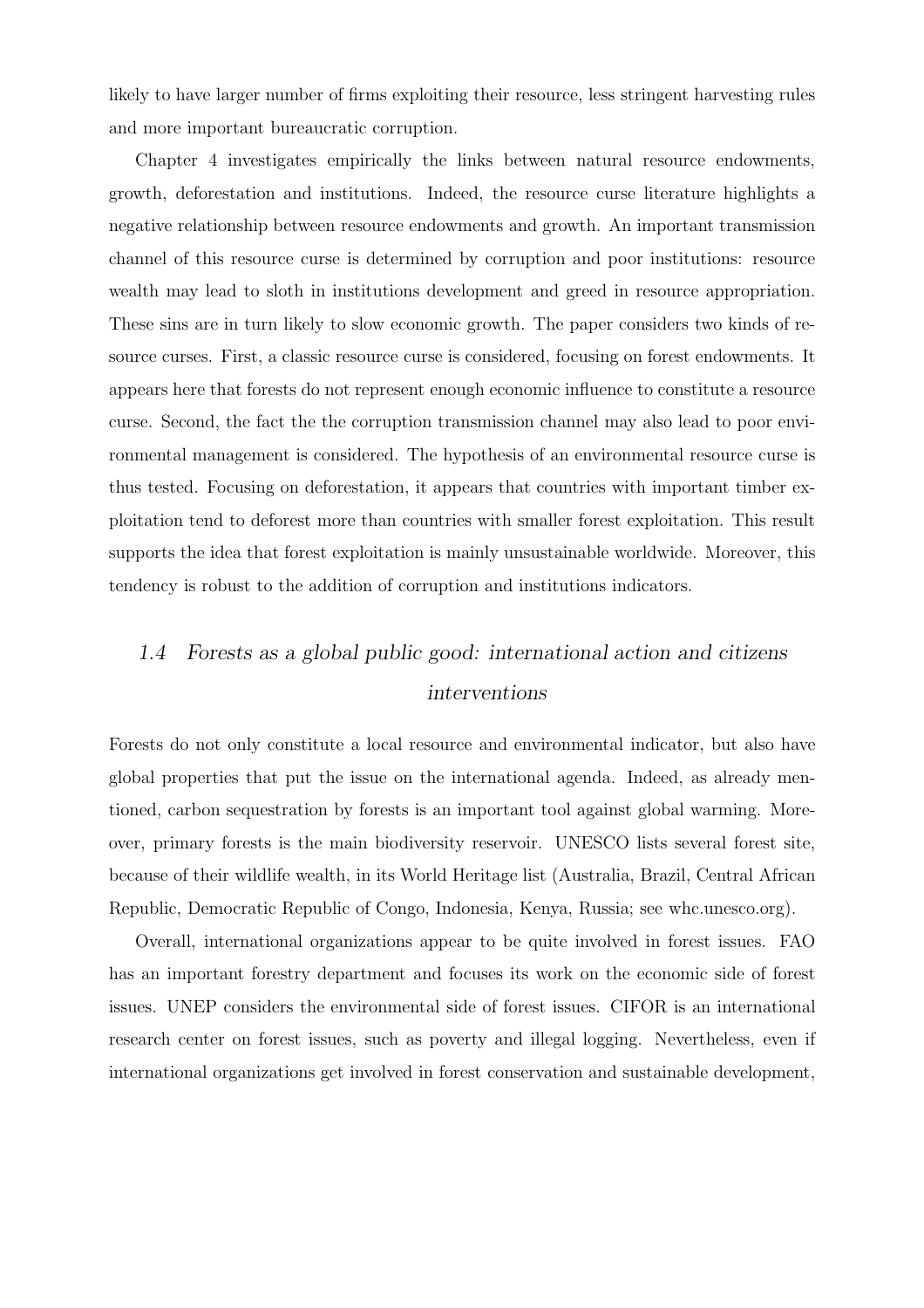likely to have larger number of firms exploiting their resource, less stringent harvesting rules and more important bureaucratic corruption.

Chapter 4 investigates empirically the links between natural resource endowments, growth, deforestation and institutions. Indeed, the resource curse literature highlights a negative relationship between resource endowments and growth. An important transmission channel of this resource curse is determined by corruption and poor institutions: resource wealth may lead to sloth in institutions development and greed in resource appropriation. These sins are in turn likely to slow economic growth. The paper considers two kinds of resource curses. First, a classic resource curse is considered, focusing on forest endowments. It appears here that forests do not represent enough economic influence to constitute a resource curse. Second, the fact the the corruption transmission channel may also lead to poor environmental management is considered. The hypothesis of an environmental resource curse is thus tested. Focusing on deforestation, it appears that countries with important timber exploitation tend to deforest more than countries with smaller forest exploitation. This result supports the idea that forest exploitation is mainly unsustainable worldwide. Moreover, this tendency is robust to the addition of corruption and institutions indicators.

## *1.4 Forests as a global public good: international action and citizens interventions*

Forests do not only constitute a local resource and environmental indicator, but also have global properties that put the issue on the international agenda. Indeed, as already mentioned, carbon sequestration by forests is an important tool against global warming. Moreover, primary forests is the main biodiversity reservoir. UNESCO lists several forest site, because of their wildlife wealth, in its World Heritage list (Australia, Brazil, Central African Republic, Democratic Republic of Congo, Indonesia, Kenya, Russia; see whc.unesco.org).

Overall, international organizations appear to be quite involved in forest issues. FAO has an important forestry department and focuses its work on the economic side of forest issues. UNEP considers the environmental side of forest issues. CIFOR is an international research center on forest issues, such as poverty and illegal logging. Nevertheless, even if international organizations get involved in forest conservation and sustainable development,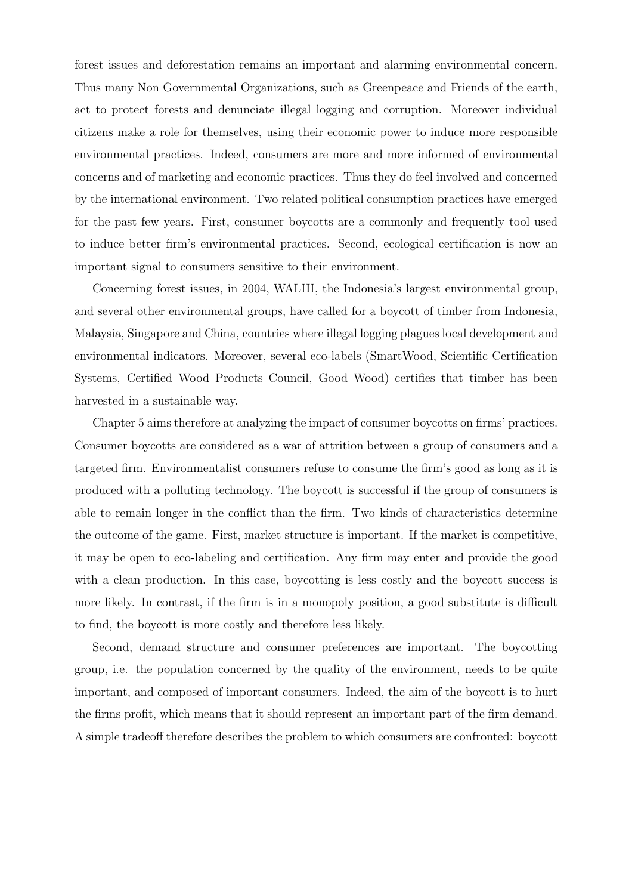forest issues and deforestation remains an important and alarming environmental concern. Thus many Non Governmental Organizations, such as Greenpeace and Friends of the earth, act to protect forests and denunciate illegal logging and corruption. Moreover individual citizens make a role for themselves, using their economic power to induce more responsible environmental practices. Indeed, consumers are more and more informed of environmental concerns and of marketing and economic practices. Thus they do feel involved and concerned by the international environment. Two related political consumption practices have emerged for the past few years. First, consumer boycotts are a commonly and frequently tool used to induce better firm's environmental practices. Second, ecological certification is now an important signal to consumers sensitive to their environment.

Concerning forest issues, in 2004, WALHI, the Indonesia's largest environmental group, and several other environmental groups, have called for a boycott of timber from Indonesia, Malaysia, Singapore and China, countries where illegal logging plagues local development and environmental indicators. Moreover, several eco-labels (SmartWood, Scientific Certification Systems, Certified Wood Products Council, Good Wood) certifies that timber has been harvested in a sustainable way.

Chapter 5 aims therefore at analyzing the impact of consumer boycotts on firms' practices. Consumer boycotts are considered as a war of attrition between a group of consumers and a targeted firm. Environmentalist consumers refuse to consume the firm's good as long as it is produced with a polluting technology. The boycott is successful if the group of consumers is able to remain longer in the conflict than the firm. Two kinds of characteristics determine the outcome of the game. First, market structure is important. If the market is competitive, it may be open to eco-labeling and certification. Any firm may enter and provide the good with a clean production. In this case, boycotting is less costly and the boycott success is more likely. In contrast, if the firm is in a monopoly position, a good substitute is difficult to find, the boycott is more costly and therefore less likely.

Second, demand structure and consumer preferences are important. The boycotting group, i.e. the population concerned by the quality of the environment, needs to be quite important, and composed of important consumers. Indeed, the aim of the boycott is to hurt the firms profit, which means that it should represent an important part of the firm demand. A simple tradeoff therefore describes the problem to which consumers are confronted: boycott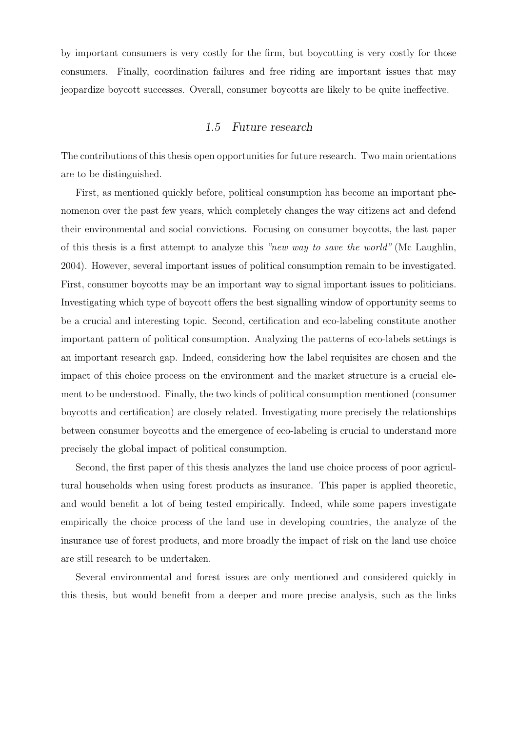by important consumers is very costly for the firm, but boycotting is very costly for those consumers. Finally, coordination failures and free riding are important issues that may jeopardize boycott successes. Overall, consumer boycotts are likely to be quite ineffective.

## *1.5 Future research*

The contributions of this thesis open opportunities for future research. Two main orientations are to be distinguished.

First, as mentioned quickly before, political consumption has become an important phenomenon over the past few years, which completely changes the way citizens act and defend their environmental and social convictions. Focusing on consumer boycotts, the last paper of this thesis is a first attempt to analyze this *"new way to save the world"* (Mc Laughlin, 2004). However, several important issues of political consumption remain to be investigated. First, consumer boycotts may be an important way to signal important issues to politicians. Investigating which type of boycott offers the best signalling window of opportunity seems to be a crucial and interesting topic. Second, certification and eco-labeling constitute another important pattern of political consumption. Analyzing the patterns of eco-labels settings is an important research gap. Indeed, considering how the label requisites are chosen and the impact of this choice process on the environment and the market structure is a crucial element to be understood. Finally, the two kinds of political consumption mentioned (consumer boycotts and certification) are closely related. Investigating more precisely the relationships between consumer boycotts and the emergence of eco-labeling is crucial to understand more precisely the global impact of political consumption.

Second, the first paper of this thesis analyzes the land use choice process of poor agricultural households when using forest products as insurance. This paper is applied theoretic, and would benefit a lot of being tested empirically. Indeed, while some papers investigate empirically the choice process of the land use in developing countries, the analyze of the insurance use of forest products, and more broadly the impact of risk on the land use choice are still research to be undertaken.

Several environmental and forest issues are only mentioned and considered quickly in this thesis, but would benefit from a deeper and more precise analysis, such as the links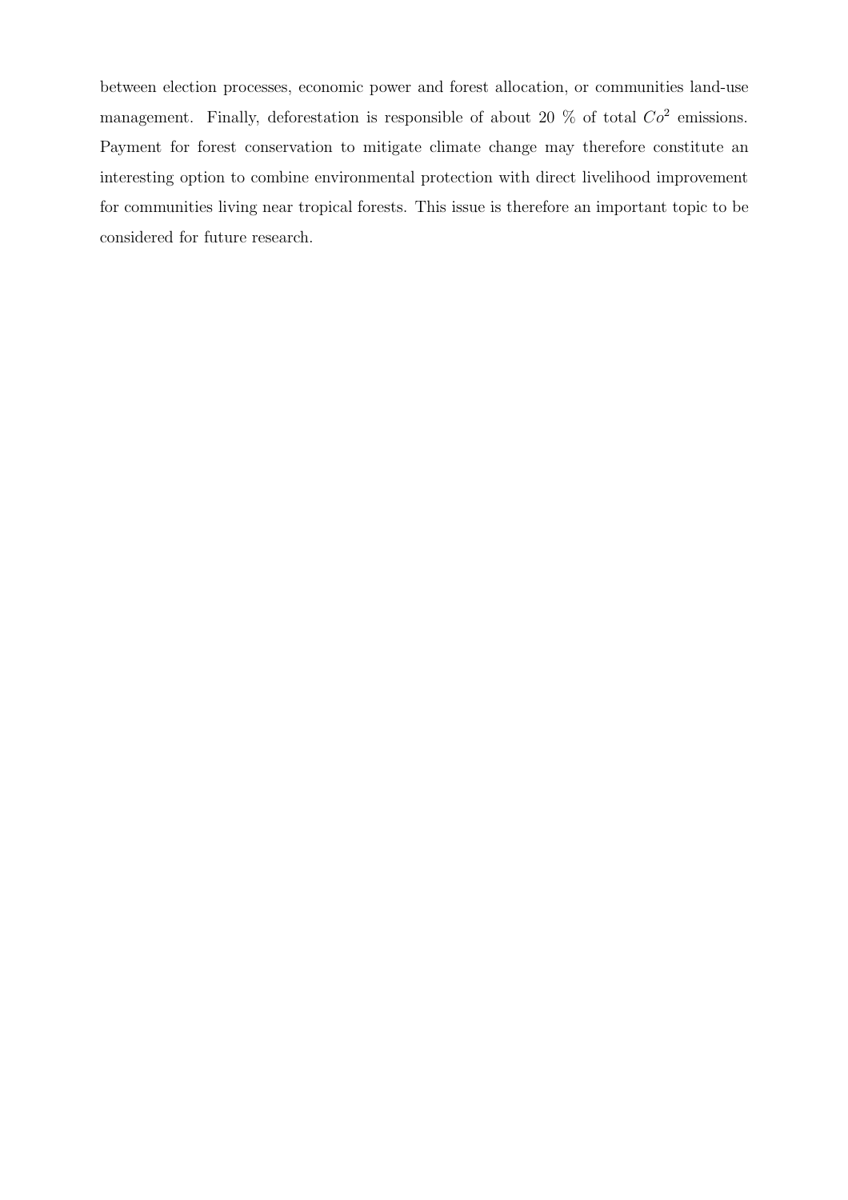between election processes, economic power and forest allocation, or communities land-use management. Finally, deforestation is responsible of about 20 % of total $Co^2$ emissions. Payment for forest conservation to mitigate climate change may therefore constitute an interesting option to combine environmental protection with direct livelihood improvement for communities living near tropical forests. This issue is therefore an important topic to be considered for future research.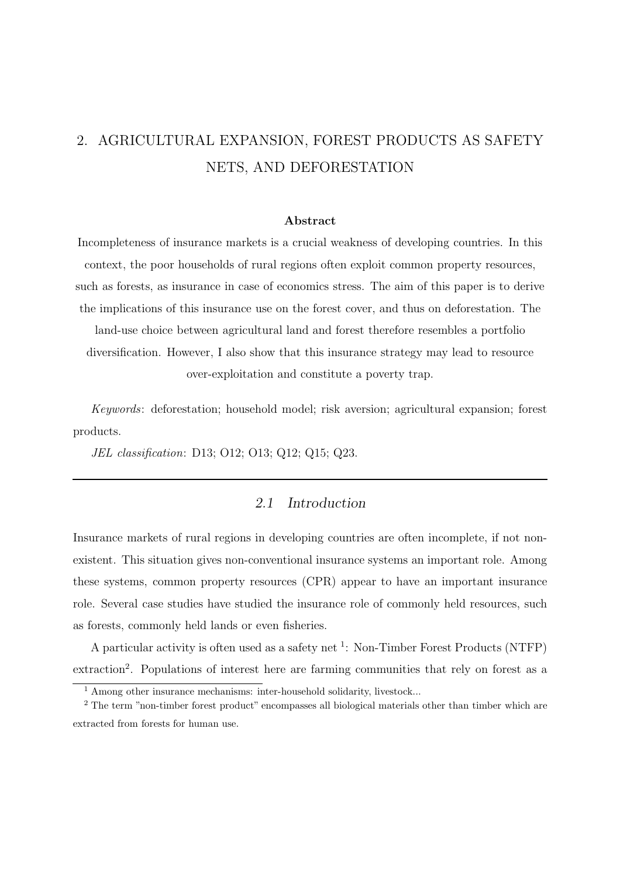# 2. AGRICULTURAL EXPANSION, FOREST PRODUCTS AS SAFETY NETS, AND DEFORESTATION

**Abstract**

Incompleteness of insurance markets is a crucial weakness of developing countries. In this context, the poor households of rural regions often exploit common property resources, such as forests, as insurance in case of economics stress. The aim of this paper is to derive the implications of this insurance use on the forest cover, and thus on deforestation. The land-use choice between agricultural land and forest therefore resembles a portfolio diversification. However, I also show that this insurance strategy may lead to resource over-exploitation and constitute a poverty trap.

*Keywords*: deforestation; household model; risk aversion; agricultural expansion; forest products.

*JEL classification*: D13; O12; O13; Q12; Q15; Q23.

---

## *2.1 Introduction*

Insurance markets of rural regions in developing countries are often incomplete, if not non-existent. This situation gives non-conventional insurance systems an important role. Among these systems, common property resources (CPR) appear to have an important insurance role. Several case studies have studied the insurance role of commonly held resources, such as forests, commonly held lands or even fisheries.

A particular activity is often used as a safety net [1]: Non-Timber Forest Products (NTFP) extraction[2]. Populations of interest here are farming communities that rely on forest as a

[1] Among other insurance mechanisms: inter-household solidarity, livestock...

[2] The term "non-timber forest product" encompasses all biological materials other than timber which are extracted from forests for human use.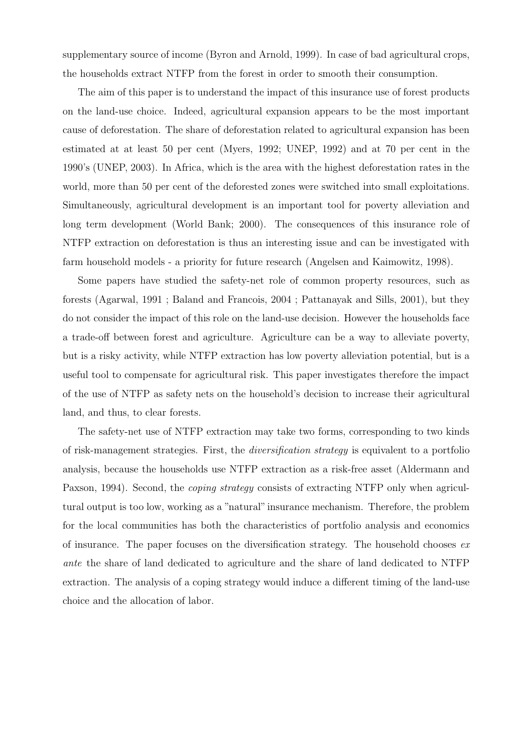supplementary source of income (Byron and Arnold, 1999). In case of bad agricultural crops, the households extract NTFP from the forest in order to smooth their consumption.

The aim of this paper is to understand the impact of this insurance use of forest products on the land-use choice. Indeed, agricultural expansion appears to be the most important cause of deforestation. The share of deforestation related to agricultural expansion has been estimated at at least 50 per cent (Myers, 1992; UNEP, 1992) and at 70 per cent in the 1990's (UNEP, 2003). In Africa, which is the area with the highest deforestation rates in the world, more than 50 per cent of the deforested zones were switched into small exploitations. Simultaneously, agricultural development is an important tool for poverty alleviation and long term development (World Bank; 2000). The consequences of this insurance role of NTFP extraction on deforestation is thus an interesting issue and can be investigated with farm household models - a priority for future research (Angelsen and Kaimowitz, 1998).

Some papers have studied the safety-net role of common property resources, such as forests (Agarwal, 1991 ; Baland and Francois, 2004 ; Pattanayak and Sills, 2001), but they do not consider the impact of this role on the land-use decision. However the households face a trade-off between forest and agriculture. Agriculture can be a way to alleviate poverty, but is a risky activity, while NTFP extraction has low poverty alleviation potential, but is a useful tool to compensate for agricultural risk. This paper investigates therefore the impact of the use of NTFP as safety nets on the household's decision to increase their agricultural land, and thus, to clear forests.

The safety-net use of NTFP extraction may take two forms, corresponding to two kinds of risk-management strategies. First, the *diversification strategy* is equivalent to a portfolio analysis, because the households use NTFP extraction as a risk-free asset (Aldermann and Paxson, 1994). Second, the *coping strategy* consists of extracting NTFP only when agricultural output is too low, working as a "natural" insurance mechanism. Therefore, the problem for the local communities has both the characteristics of portfolio analysis and economics of insurance. The paper focuses on the diversification strategy. The household chooses *ex ante* the share of land dedicated to agriculture and the share of land dedicated to NTFP extraction. The analysis of a coping strategy would induce a different timing of the land-use choice and the allocation of labor.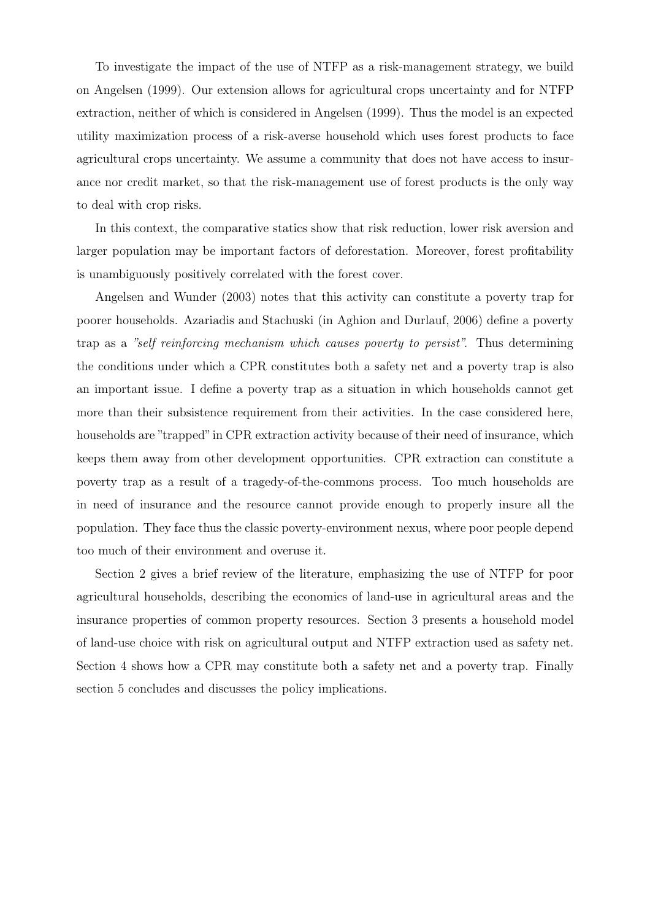To investigate the impact of the use of NTFP as a risk-management strategy, we build on Angelsen (1999). Our extension allows for agricultural crops uncertainty and for NTFP extraction, neither of which is considered in Angelsen (1999). Thus the model is an expected utility maximization process of a risk-averse household which uses forest products to face agricultural crops uncertainty. We assume a community that does not have access to insurance nor credit market, so that the risk-management use of forest products is the only way to deal with crop risks.

In this context, the comparative statics show that risk reduction, lower risk aversion and larger population may be important factors of deforestation. Moreover, forest profitability is unambiguously positively correlated with the forest cover.

Angelsen and Wunder (2003) notes that this activity can constitute a poverty trap for poorer households. Azariadis and Stachuski (in Aghion and Durlauf, 2006) define a poverty trap as a *"self reinforcing mechanism which causes poverty to persist"*. Thus determining the conditions under which a CPR constitutes both a safety net and a poverty trap is also an important issue. I define a poverty trap as a situation in which households cannot get more than their subsistence requirement from their activities. In the case considered here, households are "trapped" in CPR extraction activity because of their need of insurance, which keeps them away from other development opportunities. CPR extraction can constitute a poverty trap as a result of a tragedy-of-the-commons process. Too much households are in need of insurance and the resource cannot provide enough to properly insure all the population. They face thus the classic poverty-environment nexus, where poor people depend too much of their environment and overuse it.

Section 2 gives a brief review of the literature, emphasizing the use of NTFP for poor agricultural households, describing the economics of land-use in agricultural areas and the insurance properties of common property resources. Section 3 presents a household model of land-use choice with risk on agricultural output and NTFP extraction used as safety net. Section 4 shows how a CPR may constitute both a safety net and a poverty trap. Finally section 5 concludes and discusses the policy implications.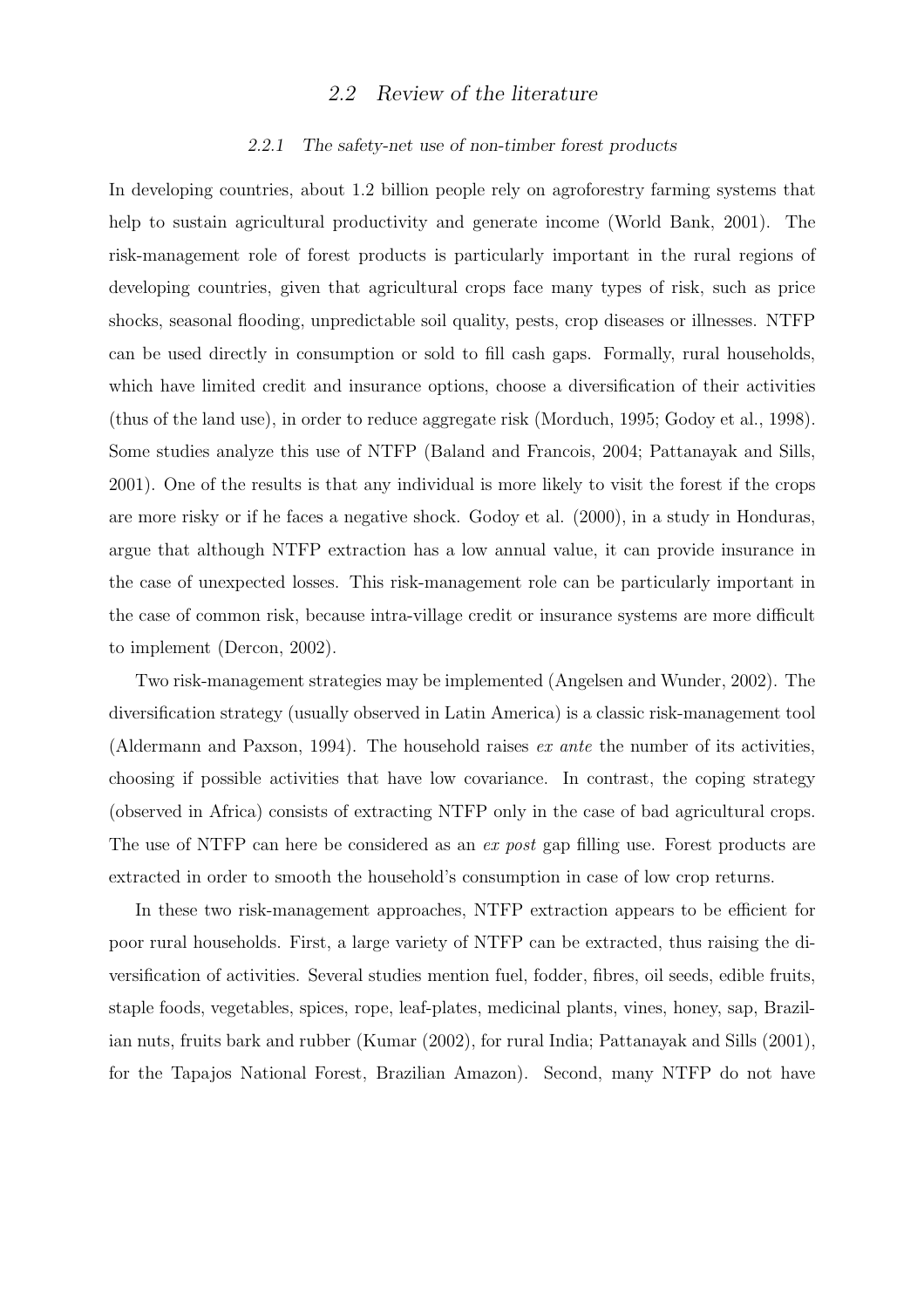## 2.2 *Review of the literature*

### 2.2.1 *The safety-net use of non-timber forest products*

In developing countries, about 1.2 billion people rely on agroforestry farming systems that help to sustain agricultural productivity and generate income (World Bank, 2001). The risk-management role of forest products is particularly important in the rural regions of developing countries, given that agricultural crops face many types of risk, such as price shocks, seasonal flooding, unpredictable soil quality, pests, crop diseases or illnesses. NTFP can be used directly in consumption or sold to fill cash gaps. Formally, rural households, which have limited credit and insurance options, choose a diversification of their activities (thus of the land use), in order to reduce aggregate risk (Morduch, 1995; Godoy et al., 1998). Some studies analyze this use of NTFP (Baland and Francois, 2004; Pattanayak and Sills, 2001). One of the results is that any individual is more likely to visit the forest if the crops are more risky or if he faces a negative shock. Godoy et al. (2000), in a study in Honduras, argue that although NTFP extraction has a low annual value, it can provide insurance in the case of unexpected losses. This risk-management role can be particularly important in the case of common risk, because intra-village credit or insurance systems are more difficult to implement (Dercon, 2002).

Two risk-management strategies may be implemented (Angelsen and Wunder, 2002). The diversification strategy (usually observed in Latin America) is a classic risk-management tool (Aldermann and Paxson, 1994). The household raises *ex ante* the number of its activities, choosing if possible activities that have low covariance. In contrast, the coping strategy (observed in Africa) consists of extracting NTFP only in the case of bad agricultural crops. The use of NTFP can here be considered as an *ex post* gap filling use. Forest products are extracted in order to smooth the household's consumption in case of low crop returns.

In these two risk-management approaches, NTFP extraction appears to be efficient for poor rural households. First, a large variety of NTFP can be extracted, thus raising the diversification of activities. Several studies mention fuel, fodder, fibres, oil seeds, edible fruits, staple foods, vegetables, spices, rope, leaf-plates, medicinal plants, vines, honey, sap, Brazilian nuts, fruits bark and rubber (Kumar (2002), for rural India; Pattanayak and Sills (2001), for the Tapajos National Forest, Brazilian Amazon). Second, many NTFP do not have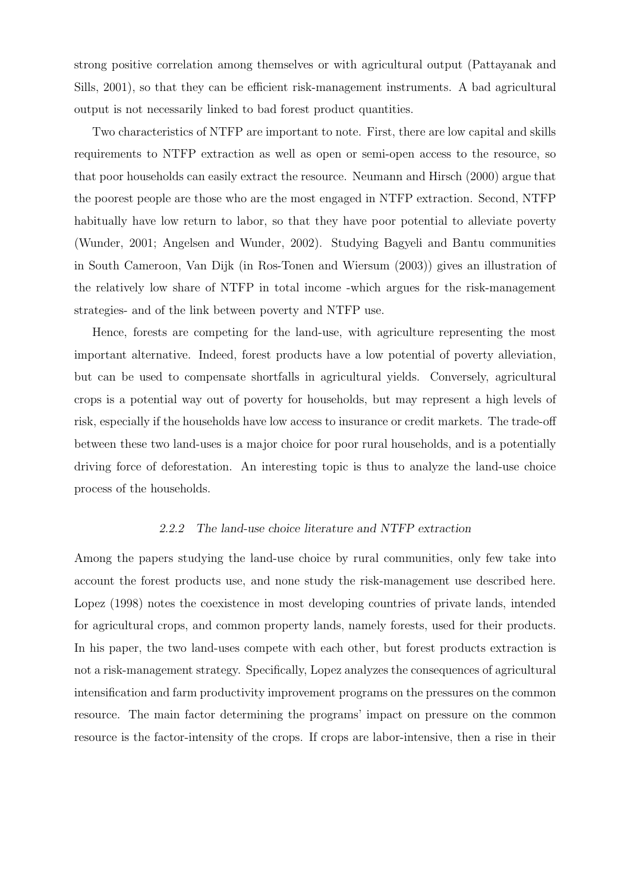strong positive correlation among themselves or with agricultural output (Pattayanak and Sills, 2001), so that they can be efficient risk-management instruments. A bad agricultural output is not necessarily linked to bad forest product quantities.

Two characteristics of NTFP are important to note. First, there are low capital and skills requirements to NTFP extraction as well as open or semi-open access to the resource, so that poor households can easily extract the resource. Neumann and Hirsch (2000) argue that the poorest people are those who are the most engaged in NTFP extraction. Second, NTFP habitually have low return to labor, so that they have poor potential to alleviate poverty (Wunder, 2001; Angelsen and Wunder, 2002). Studying Bagyeli and Bantu communities in South Cameroon, Van Dijk (in Ros-Tonen and Wiersum (2003)) gives an illustration of the relatively low share of NTFP in total income -which argues for the risk-management strategies- and of the link between poverty and NTFP use.

Hence, forests are competing for the land-use, with agriculture representing the most important alternative. Indeed, forest products have a low potential of poverty alleviation, but can be used to compensate shortfalls in agricultural yields. Conversely, agricultural crops is a potential way out of poverty for households, but may represent a high levels of risk, especially if the households have low access to insurance or credit markets. The trade-off between these two land-uses is a major choice for poor rural households, and is a potentially driving force of deforestation. An interesting topic is thus to analyze the land-use choice process of the households.

### *2.2.2 The land-use choice literature and NTFP extraction*

Among the papers studying the land-use choice by rural communities, only few take into account the forest products use, and none study the risk-management use described here. Lopez (1998) notes the coexistence in most developing countries of private lands, intended for agricultural crops, and common property lands, namely forests, used for their products. In his paper, the two land-uses compete with each other, but forest products extraction is not a risk-management strategy. Specifically, Lopez analyzes the consequences of agricultural intensification and farm productivity improvement programs on the pressures on the common resource. The main factor determining the programs' impact on pressure on the common resource is the factor-intensity of the crops. If crops are labor-intensive, then a rise in their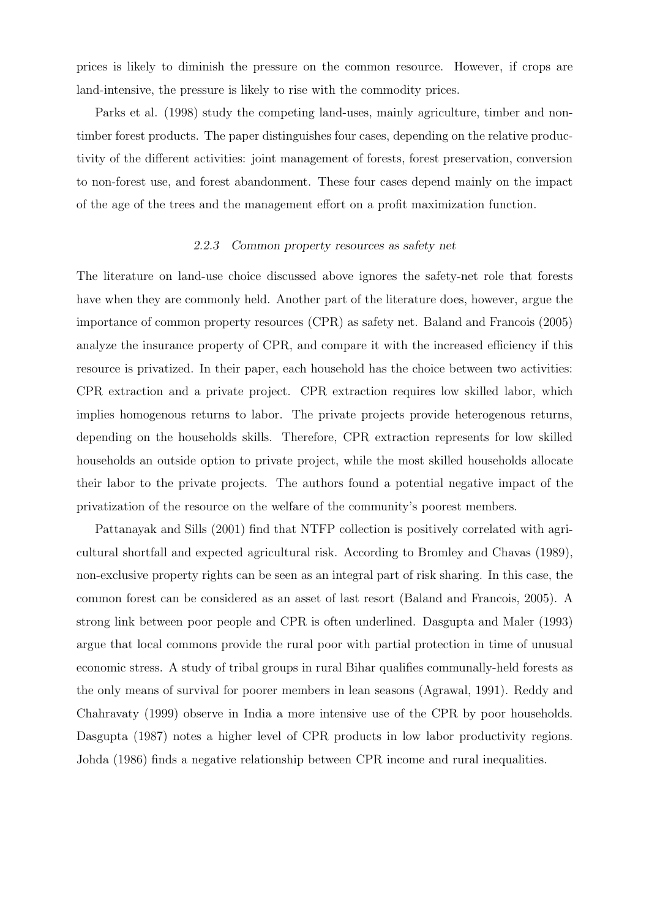prices is likely to diminish the pressure on the common resource. However, if crops are land-intensive, the pressure is likely to rise with the commodity prices.

Parks et al. (1998) study the competing land-uses, mainly agriculture, timber and non-timber forest products. The paper distinguishes four cases, depending on the relative productivity of the different activities: joint management of forests, forest preservation, conversion to non-forest use, and forest abandonment. These four cases depend mainly on the impact of the age of the trees and the management effort on a profit maximization function.

### *2.2.3 Common property resources as safety net*

The literature on land-use choice discussed above ignores the safety-net role that forests have when they are commonly held. Another part of the literature does, however, argue the importance of common property resources (CPR) as safety net. Baland and Francois (2005) analyze the insurance property of CPR, and compare it with the increased efficiency if this resource is privatized. In their paper, each household has the choice between two activities: CPR extraction and a private project. CPR extraction requires low skilled labor, which implies homogenous returns to labor. The private projects provide heterogenous returns, depending on the households skills. Therefore, CPR extraction represents for low skilled households an outside option to private project, while the most skilled households allocate their labor to the private projects. The authors found a potential negative impact of the privatization of the resource on the welfare of the community's poorest members.

Pattanayak and Sills (2001) find that NTFP collection is positively correlated with agricultural shortfall and expected agricultural risk. According to Bromley and Chavas (1989), non-exclusive property rights can be seen as an integral part of risk sharing. In this case, the common forest can be considered as an asset of last resort (Baland and Francois, 2005). A strong link between poor people and CPR is often underlined. Dasgupta and Maler (1993) argue that local commons provide the rural poor with partial protection in time of unusual economic stress. A study of tribal groups in rural Bihar qualifies communally-held forests as the only means of survival for poorer members in lean seasons (Agrawal, 1991). Reddy and Chahravaty (1999) observe in India a more intensive use of the CPR by poor households. Dasgupta (1987) notes a higher level of CPR products in low labor productivity regions. Johda (1986) finds a negative relationship between CPR income and rural inequalities.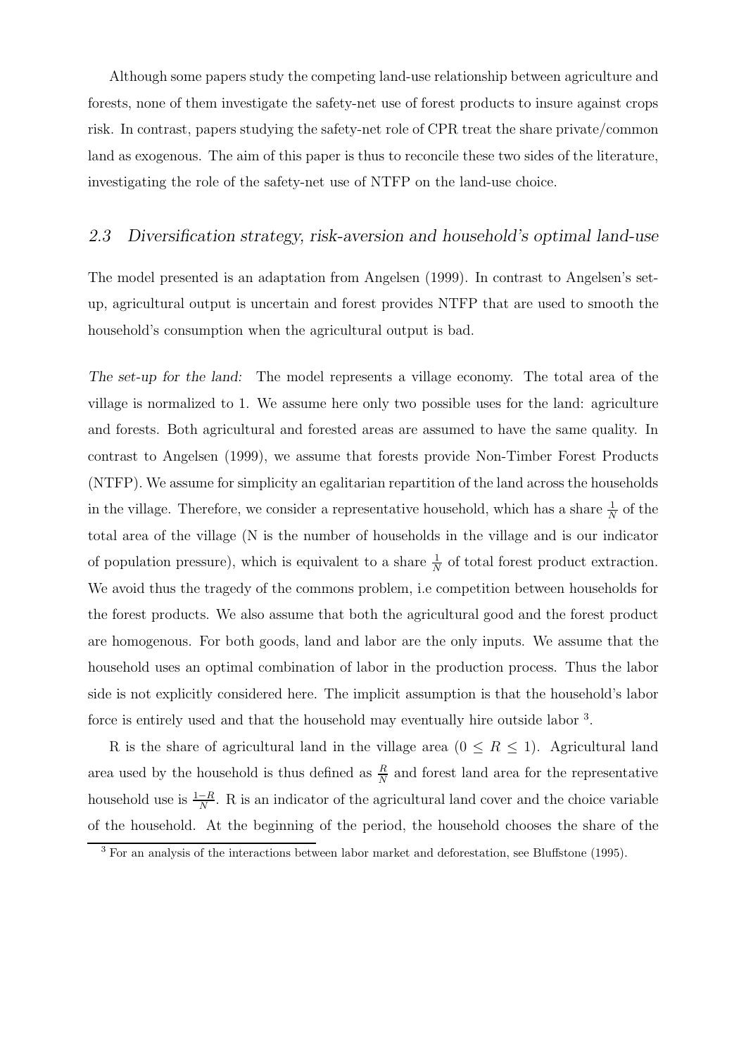Although some papers study the competing land-use relationship between agriculture and forests, none of them investigate the safety-net use of forest products to insure against crops risk. In contrast, papers studying the safety-net role of CPR treat the share private/common land as exogenous. The aim of this paper is thus to reconcile these two sides of the literature, investigating the role of the safety-net use of NTFP on the land-use choice.

### 2.3 *Diversification strategy, risk-aversion and household's optimal land-use*

The model presented is an adaptation from Angelsen (1999). In contrast to Angelsen's set-up, agricultural output is uncertain and forest provides NTFP that are used to smooth the household's consumption when the agricultural output is bad.

*The set-up for the land:* The model represents a village economy. The total area of the village is normalized to 1. We assume here only two possible uses for the land: agriculture and forests. Both agricultural and forested areas are assumed to have the same quality. In contrast to Angelsen (1999), we assume that forests provide Non-Timber Forest Products (NTFP). We assume for simplicity an egalitarian repartition of the land across the households in the village. Therefore, we consider a representative household, which has a share $\frac{1}{N}$ of the total area of the village (N is the number of households in the village and is our indicator of population pressure), which is equivalent to a share $\frac{1}{N}$ of total forest product extraction. We avoid thus the tragedy of the commons problem, i.e competition between households for the forest products. We also assume that both the agricultural good and the forest product are homogenous. For both goods, land and labor are the only inputs. We assume that the household uses an optimal combination of labor in the production process. Thus the labor side is not explicitly considered here. The implicit assumption is that the household's labor force is entirely used and that the household may eventually hire outside labor [3].

R is the share of agricultural land in the village area ($0 \leq R \leq 1$). Agricultural land area used by the household is thus defined as $\frac{R}{N}$ and forest land area for the representative household use is $\frac{1-R}{N}$. R is an indicator of the agricultural land cover and the choice variable of the household. At the beginning of the period, the household chooses the share of the

[3] For an analysis of the interactions between labor market and deforestation, see Bluffstone (1995).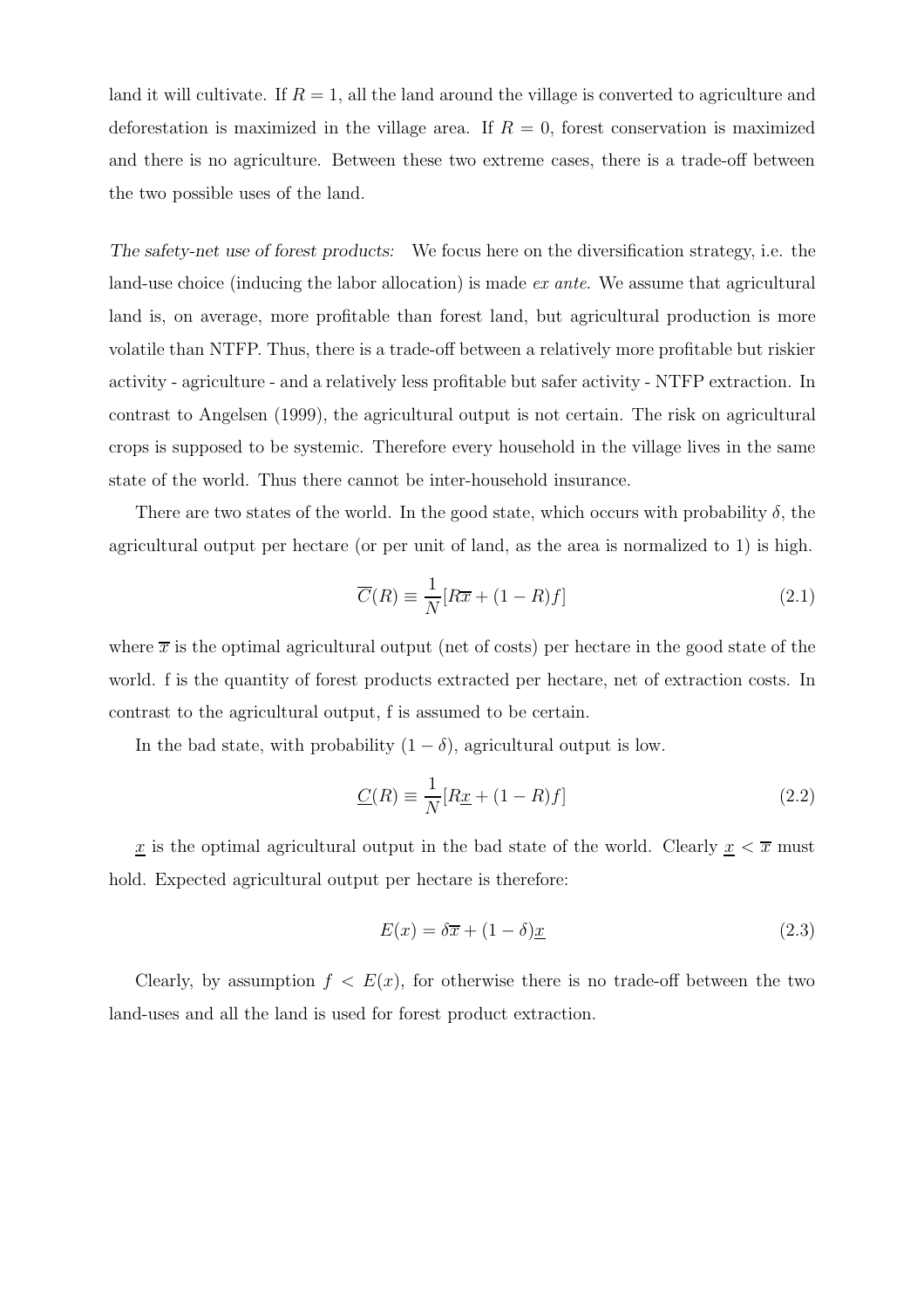land it will cultivate. If $R = 1$, all the land around the village is converted to agriculture and deforestation is maximized in the village area. If $R = 0$, forest conservation is maximized and there is no agriculture. Between these two extreme cases, there is a trade-off between the two possible uses of the land.

*The safety-net use of forest products:* We focus here on the diversification strategy, i.e. the land-use choice (inducing the labor allocation) is made *ex ante*. We assume that agricultural land is, on average, more profitable than forest land, but agricultural production is more volatile than NTFP. Thus, there is a trade-off between a relatively more profitable but riskier activity - agriculture - and a relatively less profitable but safer activity - NTFP extraction. In contrast to Angelsen (1999), the agricultural output is not certain. The risk on agricultural crops is supposed to be systemic. Therefore every household in the village lives in the same state of the world. Thus there cannot be inter-household insurance.

There are two states of the world. In the good state, which occurs with probability $\delta$, the agricultural output per hectare (or per unit of land, as the area is normalized to 1) is high.

$$\overline{C}(R) \equiv \frac{1}{N}[R\overline{x} + (1 - R)f] \tag{2.1}$$

where $\overline{x}$ is the optimal agricultural output (net of costs) per hectare in the good state of the world. f is the quantity of forest products extracted per hectare, net of extraction costs. In contrast to the agricultural output, f is assumed to be certain.

In the bad state, with probability $(1 - \delta)$, agricultural output is low.

$$\underline{C}(R) \equiv \frac{1}{N}[R\underline{x} + (1 - R)f] \tag{2.2}$$

$\underline{x}$ is the optimal agricultural output in the bad state of the world. Clearly $\underline{x} < \overline{x}$ must hold. Expected agricultural output per hectare is therefore:

$$E(x) = \delta\overline{x} + (1 - \delta)\underline{x} \tag{2.3}$$

Clearly, by assumption $f < E(x)$, for otherwise there is no trade-off between the two land-uses and all the land is used for forest product extraction.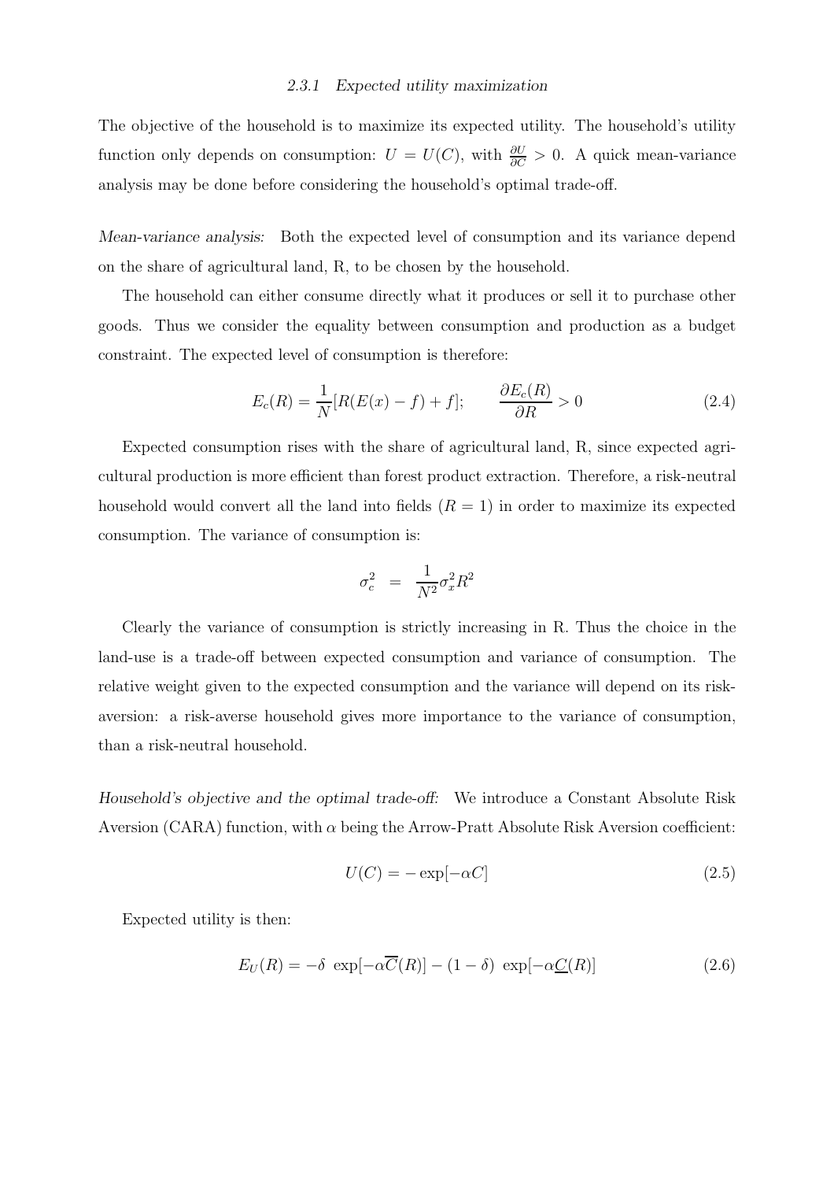### 2.3.1 Expected utility maximization

The objective of the household is to maximize its expected utility. The household's utility function only depends on consumption: $U = U(C)$, with $\frac{\partial U}{\partial C} > 0$. A quick mean-variance analysis may be done before considering the household's optimal trade-off.

*Mean-variance analysis:* Both the expected level of consumption and its variance depend on the share of agricultural land, R, to be chosen by the household.

The household can either consume directly what it produces or sell it to purchase other goods. Thus we consider the equality between consumption and production as a budget constraint. The expected level of consumption is therefore:

$$E_c(R) = \frac{1}{N}[R(E(x) - f) + f]; \qquad \frac{\partial E_c(R)}{\partial R} > 0 \tag{2.4}$$

Expected consumption rises with the share of agricultural land, R, since expected agricultural production is more efficient than forest product extraction. Therefore, a risk-neutral household would convert all the land into fields ($R = 1$) in order to maximize its expected consumption. The variance of consumption is:

$$\sigma_c^2 \;=\; \frac{1}{N^2}\sigma_x^2 R^2$$

Clearly the variance of consumption is strictly increasing in R. Thus the choice in the land-use is a trade-off between expected consumption and variance of consumption. The relative weight given to the expected consumption and the variance will depend on its risk-aversion: a risk-averse household gives more importance to the variance of consumption, than a risk-neutral household.

*Household's objective and the optimal trade-off:* We introduce a Constant Absolute Risk Aversion (CARA) function, with $\alpha$ being the Arrow-Pratt Absolute Risk Aversion coefficient:

$$U(C) = -\exp[-\alpha C] \tag{2.5}$$

Expected utility is then:

$$E_U(R) = -\delta \;\exp[-\alpha\overline{C}(R)] - (1-\delta)\;\exp[-\alpha\underline{C}(R)] \tag{2.6}$$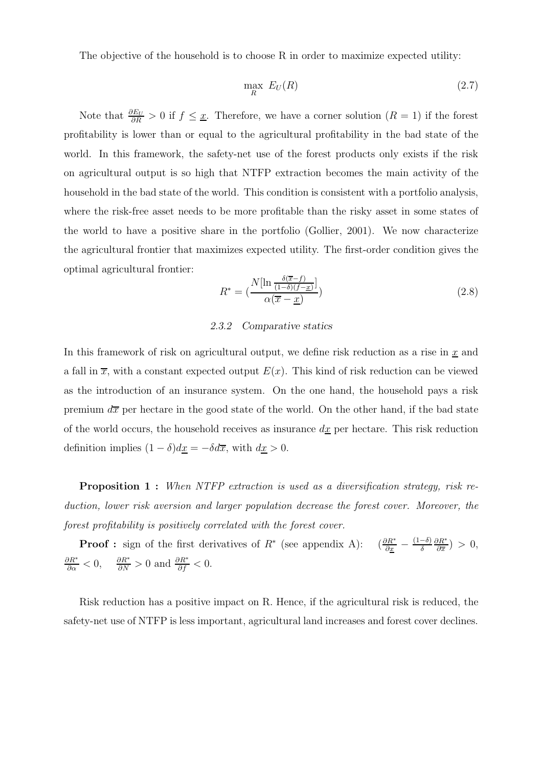The objective of the household is to choose R in order to maximize expected utility:

$$\max_{R} \ E_U(R) \tag{2.7}$$

Note that $\frac{\partial E_U}{\partial R} > 0$ if $f \leq \underline{x}$. Therefore, we have a corner solution ($R = 1$) if the forest profitability is lower than or equal to the agricultural profitability in the bad state of the world. In this framework, the safety-net use of the forest products only exists if the risk on agricultural output is so high that NTFP extraction becomes the main activity of the household in the bad state of the world. This condition is consistent with a portfolio analysis, where the risk-free asset needs to be more profitable than the risky asset in some states of the world to have a positive share in the portfolio (Gollier, 2001). We now characterize the agricultural frontier that maximizes expected utility. The first-order condition gives the optimal agricultural frontier:

$$R^* = \left(\frac{N[\ln \frac{\delta(\overline{x}-f)}{(1-\delta)(f-\underline{x})}]}{\alpha(\overline{x}-\underline{x})}\right) \tag{2.8}$$

### *2.3.2 Comparative statics*

In this framework of risk on agricultural output, we define risk reduction as a rise in $\underline{x}$ and a fall in $\overline{x}$, with a constant expected output $E(x)$. This kind of risk reduction can be viewed as the introduction of an insurance system. On the one hand, the household pays a risk premium $d\overline{x}$ per hectare in the good state of the world. On the other hand, if the bad state of the world occurs, the household receives as insurance $d\underline{x}$ per hectare. This risk reduction definition implies $(1-\delta)d\underline{x} = -\delta d\overline{x}$, with $d\underline{x} > 0$.

**Proposition 1 :** *When NTFP extraction is used as a diversification strategy, risk reduction, lower risk aversion and larger population decrease the forest cover. Moreover, the forest profitability is positively correlated with the forest cover.*

**Proof :** sign of the first derivatives of $R^*$ (see appendix A): $\left(\frac{\partial R^*}{\partial \underline{x}} - \frac{(1-\delta)}{\delta}\frac{\partial R^*}{\partial \overline{x}}\right) > 0$, $\frac{\partial R^*}{\partial \alpha} < 0$, $\frac{\partial R^*}{\partial N} > 0$ and $\frac{\partial R^*}{\partial f} < 0$.

Risk reduction has a positive impact on R. Hence, if the agricultural risk is reduced, the safety-net use of NTFP is less important, agricultural land increases and forest cover declines.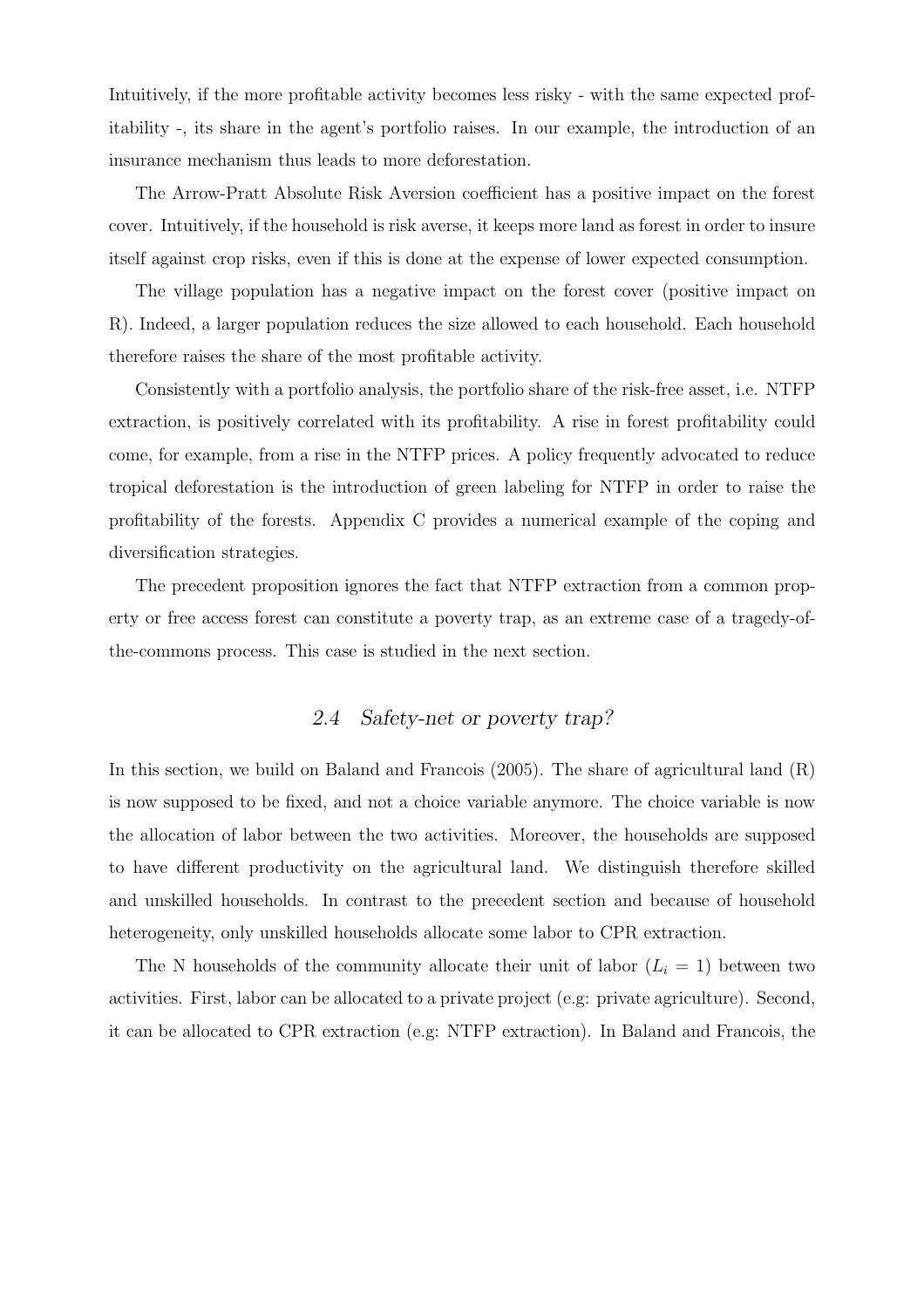Intuitively, if the more profitable activity becomes less risky - with the same expected profitability -, its share in the agent's portfolio raises. In our example, the introduction of an insurance mechanism thus leads to more deforestation.

The Arrow-Pratt Absolute Risk Aversion coefficient has a positive impact on the forest cover. Intuitively, if the household is risk averse, it keeps more land as forest in order to insure itself against crop risks, even if this is done at the expense of lower expected consumption.

The village population has a negative impact on the forest cover (positive impact on R). Indeed, a larger population reduces the size allowed to each household. Each household therefore raises the share of the most profitable activity.

Consistently with a portfolio analysis, the portfolio share of the risk-free asset, i.e. NTFP extraction, is positively correlated with its profitability. A rise in forest profitability could come, for example, from a rise in the NTFP prices. A policy frequently advocated to reduce tropical deforestation is the introduction of green labeling for NTFP in order to raise the profitability of the forests. Appendix C provides a numerical example of the coping and diversification strategies.

The precedent proposition ignores the fact that NTFP extraction from a common property or free access forest can constitute a poverty trap, as an extreme case of a tragedy-of-the-commons process. This case is studied in the next section.

### *2.4 Safety-net or poverty trap?*

In this section, we build on Baland and Francois (2005). The share of agricultural land (R) is now supposed to be fixed, and not a choice variable anymore. The choice variable is now the allocation of labor between the two activities. Moreover, the households are supposed to have different productivity on the agricultural land. We distinguish therefore skilled and unskilled households. In contrast to the precedent section and because of household heterogeneity, only unskilled households allocate some labor to CPR extraction.

The N households of the community allocate their unit of labor ($L_i = 1$) between two activities. First, labor can be allocated to a private project (e.g: private agriculture). Second, it can be allocated to CPR extraction (e.g: NTFP extraction). In Baland and Francois, the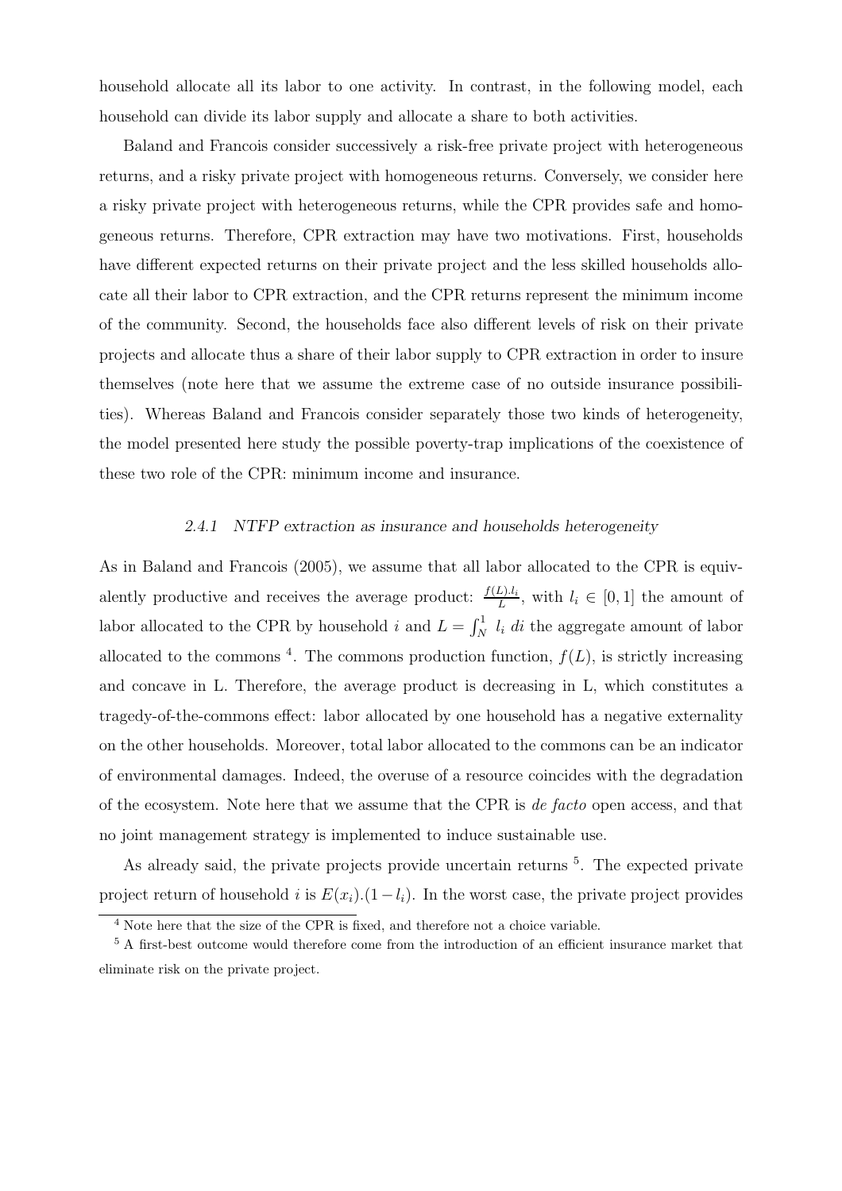household allocate all its labor to one activity. In contrast, in the following model, each household can divide its labor supply and allocate a share to both activities.

Baland and Francois consider successively a risk-free private project with heterogeneous returns, and a risky private project with homogeneous returns. Conversely, we consider here a risky private project with heterogeneous returns, while the CPR provides safe and homogeneous returns. Therefore, CPR extraction may have two motivations. First, households have different expected returns on their private project and the less skilled households allocate all their labor to CPR extraction, and the CPR returns represent the minimum income of the community. Second, the households face also different levels of risk on their private projects and allocate thus a share of their labor supply to CPR extraction in order to insure themselves (note here that we assume the extreme case of no outside insurance possibilities). Whereas Baland and Francois consider separately those two kinds of heterogeneity, the model presented here study the possible poverty-trap implications of the coexistence of these two role of the CPR: minimum income and insurance.

#### *2.4.1 NTFP extraction as insurance and households heterogeneity*

As in Baland and Francois (2005), we assume that all labor allocated to the CPR is equivalently productive and receives the average product: $\frac{f(L).l_i}{L}$, with $l_i \in [0,1]$ the amount of labor allocated to the CPR by household $i$ and $L = \int_N^1 l_i \, di$ the aggregate amount of labor allocated to the commons [4]. The commons production function, $f(L)$, is strictly increasing and concave in L. Therefore, the average product is decreasing in L, which constitutes a tragedy-of-the-commons effect: labor allocated by one household has a negative externality on the other households. Moreover, total labor allocated to the commons can be an indicator of environmental damages. Indeed, the overuse of a resource coincides with the degradation of the ecosystem. Note here that we assume that the CPR is *de facto* open access, and that no joint management strategy is implemented to induce sustainable use.

As already said, the private projects provide uncertain returns [5]. The expected private project return of household $i$ is $E(x_i).(1-l_i)$. In the worst case, the private project provides

[4] Note here that the size of the CPR is fixed, and therefore not a choice variable.

[5] A first-best outcome would therefore come from the introduction of an efficient insurance market that eliminate risk on the private project.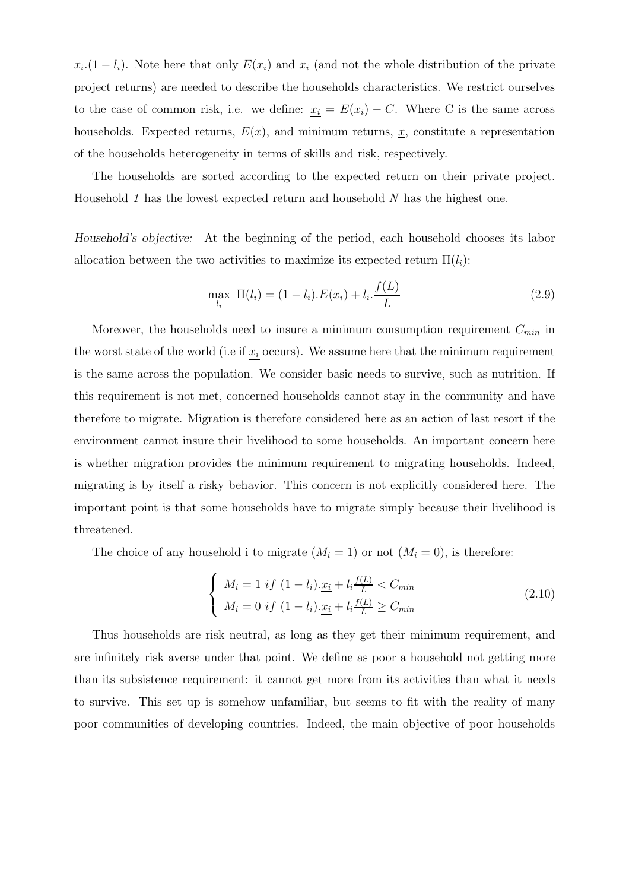$\underline{x_i}.(1-l_i)$. Note here that only $E(x_i)$ and $\underline{x_i}$ (and not the whole distribution of the private project returns) are needed to describe the households characteristics. We restrict ourselves to the case of common risk, i.e. we define: $\underline{x_i} = E(x_i) - C$. Where C is the same across households. Expected returns, $E(x)$, and minimum returns, $\underline{x}$, constitute a representation of the households heterogeneity in terms of skills and risk, respectively.

The households are sorted according to the expected return on their private project. Household *1* has the lowest expected return and household $N$ has the highest one.

*Household's objective:* At the beginning of the period, each household chooses its labor allocation between the two activities to maximize its expected return $\Pi(l_i)$:

$$\max_{l_i} \ \Pi(l_i) = (1-l_i).E(x_i) + l_i.\frac{f(L)}{L} \tag{2.9}$$

Moreover, the households need to insure a minimum consumption requirement $C_{min}$ in the worst state of the world (i.e if $\underline{x_i}$ occurs). We assume here that the minimum requirement is the same across the population. We consider basic needs to survive, such as nutrition. If this requirement is not met, concerned households cannot stay in the community and have therefore to migrate. Migration is therefore considered here as an action of last resort if the environment cannot insure their livelihood to some households. An important concern here is whether migration provides the minimum requirement to migrating households. Indeed, migrating is by itself a risky behavior. This concern is not explicitly considered here. The important point is that some households have to migrate simply because their livelihood is threatened.

The choice of any household i to migrate ($M_i = 1$) or not ($M_i = 0$), is therefore:

$$\begin{cases} M_i = 1 \ if \ (1-l_i).\underline{x_i} + l_i \frac{f(L)}{L} < C_{min} \\ M_i = 0 \ if \ (1-l_i).\underline{x_i} + l_i \frac{f(L)}{L} \geq C_{min} \end{cases} \tag{2.10}$$

Thus households are risk neutral, as long as they get their minimum requirement, and are infinitely risk averse under that point. We define as poor a household not getting more than its subsistence requirement: it cannot get more from its activities than what it needs to survive. This set up is somehow unfamiliar, but seems to fit with the reality of many poor communities of developing countries. Indeed, the main objective of poor households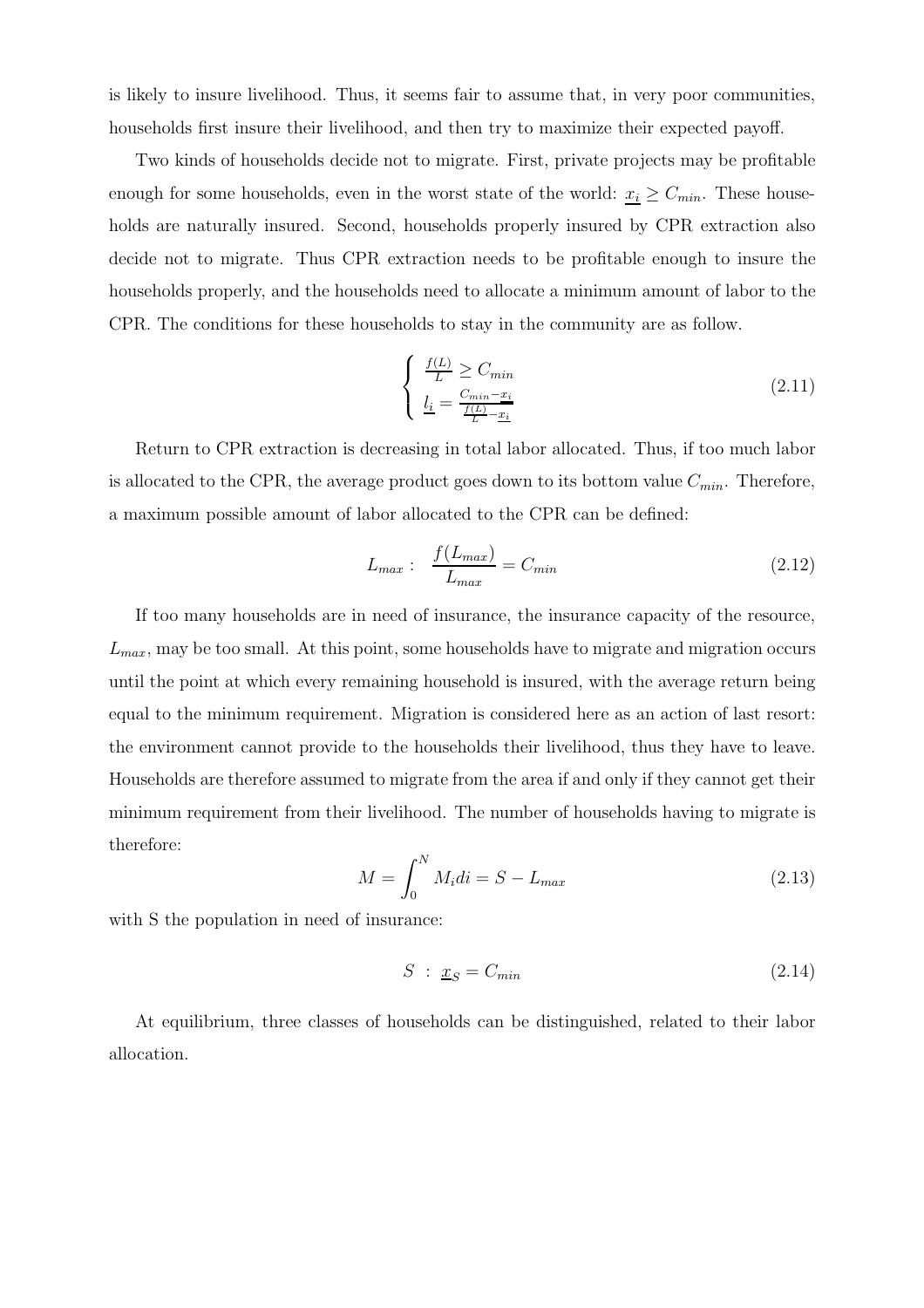is likely to insure livelihood. Thus, it seems fair to assume that, in very poor communities, households first insure their livelihood, and then try to maximize their expected payoff.

Two kinds of households decide not to migrate. First, private projects may be profitable enough for some households, even in the worst state of the world: $\underline{x_i} \geq C_{min}$. These households are naturally insured. Second, households properly insured by CPR extraction also decide not to migrate. Thus CPR extraction needs to be profitable enough to insure the households properly, and the households need to allocate a minimum amount of labor to the CPR. The conditions for these households to stay in the community are as follow.

$$\begin{cases} \frac{f(L)}{L} \geq C_{min} \\ \underline{l_i} = \frac{C_{min} - \underline{x_i}}{\frac{f(L)}{L} - \underline{x_i}} \end{cases} \tag{2.11}$$

Return to CPR extraction is decreasing in total labor allocated. Thus, if too much labor is allocated to the CPR, the average product goes down to its bottom value $C_{min}$. Therefore, a maximum possible amount of labor allocated to the CPR can be defined:

$$L_{max} : \quad \frac{f(L_{max})}{L_{max}} = C_{min} \tag{2.12}$$

If too many households are in need of insurance, the insurance capacity of the resource, $L_{max}$, may be too small. At this point, some households have to migrate and migration occurs until the point at which every remaining household is insured, with the average return being equal to the minimum requirement. Migration is considered here as an action of last resort: the environment cannot provide to the households their livelihood, thus they have to leave. Households are therefore assumed to migrate from the area if and only if they cannot get their minimum requirement from their livelihood. The number of households having to migrate is therefore:

$$M = \int_0^N M_i di = S - L_{max} \tag{2.13}$$

with S the population in need of insurance:

$$S \ : \ \underline{x}_S = C_{min} \tag{2.14}$$

At equilibrium, three classes of households can be distinguished, related to their labor allocation.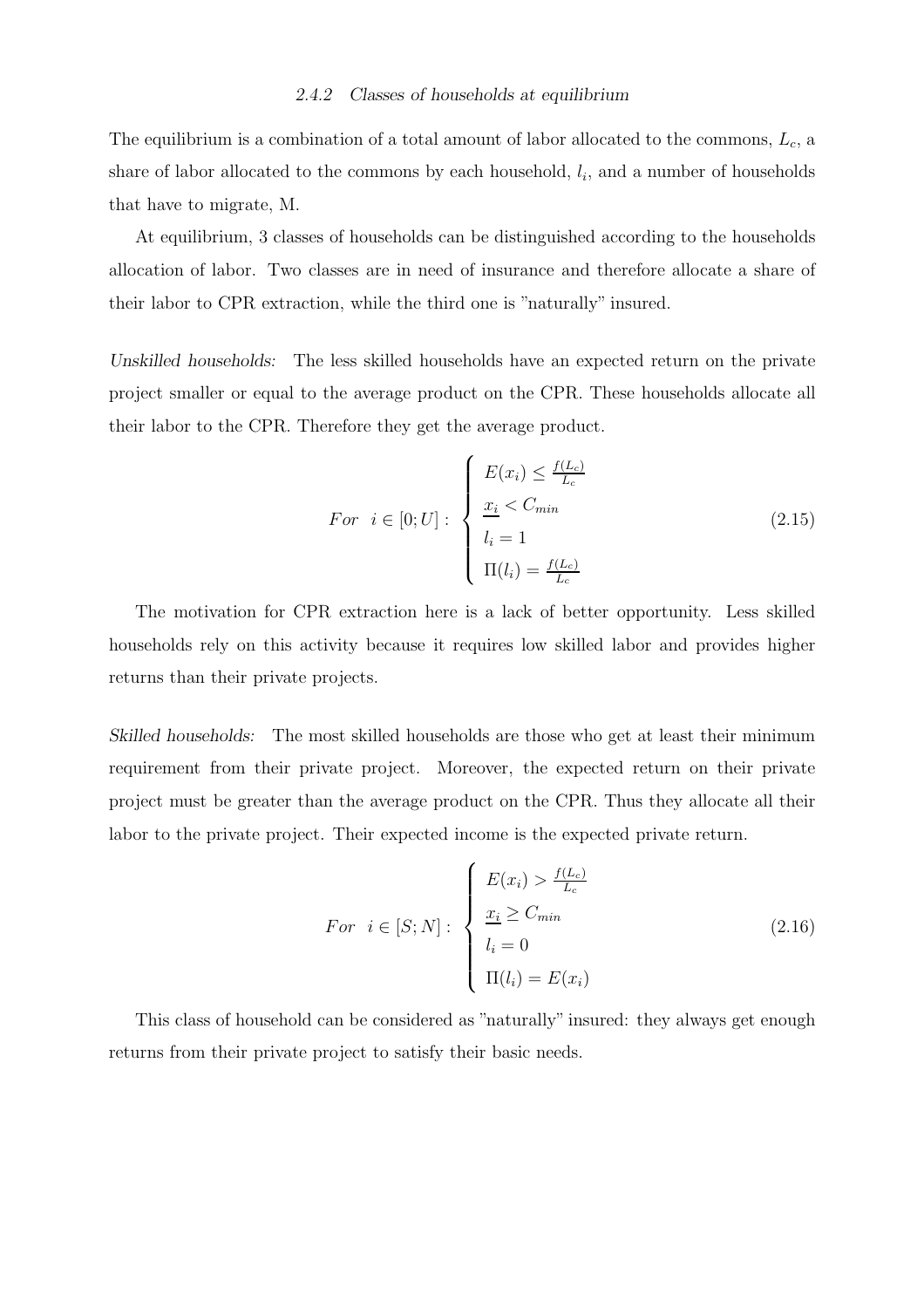#### *2.4.2 Classes of households at equilibrium*

The equilibrium is a combination of a total amount of labor allocated to the commons, $L_c$, a share of labor allocated to the commons by each household, $l_i$, and a number of households that have to migrate, M.

At equilibrium, 3 classes of households can be distinguished according to the households allocation of labor. Two classes are in need of insurance and therefore allocate a share of their labor to CPR extraction, while the third one is "naturally" insured.

*Unskilled households:* The less skilled households have an expected return on the private project smaller or equal to the average product on the CPR. These households allocate all their labor to the CPR. Therefore they get the average product.

$$For \quad i \in [0; U] : \begin{cases} E(x_i) \leq \frac{f(L_c)}{L_c} \\ \underline{x_i} < C_{min} \\ l_i = 1 \\ \Pi(l_i) = \frac{f(L_c)}{L_c} \end{cases} \tag{2.15}$$

The motivation for CPR extraction here is a lack of better opportunity. Less skilled households rely on this activity because it requires low skilled labor and provides higher returns than their private projects.

*Skilled households:* The most skilled households are those who get at least their minimum requirement from their private project. Moreover, the expected return on their private project must be greater than the average product on the CPR. Thus they allocate all their labor to the private project. Their expected income is the expected private return.

$$For \quad i \in [S; N] : \begin{cases} E(x_i) > \frac{f(L_c)}{L_c} \\ \underline{x_i} \geq C_{min} \\ l_i = 0 \\ \Pi(l_i) = E(x_i) \end{cases} \tag{2.16}$$

This class of household can be considered as "naturally" insured: they always get enough returns from their private project to satisfy their basic needs.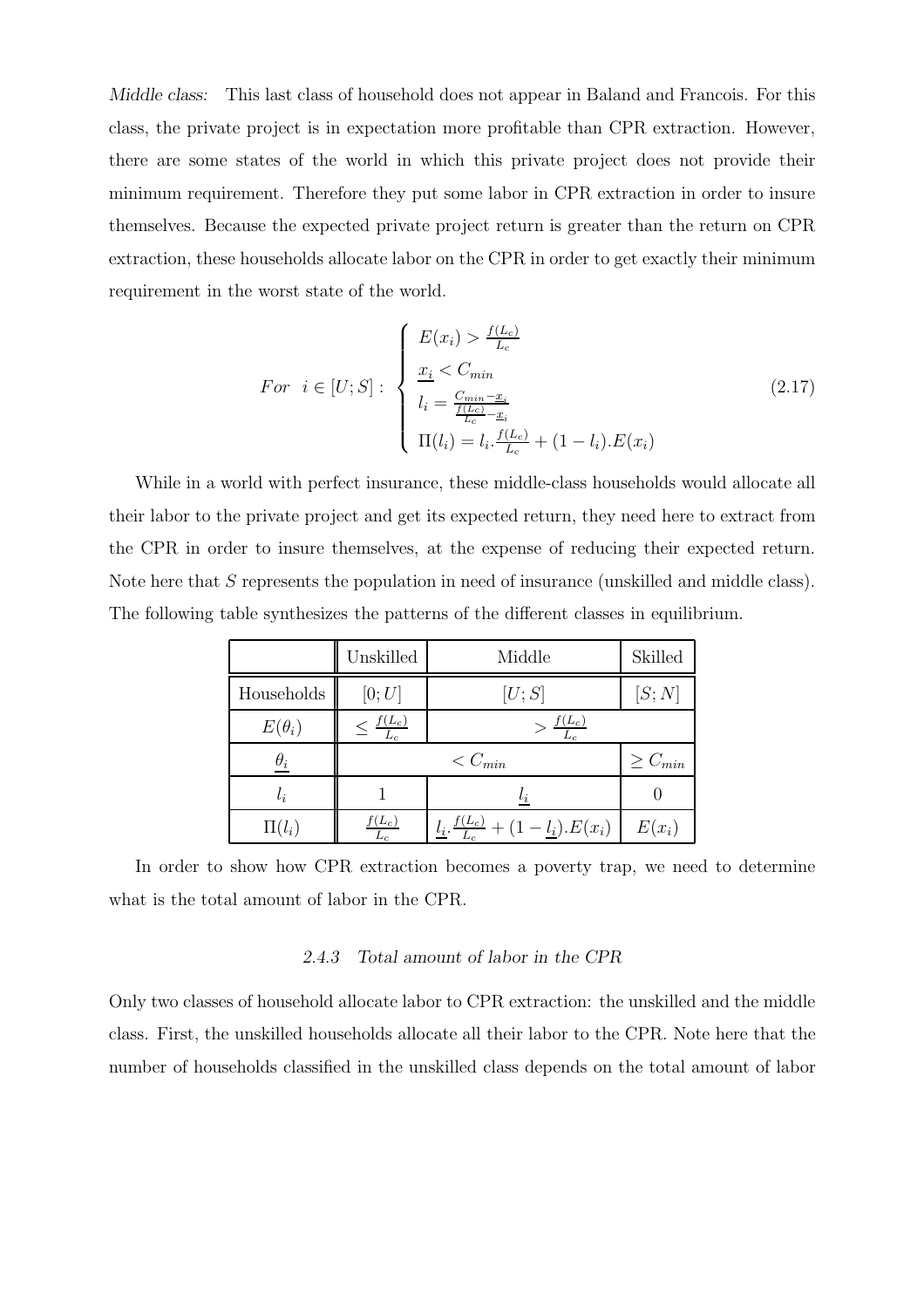*Middle class:* This last class of household does not appear in Baland and Francois. For this class, the private project is in expectation more profitable than CPR extraction. However, there are some states of the world in which this private project does not provide their minimum requirement. Therefore they put some labor in CPR extraction in order to insure themselves. Because the expected private project return is greater than the return on CPR extraction, these households allocate labor on the CPR in order to get exactly their minimum requirement in the worst state of the world.

$$For \quad i \in [U;S]: \begin{cases} E(x_i) > \frac{f(L_c)}{L_c} \\ \underline{x_i} < C_{min} \\ l_i = \frac{C_{min} - \underline{x_i}}{\frac{f(L_c)}{L_c} - \underline{x_i}} \\ \Pi(l_i) = l_i.\frac{f(L_c)}{L_c} + (1 - l_i).E(x_i) \end{cases} \tag{2.17}$$

While in a world with perfect insurance, these middle-class households would allocate all their labor to the private project and get its expected return, they need here to extract from the CPR in order to insure themselves, at the expense of reducing their expected return. Note here that $S$ represents the population in need of insurance (unskilled and middle class). The following table synthesizes the patterns of the different classes in equilibrium.

| | Unskilled | Middle | Skilled |
|---|---|---|---|
| Households | $[0;U]$ | $[U;S]$ | $[S;N]$ |
| $E(\theta_i)$ | $\leq \frac{f(L_c)}{L_c}$ | $> \frac{f(L_c)}{L_c}$ | |
| $\underline{\theta_i}$ | $< C_{min}$ | | $\geq C_{min}$ |
| $l_i$ | 1 | $\underline{l_i}$ | 0 |
| $\Pi(l_i)$ | $\frac{f(L_c)}{L_c}$ | $\underline{l_i}.\frac{f(L_c)}{L_c} + (1 - \underline{l_i}).E(x_i)$ | $E(x_i)$ |

In order to show how CPR extraction becomes a poverty trap, we need to determine what is the total amount of labor in the CPR.

#### 2.4.3 Total amount of labor in the CPR

Only two classes of household allocate labor to CPR extraction: the unskilled and the middle class. First, the unskilled households allocate all their labor to the CPR. Note here that the number of households classified in the unskilled class depends on the total amount of labor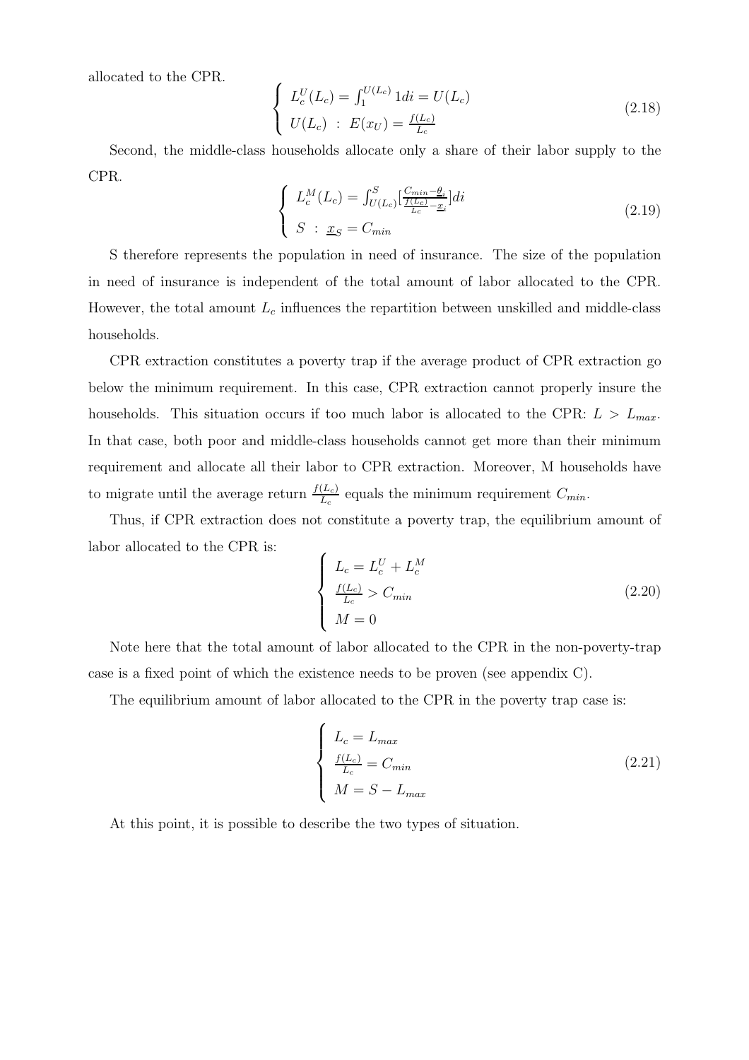allocated to the CPR.

$$\begin{cases} L_c^U(L_c) = \int_1^{U(L_c)} 1di = U(L_c) \\ U(L_c) \ : \ E(x_U) = \frac{f(L_c)}{L_c} \end{cases} \tag{2.18}$$

Second, the middle-class households allocate only a share of their labor supply to the CPR.

$$\begin{cases} L_c^M(L_c) = \int_{U(L_c)}^{S} [\frac{C_{min} - \underline{\theta}_i}{\frac{f(L_c)}{L_c} - \underline{x}_i}] di \\ S \ : \ \underline{x}_S = C_{min} \end{cases} \tag{2.19}$$

S therefore represents the population in need of insurance. The size of the population in need of insurance is independent of the total amount of labor allocated to the CPR. However, the total amount $L_c$ influences the repartition between unskilled and middle-class households.

CPR extraction constitutes a poverty trap if the average product of CPR extraction go below the minimum requirement. In this case, CPR extraction cannot properly insure the households. This situation occurs if too much labor is allocated to the CPR: $L > L_{max}$. In that case, both poor and middle-class households cannot get more than their minimum requirement and allocate all their labor to CPR extraction. Moreover, M households have to migrate until the average return $\frac{f(L_c)}{L_c}$ equals the minimum requirement $C_{min}$.

Thus, if CPR extraction does not constitute a poverty trap, the equilibrium amount of labor allocated to the CPR is:

$$\begin{cases} L_c = L_c^U + L_c^M \\ \frac{f(L_c)}{L_c} > C_{min} \\ M = 0 \end{cases} \tag{2.20}$$

Note here that the total amount of labor allocated to the CPR in the non-poverty-trap case is a fixed point of which the existence needs to be proven (see appendix C).

The equilibrium amount of labor allocated to the CPR in the poverty trap case is:

$$\begin{cases} L_c = L_{max} \\ \frac{f(L_c)}{L_c} = C_{min} \\ M = S - L_{max} \end{cases} \tag{2.21}$$

At this point, it is possible to describe the two types of situation.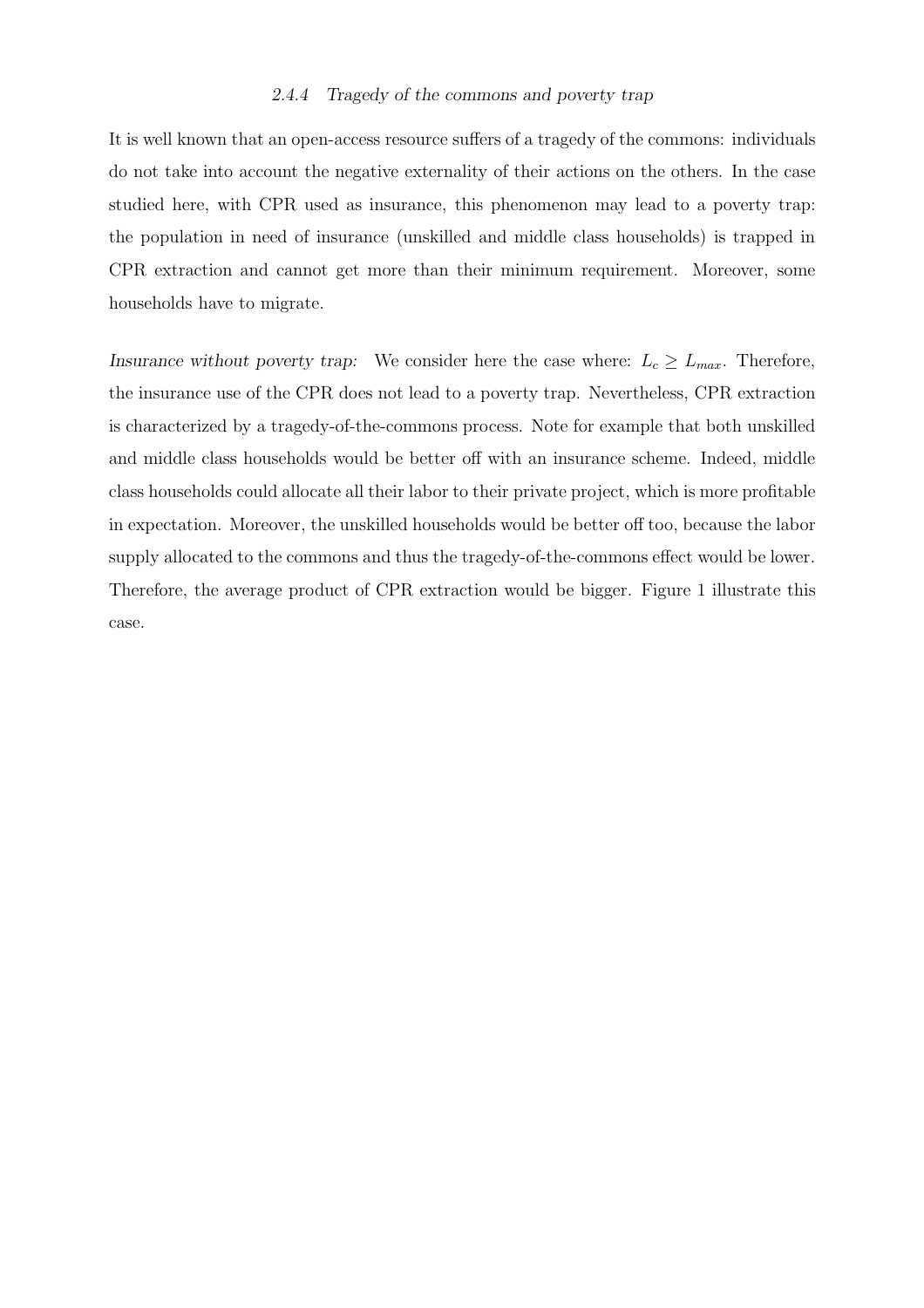#### *2.4.4 Tragedy of the commons and poverty trap*

It is well known that an open-access resource suffers of a tragedy of the commons: individuals do not take into account the negative externality of their actions on the others. In the case studied here, with CPR used as insurance, this phenomenon may lead to a poverty trap: the population in need of insurance (unskilled and middle class households) is trapped in CPR extraction and cannot get more than their minimum requirement. Moreover, some households have to migrate.

*Insurance without poverty trap:* We consider here the case where: $L_c \geq L_{max}$. Therefore, the insurance use of the CPR does not lead to a poverty trap. Nevertheless, CPR extraction is characterized by a tragedy-of-the-commons process. Note for example that both unskilled and middle class households would be better off with an insurance scheme. Indeed, middle class households could allocate all their labor to their private project, which is more profitable in expectation. Moreover, the unskilled households would be better off too, because the labor supply allocated to the commons and thus the tragedy-of-the-commons effect would be lower. Therefore, the average product of CPR extraction would be bigger. Figure 1 illustrate this case.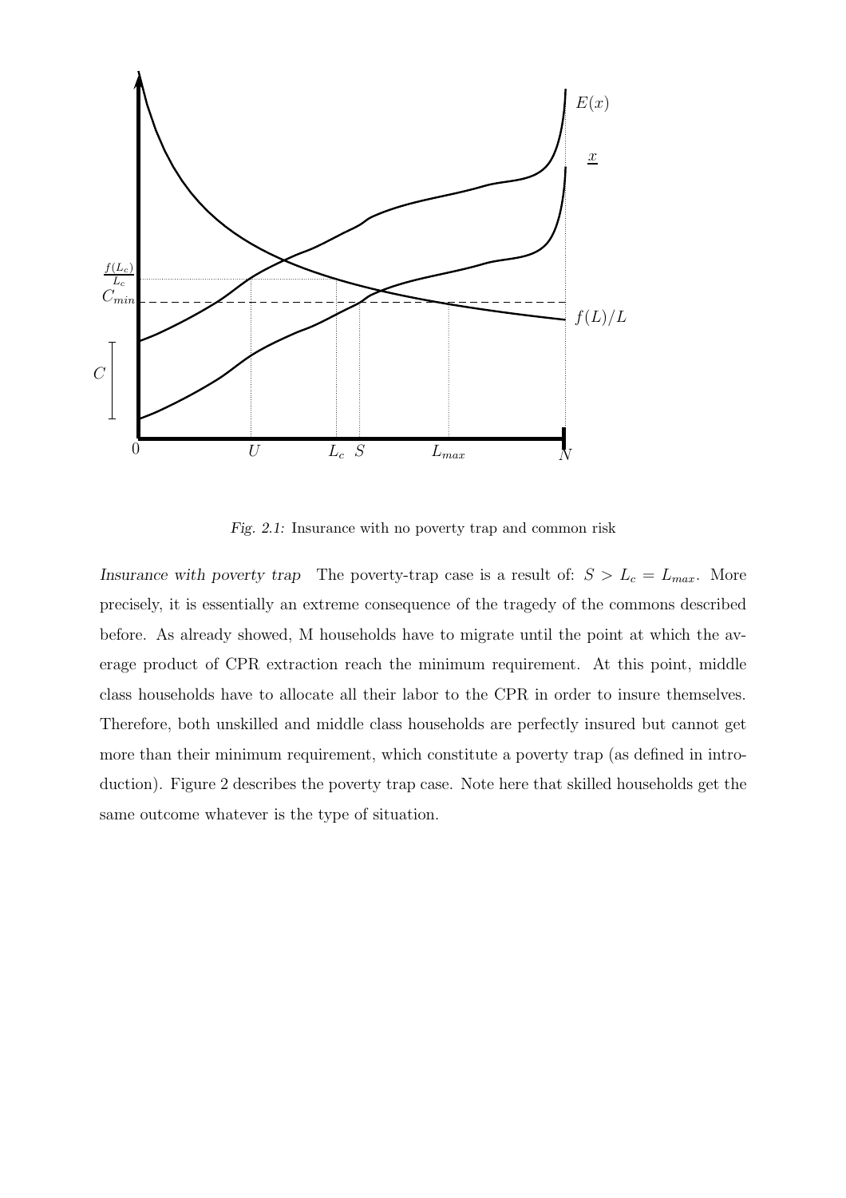*Fig. 2.1:* Insurance with no poverty trap and common risk

*Insurance with poverty trap* The poverty-trap case is a result of: $S > L_c = L_{max}$. More precisely, it is essentially an extreme consequence of the tragedy of the commons described before. As already showed, M households have to migrate until the point at which the average product of CPR extraction reach the minimum requirement. At this point, middle class households have to allocate all their labor to the CPR in order to insure themselves. Therefore, both unskilled and middle class households are perfectly insured but cannot get more than their minimum requirement, which constitute a poverty trap (as defined in introduction). Figure 2 describes the poverty trap case. Note here that skilled households get the same outcome whatever is the type of situation.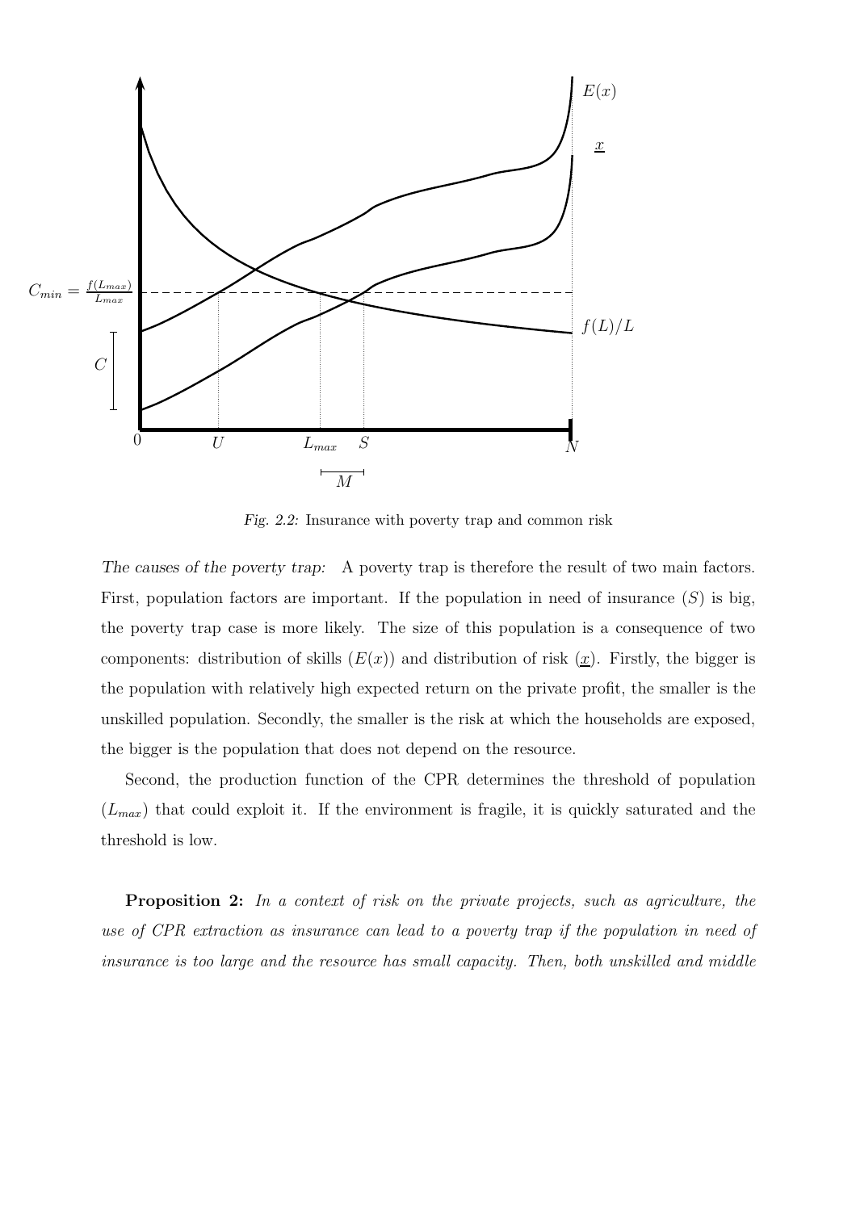*Fig. 2.2:* Insurance with poverty trap and common risk

*The causes of the poverty trap:* A poverty trap is therefore the result of two main factors. First, population factors are important. If the population in need of insurance ($S$) is big, the poverty trap case is more likely. The size of this population is a consequence of two components: distribution of skills ($E(x)$) and distribution of risk ($\underline{x}$). Firstly, the bigger is the population with relatively high expected return on the private profit, the smaller is the unskilled population. Secondly, the smaller is the risk at which the households are exposed, the bigger is the population that does not depend on the resource.

Second, the production function of the CPR determines the threshold of population ($L_{max}$) that could exploit it. If the environment is fragile, it is quickly saturated and the threshold is low.

**Proposition 2:** *In a context of risk on the private projects, such as agriculture, the use of CPR extraction as insurance can lead to a poverty trap if the population in need of insurance is too large and the resource has small capacity. Then, both unskilled and middle*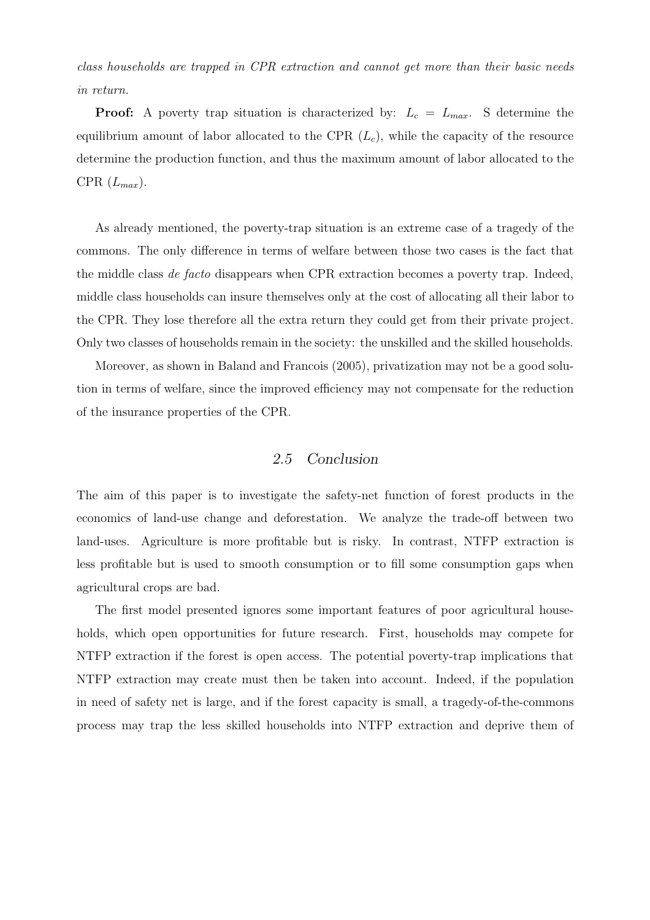*class households are trapped in CPR extraction and cannot get more than their basic needs in return.*

**Proof:** A poverty trap situation is characterized by: $L_c = L_{max}$. S determine the equilibrium amount of labor allocated to the CPR ($L_c$), while the capacity of the resource determine the production function, and thus the maximum amount of labor allocated to the CPR ($L_{max}$).

As already mentioned, the poverty-trap situation is an extreme case of a tragedy of the commons. The only difference in terms of welfare between those two cases is the fact that the middle class *de facto* disappears when CPR extraction becomes a poverty trap. Indeed, middle class households can insure themselves only at the cost of allocating all their labor to the CPR. They lose therefore all the extra return they could get from their private project. Only two classes of households remain in the society: the unskilled and the skilled households.

Moreover, as shown in Baland and Francois (2005), privatization may not be a good solution in terms of welfare, since the improved efficiency may not compensate for the reduction of the insurance properties of the CPR.

## 2.5 Conclusion

The aim of this paper is to investigate the safety-net function of forest products in the economics of land-use change and deforestation. We analyze the trade-off between two land-uses. Agriculture is more profitable but is risky. In contrast, NTFP extraction is less profitable but is used to smooth consumption or to fill some consumption gaps when agricultural crops are bad.

The first model presented ignores some important features of poor agricultural households, which open opportunities for future research. First, households may compete for NTFP extraction if the forest is open access. The potential poverty-trap implications that NTFP extraction may create must then be taken into account. Indeed, if the population in need of safety net is large, and if the forest capacity is small, a tragedy-of-the-commons process may trap the less skilled households into NTFP extraction and deprive them of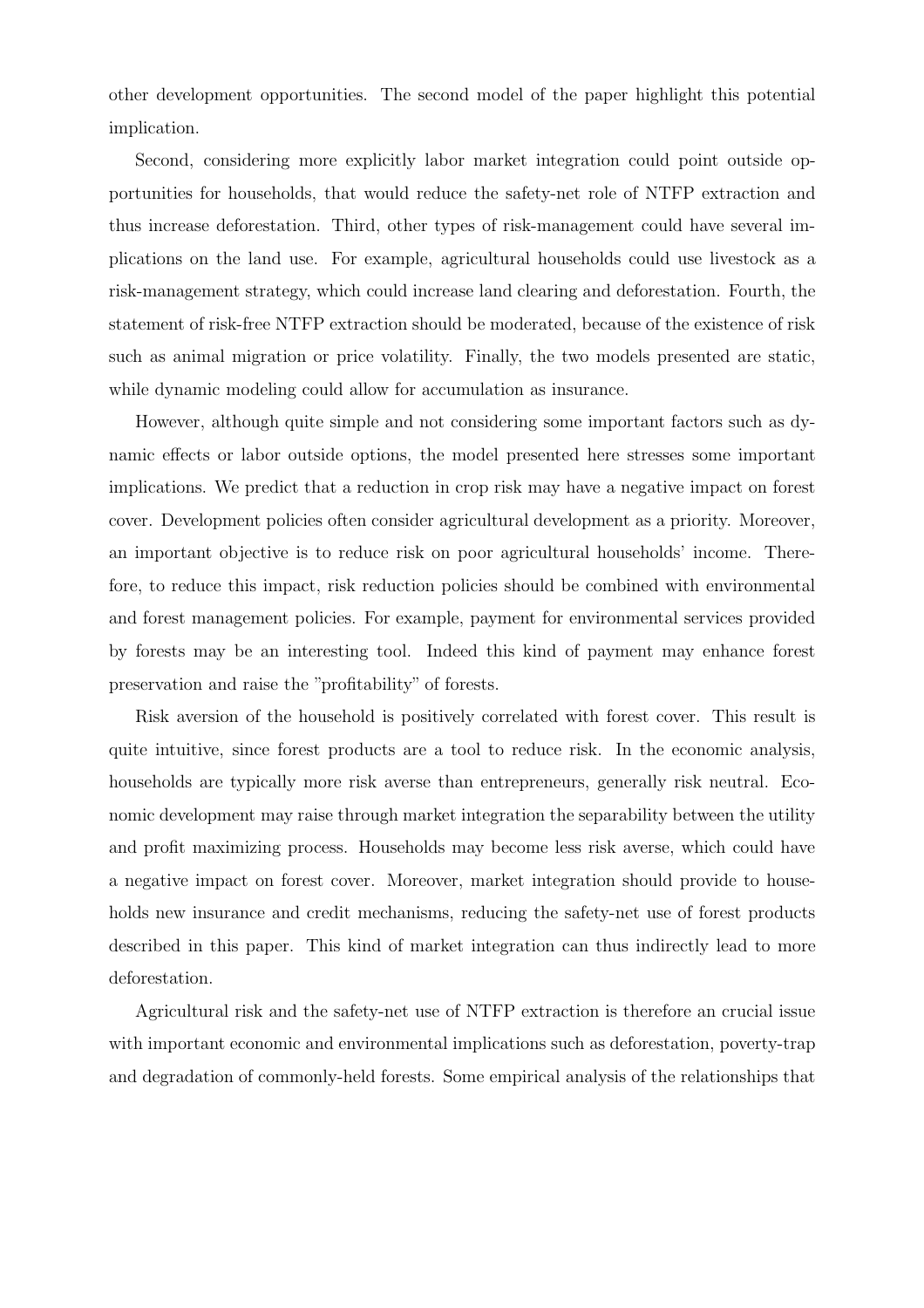other development opportunities. The second model of the paper highlight this potential implication.

Second, considering more explicitly labor market integration could point outside opportunities for households, that would reduce the safety-net role of NTFP extraction and thus increase deforestation. Third, other types of risk-management could have several implications on the land use. For example, agricultural households could use livestock as a risk-management strategy, which could increase land clearing and deforestation. Fourth, the statement of risk-free NTFP extraction should be moderated, because of the existence of risk such as animal migration or price volatility. Finally, the two models presented are static, while dynamic modeling could allow for accumulation as insurance.

However, although quite simple and not considering some important factors such as dynamic effects or labor outside options, the model presented here stresses some important implications. We predict that a reduction in crop risk may have a negative impact on forest cover. Development policies often consider agricultural development as a priority. Moreover, an important objective is to reduce risk on poor agricultural households' income. Therefore, to reduce this impact, risk reduction policies should be combined with environmental and forest management policies. For example, payment for environmental services provided by forests may be an interesting tool. Indeed this kind of payment may enhance forest preservation and raise the "profitability" of forests.

Risk aversion of the household is positively correlated with forest cover. This result is quite intuitive, since forest products are a tool to reduce risk. In the economic analysis, households are typically more risk averse than entrepreneurs, generally risk neutral. Economic development may raise through market integration the separability between the utility and profit maximizing process. Households may become less risk averse, which could have a negative impact on forest cover. Moreover, market integration should provide to households new insurance and credit mechanisms, reducing the safety-net use of forest products described in this paper. This kind of market integration can thus indirectly lead to more deforestation.

Agricultural risk and the safety-net use of NTFP extraction is therefore an crucial issue with important economic and environmental implications such as deforestation, poverty-trap and degradation of commonly-held forests. Some empirical analysis of the relationships that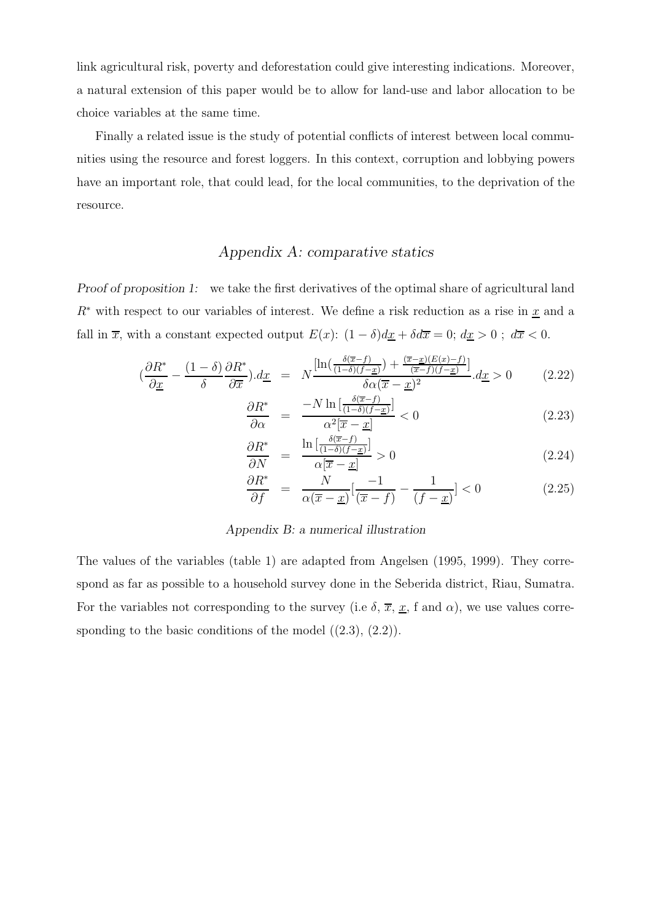link agricultural risk, poverty and deforestation could give interesting indications. Moreover, a natural extension of this paper would be to allow for land-use and labor allocation to be choice variables at the same time.

Finally a related issue is the study of potential conflicts of interest between local communities using the resource and forest loggers. In this context, corruption and lobbying powers have an important role, that could lead, for the local communities, to the deprivation of the resource.

## *Appendix A: comparative statics*

*Proof of proposition 1:* we take the first derivatives of the optimal share of agricultural land $R^*$ with respect to our variables of interest. We define a risk reduction as a rise in $\underline{x}$ and a fall in $\overline{x}$, with a constant expected output $E(x)$: $(1-\delta)d\underline{x} + \delta d\overline{x} = 0$; $d\underline{x} > 0$ ; $d\overline{x} < 0$.

$$(\frac{\partial R^*}{\partial \underline{x}} - \frac{(1-\delta)}{\delta}\frac{\partial R^*}{\partial \overline{x}}).d\underline{x} = N\frac{[\ln(\frac{\delta(\overline{x}-f)}{(1-\delta)(f-\underline{x})}) + \frac{(\overline{x}-\underline{x})(E(x)-f)}{(\overline{x}-f)(f-\underline{x})}]}{\delta\alpha(\overline{x}-\underline{x})^2}.d\underline{x} > 0 \tag{2.22}$$

$$\frac{\partial R^*}{\partial \alpha} = \frac{-N\ln[\frac{\delta(\overline{x}-f)}{(1-\delta)(f-\underline{x})}]}{\alpha^2[\overline{x}-\underline{x}]} < 0 \tag{2.23}$$

$$\frac{\partial R^*}{\partial N} = \frac{\ln[\frac{\delta(\overline{x}-f)}{(1-\delta)(f-\underline{x})}]}{\alpha[\overline{x}-\underline{x}]} > 0 \tag{2.24}$$

$$\frac{\partial R^*}{\partial f} = \frac{N}{\alpha(\overline{x}-\underline{x})}[\frac{-1}{(\overline{x}-f)} - \frac{1}{(f-\underline{x})}] < 0 \tag{2.25}$$

### *Appendix B: a numerical illustration*

The values of the variables (table 1) are adapted from Angelsen (1995, 1999). They correspond as far as possible to a household survey done in the Seberida district, Riau, Sumatra. For the variables not corresponding to the survey (i.e $\delta$, $\overline{x}$, $\underline{x}$, f and $\alpha$), we use values corresponding to the basic conditions of the model ((2.3), (2.2)).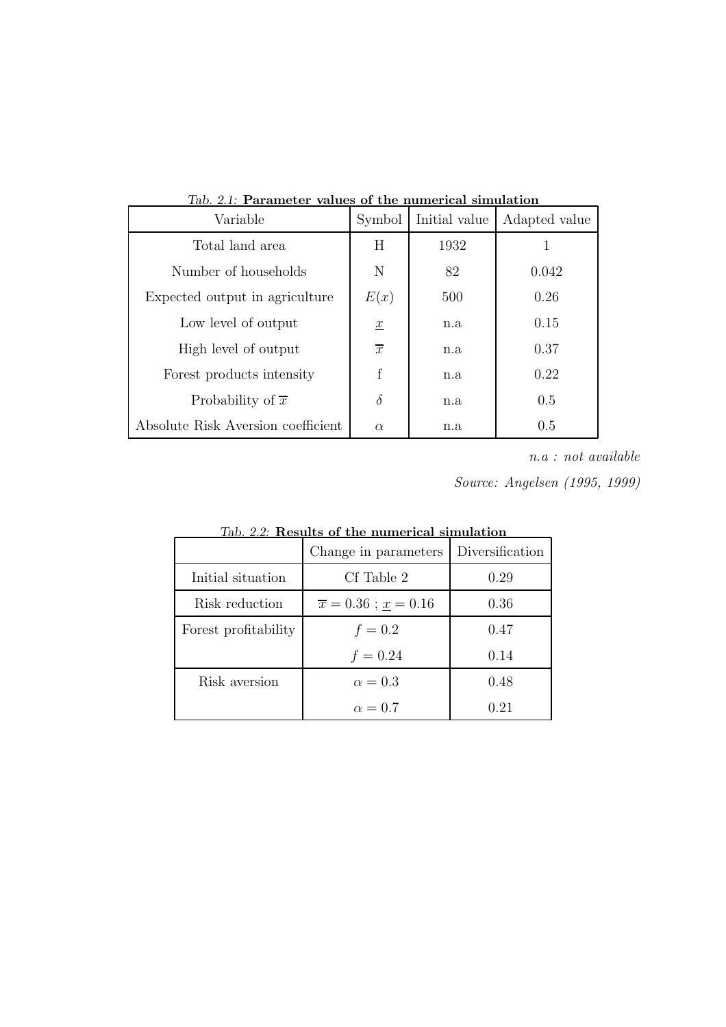*Tab. 2.1:* **Parameter values of the numerical simulation**

| Variable | Symbol | Initial value | Adapted value |
|---|---|---|---|
| Total land area | H | 1932 | 1 |
| Number of households | N | 82 | 0.042 |
| Expected output in agriculture | $E(x)$ | 500 | 0.26 |
| Low level of output | $\underline{x}$ | n.a | 0.15 |
| High level of output | $\overline{x}$ | n.a | 0.37 |
| Forest products intensity | f | n.a | 0.22 |
| Probability of $\overline{x}$ | $\delta$ | n.a | 0.5 |
| Absolute Risk Aversion coefficient | $\alpha$ | n.a | 0.5 |

*n.a : not available*

*Source: Angelsen (1995, 1999)*

*Tab. 2.2:* **Results of the numerical simulation**

| | Change in parameters | Diversification |
|---|---|---|
| Initial situation | Cf Table 2 | 0.29 |
| Risk reduction | $\overline{x} = 0.36$ ; $\underline{x} = 0.16$ | 0.36 |
| Forest profitability | $f = 0.2$ | 0.47 |
| | $f = 0.24$ | 0.14 |
| Risk aversion | $\alpha = 0.3$ | 0.48 |
| | $\alpha = 0.7$ | 0.21 |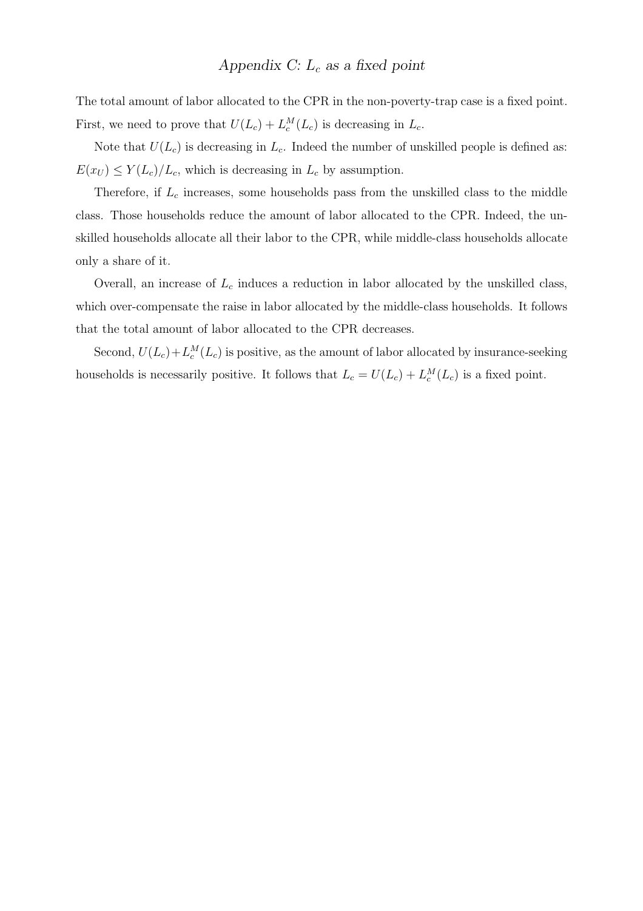## *Appendix C: $L_c$ as a fixed point*

The total amount of labor allocated to the CPR in the non-poverty-trap case is a fixed point. First, we need to prove that $U(L_c) + L_c^M(L_c)$ is decreasing in $L_c$.

Note that $U(L_c)$ is decreasing in $L_c$. Indeed the number of unskilled people is defined as: $E(x_U) \leq Y(L_c)/L_c$, which is decreasing in $L_c$ by assumption.

Therefore, if $L_c$ increases, some households pass from the unskilled class to the middle class. Those households reduce the amount of labor allocated to the CPR. Indeed, the unskilled households allocate all their labor to the CPR, while middle-class households allocate only a share of it.

Overall, an increase of $L_c$ induces a reduction in labor allocated by the unskilled class, which over-compensate the raise in labor allocated by the middle-class households. It follows that the total amount of labor allocated to the CPR decreases.

Second, $U(L_c)+L_c^M(L_c)$ is positive, as the amount of labor allocated by insurance-seeking households is necessarily positive. It follows that $L_c = U(L_c) + L_c^M(L_c)$ is a fixed point.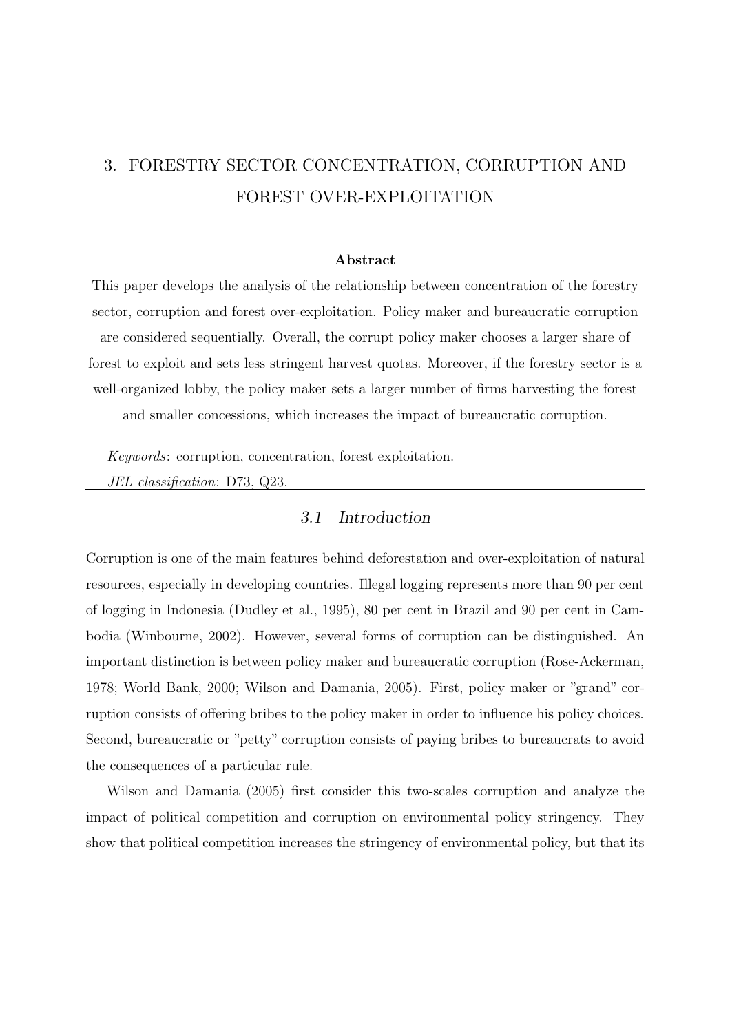# 3. FORESTRY SECTOR CONCENTRATION, CORRUPTION AND FOREST OVER-EXPLOITATION

**Abstract**

This paper develops the analysis of the relationship between concentration of the forestry sector, corruption and forest over-exploitation. Policy maker and bureaucratic corruption are considered sequentially. Overall, the corrupt policy maker chooses a larger share of forest to exploit and sets less stringent harvest quotas. Moreover, if the forestry sector is a well-organized lobby, the policy maker sets a larger number of firms harvesting the forest and smaller concessions, which increases the impact of bureaucratic corruption.

*Keywords*: corruption, concentration, forest exploitation.

*JEL classification*: D73, Q23.

## 3.1 Introduction

Corruption is one of the main features behind deforestation and over-exploitation of natural resources, especially in developing countries. Illegal logging represents more than 90 per cent of logging in Indonesia (Dudley et al., 1995), 80 per cent in Brazil and 90 per cent in Cambodia (Winbourne, 2002). However, several forms of corruption can be distinguished. An important distinction is between policy maker and bureaucratic corruption (Rose-Ackerman, 1978; World Bank, 2000; Wilson and Damania, 2005). First, policy maker or "grand" corruption consists of offering bribes to the policy maker in order to influence his policy choices. Second, bureaucratic or "petty" corruption consists of paying bribes to bureaucrats to avoid the consequences of a particular rule.

Wilson and Damania (2005) first consider this two-scales corruption and analyze the impact of political competition and corruption on environmental policy stringency. They show that political competition increases the stringency of environmental policy, but that its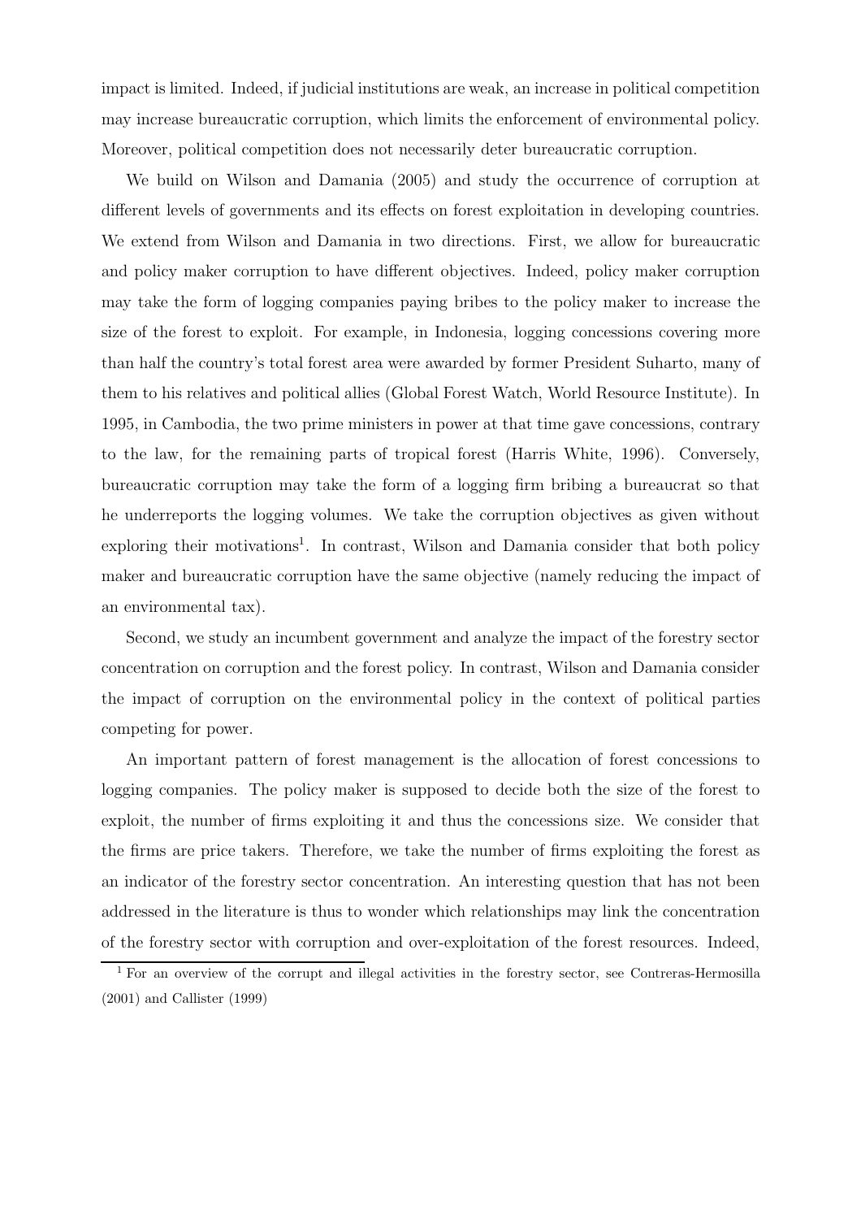impact is limited. Indeed, if judicial institutions are weak, an increase in political competition may increase bureaucratic corruption, which limits the enforcement of environmental policy. Moreover, political competition does not necessarily deter bureaucratic corruption.

We build on Wilson and Damania (2005) and study the occurrence of corruption at different levels of governments and its effects on forest exploitation in developing countries. We extend from Wilson and Damania in two directions. First, we allow for bureaucratic and policy maker corruption to have different objectives. Indeed, policy maker corruption may take the form of logging companies paying bribes to the policy maker to increase the size of the forest to exploit. For example, in Indonesia, logging concessions covering more than half the country's total forest area were awarded by former President Suharto, many of them to his relatives and political allies (Global Forest Watch, World Resource Institute). In 1995, in Cambodia, the two prime ministers in power at that time gave concessions, contrary to the law, for the remaining parts of tropical forest (Harris White, 1996). Conversely, bureaucratic corruption may take the form of a logging firm bribing a bureaucrat so that he underreports the logging volumes. We take the corruption objectives as given without exploring their motivations[1]. In contrast, Wilson and Damania consider that both policy maker and bureaucratic corruption have the same objective (namely reducing the impact of an environmental tax).

Second, we study an incumbent government and analyze the impact of the forestry sector concentration on corruption and the forest policy. In contrast, Wilson and Damania consider the impact of corruption on the environmental policy in the context of political parties competing for power.

An important pattern of forest management is the allocation of forest concessions to logging companies. The policy maker is supposed to decide both the size of the forest to exploit, the number of firms exploiting it and thus the concessions size. We consider that the firms are price takers. Therefore, we take the number of firms exploiting the forest as an indicator of the forestry sector concentration. An interesting question that has not been addressed in the literature is thus to wonder which relationships may link the concentration of the forestry sector with corruption and over-exploitation of the forest resources. Indeed,

[1] For an overview of the corrupt and illegal activities in the forestry sector, see Contreras-Hermosilla (2001) and Callister (1999)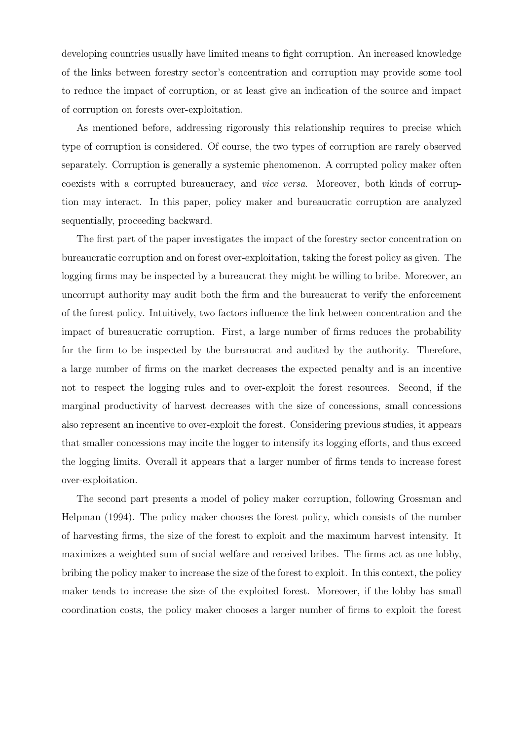developing countries usually have limited means to fight corruption. An increased knowledge of the links between forestry sector's concentration and corruption may provide some tool to reduce the impact of corruption, or at least give an indication of the source and impact of corruption on forests over-exploitation.

As mentioned before, addressing rigorously this relationship requires to precise which type of corruption is considered. Of course, the two types of corruption are rarely observed separately. Corruption is generally a systemic phenomenon. A corrupted policy maker often coexists with a corrupted bureaucracy, and *vice versa*. Moreover, both kinds of corruption may interact. In this paper, policy maker and bureaucratic corruption are analyzed sequentially, proceeding backward.

The first part of the paper investigates the impact of the forestry sector concentration on bureaucratic corruption and on forest over-exploitation, taking the forest policy as given. The logging firms may be inspected by a bureaucrat they might be willing to bribe. Moreover, an uncorrupt authority may audit both the firm and the bureaucrat to verify the enforcement of the forest policy. Intuitively, two factors influence the link between concentration and the impact of bureaucratic corruption. First, a large number of firms reduces the probability for the firm to be inspected by the bureaucrat and audited by the authority. Therefore, a large number of firms on the market decreases the expected penalty and is an incentive not to respect the logging rules and to over-exploit the forest resources. Second, if the marginal productivity of harvest decreases with the size of concessions, small concessions also represent an incentive to over-exploit the forest. Considering previous studies, it appears that smaller concessions may incite the logger to intensify its logging efforts, and thus exceed the logging limits. Overall it appears that a larger number of firms tends to increase forest over-exploitation.

The second part presents a model of policy maker corruption, following Grossman and Helpman (1994). The policy maker chooses the forest policy, which consists of the number of harvesting firms, the size of the forest to exploit and the maximum harvest intensity. It maximizes a weighted sum of social welfare and received bribes. The firms act as one lobby, bribing the policy maker to increase the size of the forest to exploit. In this context, the policy maker tends to increase the size of the exploited forest. Moreover, if the lobby has small coordination costs, the policy maker chooses a larger number of firms to exploit the forest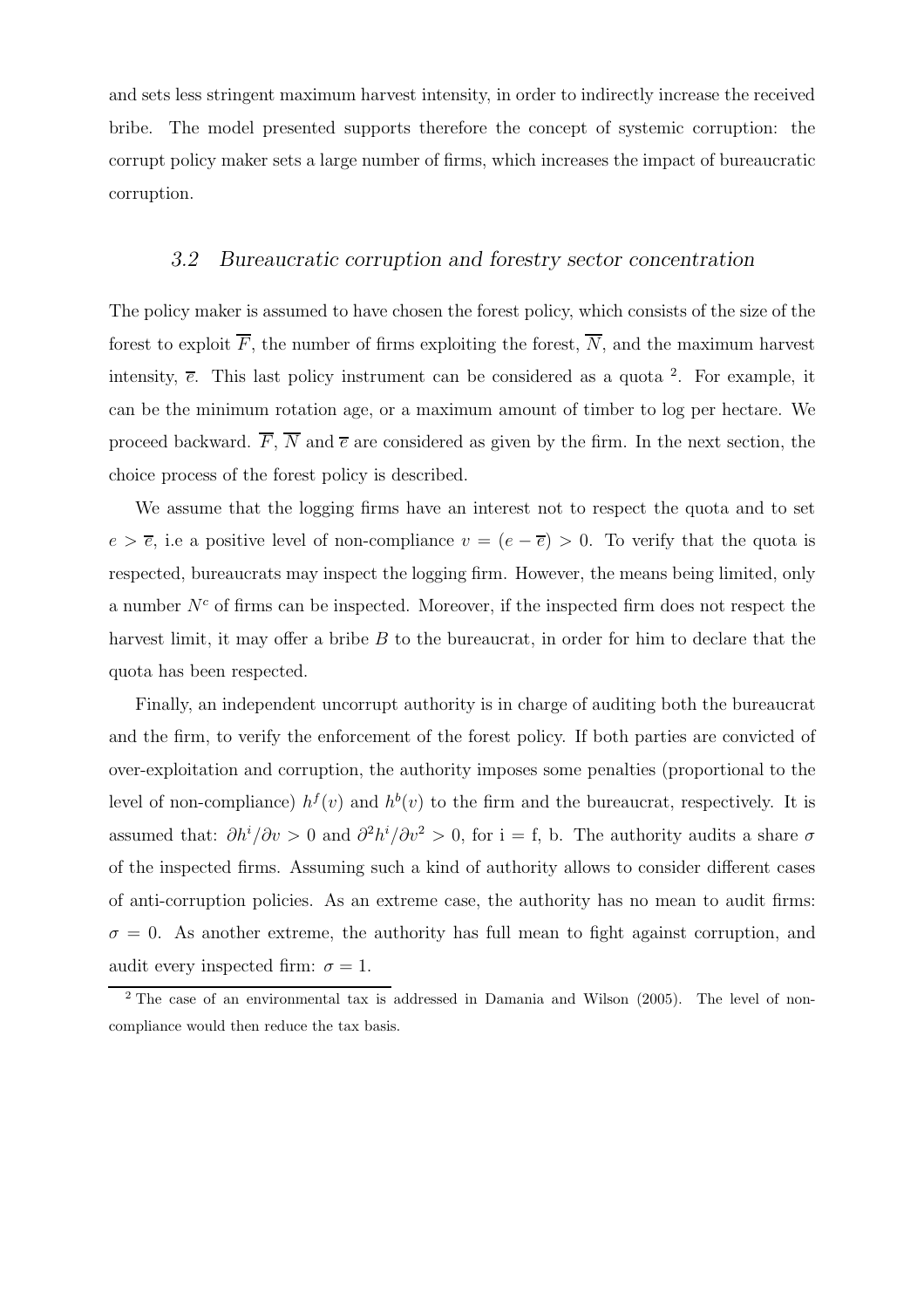and sets less stringent maximum harvest intensity, in order to indirectly increase the received bribe. The model presented supports therefore the concept of systemic corruption: the corrupt policy maker sets a large number of firms, which increases the impact of bureaucratic corruption.

### *3.2 Bureaucratic corruption and forestry sector concentration*

The policy maker is assumed to have chosen the forest policy, which consists of the size of the forest to exploit $\overline{F}$, the number of firms exploiting the forest, $\overline{N}$, and the maximum harvest intensity, $\overline{e}$. This last policy instrument can be considered as a quota [2]. For example, it can be the minimum rotation age, or a maximum amount of timber to log per hectare. We proceed backward. $\overline{F}$, $\overline{N}$ and $\overline{e}$ are considered as given by the firm. In the next section, the choice process of the forest policy is described.

We assume that the logging firms have an interest not to respect the quota and to set $e > \overline{e}$, i.e a positive level of non-compliance $v = (e - \overline{e}) > 0$. To verify that the quota is respected, bureaucrats may inspect the logging firm. However, the means being limited, only a number $N^c$ of firms can be inspected. Moreover, if the inspected firm does not respect the harvest limit, it may offer a bribe $B$ to the bureaucrat, in order for him to declare that the quota has been respected.

Finally, an independent uncorrupt authority is in charge of auditing both the bureaucrat and the firm, to verify the enforcement of the forest policy. If both parties are convicted of over-exploitation and corruption, the authority imposes some penalties (proportional to the level of non-compliance) $h^f(v)$ and $h^b(v)$ to the firm and the bureaucrat, respectively. It is assumed that: $\partial h^i/\partial v > 0$ and $\partial^2 h^i/\partial v^2 > 0$, for i = f, b. The authority audits a share $\sigma$ of the inspected firms. Assuming such a kind of authority allows to consider different cases of anti-corruption policies. As an extreme case, the authority has no mean to audit firms: $\sigma = 0$. As another extreme, the authority has full mean to fight against corruption, and audit every inspected firm: $\sigma = 1$.

[2] The case of an environmental tax is addressed in Damania and Wilson (2005). The level of non-compliance would then reduce the tax basis.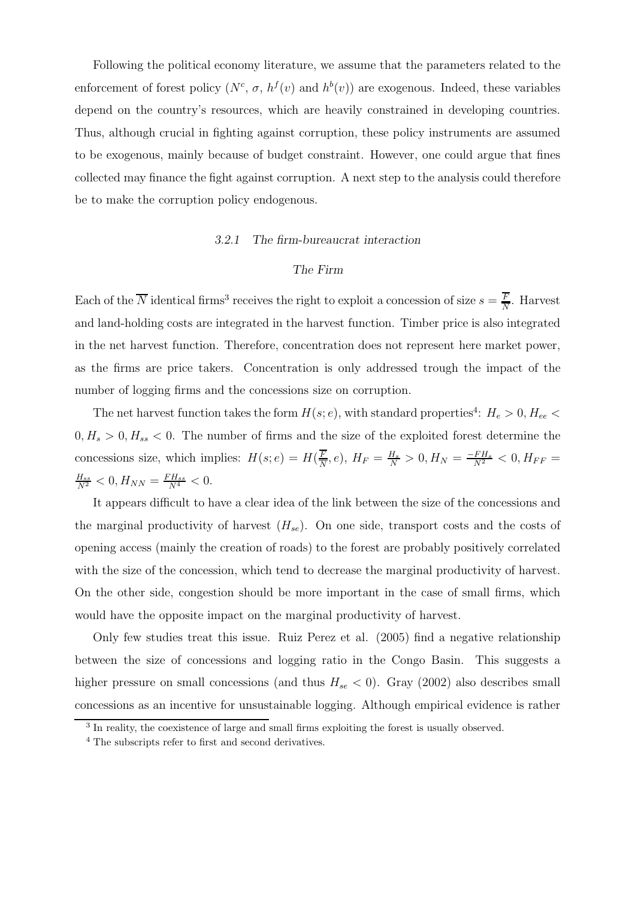Following the political economy literature, we assume that the parameters related to the enforcement of forest policy ($N^c$, $\sigma$, $h^f(v)$ and $h^b(v)$) are exogenous. Indeed, these variables depend on the country's resources, which are heavily constrained in developing countries. Thus, although crucial in fighting against corruption, these policy instruments are assumed to be exogenous, mainly because of budget constraint. However, one could argue that fines collected may finance the fight against corruption. A next step to the analysis could therefore be to make the corruption policy endogenous.

### *3.2.1 The firm-bureaucrat interaction*

#### *The Firm*

Each of the $\overline{N}$ identical firms[3] receives the right to exploit a concession of size $s = \frac{\overline{F}}{\overline{N}}$. Harvest and land-holding costs are integrated in the harvest function. Timber price is also integrated in the net harvest function. Therefore, concentration does not represent here market power, as the firms are price takers. Concentration is only addressed trough the impact of the number of logging firms and the concessions size on corruption.

The net harvest function takes the form $H(s;e)$, with standard properties[4]: $H_e > 0, H_{ee} < 0, H_s > 0, H_{ss} < 0$. The number of firms and the size of the exploited forest determine the concessions size, which implies: $H(s;e) = H(\frac{\overline{F}}{\overline{N}}, e)$, $H_F = \frac{H_s}{N} > 0, H_N = \frac{-FH_s}{N^2} < 0, H_{FF} = \frac{H_{ss}}{N^2} < 0, H_{NN} = \frac{FH_{ss}}{N^4} < 0$.

It appears difficult to have a clear idea of the link between the size of the concessions and the marginal productivity of harvest ($H_{se}$). On one side, transport costs and the costs of opening access (mainly the creation of roads) to the forest are probably positively correlated with the size of the concession, which tend to decrease the marginal productivity of harvest. On the other side, congestion should be more important in the case of small firms, which would have the opposite impact on the marginal productivity of harvest.

Only few studies treat this issue. Ruiz Perez et al. (2005) find a negative relationship between the size of concessions and logging ratio in the Congo Basin. This suggests a higher pressure on small concessions (and thus $H_{se} < 0$). Gray (2002) also describes small concessions as an incentive for unsustainable logging. Although empirical evidence is rather

[3] In reality, the coexistence of large and small firms exploiting the forest is usually observed.

[4] The subscripts refer to first and second derivatives.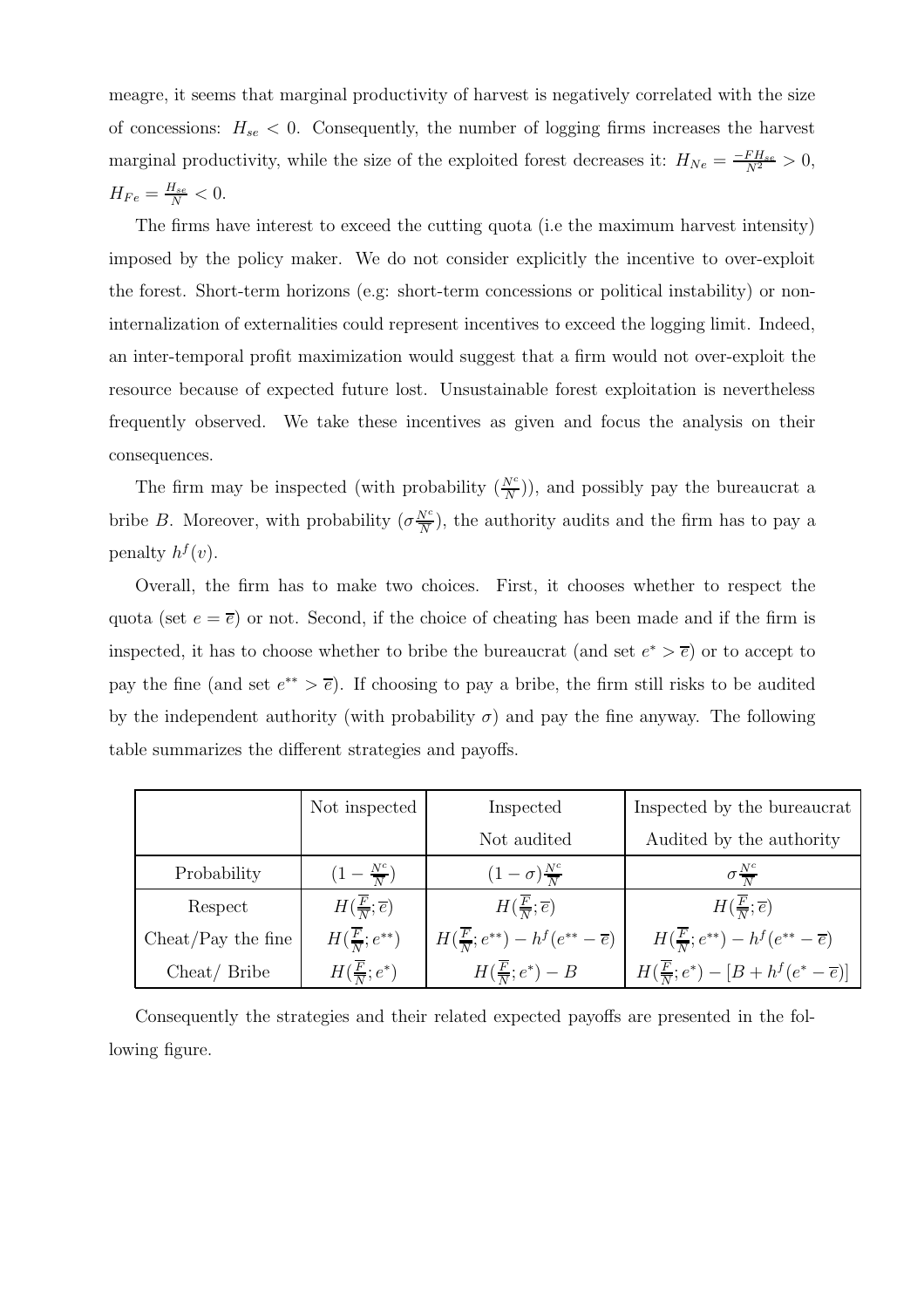meagre, it seems that marginal productivity of harvest is negatively correlated with the size of concessions: $H_{se} < 0$. Consequently, the number of logging firms increases the harvest marginal productivity, while the size of the exploited forest decreases it: $H_{Ne} = \frac{-FH_{se}}{N^2} > 0$, $H_{Fe} = \frac{H_{se}}{N} < 0$.

The firms have interest to exceed the cutting quota (i.e the maximum harvest intensity) imposed by the policy maker. We do not consider explicitly the incentive to over-exploit the forest. Short-term horizons (e.g: short-term concessions or political instability) or non-internalization of externalities could represent incentives to exceed the logging limit. Indeed, an inter-temporal profit maximization would suggest that a firm would not over-exploit the resource because of expected future lost. Unsustainable forest exploitation is nevertheless frequently observed. We take these incentives as given and focus the analysis on their consequences.

The firm may be inspected (with probability $(\frac{N^c}{N})$), and possibly pay the bureaucrat a bribe $B$. Moreover, with probability $(\sigma\frac{N^c}{N})$, the authority audits and the firm has to pay a penalty $h^f(v)$.

Overall, the firm has to make two choices. First, it chooses whether to respect the quota (set $e = \overline{e}$) or not. Second, if the choice of cheating has been made and if the firm is inspected, it has to choose whether to bribe the bureaucrat (and set $e^* > \overline{e}$) or to accept to pay the fine (and set $e^{**} > \overline{e}$). If choosing to pay a bribe, the firm still risks to be audited by the independent authority (with probability $\sigma$) and pay the fine anyway. The following table summarizes the different strategies and payoffs.

| | Not inspected | Inspected Not audited | Inspected by the bureaucrat Audited by the authority |
|---|---|---|---|
| Probability | $(1 - \frac{N^c}{N})$ | $(1-\sigma)\frac{N^c}{N}$ | $\sigma\frac{N^c}{N}$ |
| Respect | $H(\frac{F}{N};\overline{e})$ | $H(\frac{F}{N};\overline{e})$ | $H(\frac{F}{N};\overline{e})$ |
| Cheat/Pay the fine | $H(\frac{F}{N};e^{**})$ | $H(\frac{F}{N};e^{**}) - h^f(e^{**}-\overline{e})$ | $H(\frac{F}{N};e^{**}) - h^f(e^{**}-\overline{e})$ |
| Cheat/ Bribe | $H(\frac{F}{N};e^{*})$ | $H(\frac{F}{N};e^{*}) - B$ | $H(\frac{F}{N};e^{*}) - [B + h^f(e^{*}-\overline{e})]$ |

Consequently the strategies and their related expected payoffs are presented in the following figure.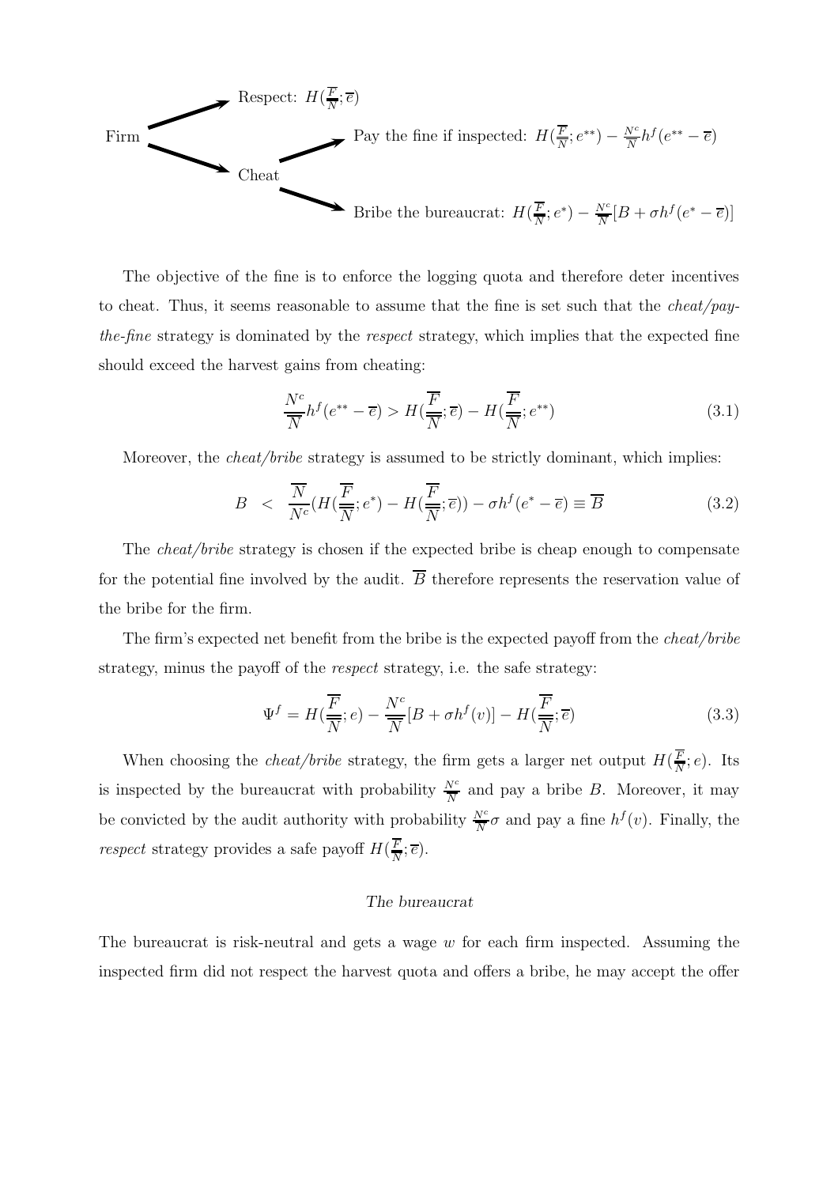Firm → Respect: $H(\frac{\overline{F}}{\overline{N}};\overline{e})$

Firm → Cheat → Pay the fine if inspected: $H(\frac{\overline{F}}{\overline{N}};e^{**}) - \frac{N^c}{\overline{N}}h^f(e^{**}-\overline{e})$

Firm → Cheat → Bribe the bureaucrat: $H(\frac{\overline{F}}{\overline{N}};e^{*}) - \frac{N^c}{\overline{N}}[B + \sigma h^f(e^{*}-\overline{e})]$

The objective of the fine is to enforce the logging quota and therefore deter incentives to cheat. Thus, it seems reasonable to assume that the fine is set such that the *cheat/pay-the-fine* strategy is dominated by the *respect* strategy, which implies that the expected fine should exceed the harvest gains from cheating:

$$\frac{N^c}{\overline{N}}h^f(e^{**}-\overline{e}) > H(\frac{\overline{F}}{\overline{N}};\overline{e}) - H(\frac{\overline{F}}{\overline{N}};e^{**}) \tag{3.1}$$

Moreover, the *cheat/bribe* strategy is assumed to be strictly dominant, which implies:

$$B \;<\; \frac{\overline{N}}{N^c}(H(\frac{\overline{F}}{\overline{N}};e^{*}) - H(\frac{\overline{F}}{\overline{N}};\overline{e})) - \sigma h^f(e^{*}-\overline{e}) \equiv \overline{B} \tag{3.2}$$

The *cheat/bribe* strategy is chosen if the expected bribe is cheap enough to compensate for the potential fine involved by the audit. $\overline{B}$ therefore represents the reservation value of the bribe for the firm.

The firm's expected net benefit from the bribe is the expected payoff from the *cheat/bribe* strategy, minus the payoff of the *respect* strategy, i.e. the safe strategy:

$$\Psi^f = H(\frac{\overline{F}}{\overline{N}};e) - \frac{N^c}{\overline{N}}[B + \sigma h^f(v)] - H(\frac{\overline{F}}{\overline{N}};\overline{e}) \tag{3.3}$$

When choosing the *cheat/bribe* strategy, the firm gets a larger net output $H(\frac{\overline{F}}{\overline{N}};e)$. Its is inspected by the bureaucrat with probability $\frac{N^c}{\overline{N}}$ and pay a bribe $B$. Moreover, it may be convicted by the audit authority with probability $\frac{N^c}{\overline{N}}\sigma$ and pay a fine $h^f(v)$. Finally, the *respect* strategy provides a safe payoff $H(\frac{\overline{F}}{\overline{N}};\overline{e})$.

*The bureaucrat*

The bureaucrat is risk-neutral and gets a wage $w$ for each firm inspected. Assuming the inspected firm did not respect the harvest quota and offers a bribe, he may accept the offer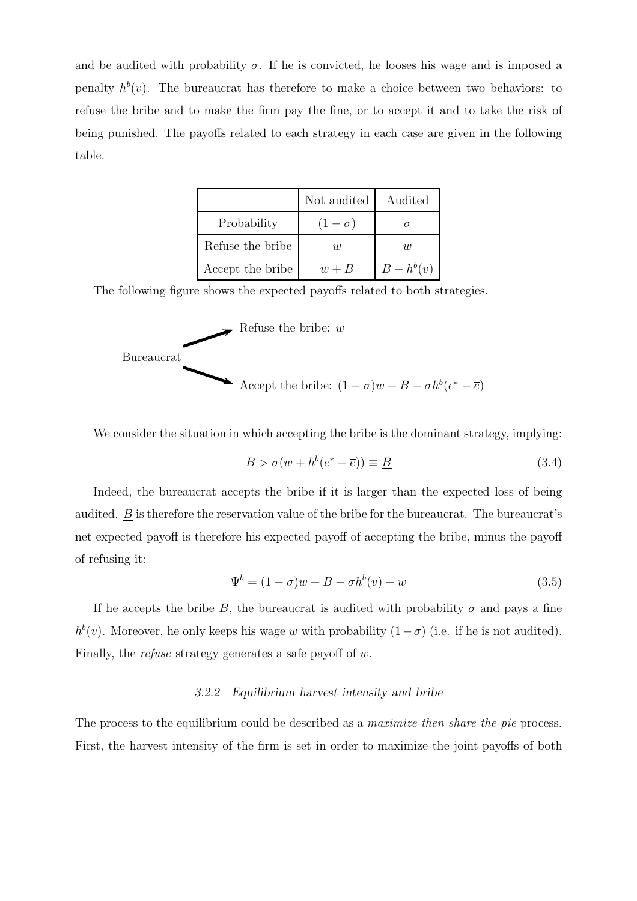and be audited with probability $\sigma$. If he is convicted, he looses his wage and is imposed a penalty $h^b(v)$. The bureaucrat has therefore to make a choice between two behaviors: to refuse the bribe and to make the firm pay the fine, or to accept it and to take the risk of being punished. The payoffs related to each strategy in each case are given in the following table.

| | Not audited | Audited |
|---|---|---|
| Probability | $(1-\sigma)$ | $\sigma$ |
| Refuse the bribe | $w$ | $w$ |
| Accept the bribe | $w+B$ | $B-h^b(v)$ |

The following figure shows the expected payoffs related to both strategies.

Bureaucrat

- Refuse the bribe: $w$
- Accept the bribe: $(1-\sigma)w + B - \sigma h^b(e^* - \overline{e})$

We consider the situation in which accepting the bribe is the dominant strategy, implying:

$$B > \sigma(w + h^b(e^* - \overline{e})) \equiv \underline{B} \tag{3.4}$$

Indeed, the bureaucrat accepts the bribe if it is larger than the expected loss of being audited. $\underline{B}$ is therefore the reservation value of the bribe for the bureaucrat. The bureaucrat's net expected payoff is therefore his expected payoff of accepting the bribe, minus the payoff of refusing it:

$$\Psi^b = (1-\sigma)w + B - \sigma h^b(v) - w \tag{3.5}$$

If he accepts the bribe $B$, the bureaucrat is audited with probability $\sigma$ and pays a fine $h^b(v)$. Moreover, he only keeps his wage $w$ with probability $(1-\sigma)$ (i.e. if he is not audited). Finally, the *refuse* strategy generates a safe payoff of $w$.

### 3.2.2 *Equilibrium harvest intensity and bribe*

The process to the equilibrium could be described as a *maximize-then-share-the-pie* process. First, the harvest intensity of the firm is set in order to maximize the joint payoffs of both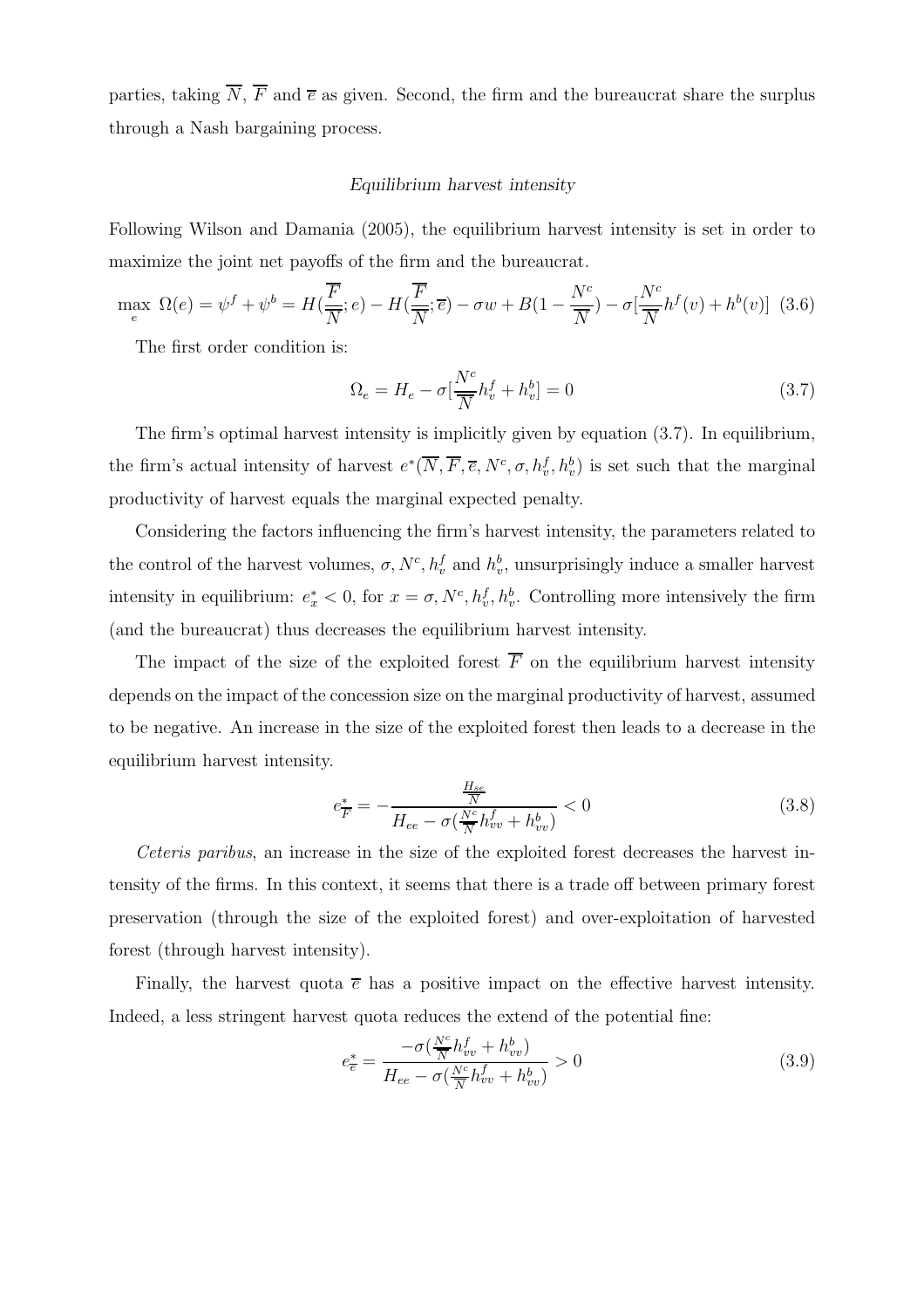parties, taking $\overline{N}$, $\overline{F}$ and $\overline{e}$ as given. Second, the firm and the bureaucrat share the surplus through a Nash bargaining process.

*Equilibrium harvest intensity*

Following Wilson and Damania (2005), the equilibrium harvest intensity is set in order to maximize the joint net payoffs of the firm and the bureaucrat.

$$\max_{e} \ \Omega(e) = \psi^f + \psi^b = H(\frac{\overline{F}}{\overline{N}}; e) - H(\frac{\overline{F}}{\overline{N}}; \overline{e}) - \sigma w + B(1 - \frac{N^c}{\overline{N}}) - \sigma[\frac{N^c}{\overline{N}} h^f(v) + h^b(v)] \quad (3.6)$$

The first order condition is:

$$\Omega_e = H_e - \sigma[\frac{N^c}{\overline{N}} h_v^f + h_v^b] = 0 \quad (3.7)$$

The firm's optimal harvest intensity is implicitly given by equation (3.7). In equilibrium, the firm's actual intensity of harvest $e^*(\overline{N}, \overline{F}, \overline{e}, N^c, \sigma, h_v^f, h_v^b)$ is set such that the marginal productivity of harvest equals the marginal expected penalty.

Considering the factors influencing the firm's harvest intensity, the parameters related to the control of the harvest volumes, $\sigma, N^c, h_v^f$ and $h_v^b$, unsurprisingly induce a smaller harvest intensity in equilibrium: $e_x^* < 0$, for $x = \sigma, N^c, h_v^f, h_v^b$. Controlling more intensively the firm (and the bureaucrat) thus decreases the equilibrium harvest intensity.

The impact of the size of the exploited forest $\overline{F}$ on the equilibrium harvest intensity depends on the impact of the concession size on the marginal productivity of harvest, assumed to be negative. An increase in the size of the exploited forest then leads to a decrease in the equilibrium harvest intensity.

$$e_{\overline{F}}^* = -\frac{\frac{H_{se}}{\overline{N}}}{H_{ee} - \sigma(\frac{N^c}{\overline{N}} h_{vv}^f + h_{vv}^b)} < 0 \quad (3.8)$$

*Ceteris paribus*, an increase in the size of the exploited forest decreases the harvest intensity of the firms. In this context, it seems that there is a trade off between primary forest preservation (through the size of the exploited forest) and over-exploitation of harvested forest (through harvest intensity).

Finally, the harvest quota $\overline{e}$ has a positive impact on the effective harvest intensity. Indeed, a less stringent harvest quota reduces the extend of the potential fine:

$$e_{\overline{e}}^* = \frac{-\sigma(\frac{N^c}{\overline{N}} h_{vv}^f + h_{vv}^b)}{H_{ee} - \sigma(\frac{N^c}{\overline{N}} h_{vv}^f + h_{vv}^b)} > 0 \quad (3.9)$$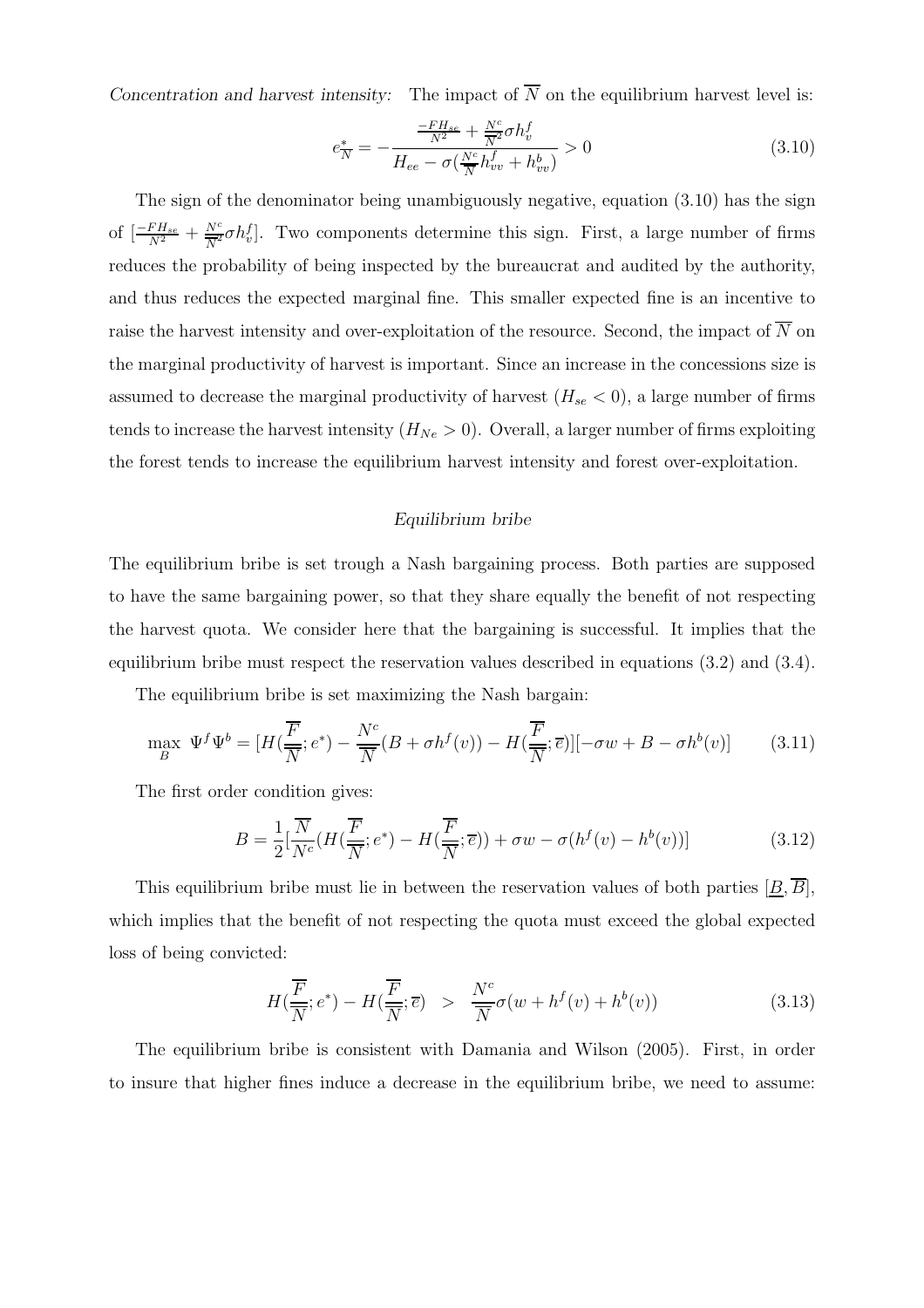*Concentration and harvest intensity:* The impact of $\overline{N}$ on the equilibrium harvest level is:

$$e^*_{\overline{N}} = -\frac{\frac{-FH_{se}}{N^2} + \frac{N^c}{\overline{N}^2}\sigma h^f_v}{H_{ee} - \sigma(\frac{N^c}{\overline{N}}h^f_{vv} + h^b_{vv})} > 0 \tag{3.10}$$

The sign of the denominator being unambiguously negative, equation (3.10) has the sign of $[\frac{-FH_{se}}{N^2} + \frac{N^c}{\overline{N}^2}\sigma h^f_v]$. Two components determine this sign. First, a large number of firms reduces the probability of being inspected by the bureaucrat and audited by the authority, and thus reduces the expected marginal fine. This smaller expected fine is an incentive to raise the harvest intensity and over-exploitation of the resource. Second, the impact of $\overline{N}$ on the marginal productivity of harvest is important. Since an increase in the concessions size is assumed to decrease the marginal productivity of harvest ($H_{se} < 0$), a large number of firms tends to increase the harvest intensity ($H_{Ne} > 0$). Overall, a larger number of firms exploiting the forest tends to increase the equilibrium harvest intensity and forest over-exploitation.

*Equilibrium bribe*

The equilibrium bribe is set trough a Nash bargaining process. Both parties are supposed to have the same bargaining power, so that they share equally the benefit of not respecting the harvest quota. We consider here that the bargaining is successful. It implies that the equilibrium bribe must respect the reservation values described in equations (3.2) and (3.4).

The equilibrium bribe is set maximizing the Nash bargain:

$$\max_B \ \Psi^f\Psi^b = [H(\frac{\overline{F}}{\overline{N}}; e^*) - \frac{N^c}{\overline{N}}(B + \sigma h^f(v)) - H(\frac{\overline{F}}{\overline{N}}; \overline{e})][-\sigma w + B - \sigma h^b(v)] \tag{3.11}$$

The first order condition gives:

$$B = \frac{1}{2}[\frac{\overline{N}}{N^c}(H(\frac{\overline{F}}{\overline{N}}; e^*) - H(\frac{\overline{F}}{\overline{N}}; \overline{e})) + \sigma w - \sigma(h^f(v) - h^b(v))] \tag{3.12}$$

This equilibrium bribe must lie in between the reservation values of both parties $[\underline{B}, \overline{B}]$, which implies that the benefit of not respecting the quota must exceed the global expected loss of being convicted:

$$H(\frac{\overline{F}}{\overline{N}}; e^*) - H(\frac{\overline{F}}{\overline{N}}; \overline{e}) \quad > \quad \frac{N^c}{\overline{N}}\sigma(w + h^f(v) + h^b(v)) \tag{3.13}$$

The equilibrium bribe is consistent with Damania and Wilson (2005). First, in order to insure that higher fines induce a decrease in the equilibrium bribe, we need to assume: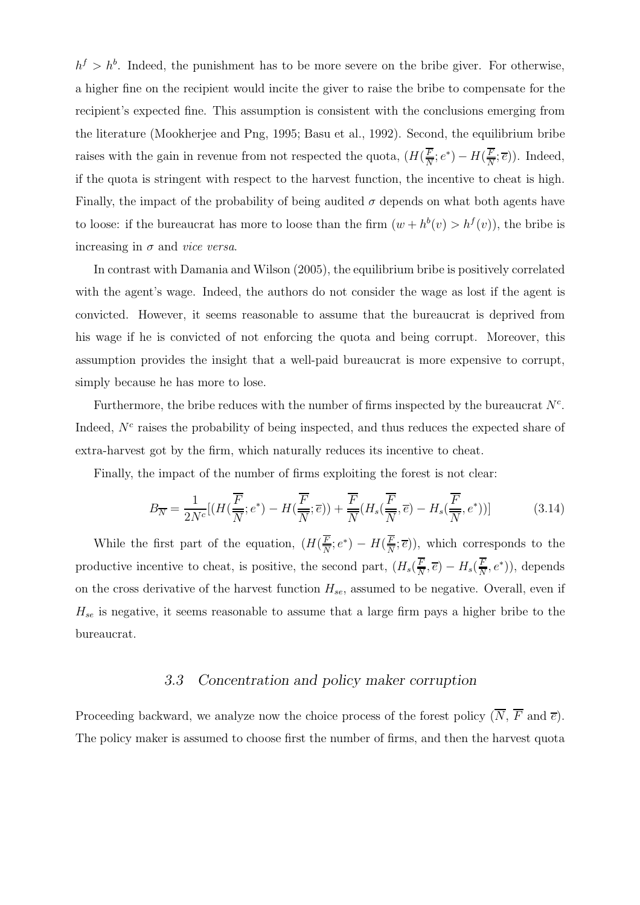$h^f > h^b$. Indeed, the punishment has to be more severe on the bribe giver. For otherwise, a higher fine on the recipient would incite the giver to raise the bribe to compensate for the recipient's expected fine. This assumption is consistent with the conclusions emerging from the literature (Mookherjee and Png, 1995; Basu et al., 1992). Second, the equilibrium bribe raises with the gain in revenue from not respected the quota, $(H(\frac{\overline{F}}{\overline{N}}; e^*) - H(\frac{\overline{F}}{\overline{N}}; \overline{e}))$. Indeed, if the quota is stringent with respect to the harvest function, the incentive to cheat is high. Finally, the impact of the probability of being audited $\sigma$ depends on what both agents have to loose: if the bureaucrat has more to loose than the firm $(w + h^b(v) > h^f(v))$, the bribe is increasing in $\sigma$ and *vice versa*.

In contrast with Damania and Wilson (2005), the equilibrium bribe is positively correlated with the agent's wage. Indeed, the authors do not consider the wage as lost if the agent is convicted. However, it seems reasonable to assume that the bureaucrat is deprived from his wage if he is convicted of not enforcing the quota and being corrupt. Moreover, this assumption provides the insight that a well-paid bureaucrat is more expensive to corrupt, simply because he has more to lose.

Furthermore, the bribe reduces with the number of firms inspected by the bureaucrat $N^c$. Indeed, $N^c$ raises the probability of being inspected, and thus reduces the expected share of extra-harvest got by the firm, which naturally reduces its incentive to cheat.

Finally, the impact of the number of firms exploiting the forest is not clear:

$$B_{\overline{N}} = \frac{1}{2N^c}[(H(\frac{\overline{F}}{\overline{N}}; e^*) - H(\frac{\overline{F}}{\overline{N}}; \overline{e})) + \frac{\overline{F}}{\overline{N}}(H_s(\frac{\overline{F}}{\overline{N}}, \overline{e}) - H_s(\frac{\overline{F}}{\overline{N}}, e^*))] \tag{3.14}$$

While the first part of the equation, $(H(\frac{\overline{F}}{\overline{N}}; e^*) - H(\frac{\overline{F}}{\overline{N}}; \overline{e}))$, which corresponds to the productive incentive to cheat, is positive, the second part, $(H_s(\frac{\overline{F}}{\overline{N}}, \overline{e}) - H_s(\frac{\overline{F}}{\overline{N}}, e^*))$, depends on the cross derivative of the harvest function $H_{se}$, assumed to be negative. Overall, even if $H_{se}$ is negative, it seems reasonable to assume that a large firm pays a higher bribe to the bureaucrat.

### *3.3 Concentration and policy maker corruption*

Proceeding backward, we analyze now the choice process of the forest policy ($\overline{N}$, $\overline{F}$ and $\overline{e}$). The policy maker is assumed to choose first the number of firms, and then the harvest quota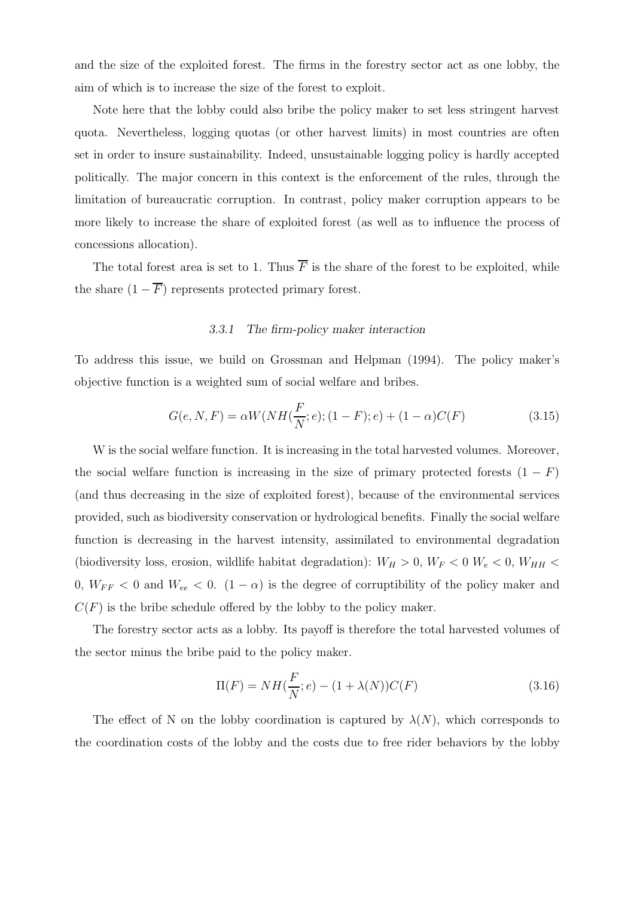and the size of the exploited forest. The firms in the forestry sector act as one lobby, the aim of which is to increase the size of the forest to exploit.

Note here that the lobby could also bribe the policy maker to set less stringent harvest quota. Nevertheless, logging quotas (or other harvest limits) in most countries are often set in order to insure sustainability. Indeed, unsustainable logging policy is hardly accepted politically. The major concern in this context is the enforcement of the rules, through the limitation of bureaucratic corruption. In contrast, policy maker corruption appears to be more likely to increase the share of exploited forest (as well as to influence the process of concessions allocation).

The total forest area is set to 1. Thus $\overline{F}$ is the share of the forest to be exploited, while the share $(1 - \overline{F})$ represents protected primary forest.

### *3.3.1 The firm-policy maker interaction*

To address this issue, we build on Grossman and Helpman (1994). The policy maker's objective function is a weighted sum of social welfare and bribes.

$$G(e, N, F) = \alpha W(NH(\frac{F}{N}; e); (1 - F); e) + (1 - \alpha)C(F) \tag{3.15}$$

W is the social welfare function. It is increasing in the total harvested volumes. Moreover, the social welfare function is increasing in the size of primary protected forests $(1 - F)$ (and thus decreasing in the size of exploited forest), because of the environmental services provided, such as biodiversity conservation or hydrological benefits. Finally the social welfare function is decreasing in the harvest intensity, assimilated to environmental degradation (biodiversity loss, erosion, wildlife habitat degradation): $W_H > 0$, $W_F < 0$ $W_e < 0$, $W_{HH} < 0$, $W_{FF} < 0$ and $W_{ee} < 0$. $(1 - \alpha)$ is the degree of corruptibility of the policy maker and $C(F)$ is the bribe schedule offered by the lobby to the policy maker.

The forestry sector acts as a lobby. Its payoff is therefore the total harvested volumes of the sector minus the bribe paid to the policy maker.

$$\Pi(F) = NH(\frac{F}{N}; e) - (1 + \lambda(N))C(F) \tag{3.16}$$

The effect of N on the lobby coordination is captured by $\lambda(N)$, which corresponds to the coordination costs of the lobby and the costs due to free rider behaviors by the lobby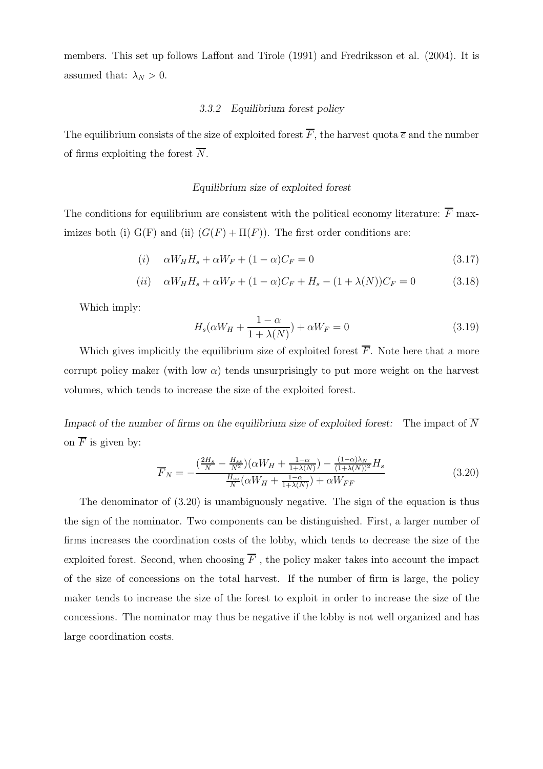members. This set up follows Laffont and Tirole (1991) and Fredriksson et al. (2004). It is assumed that: $\lambda_N > 0$.

### 3.3.2 Equilibrium forest policy

The equilibrium consists of the size of exploited forest $\overline{F}$, the harvest quota $\overline{e}$ and the number of firms exploiting the forest $\overline{N}$.

#### Equilibrium size of exploited forest

The conditions for equilibrium are consistent with the political economy literature: $\overline{F}$ maximizes both (i) G(F) and (ii) $(G(F) + \Pi(F))$. The first order conditions are:

$$(i) \quad \alpha W_H H_s + \alpha W_F + (1-\alpha) C_F = 0 \tag{3.17}$$

$$(ii) \quad \alpha W_H H_s + \alpha W_F + (1-\alpha) C_F + H_s - (1+\lambda(N)) C_F = 0 \tag{3.18}$$

Which imply:

$$H_s(\alpha W_H + \frac{1-\alpha}{1+\lambda(N)}) + \alpha W_F = 0 \tag{3.19}$$

Which gives implicitly the equilibrium size of exploited forest $\overline{F}$. Note here that a more corrupt policy maker (with low $\alpha$) tends unsurprisingly to put more weight on the harvest volumes, which tends to increase the size of the exploited forest.

*Impact of the number of firms on the equilibrium size of exploited forest:* The impact of $\overline{N}$ on $\overline{F}$ is given by:

$$\overline{F}_N = -\frac{(\frac{2H_s}{N} - \frac{H_{ss}}{N^2})(\alpha W_H + \frac{1-\alpha}{1+\lambda(N)}) - \frac{(1-\alpha)\lambda_N}{(1+\lambda(N))^2} H_s}{\frac{H_{ss}}{N}(\alpha W_H + \frac{1-\alpha}{1+\lambda(N)}) + \alpha W_{FF}} \tag{3.20}$$

The denominator of (3.20) is unambiguously negative. The sign of the equation is thus the sign of the nominator. Two components can be distinguished. First, a larger number of firms increases the coordination costs of the lobby, which tends to decrease the size of the exploited forest. Second, when choosing $\overline{F}$ , the policy maker takes into account the impact of the size of concessions on the total harvest. If the number of firm is large, the policy maker tends to increase the size of the forest to exploit in order to increase the size of the concessions. The nominator may thus be negative if the lobby is not well organized and has large coordination costs.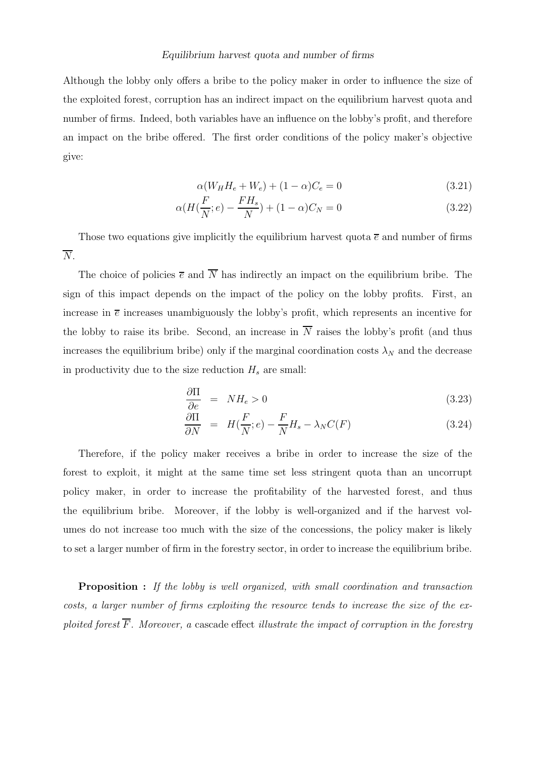*Equilibrium harvest quota and number of firms*

Although the lobby only offers a bribe to the policy maker in order to influence the size of the exploited forest, corruption has an indirect impact on the equilibrium harvest quota and number of firms. Indeed, both variables have an influence on the lobby's profit, and therefore an impact on the bribe offered. The first order conditions of the policy maker's objective give:

$$\alpha(W_H H_e + W_e) + (1-\alpha)C_e = 0 \tag{3.21}$$

$$\alpha(H(\frac{F}{N};e) - \frac{FH_s}{N}) + (1-\alpha)C_N = 0 \tag{3.22}$$

Those two equations give implicitly the equilibrium harvest quota $\overline{e}$ and number of firms $\overline{N}$.

The choice of policies $\overline{e}$ and $\overline{N}$ has indirectly an impact on the equilibrium bribe. The sign of this impact depends on the impact of the policy on the lobby profits. First, an increase in $\overline{e}$ increases unambiguously the lobby's profit, which represents an incentive for the lobby to raise its bribe. Second, an increase in $\overline{N}$ raises the lobby's profit (and thus increases the equilibrium bribe) only if the marginal coordination costs $\lambda_N$ and the decrease in productivity due to the size reduction $H_s$ are small:

$$\frac{\partial \Pi}{\partial e} = NH_e > 0 \tag{3.23}$$

$$\frac{\partial \Pi}{\partial N} = H(\frac{F}{N};e) - \frac{F}{N}H_s - \lambda_N C(F) \tag{3.24}$$

Therefore, if the policy maker receives a bribe in order to increase the size of the forest to exploit, it might at the same time set less stringent quota than an uncorrupt policy maker, in order to increase the profitability of the harvested forest, and thus the equilibrium bribe. Moreover, if the lobby is well-organized and if the harvest volumes do not increase too much with the size of the concessions, the policy maker is likely to set a larger number of firm in the forestry sector, in order to increase the equilibrium bribe.

**Proposition :** *If the lobby is well organized, with small coordination and transaction costs, a larger number of firms exploiting the resource tends to increase the size of the exploited forest $\overline{F}$. Moreover, a* cascade effect *illustrate the impact of corruption in the forestry*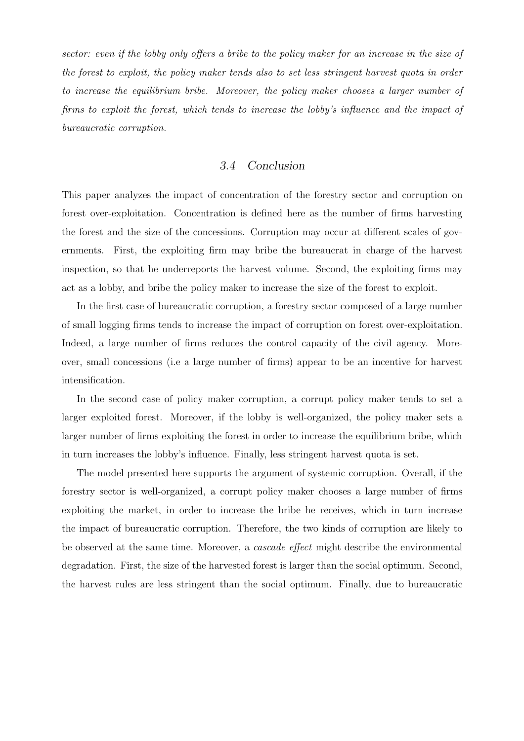*sector: even if the lobby only offers a bribe to the policy maker for an increase in the size of the forest to exploit, the policy maker tends also to set less stringent harvest quota in order to increase the equilibrium bribe. Moreover, the policy maker chooses a larger number of firms to exploit the forest, which tends to increase the lobby's influence and the impact of bureaucratic corruption.*

## 3.4 Conclusion

This paper analyzes the impact of concentration of the forestry sector and corruption on forest over-exploitation. Concentration is defined here as the number of firms harvesting the forest and the size of the concessions. Corruption may occur at different scales of governments. First, the exploiting firm may bribe the bureaucrat in charge of the harvest inspection, so that he underreports the harvest volume. Second, the exploiting firms may act as a lobby, and bribe the policy maker to increase the size of the forest to exploit.

In the first case of bureaucratic corruption, a forestry sector composed of a large number of small logging firms tends to increase the impact of corruption on forest over-exploitation. Indeed, a large number of firms reduces the control capacity of the civil agency. Moreover, small concessions (i.e a large number of firms) appear to be an incentive for harvest intensification.

In the second case of policy maker corruption, a corrupt policy maker tends to set a larger exploited forest. Moreover, if the lobby is well-organized, the policy maker sets a larger number of firms exploiting the forest in order to increase the equilibrium bribe, which in turn increases the lobby's influence. Finally, less stringent harvest quota is set.

The model presented here supports the argument of systemic corruption. Overall, if the forestry sector is well-organized, a corrupt policy maker chooses a large number of firms exploiting the market, in order to increase the bribe he receives, which in turn increase the impact of bureaucratic corruption. Therefore, the two kinds of corruption are likely to be observed at the same time. Moreover, a *cascade effect* might describe the environmental degradation. First, the size of the harvested forest is larger than the social optimum. Second, the harvest rules are less stringent than the social optimum. Finally, due to bureaucratic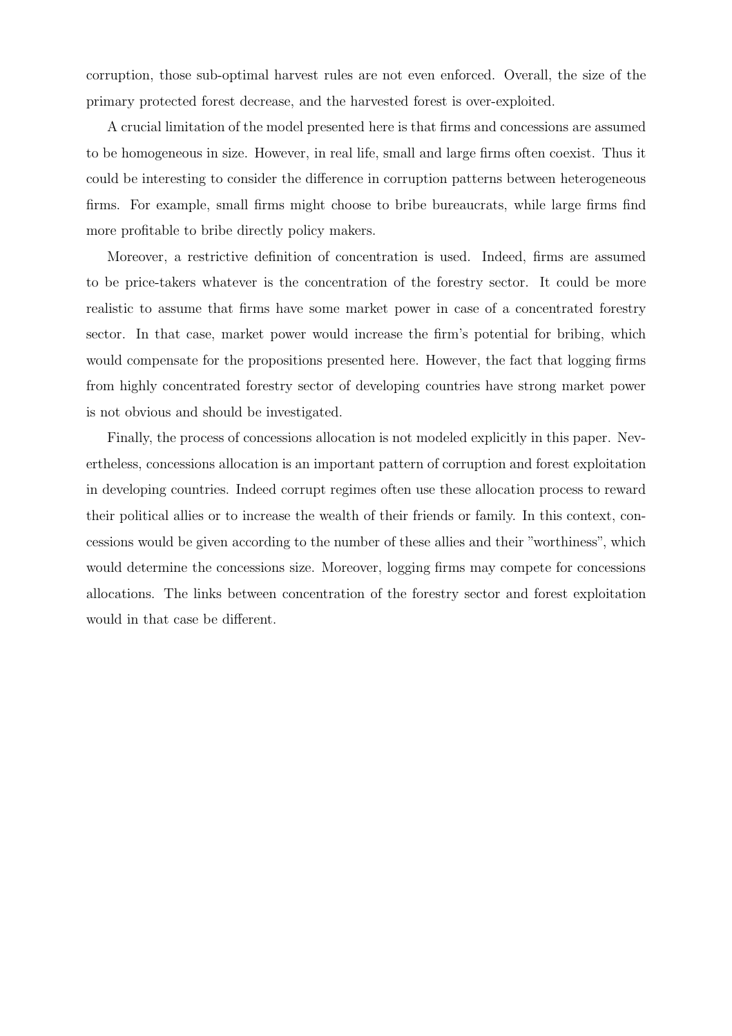corruption, those sub-optimal harvest rules are not even enforced. Overall, the size of the primary protected forest decrease, and the harvested forest is over-exploited.

A crucial limitation of the model presented here is that firms and concessions are assumed to be homogeneous in size. However, in real life, small and large firms often coexist. Thus it could be interesting to consider the difference in corruption patterns between heterogeneous firms. For example, small firms might choose to bribe bureaucrats, while large firms find more profitable to bribe directly policy makers.

Moreover, a restrictive definition of concentration is used. Indeed, firms are assumed to be price-takers whatever is the concentration of the forestry sector. It could be more realistic to assume that firms have some market power in case of a concentrated forestry sector. In that case, market power would increase the firm's potential for bribing, which would compensate for the propositions presented here. However, the fact that logging firms from highly concentrated forestry sector of developing countries have strong market power is not obvious and should be investigated.

Finally, the process of concessions allocation is not modeled explicitly in this paper. Nevertheless, concessions allocation is an important pattern of corruption and forest exploitation in developing countries. Indeed corrupt regimes often use these allocation process to reward their political allies or to increase the wealth of their friends or family. In this context, concessions would be given according to the number of these allies and their "worthiness", which would determine the concessions size. Moreover, logging firms may compete for concessions allocations. The links between concentration of the forestry sector and forest exploitation would in that case be different.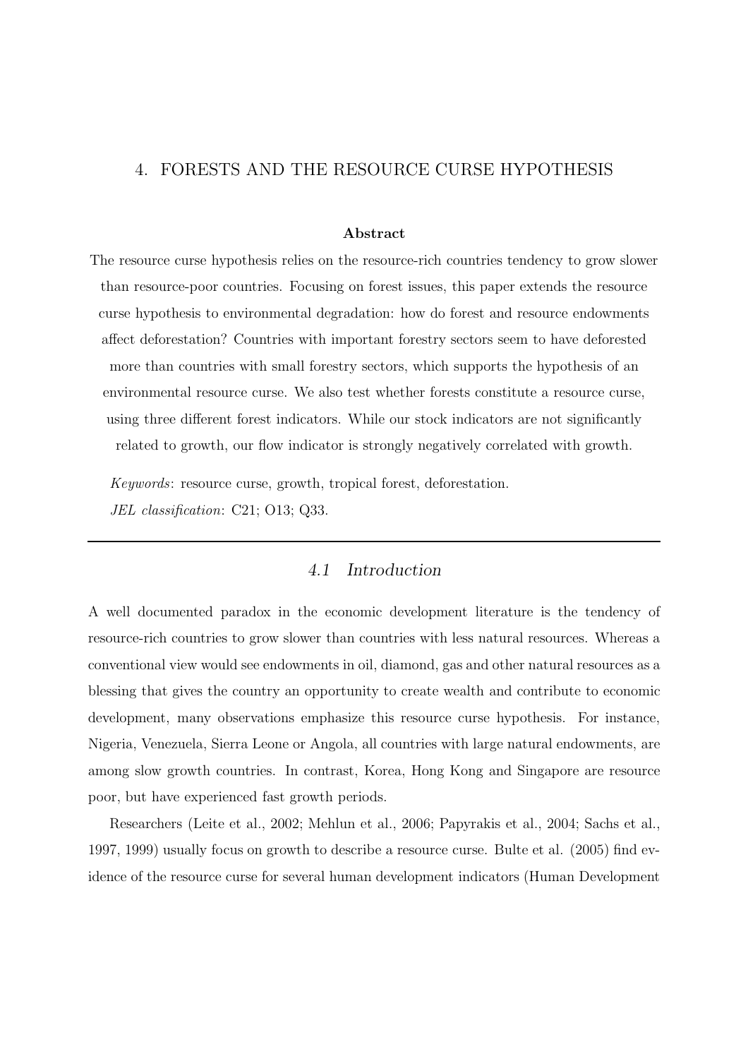# 4. FORESTS AND THE RESOURCE CURSE HYPOTHESIS

**Abstract**

The resource curse hypothesis relies on the resource-rich countries tendency to grow slower than resource-poor countries. Focusing on forest issues, this paper extends the resource curse hypothesis to environmental degradation: how do forest and resource endowments affect deforestation? Countries with important forestry sectors seem to have deforested more than countries with small forestry sectors, which supports the hypothesis of an environmental resource curse. We also test whether forests constitute a resource curse, using three different forest indicators. While our stock indicators are not significantly related to growth, our flow indicator is strongly negatively correlated with growth.

*Keywords*: resource curse, growth, tropical forest, deforestation.

*JEL classification*: C21; O13; Q33.

---

## *4.1 Introduction*

A well documented paradox in the economic development literature is the tendency of resource-rich countries to grow slower than countries with less natural resources. Whereas a conventional view would see endowments in oil, diamond, gas and other natural resources as a blessing that gives the country an opportunity to create wealth and contribute to economic development, many observations emphasize this resource curse hypothesis. For instance, Nigeria, Venezuela, Sierra Leone or Angola, all countries with large natural endowments, are among slow growth countries. In contrast, Korea, Hong Kong and Singapore are resource poor, but have experienced fast growth periods.

Researchers (Leite et al., 2002; Mehlun et al., 2006; Papyrakis et al., 2004; Sachs et al., 1997, 1999) usually focus on growth to describe a resource curse. Bulte et al. (2005) find evidence of the resource curse for several human development indicators (Human Development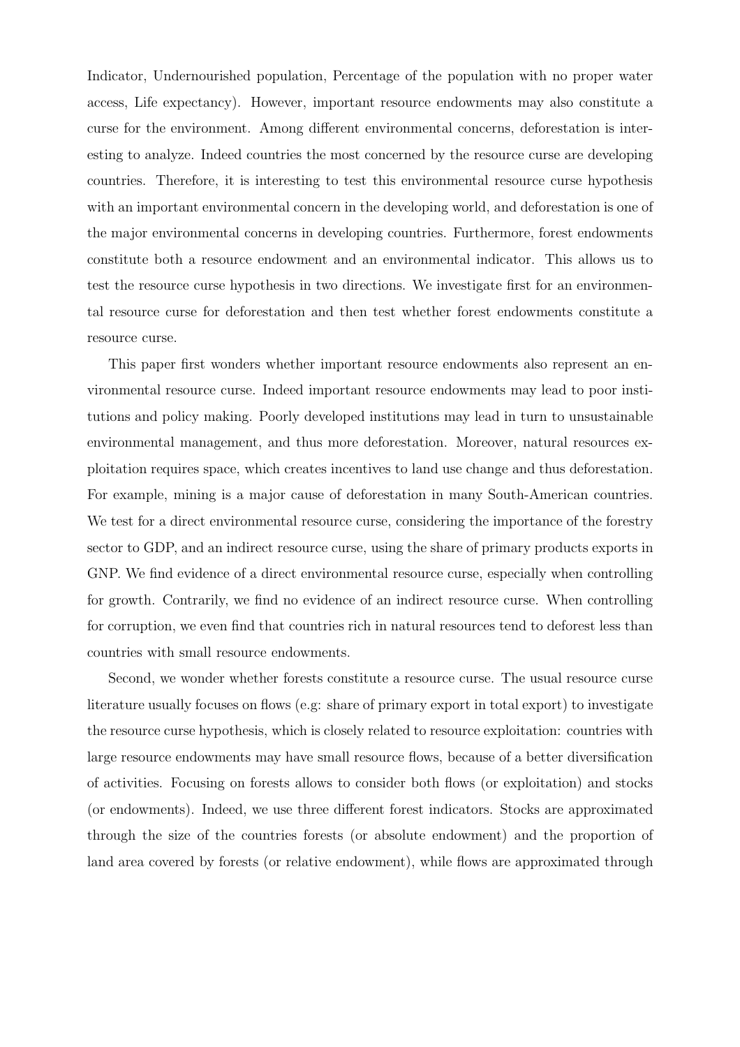Indicator, Undernourished population, Percentage of the population with no proper water access, Life expectancy). However, important resource endowments may also constitute a curse for the environment. Among different environmental concerns, deforestation is interesting to analyze. Indeed countries the most concerned by the resource curse are developing countries. Therefore, it is interesting to test this environmental resource curse hypothesis with an important environmental concern in the developing world, and deforestation is one of the major environmental concerns in developing countries. Furthermore, forest endowments constitute both a resource endowment and an environmental indicator. This allows us to test the resource curse hypothesis in two directions. We investigate first for an environmental resource curse for deforestation and then test whether forest endowments constitute a resource curse.

This paper first wonders whether important resource endowments also represent an environmental resource curse. Indeed important resource endowments may lead to poor institutions and policy making. Poorly developed institutions may lead in turn to unsustainable environmental management, and thus more deforestation. Moreover, natural resources exploitation requires space, which creates incentives to land use change and thus deforestation. For example, mining is a major cause of deforestation in many South-American countries. We test for a direct environmental resource curse, considering the importance of the forestry sector to GDP, and an indirect resource curse, using the share of primary products exports in GNP. We find evidence of a direct environmental resource curse, especially when controlling for growth. Contrarily, we find no evidence of an indirect resource curse. When controlling for corruption, we even find that countries rich in natural resources tend to deforest less than countries with small resource endowments.

Second, we wonder whether forests constitute a resource curse. The usual resource curse literature usually focuses on flows (e.g: share of primary export in total export) to investigate the resource curse hypothesis, which is closely related to resource exploitation: countries with large resource endowments may have small resource flows, because of a better diversification of activities. Focusing on forests allows to consider both flows (or exploitation) and stocks (or endowments). Indeed, we use three different forest indicators. Stocks are approximated through the size of the countries forests (or absolute endowment) and the proportion of land area covered by forests (or relative endowment), while flows are approximated through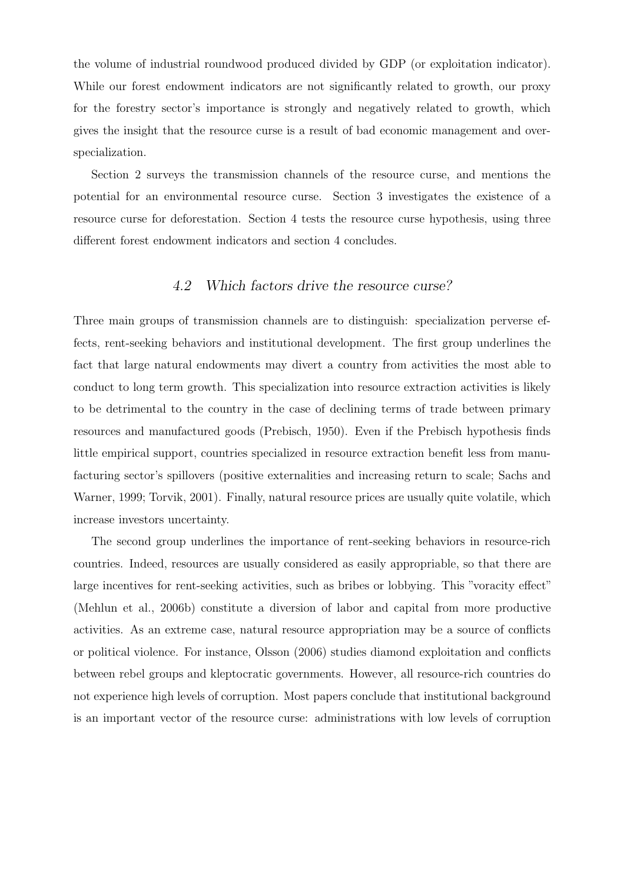the volume of industrial roundwood produced divided by GDP (or exploitation indicator). While our forest endowment indicators are not significantly related to growth, our proxy for the forestry sector's importance is strongly and negatively related to growth, which gives the insight that the resource curse is a result of bad economic management and over-specialization.

Section 2 surveys the transmission channels of the resource curse, and mentions the potential for an environmental resource curse. Section 3 investigates the existence of a resource curse for deforestation. Section 4 tests the resource curse hypothesis, using three different forest endowment indicators and section 4 concludes.

### *4.2 Which factors drive the resource curse?*

Three main groups of transmission channels are to distinguish: specialization perverse effects, rent-seeking behaviors and institutional development. The first group underlines the fact that large natural endowments may divert a country from activities the most able to conduct to long term growth. This specialization into resource extraction activities is likely to be detrimental to the country in the case of declining terms of trade between primary resources and manufactured goods (Prebisch, 1950). Even if the Prebisch hypothesis finds little empirical support, countries specialized in resource extraction benefit less from manufacturing sector's spillovers (positive externalities and increasing return to scale; Sachs and Warner, 1999; Torvik, 2001). Finally, natural resource prices are usually quite volatile, which increase investors uncertainty.

The second group underlines the importance of rent-seeking behaviors in resource-rich countries. Indeed, resources are usually considered as easily appropriable, so that there are large incentives for rent-seeking activities, such as bribes or lobbying. This "voracity effect" (Mehlun et al., 2006b) constitute a diversion of labor and capital from more productive activities. As an extreme case, natural resource appropriation may be a source of conflicts or political violence. For instance, Olsson (2006) studies diamond exploitation and conflicts between rebel groups and kleptocratic governments. However, all resource-rich countries do not experience high levels of corruption. Most papers conclude that institutional background is an important vector of the resource curse: administrations with low levels of corruption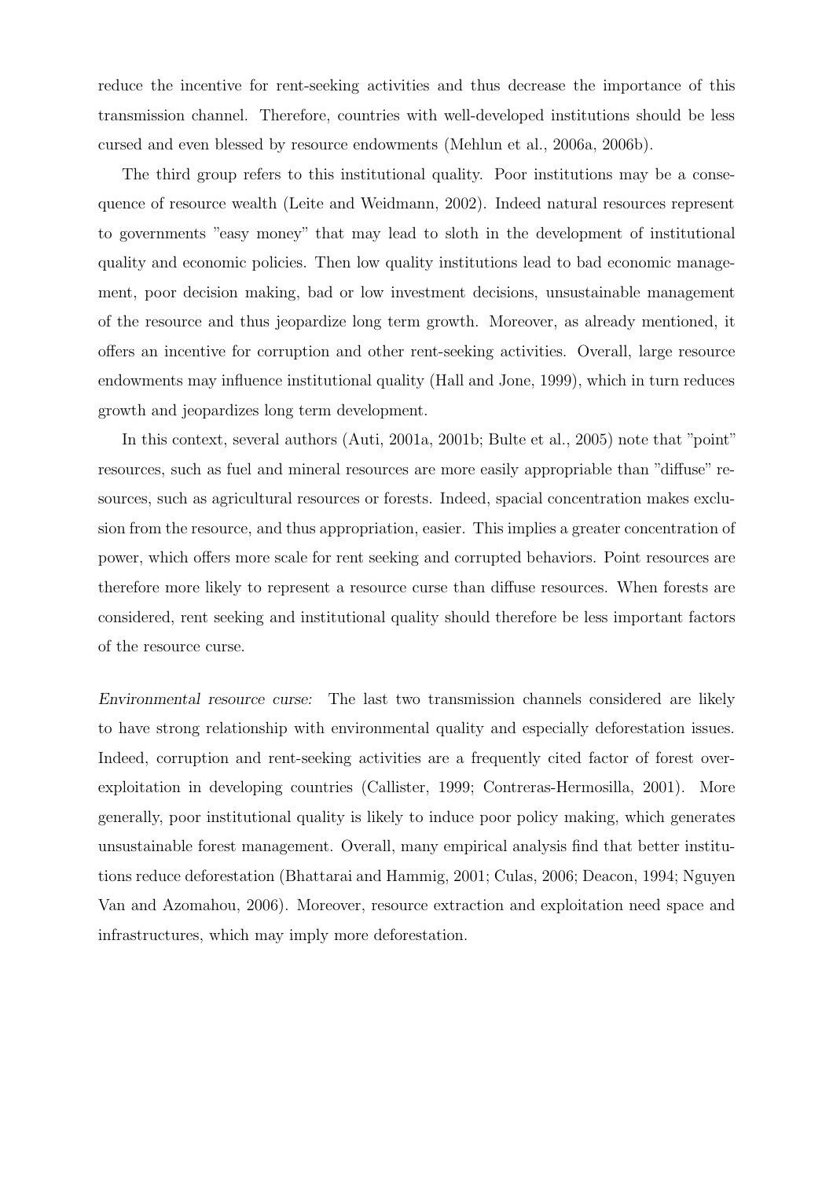reduce the incentive for rent-seeking activities and thus decrease the importance of this transmission channel. Therefore, countries with well-developed institutions should be less cursed and even blessed by resource endowments (Mehlun et al., 2006a, 2006b).

The third group refers to this institutional quality. Poor institutions may be a consequence of resource wealth (Leite and Weidmann, 2002). Indeed natural resources represent to governments "easy money" that may lead to sloth in the development of institutional quality and economic policies. Then low quality institutions lead to bad economic management, poor decision making, bad or low investment decisions, unsustainable management of the resource and thus jeopardize long term growth. Moreover, as already mentioned, it offers an incentive for corruption and other rent-seeking activities. Overall, large resource endowments may influence institutional quality (Hall and Jone, 1999), which in turn reduces growth and jeopardizes long term development.

In this context, several authors (Auti, 2001a, 2001b; Bulte et al., 2005) note that "point" resources, such as fuel and mineral resources are more easily appropriable than "diffuse" resources, such as agricultural resources or forests. Indeed, spacial concentration makes exclusion from the resource, and thus appropriation, easier. This implies a greater concentration of power, which offers more scale for rent seeking and corrupted behaviors. Point resources are therefore more likely to represent a resource curse than diffuse resources. When forests are considered, rent seeking and institutional quality should therefore be less important factors of the resource curse.

*Environmental resource curse:* The last two transmission channels considered are likely to have strong relationship with environmental quality and especially deforestation issues. Indeed, corruption and rent-seeking activities are a frequently cited factor of forest over-exploitation in developing countries (Callister, 1999; Contreras-Hermosilla, 2001). More generally, poor institutional quality is likely to induce poor policy making, which generates unsustainable forest management. Overall, many empirical analysis find that better institutions reduce deforestation (Bhattarai and Hammig, 2001; Culas, 2006; Deacon, 1994; Nguyen Van and Azomahou, 2006). Moreover, resource extraction and exploitation need space and infrastructures, which may imply more deforestation.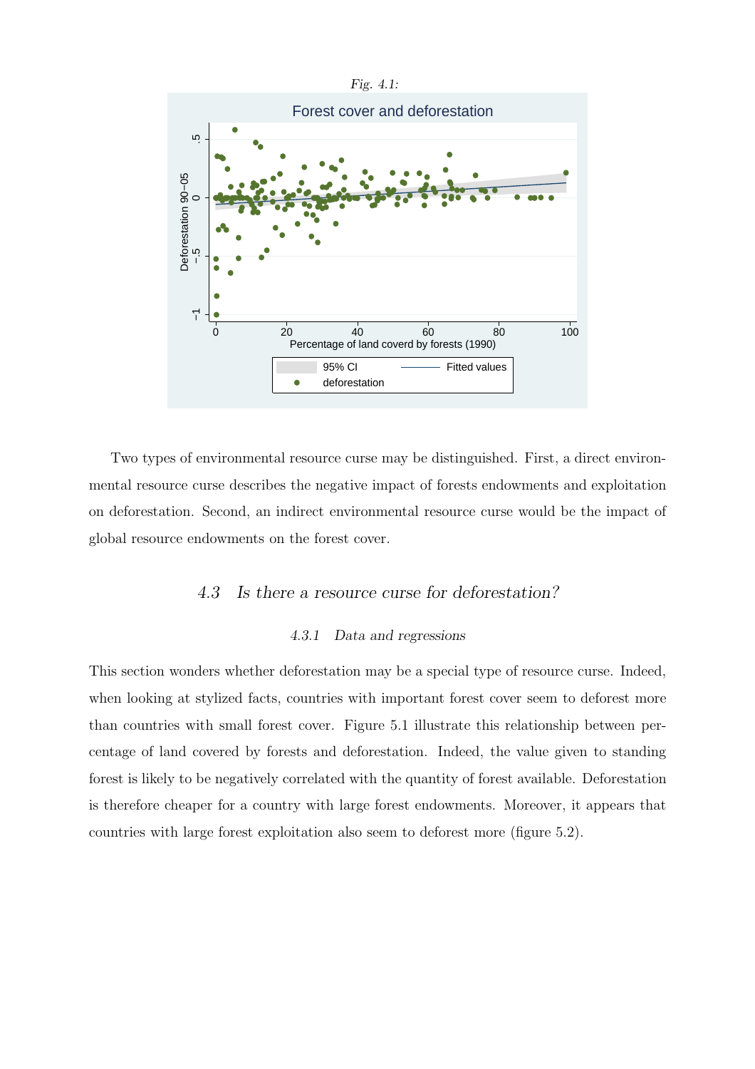*Fig. 4.1:*

Two types of environmental resource curse may be distinguished. First, a direct environmental resource curse describes the negative impact of forests endowments and exploitation on deforestation. Second, an indirect environmental resource curse would be the impact of global resource endowments on the forest cover.

## 4.3 *Is there a resource curse for deforestation?*

### 4.3.1 *Data and regressions*

This section wonders whether deforestation may be a special type of resource curse. Indeed, when looking at stylized facts, countries with important forest cover seem to deforest more than countries with small forest cover. Figure 5.1 illustrate this relationship between percentage of land covered by forests and deforestation. Indeed, the value given to standing forest is likely to be negatively correlated with the quantity of forest available. Deforestation is therefore cheaper for a country with large forest endowments. Moreover, it appears that countries with large forest exploitation also seem to deforest more (figure 5.2).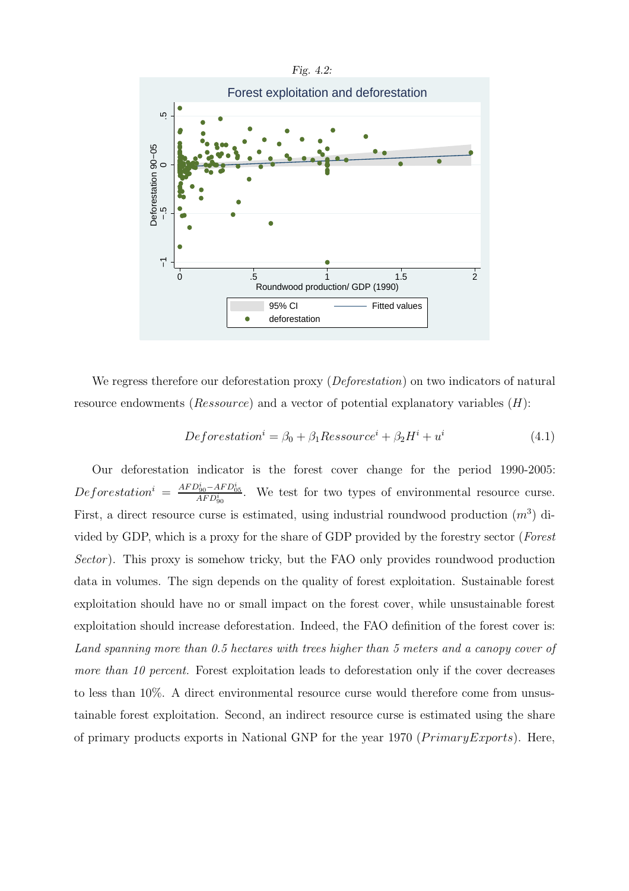*Fig. 4.2:*

We regress therefore our deforestation proxy ($Deforestation$) on two indicators of natural resource endowments ($Ressource$) and a vector of potential explanatory variables ($H$):

$$Deforestation^i = \beta_0 + \beta_1 Ressource^i + \beta_2 H^i + u^i \tag{4.1}$$

Our deforestation indicator is the forest cover change for the period 1990-2005: $Deforestation^i = \frac{AFD^i_{90} - AFD^i_{05}}{AFD^i_{90}}$. We test for two types of environmental resource curse. First, a direct resource curse is estimated, using industrial roundwood production ($m^3$) divided by GDP, which is a proxy for the share of GDP provided by the forestry sector ($Forest$ $Sector$). This proxy is somehow tricky, but the FAO only provides roundwood production data in volumes. The sign depends on the quality of forest exploitation. Sustainable forest exploitation should have no or small impact on the forest cover, while unsustainable forest exploitation should increase deforestation. Indeed, the FAO definition of the forest cover is: *Land spanning more than 0.5 hectares with trees higher than 5 meters and a canopy cover of more than 10 percent.* Forest exploitation leads to deforestation only if the cover decreases to less than 10%. A direct environmental resource curse would therefore come from unsustainable forest exploitation. Second, an indirect resource curse is estimated using the share of primary products exports in National GNP for the year 1970 ($PrimaryExports$). Here,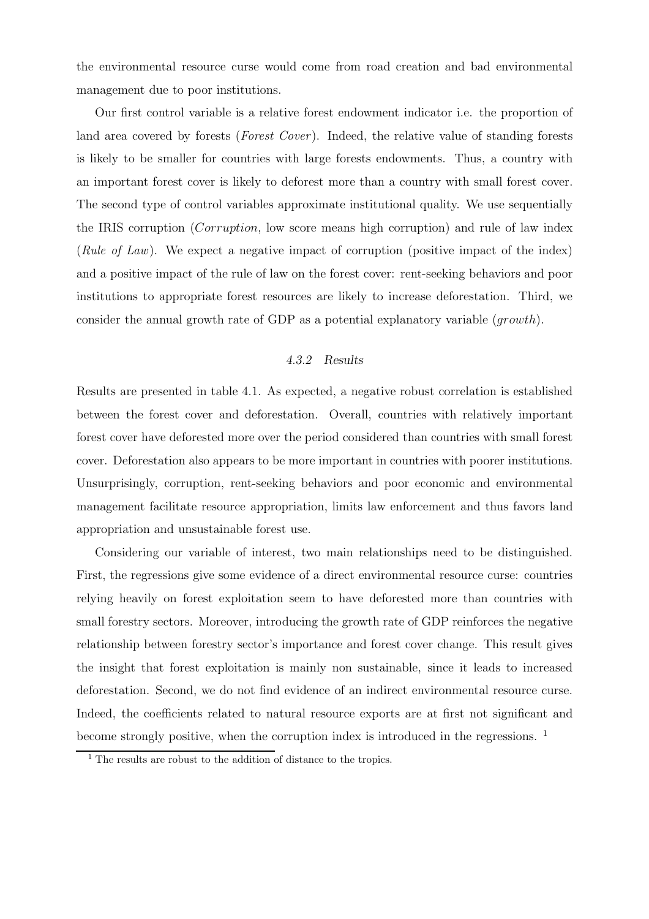the environmental resource curse would come from road creation and bad environmental management due to poor institutions.

Our first control variable is a relative forest endowment indicator i.e. the proportion of land area covered by forests (*Forest Cover*). Indeed, the relative value of standing forests is likely to be smaller for countries with large forests endowments. Thus, a country with an important forest cover is likely to deforest more than a country with small forest cover. The second type of control variables approximate institutional quality. We use sequentially the IRIS corruption (*Corruption*, low score means high corruption) and rule of law index (*Rule of Law*). We expect a negative impact of corruption (positive impact of the index) and a positive impact of the rule of law on the forest cover: rent-seeking behaviors and poor institutions to appropriate forest resources are likely to increase deforestation. Third, we consider the annual growth rate of GDP as a potential explanatory variable (*growth*).

### *4.3.2 Results*

Results are presented in table 4.1. As expected, a negative robust correlation is established between the forest cover and deforestation. Overall, countries with relatively important forest cover have deforested more over the period considered than countries with small forest cover. Deforestation also appears to be more important in countries with poorer institutions. Unsurprisingly, corruption, rent-seeking behaviors and poor economic and environmental management facilitate resource appropriation, limits law enforcement and thus favors land appropriation and unsustainable forest use.

Considering our variable of interest, two main relationships need to be distinguished. First, the regressions give some evidence of a direct environmental resource curse: countries relying heavily on forest exploitation seem to have deforested more than countries with small forestry sectors. Moreover, introducing the growth rate of GDP reinforces the negative relationship between forestry sector's importance and forest cover change. This result gives the insight that forest exploitation is mainly non sustainable, since it leads to increased deforestation. Second, we do not find evidence of an indirect environmental resource curse. Indeed, the coefficients related to natural resource exports are at first not significant and become strongly positive, when the corruption index is introduced in the regressions. [1]

[1] The results are robust to the addition of distance to the tropics.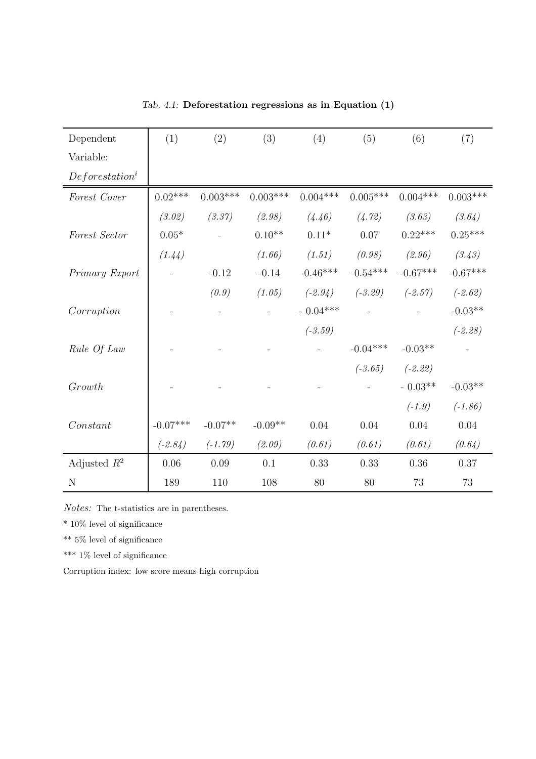*Tab. 4.1:* **Deforestation regressions as in Equation (1)**

| Dependent Variable: $Deforestation^i$ | (1) | (2) | (3) | (4) | (5) | (6) | (7) |
|---|---|---|---|---|---|---|---|
| *Forest Cover* | 0.02*** | 0.003*** | 0.003*** | 0.004*** | 0.005*** | 0.004*** | 0.003*** |
| | *(3.02)* | *(3.37)* | *(2.98)* | *(4.46)* | *(4.72)* | *(3.63)* | *(3.64)* |
| *Forest Sector* | 0.05* | - | 0.10** | 0.11* | 0.07 | 0.22*** | 0.25*** |
| | *(1.44)* | | *(1.66)* | *(1.51)* | *(0.98)* | *(2.96)* | *(3.43)* |
| *Primary Export* | - | -0.12 | -0.14 | -0.46*** | -0.54*** | -0.67*** | -0.67*** |
| | | *(0.9)* | *(1.05)* | *(-2.94)* | *(-3.29)* | *(-2.57)* | *(-2.62)* |
| *Corruption* | - | - | - | - 0.04*** | - | - | -0.03** |
| | | | | *(-3.59)* | | | *(-2.28)* |
| *Rule Of Law* | - | - | - | - | -0.04*** | -0.03** | - |
| | | | | | *(-3.65)* | *(-2.22)* | |
| *Growth* | - | - | - | - | - | - 0.03** | -0.03** |
| | | | | | | *(-1.9)* | *(-1.86)* |
| *Constant* | -0.07*** | -0.07** | -0.09** | 0.04 | 0.04 | 0.04 | 0.04 |
| | *(-2.84)* | *(-1.79)* | *(2.09)* | *(0.61)* | *(0.61)* | *(0.61)* | *(0.64)* |
| Adjusted $R^2$ | 0.06 | 0.09 | 0.1 | 0.33 | 0.33 | 0.36 | 0.37 |
| N | 189 | 110 | 108 | 80 | 80 | 73 | 73 |

*Notes:* The t-statistics are in parentheses.

* 10% level of significance

** 5% level of significance

*** 1% level of significance

Corruption index: low score means high corruption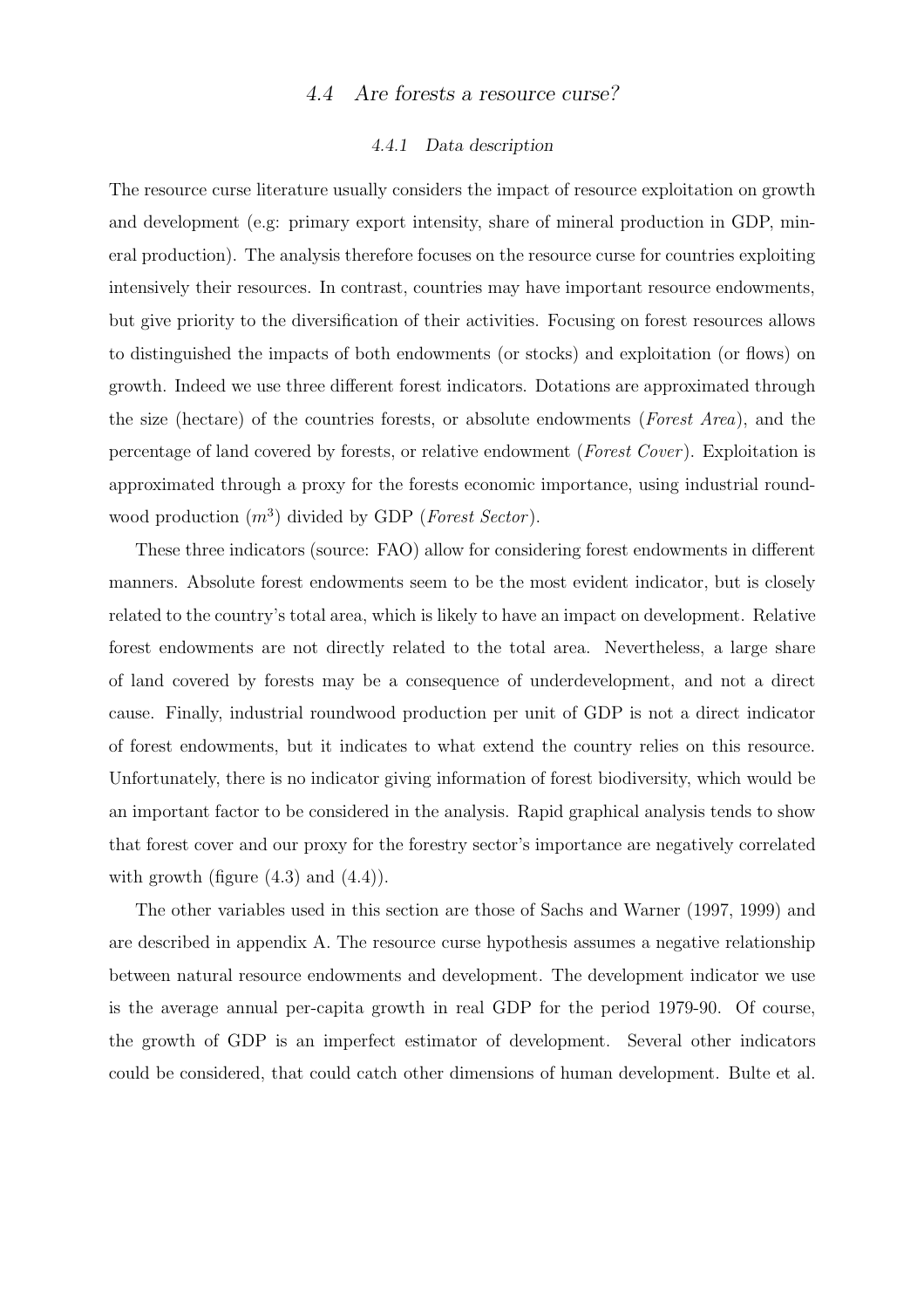### 4.4 *Are forests a resource curse?*

#### 4.4.1 *Data description*

The resource curse literature usually considers the impact of resource exploitation on growth and development (e.g: primary export intensity, share of mineral production in GDP, mineral production). The analysis therefore focuses on the resource curse for countries exploiting intensively their resources. In contrast, countries may have important resource endowments, but give priority to the diversification of their activities. Focusing on forest resources allows to distinguished the impacts of both endowments (or stocks) and exploitation (or flows) on growth. Indeed we use three different forest indicators. Dotations are approximated through the size (hectare) of the countries forests, or absolute endowments (*Forest Area*), and the percentage of land covered by forests, or relative endowment (*Forest Cover*). Exploitation is approximated through a proxy for the forests economic importance, using industrial roundwood production ($m^3$) divided by GDP (*Forest Sector*).

These three indicators (source: FAO) allow for considering forest endowments in different manners. Absolute forest endowments seem to be the most evident indicator, but is closely related to the country's total area, which is likely to have an impact on development. Relative forest endowments are not directly related to the total area. Nevertheless, a large share of land covered by forests may be a consequence of underdevelopment, and not a direct cause. Finally, industrial roundwood production per unit of GDP is not a direct indicator of forest endowments, but it indicates to what extend the country relies on this resource. Unfortunately, there is no indicator giving information of forest biodiversity, which would be an important factor to be considered in the analysis. Rapid graphical analysis tends to show that forest cover and our proxy for the forestry sector's importance are negatively correlated with growth (figure (4.3) and (4.4)).

The other variables used in this section are those of Sachs and Warner (1997, 1999) and are described in appendix A. The resource curse hypothesis assumes a negative relationship between natural resource endowments and development. The development indicator we use is the average annual per-capita growth in real GDP for the period 1979-90. Of course, the growth of GDP is an imperfect estimator of development. Several other indicators could be considered, that could catch other dimensions of human development. Bulte et al.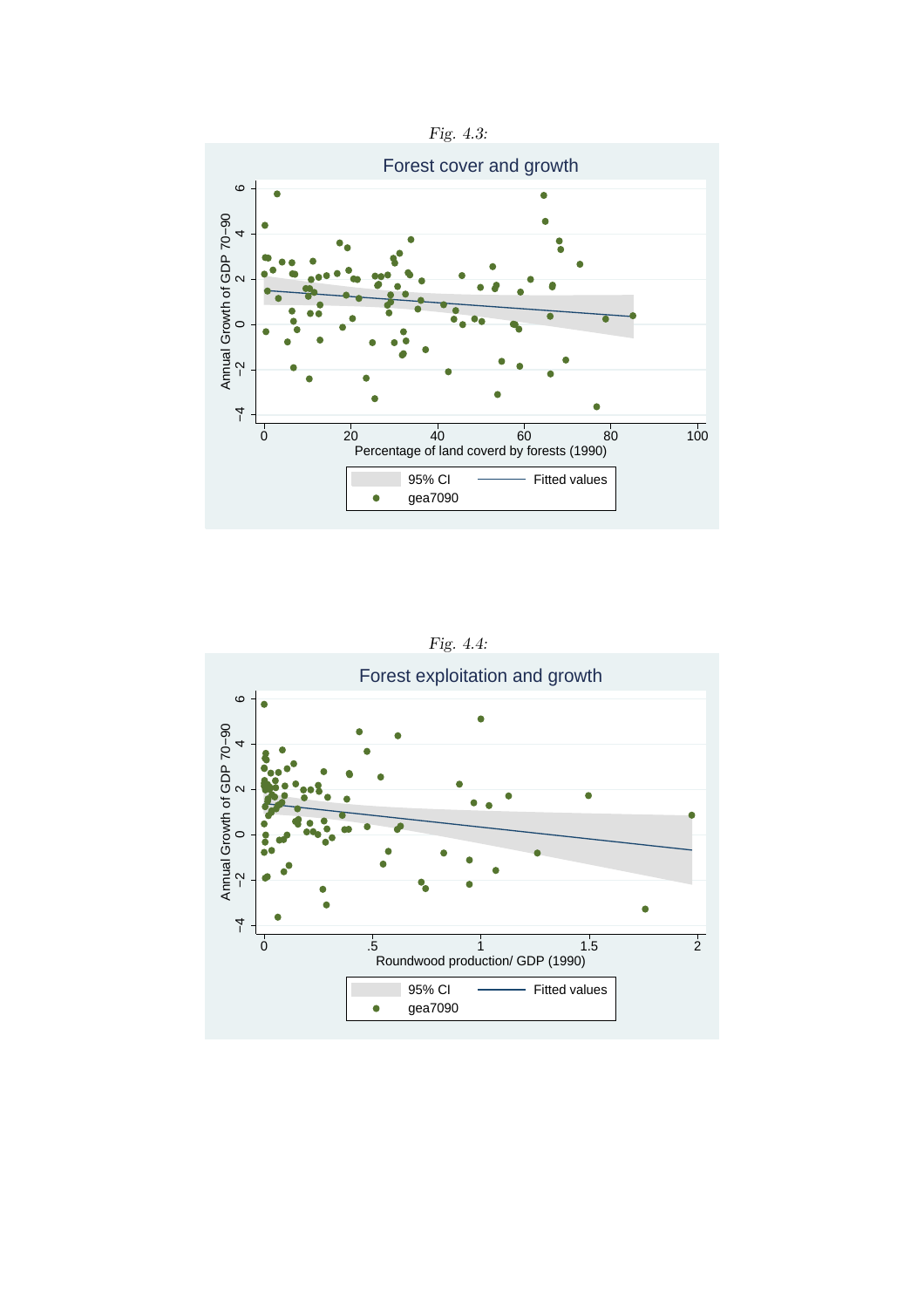*Fig. 4.3:*

*Fig. 4.4:*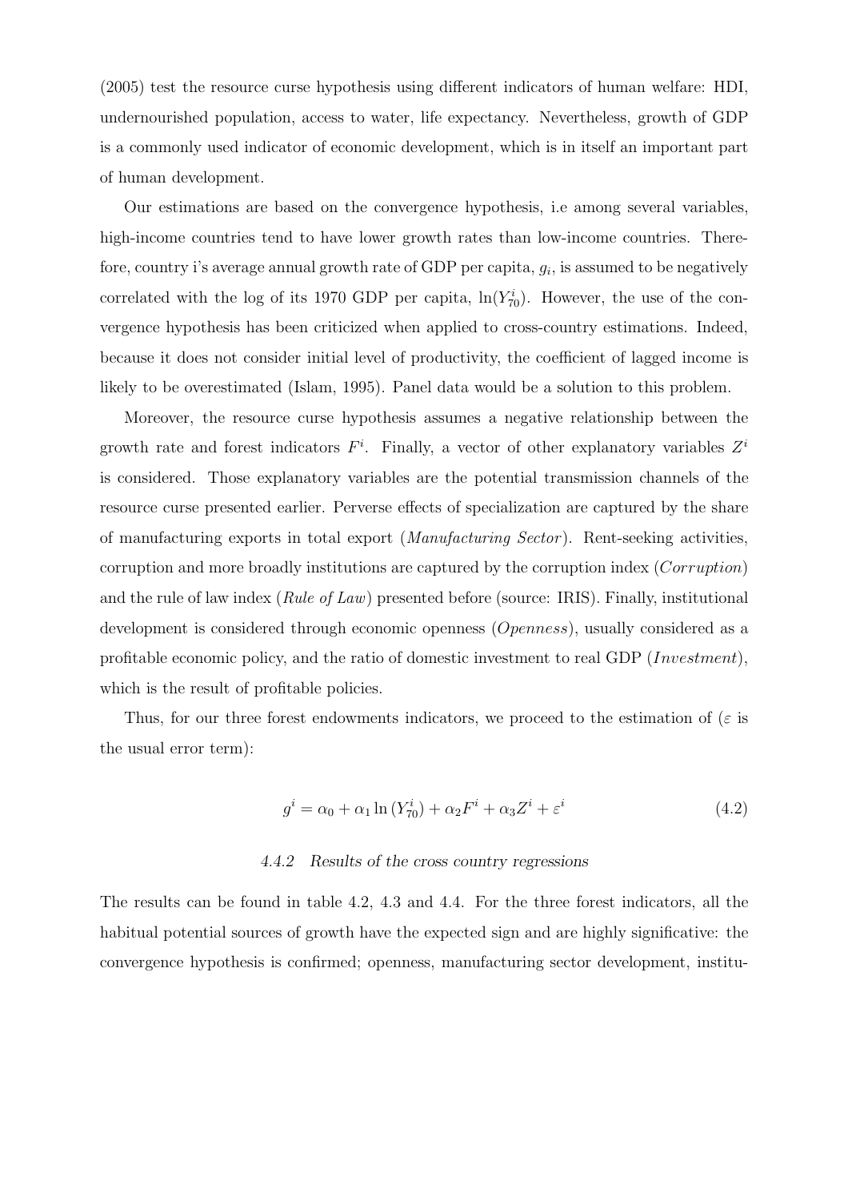(2005) test the resource curse hypothesis using different indicators of human welfare: HDI, undernourished population, access to water, life expectancy. Nevertheless, growth of GDP is a commonly used indicator of economic development, which is in itself an important part of human development.

Our estimations are based on the convergence hypothesis, i.e among several variables, high-income countries tend to have lower growth rates than low-income countries. Therefore, country i's average annual growth rate of GDP per capita, $g_i$, is assumed to be negatively correlated with the log of its 1970 GDP per capita, $\ln(Y^i_{70})$. However, the use of the convergence hypothesis has been criticized when applied to cross-country estimations. Indeed, because it does not consider initial level of productivity, the coefficient of lagged income is likely to be overestimated (Islam, 1995). Panel data would be a solution to this problem.

Moreover, the resource curse hypothesis assumes a negative relationship between the growth rate and forest indicators $F^i$. Finally, a vector of other explanatory variables $Z^i$ is considered. Those explanatory variables are the potential transmission channels of the resource curse presented earlier. Perverse effects of specialization are captured by the share of manufacturing exports in total export (*Manufacturing Sector*). Rent-seeking activities, corruption and more broadly institutions are captured by the corruption index (*Corruption*) and the rule of law index (*Rule of Law*) presented before (source: IRIS). Finally, institutional development is considered through economic openness (*Openness*), usually considered as a profitable economic policy, and the ratio of domestic investment to real GDP (*Investment*), which is the result of profitable policies.

Thus, for our three forest endowments indicators, we proceed to the estimation of ($\varepsilon$ is the usual error term):

$$g^i = \alpha_0 + \alpha_1 \ln(Y^i_{70}) + \alpha_2 F^i + \alpha_3 Z^i + \varepsilon^i \tag{4.2}$$

#### *4.4.2 Results of the cross country regressions*

The results can be found in table 4.2, 4.3 and 4.4. For the three forest indicators, all the habitual potential sources of growth have the expected sign and are highly significative: the convergence hypothesis is confirmed; openness, manufacturing sector development, institu-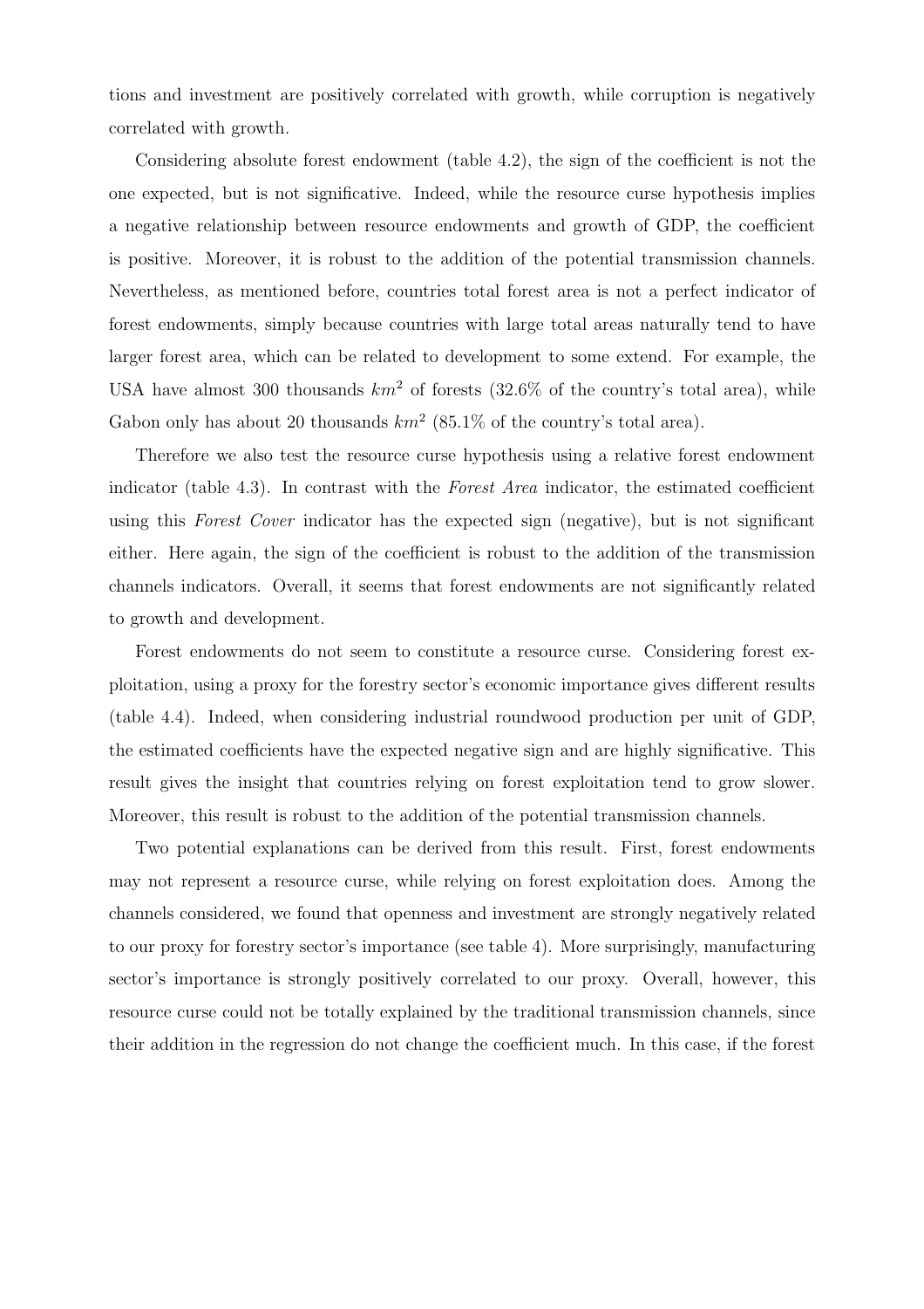tions and investment are positively correlated with growth, while corruption is negatively correlated with growth.

Considering absolute forest endowment (table 4.2), the sign of the coefficient is not the one expected, but is not significative. Indeed, while the resource curse hypothesis implies a negative relationship between resource endowments and growth of GDP, the coefficient is positive. Moreover, it is robust to the addition of the potential transmission channels. Nevertheless, as mentioned before, countries total forest area is not a perfect indicator of forest endowments, simply because countries with large total areas naturally tend to have larger forest area, which can be related to development to some extend. For example, the USA have almost 300 thousands $km^2$ of forests (32.6% of the country's total area), while Gabon only has about 20 thousands $km^2$ (85.1% of the country's total area).

Therefore we also test the resource curse hypothesis using a relative forest endowment indicator (table 4.3). In contrast with the *Forest Area* indicator, the estimated coefficient using this *Forest Cover* indicator has the expected sign (negative), but is not significant either. Here again, the sign of the coefficient is robust to the addition of the transmission channels indicators. Overall, it seems that forest endowments are not significantly related to growth and development.

Forest endowments do not seem to constitute a resource curse. Considering forest exploitation, using a proxy for the forestry sector's economic importance gives different results (table 4.4). Indeed, when considering industrial roundwood production per unit of GDP, the estimated coefficients have the expected negative sign and are highly significative. This result gives the insight that countries relying on forest exploitation tend to grow slower. Moreover, this result is robust to the addition of the potential transmission channels.

Two potential explanations can be derived from this result. First, forest endowments may not represent a resource curse, while relying on forest exploitation does. Among the channels considered, we found that openness and investment are strongly negatively related to our proxy for forestry sector's importance (see table 4). More surprisingly, manufacturing sector's importance is strongly positively correlated to our proxy. Overall, however, this resource curse could not be totally explained by the traditional transmission channels, since their addition in the regression do not change the coefficient much. In this case, if the forest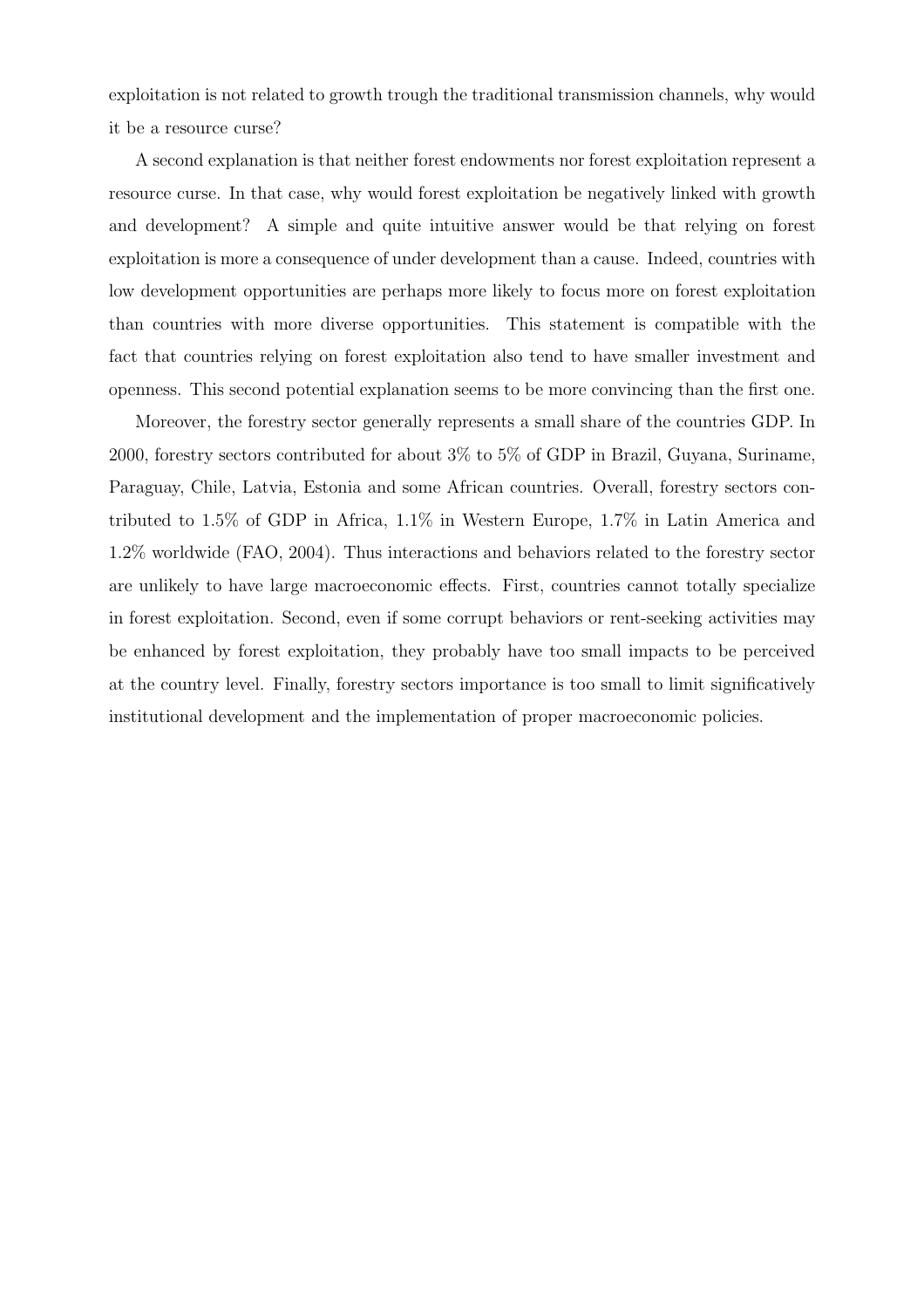exploitation is not related to growth trough the traditional transmission channels, why would it be a resource curse?

A second explanation is that neither forest endowments nor forest exploitation represent a resource curse. In that case, why would forest exploitation be negatively linked with growth and development? A simple and quite intuitive answer would be that relying on forest exploitation is more a consequence of under development than a cause. Indeed, countries with low development opportunities are perhaps more likely to focus more on forest exploitation than countries with more diverse opportunities. This statement is compatible with the fact that countries relying on forest exploitation also tend to have smaller investment and openness. This second potential explanation seems to be more convincing than the first one.

Moreover, the forestry sector generally represents a small share of the countries GDP. In 2000, forestry sectors contributed for about 3% to 5% of GDP in Brazil, Guyana, Suriname, Paraguay, Chile, Latvia, Estonia and some African countries. Overall, forestry sectors contributed to 1.5% of GDP in Africa, 1.1% in Western Europe, 1.7% in Latin America and 1.2% worldwide (FAO, 2004). Thus interactions and behaviors related to the forestry sector are unlikely to have large macroeconomic effects. First, countries cannot totally specialize in forest exploitation. Second, even if some corrupt behaviors or rent-seeking activities may be enhanced by forest exploitation, they probably have too small impacts to be perceived at the country level. Finally, forestry sectors importance is too small to limit significatively institutional development and the implementation of proper macroeconomic policies.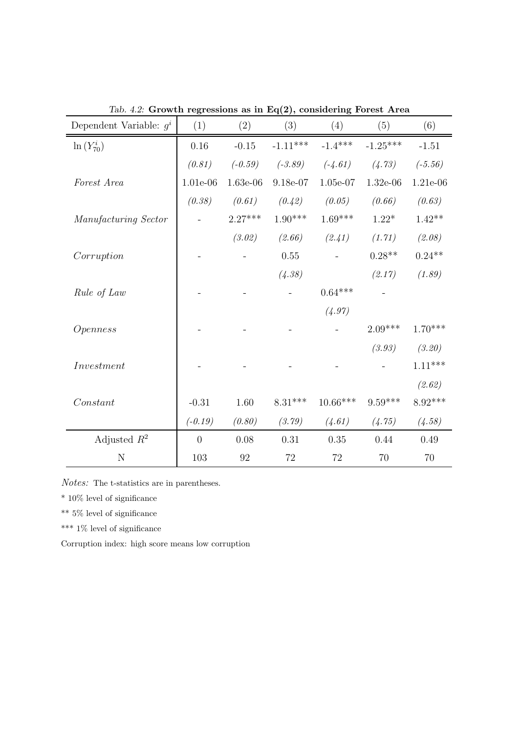*Tab. 4.2:* **Growth regressions as in Eq(2), considering Forest Area**

| Dependent Variable: $g^i$ | (1) | (2) | (3) | (4) | (5) | (6) |
|---|---|---|---|---|---|---|
| $\ln(Y_{70}^i)$ | 0.16 | -0.15 | -1.11*** | -1.4*** | -1.25*** | -1.51 |
| | *(0.81)* | *(-0.59)* | *(-3.89)* | *(-4.61)* | *(4.73)* | *(-5.56)* |
| *Forest Area* | 1.01e-06 | 1.63e-06 | 9.18e-07 | 1.05e-07 | 1.32e-06 | 1.21e-06 |
| | *(0.38)* | *(0.61)* | *(0.42)* | *(0.05)* | *(0.66)* | *(0.63)* |
| *Manufacturing Sector* | - | 2.27*** | 1.90*** | 1.69*** | 1.22* | 1.42** |
| | | *(3.02)* | *(2.66)* | *(2.41)* | *(1.71)* | *(2.08)* |
| *Corruption* | - | - | 0.55 | - | 0.28** | 0.24** |
| | | | *(4.38)* | | *(2.17)* | *(1.89)* |
| *Rule of Law* | - | - | - | 0.64*** | - | |
| | | | | *(4.97)* | | |
| *Openness* | - | - | - | - | 2.09*** | 1.70*** |
| | | | | | *(3.93)* | *(3.20)* |
| *Investment* | - | - | - | - | - | 1.11*** |
| | | | | | | *(2.62)* |
| *Constant* | -0.31 | 1.60 | 8.31*** | 10.66*** | 9.59*** | 8.92*** |
| | *(-0.19)* | *(0.80)* | *(3.79)* | *(4.61)* | *(4.75)* | *(4.58)* |
| Adjusted $R^2$ | 0 | 0.08 | 0.31 | 0.35 | 0.44 | 0.49 |
| N | 103 | 92 | 72 | 72 | 70 | 70 |

*Notes:* The t-statistics are in parentheses.

* 10% level of significance

** 5% level of significance

*** 1% level of significance

Corruption index: high score means low corruption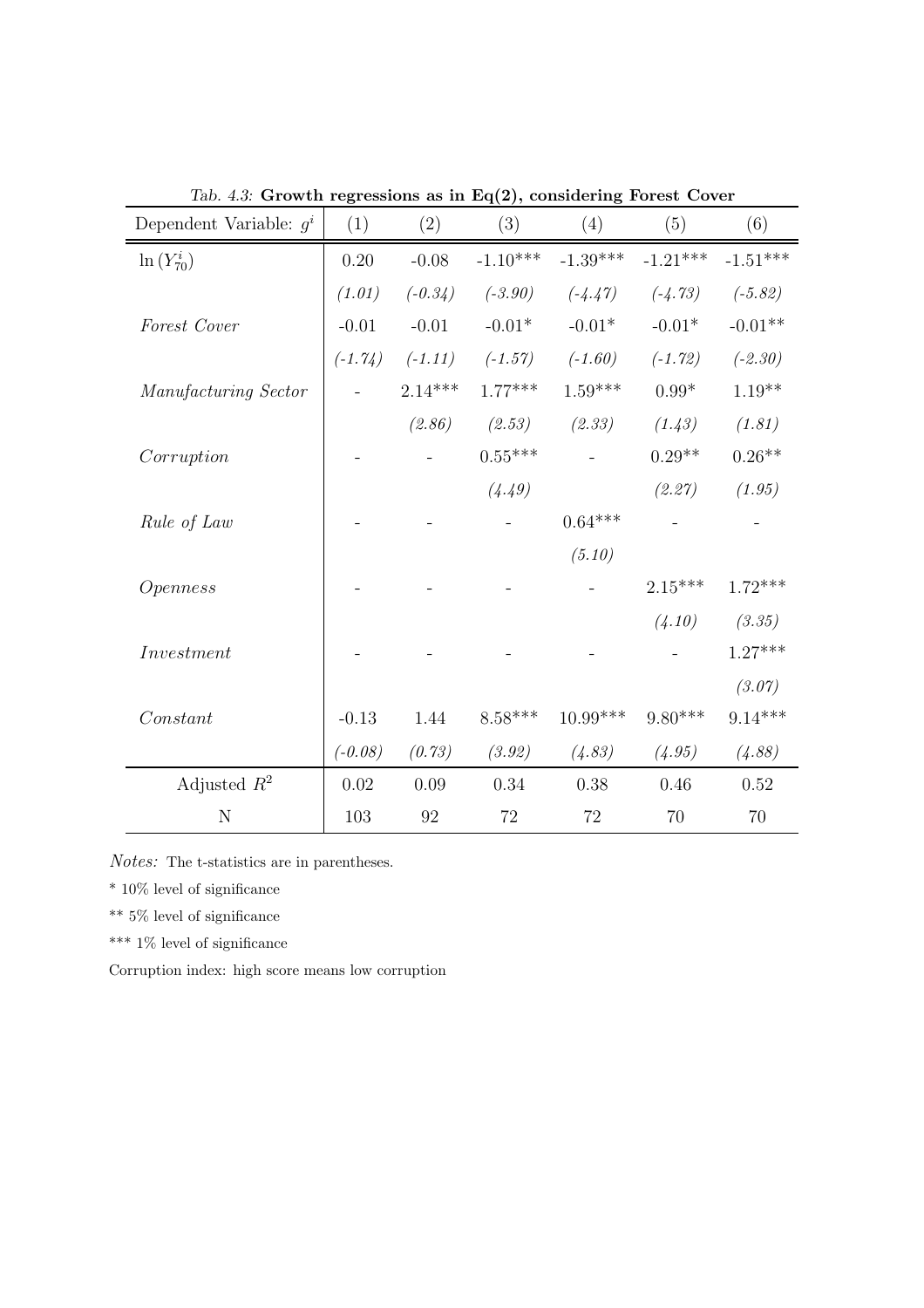*Tab. 4.3:* **Growth regressions as in Eq(2), considering Forest Cover**

| Dependent Variable: $g^i$ | (1) | (2) | (3) | (4) | (5) | (6) |
|---|---|---|---|---|---|---|
| $\ln(Y^i_{70})$ | 0.20 | -0.08 | -1.10*** | -1.39*** | -1.21*** | -1.51*** |
| | *(1.01)* | *(-0.34)* | *(-3.90)* | *(-4.47)* | *(-4.73)* | *(-5.82)* |
| *Forest Cover* | -0.01 | -0.01 | -0.01* | -0.01* | -0.01* | -0.01** |
| | *(-1.74)* | *(-1.11)* | *(-1.57)* | *(-1.60)* | *(-1.72)* | *(-2.30)* |
| *Manufacturing Sector* | - | 2.14*** | 1.77*** | 1.59*** | 0.99* | 1.19** |
| | | *(2.86)* | *(2.53)* | *(2.33)* | *(1.43)* | *(1.81)* |
| *Corruption* | - | - | 0.55*** | - | 0.29** | 0.26** |
| | | | *(4.49)* | | *(2.27)* | *(1.95)* |
| *Rule of Law* | - | - | - | 0.64*** | - | - |
| | | | | *(5.10)* | | |
| *Openness* | - | - | - | - | 2.15*** | 1.72*** |
| | | | | | *(4.10)* | *(3.35)* |
| *Investment* | - | - | - | - | - | 1.27*** |
| | | | | | | *(3.07)* |
| *Constant* | -0.13 | 1.44 | 8.58*** | 10.99*** | 9.80*** | 9.14*** |
| | *(-0.08)* | *(0.73)* | *(3.92)* | *(4.83)* | *(4.95)* | *(4.88)* |
| Adjusted $R^2$ | 0.02 | 0.09 | 0.34 | 0.38 | 0.46 | 0.52 |
| N | 103 | 92 | 72 | 72 | 70 | 70 |

*Notes:* The t-statistics are in parentheses.

* 10% level of significance

** 5% level of significance

*** 1% level of significance

Corruption index: high score means low corruption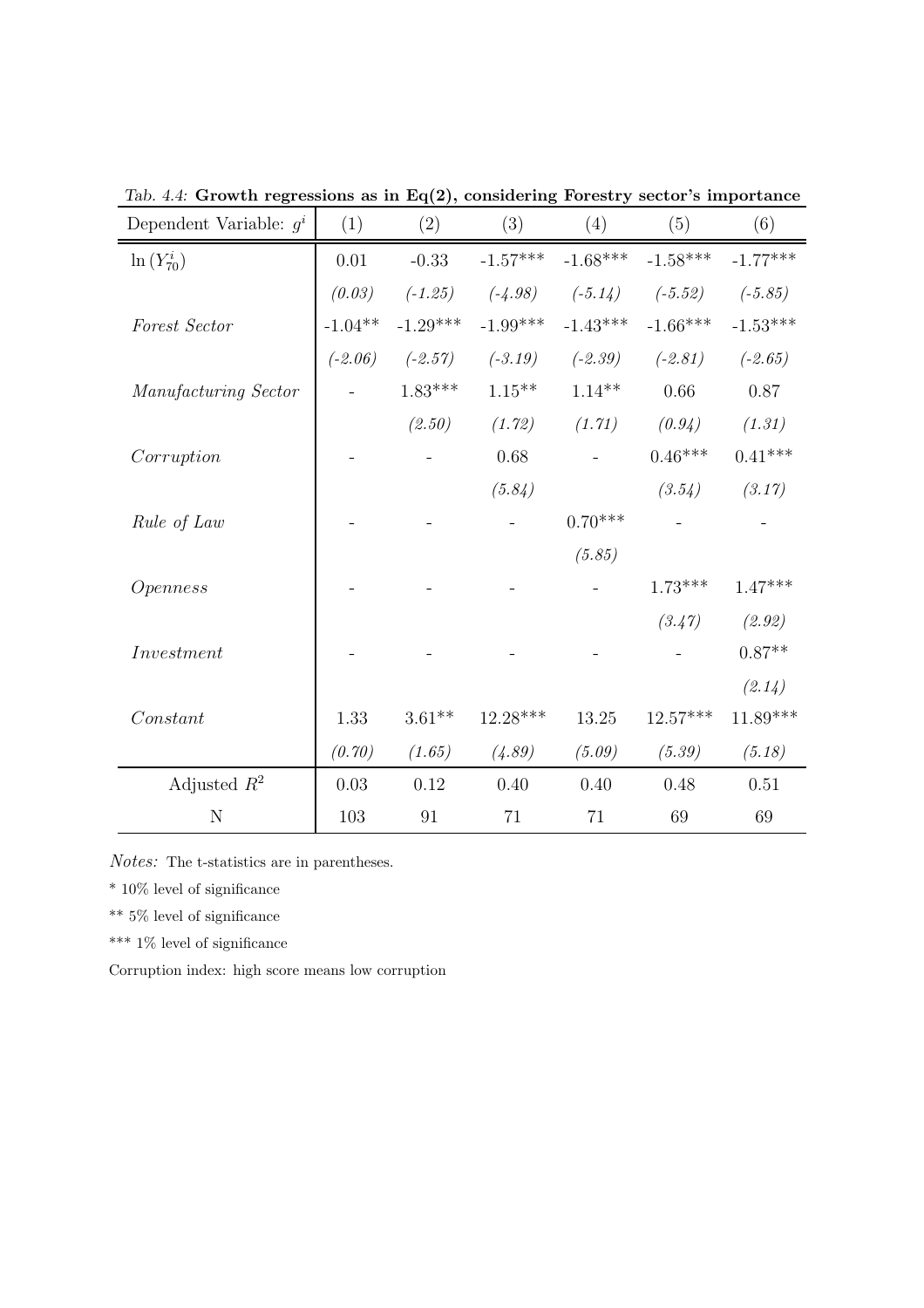*Tab. 4.4:* **Growth regressions as in Eq(2), considering Forestry sector's importance**

| Dependent Variable: $g^i$ | (1) | (2) | (3) | (4) | (5) | (6) |
|---|---|---|---|---|---|---|
| $\ln(Y^i_{70})$ | 0.01 | -0.33 | -1.57*** | -1.68*** | -1.58*** | -1.77*** |
| | *(0.03)* | *(-1.25)* | *(-4.98)* | *(-5.14)* | *(-5.52)* | *(-5.85)* |
| *Forest Sector* | -1.04** | -1.29*** | -1.99*** | -1.43*** | -1.66*** | -1.53*** |
| | *(-2.06)* | *(-2.57)* | *(-3.19)* | *(-2.39)* | *(-2.81)* | *(-2.65)* |
| *Manufacturing Sector* | - | 1.83*** | 1.15** | 1.14** | 0.66 | 0.87 |
| | | *(2.50)* | *(1.72)* | *(1.71)* | *(0.94)* | *(1.31)* |
| *Corruption* | - | - | 0.68 | - | 0.46*** | 0.41*** |
| | | | *(5.84)* | | *(3.54)* | *(3.17)* |
| *Rule of Law* | - | - | - | 0.70*** | - | - |
| | | | | *(5.85)* | | |
| *Openness* | - | - | - | - | 1.73*** | 1.47*** |
| | | | | | *(3.47)* | *(2.92)* |
| *Investment* | - | - | - | - | - | 0.87** |
| | | | | | | *(2.14)* |
| *Constant* | 1.33 | 3.61** | 12.28*** | 13.25 | 12.57*** | 11.89*** |
| | *(0.70)* | *(1.65)* | *(4.89)* | *(5.09)* | *(5.39)* | *(5.18)* |
| Adjusted $R^2$ | 0.03 | 0.12 | 0.40 | 0.40 | 0.48 | 0.51 |
| N | 103 | 91 | 71 | 71 | 69 | 69 |

*Notes:* The t-statistics are in parentheses.

\* 10% level of significance

\** 5% level of significance

\*** 1% level of significance

Corruption index: high score means low corruption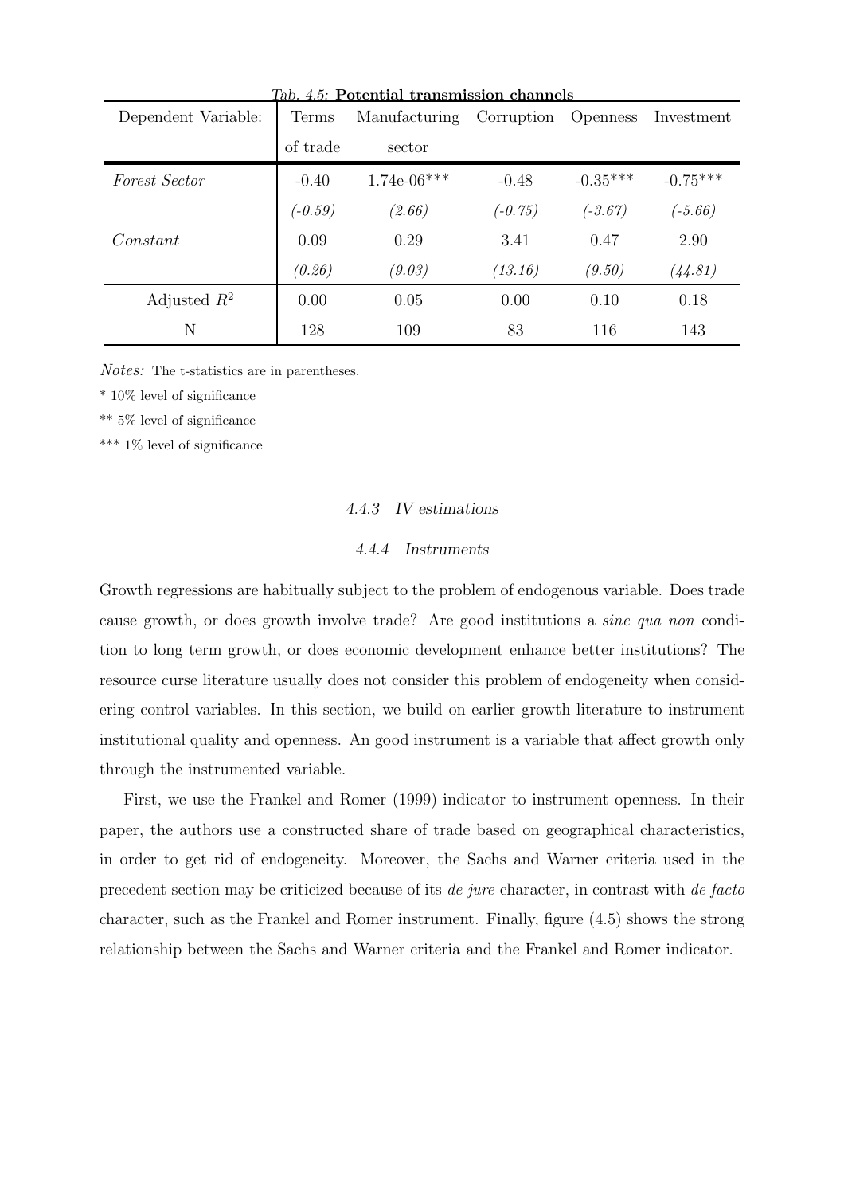*Tab. 4.5:* **Potential transmission channels**

| Dependent Variable: | Terms of trade | Manufacturing sector | Corruption | Openness | Investment |
|---|---|---|---|---|---|
| *Forest Sector* | -0.40 | 1.74e-06*** | -0.48 | -0.35*** | -0.75*** |
| | *(-0.59)* | *(2.66)* | *(-0.75)* | *(-3.67)* | *(-5.66)* |
| *Constant* | 0.09 | 0.29 | 3.41 | 0.47 | 2.90 |
| | *(0.26)* | *(9.03)* | *(13.16)* | *(9.50)* | *(44.81)* |
| Adjusted $R^2$ | 0.00 | 0.05 | 0.00 | 0.10 | 0.18 |
| N | 128 | 109 | 83 | 116 | 143 |

*Notes:* The t-statistics are in parentheses.

\* 10% level of significance

\** 5% level of significance

\*** 1% level of significance

### 4.4.3 *IV estimations*

### 4.4.4 *Instruments*

Growth regressions are habitually subject to the problem of endogenous variable. Does trade cause growth, or does growth involve trade? Are good institutions a *sine qua non* condition to long term growth, or does economic development enhance better institutions? The resource curse literature usually does not consider this problem of endogeneity when considering control variables. In this section, we build on earlier growth literature to instrument institutional quality and openness. An good instrument is a variable that affect growth only through the instrumented variable.

First, we use the Frankel and Romer (1999) indicator to instrument openness. In their paper, the authors use a constructed share of trade based on geographical characteristics, in order to get rid of endogeneity. Moreover, the Sachs and Warner criteria used in the precedent section may be criticized because of its *de jure* character, in contrast with *de facto* character, such as the Frankel and Romer instrument. Finally, figure (4.5) shows the strong relationship between the Sachs and Warner criteria and the Frankel and Romer indicator.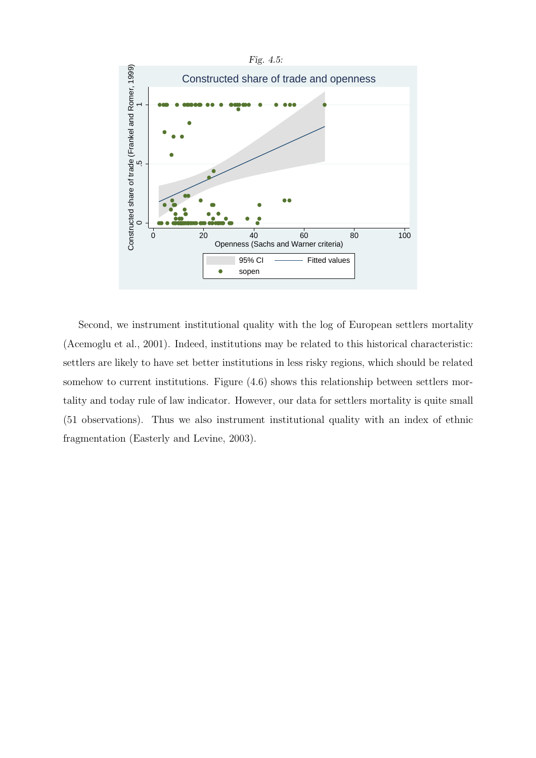*Fig. 4.5:*

Second, we instrument institutional quality with the log of European settlers mortality (Acemoglu et al., 2001). Indeed, institutions may be related to this historical characteristic: settlers are likely to have set better institutions in less risky regions, which should be related somehow to current institutions. Figure (4.6) shows this relationship between settlers mortality and today rule of law indicator. However, our data for settlers mortality is quite small (51 observations). Thus we also instrument institutional quality with an index of ethnic fragmentation (Easterly and Levine, 2003).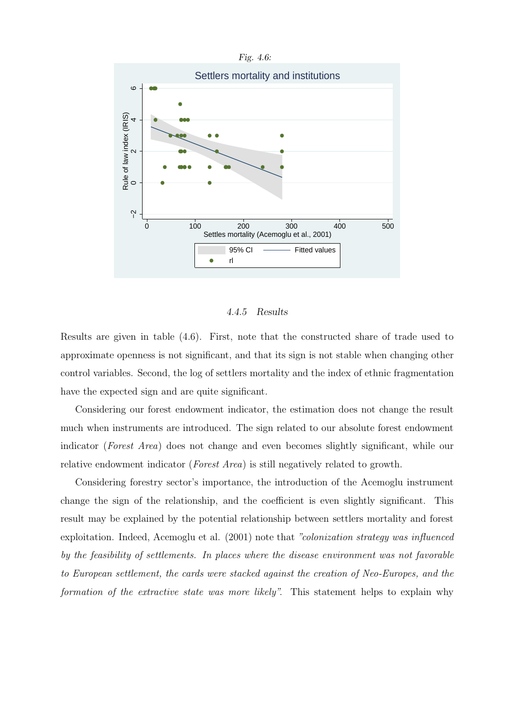*Fig. 4.6:*

### 4.4.5 Results

Results are given in table (4.6). First, note that the constructed share of trade used to approximate openness is not significant, and that its sign is not stable when changing other control variables. Second, the log of settlers mortality and the index of ethnic fragmentation have the expected sign and are quite significant.

Considering our forest endowment indicator, the estimation does not change the result much when instruments are introduced. The sign related to our absolute forest endowment indicator (*Forest Area*) does not change and even becomes slightly significant, while our relative endowment indicator (*Forest Area*) is still negatively related to growth.

Considering forestry sector's importance, the introduction of the Acemoglu instrument change the sign of the relationship, and the coefficient is even slightly significant. This result may be explained by the potential relationship between settlers mortality and forest exploitation. Indeed, Acemoglu et al. (2001) note that *"colonization strategy was influenced by the feasibility of settlements. In places where the disease environment was not favorable to European settlement, the cards were stacked against the creation of Neo-Europes, and the formation of the extractive state was more likely"*. This statement helps to explain why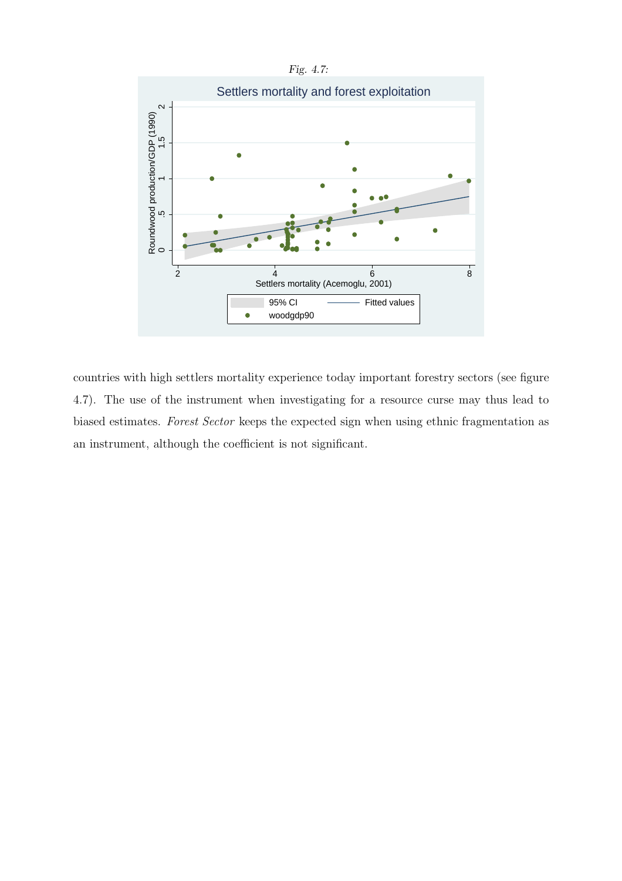*Fig. 4.7:*

countries with high settlers mortality experience today important forestry sectors (see figure 4.7). The use of the instrument when investigating for a resource curse may thus lead to biased estimates. *Forest Sector* keeps the expected sign when using ethnic fragmentation as an instrument, although the coefficient is not significant.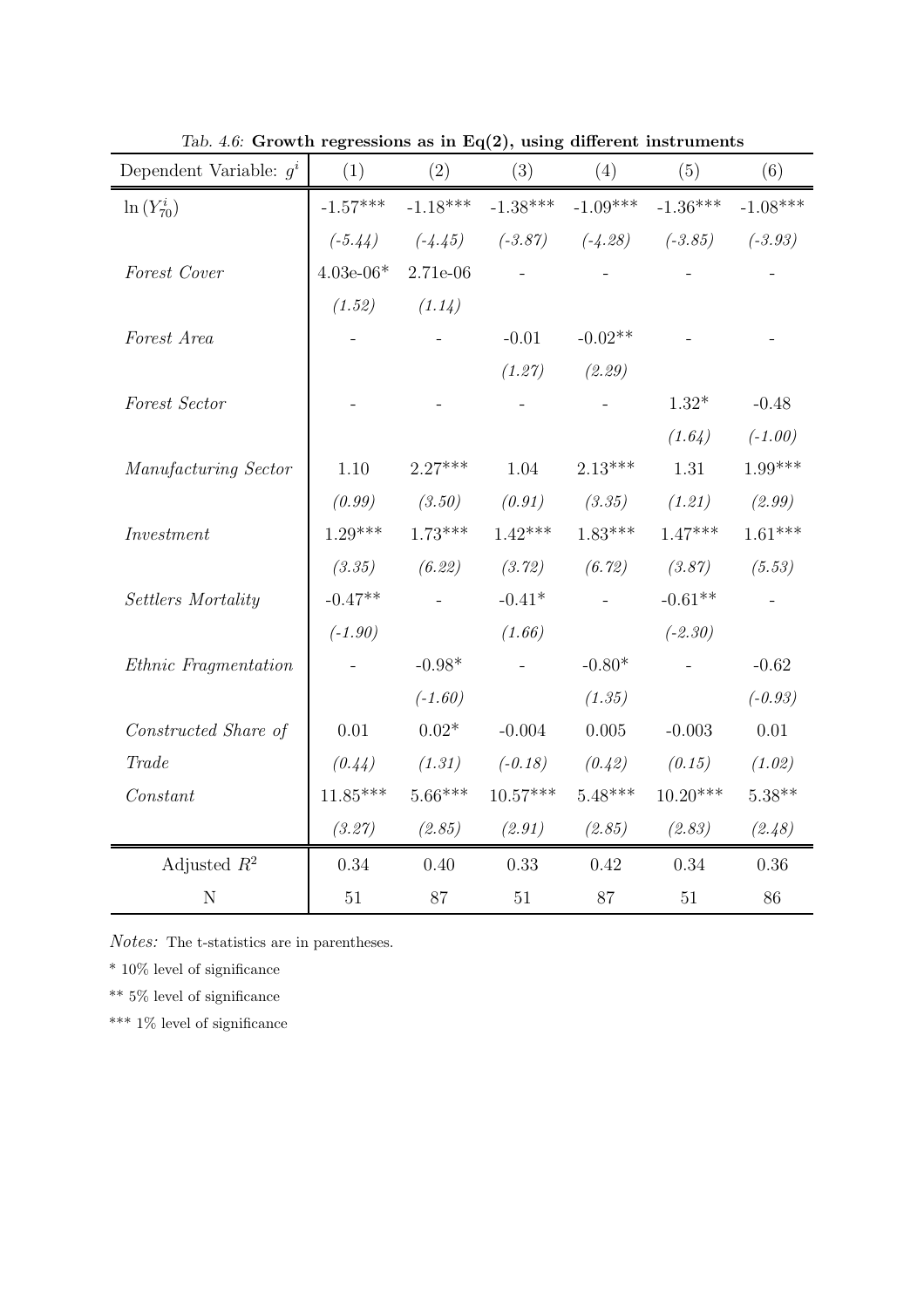*Tab. 4.6:* **Growth regressions as in Eq(2), using different instruments**

| Dependent Variable: $g^i$ | (1) | (2) | (3) | (4) | (5) | (6) |
|---|---|---|---|---|---|---|
| $\ln(Y^i_{70})$ | -1.57*** | -1.18*** | -1.38*** | -1.09*** | -1.36*** | -1.08*** |
| | *(-5.44)* | *(-4.45)* | *(-3.87)* | *(-4.28)* | *(-3.85)* | *(-3.93)* |
| *Forest Cover* | 4.03e-06* | 2.71e-06 | - | - | - | - |
| | *(1.52)* | *(1.14)* | | | | |
| *Forest Area* | - | - | -0.01 | -0.02** | - | - |
| | | | *(1.27)* | *(2.29)* | | |
| *Forest Sector* | - | - | - | - | 1.32* | -0.48 |
| | | | | | *(1.64)* | *(-1.00)* |
| *Manufacturing Sector* | 1.10 | 2.27*** | 1.04 | 2.13*** | 1.31 | 1.99*** |
| | *(0.99)* | *(3.50)* | *(0.91)* | *(3.35)* | *(1.21)* | *(2.99)* |
| *Investment* | 1.29*** | 1.73*** | 1.42*** | 1.83*** | 1.47*** | 1.61*** |
| | *(3.35)* | *(6.22)* | *(3.72)* | *(6.72)* | *(3.87)* | *(5.53)* |
| *Settlers Mortality* | -0.47** | - | -0.41* | - | -0.61** | - |
| | *(-1.90)* | | *(1.66)* | | *(-2.30)* | |
| *Ethnic Fragmentation* | - | -0.98* | - | -0.80* | - | -0.62 |
| | | *(-1.60)* | | *(1.35)* | | *(-0.93)* |
| *Constructed Share of Trade* | 0.01 | 0.02* | -0.004 | 0.005 | -0.003 | 0.01 |
| | *(0.44)* | *(1.31)* | *(-0.18)* | *(0.42)* | *(0.15)* | *(1.02)* |
| *Constant* | 11.85*** | 5.66*** | 10.57*** | 5.48*** | 10.20*** | 5.38** |
| | *(3.27)* | *(2.85)* | *(2.91)* | *(2.85)* | *(2.83)* | *(2.48)* |
| Adjusted $R^2$ | 0.34 | 0.40 | 0.33 | 0.42 | 0.34 | 0.36 |
| N | 51 | 87 | 51 | 87 | 51 | 86 |

*Notes:* The t-statistics are in parentheses.

\* 10% level of significance

\** 5% level of significance

\*** 1% level of significance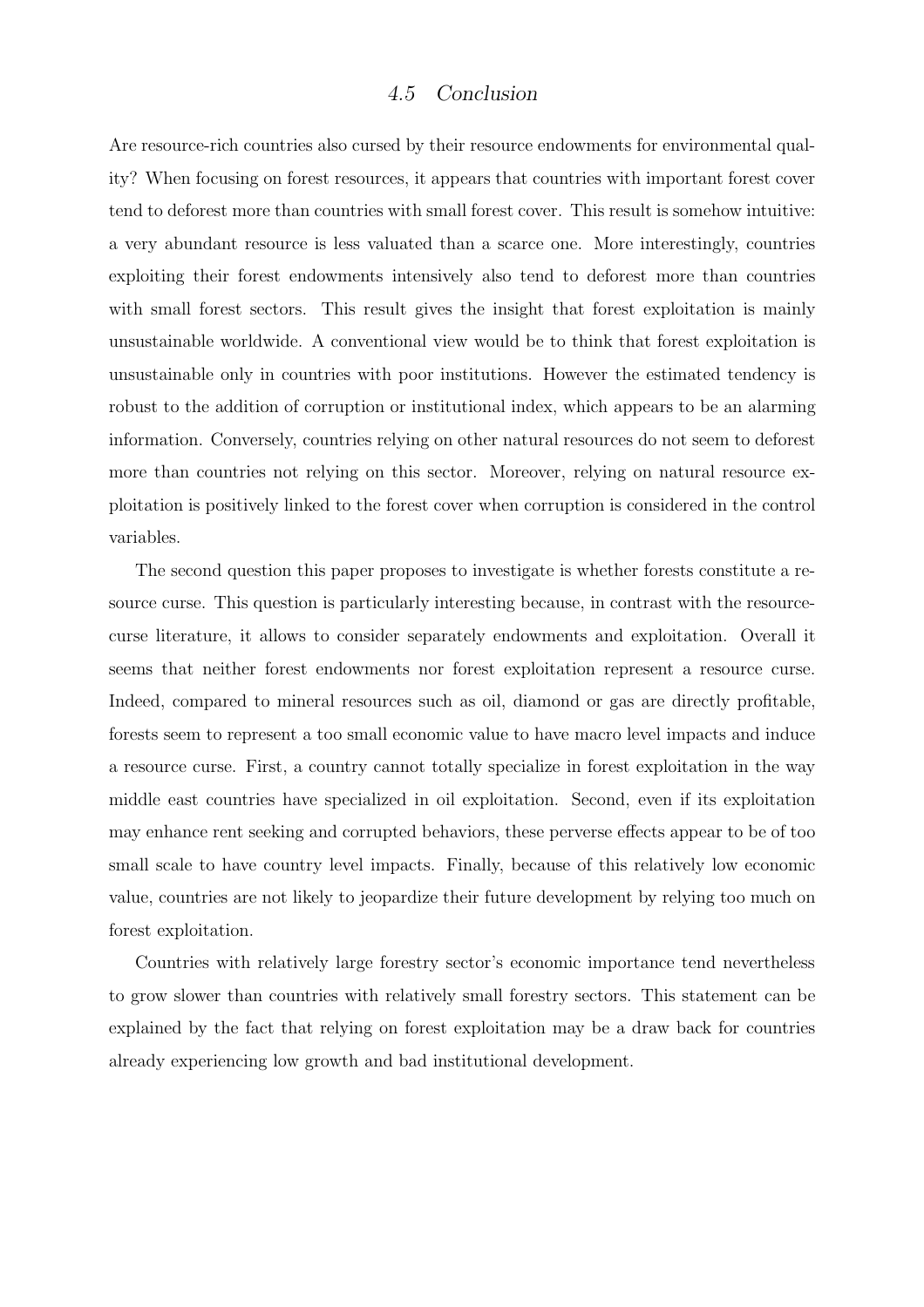### *4.5 Conclusion*

Are resource-rich countries also cursed by their resource endowments for environmental quality? When focusing on forest resources, it appears that countries with important forest cover tend to deforest more than countries with small forest cover. This result is somehow intuitive: a very abundant resource is less valuated than a scarce one. More interestingly, countries exploiting their forest endowments intensively also tend to deforest more than countries with small forest sectors. This result gives the insight that forest exploitation is mainly unsustainable worldwide. A conventional view would be to think that forest exploitation is unsustainable only in countries with poor institutions. However the estimated tendency is robust to the addition of corruption or institutional index, which appears to be an alarming information. Conversely, countries relying on other natural resources do not seem to deforest more than countries not relying on this sector. Moreover, relying on natural resource exploitation is positively linked to the forest cover when corruption is considered in the control variables.

The second question this paper proposes to investigate is whether forests constitute a resource curse. This question is particularly interesting because, in contrast with the resource-curse literature, it allows to consider separately endowments and exploitation. Overall it seems that neither forest endowments nor forest exploitation represent a resource curse. Indeed, compared to mineral resources such as oil, diamond or gas are directly profitable, forests seem to represent a too small economic value to have macro level impacts and induce a resource curse. First, a country cannot totally specialize in forest exploitation in the way middle east countries have specialized in oil exploitation. Second, even if its exploitation may enhance rent seeking and corrupted behaviors, these perverse effects appear to be of too small scale to have country level impacts. Finally, because of this relatively low economic value, countries are not likely to jeopardize their future development by relying too much on forest exploitation.

Countries with relatively large forestry sector's economic importance tend nevertheless to grow slower than countries with relatively small forestry sectors. This statement can be explained by the fact that relying on forest exploitation may be a draw back for countries already experiencing low growth and bad institutional development.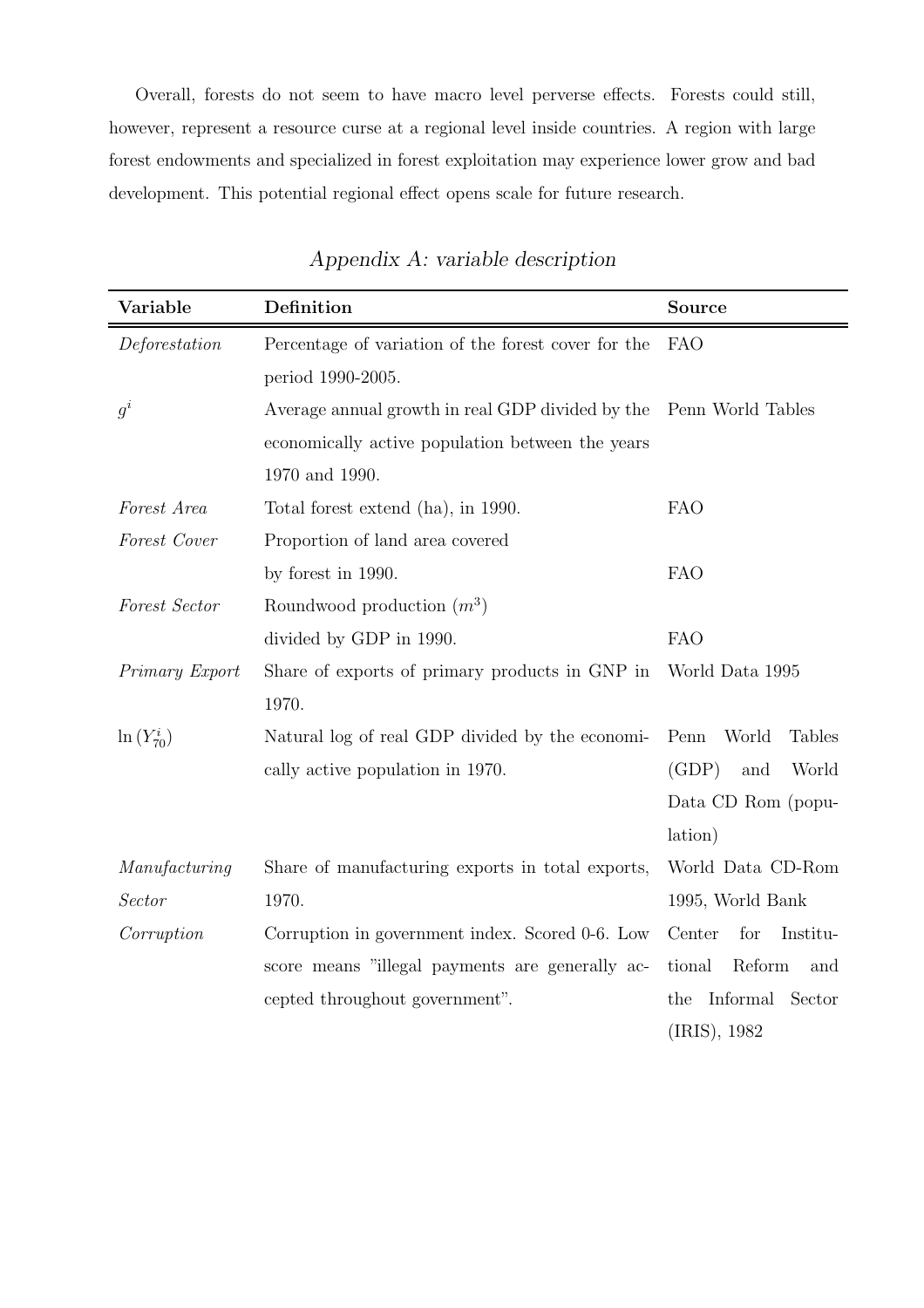Overall, forests do not seem to have macro level perverse effects. Forests could still, however, represent a resource curse at a regional level inside countries. A region with large forest endowments and specialized in forest exploitation may experience lower grow and bad development. This potential regional effect opens scale for future research.

## *Appendix A: variable description*

| **Variable** | **Definition** | **Source** |
|---|---|---|
| *Deforestation* | Percentage of variation of the forest cover for the period 1990-2005. | FAO |
| $g^i$ | Average annual growth in real GDP divided by the economically active population between the years 1970 and 1990. | Penn World Tables |
| *Forest Area* | Total forest extend (ha), in 1990. | FAO |
| *Forest Cover* | Proportion of land area covered by forest in 1990. | FAO |
| *Forest Sector* | Roundwood production ($m^3$) divided by GDP in 1990. | FAO |
| *Primary Export* | Share of exports of primary products in GNP in 1970. | World Data 1995 |
| $\ln(Y_{70}^i)$ | Natural log of real GDP divided by the economically active population in 1970. | Penn World Tables (GDP) and World Data CD Rom (population) |
| *Manufacturing Sector* | Share of manufacturing exports in total exports, 1970. | World Data CD-Rom 1995, World Bank |
| *Corruption* | Corruption in government index. Scored 0-6. Low score means "illegal payments are generally accepted throughout government". | Center for Institutional Reform and the Informal Sector (IRIS), 1982 |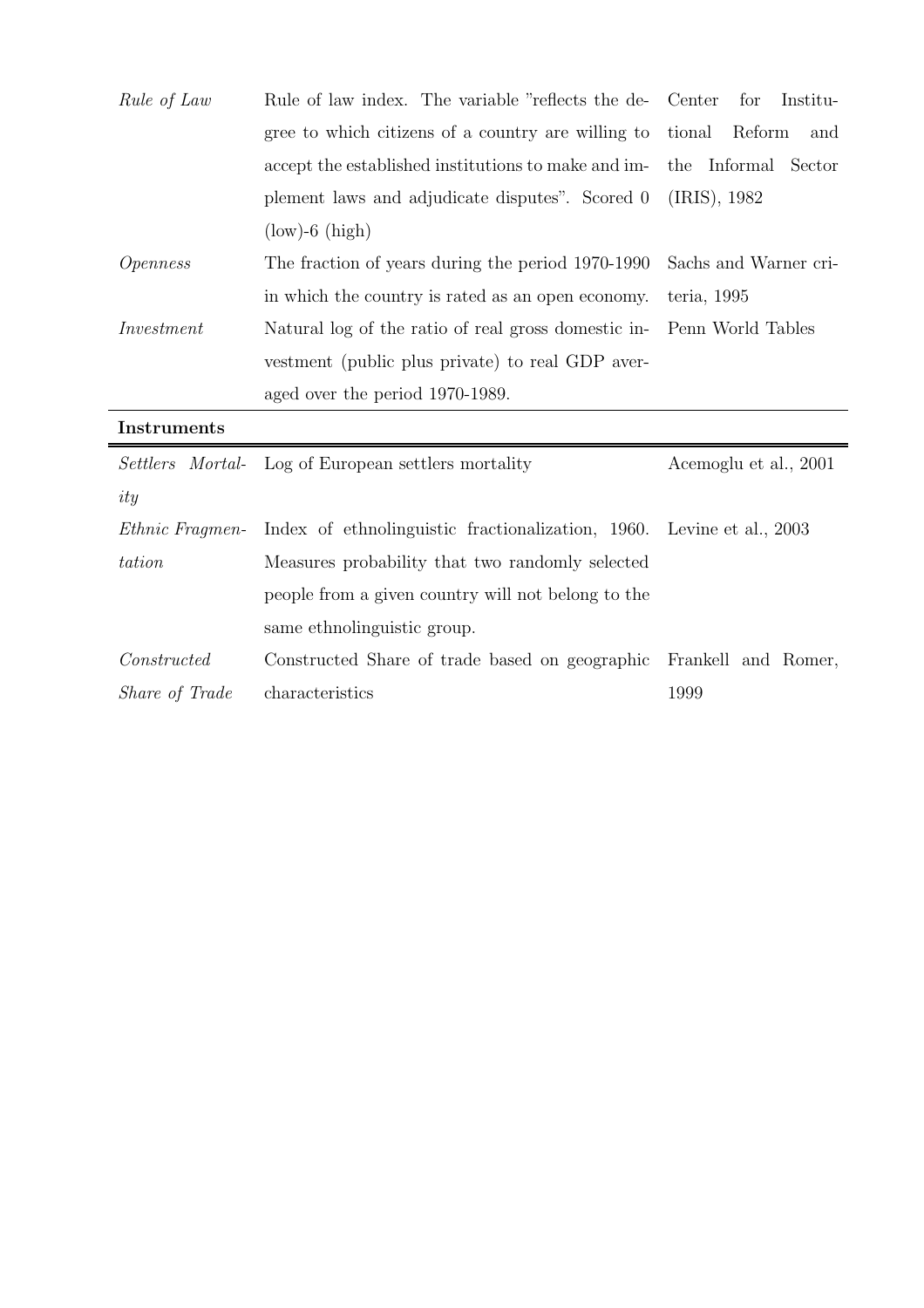| | | |
|---|---|---|
| *Rule of Law* | Rule of law index. The variable "reflects the degree to which citizens of a country are willing to accept the established institutions to make and implement laws and adjudicate disputes". Scored 0 (low)-6 (high) | Center for Institutional Reform and the Informal Sector (IRIS), 1982 |
| *Openness* | The fraction of years during the period 1970-1990 in which the country is rated as an open economy. | Sachs and Warner criteria, 1995 |
| *Investment* | Natural log of the ratio of real gross domestic investment (public plus private) to real GDP averaged over the period 1970-1989. | Penn World Tables |
| **Instruments** | | |
| *Settlers Mortality* | Log of European settlers mortality | Acemoglu et al., 2001 |
| *Ethnic Fragmentation* | Index of ethnolinguistic fractionalization, 1960. Measures probability that two randomly selected people from a given country will not belong to the same ethnolinguistic group. | Levine et al., 2003 |
| *Constructed Share of Trade* | Constructed Share of trade based on geographic characteristics | Frankell and Romer, 1999 |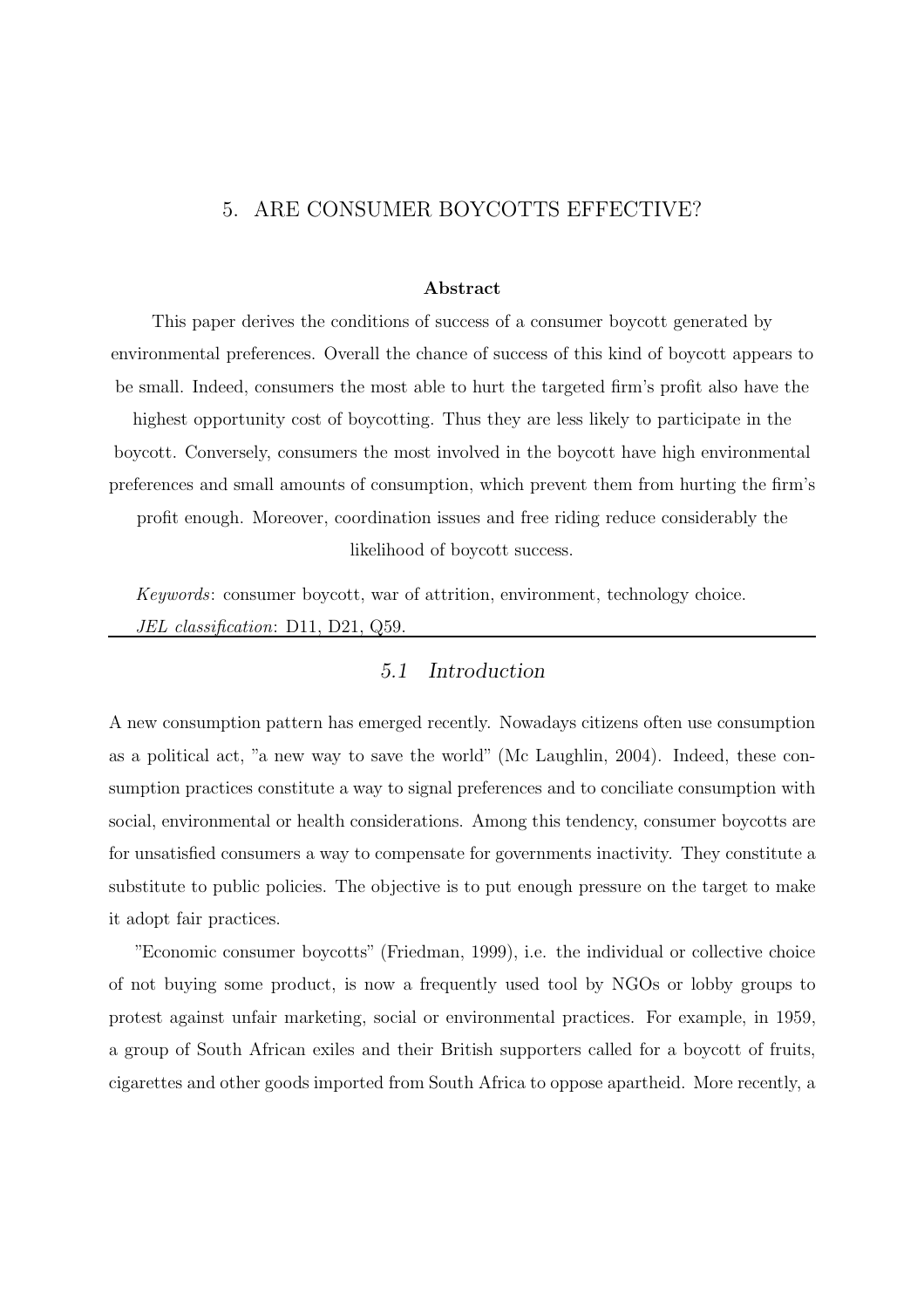# 5. ARE CONSUMER BOYCOTTS EFFECTIVE?

**Abstract**

This paper derives the conditions of success of a consumer boycott generated by environmental preferences. Overall the chance of success of this kind of boycott appears to be small. Indeed, consumers the most able to hurt the targeted firm's profit also have the highest opportunity cost of boycotting. Thus they are less likely to participate in the boycott. Conversely, consumers the most involved in the boycott have high environmental preferences and small amounts of consumption, which prevent them from hurting the firm's profit enough. Moreover, coordination issues and free riding reduce considerably the likelihood of boycott success.

*Keywords*: consumer boycott, war of attrition, environment, technology choice.
*JEL classification*: D11, D21, Q59.

## 5.1 Introduction

A new consumption pattern has emerged recently. Nowadays citizens often use consumption as a political act, "a new way to save the world" (Mc Laughlin, 2004). Indeed, these consumption practices constitute a way to signal preferences and to conciliate consumption with social, environmental or health considerations. Among this tendency, consumer boycotts are for unsatisfied consumers a way to compensate for governments inactivity. They constitute a substitute to public policies. The objective is to put enough pressure on the target to make it adopt fair practices.

"Economic consumer boycotts" (Friedman, 1999), i.e. the individual or collective choice of not buying some product, is now a frequently used tool by NGOs or lobby groups to protest against unfair marketing, social or environmental practices. For example, in 1959, a group of South African exiles and their British supporters called for a boycott of fruits, cigarettes and other goods imported from South Africa to oppose apartheid. More recently, a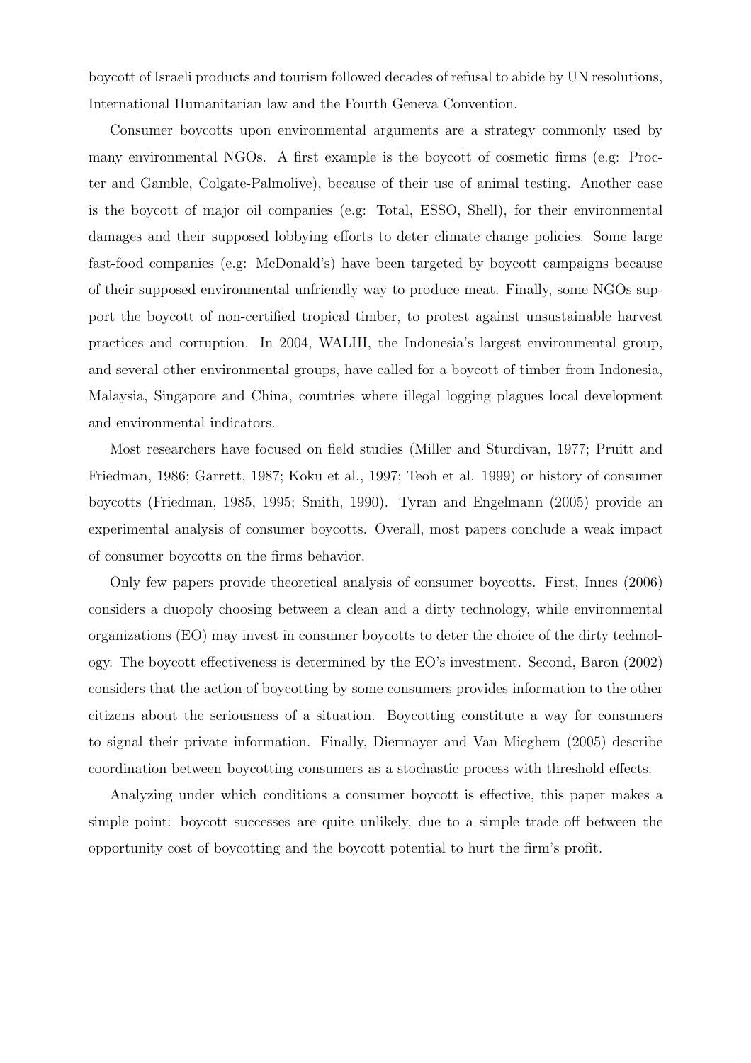boycott of Israeli products and tourism followed decades of refusal to abide by UN resolutions, International Humanitarian law and the Fourth Geneva Convention.

Consumer boycotts upon environmental arguments are a strategy commonly used by many environmental NGOs. A first example is the boycott of cosmetic firms (e.g: Procter and Gamble, Colgate-Palmolive), because of their use of animal testing. Another case is the boycott of major oil companies (e.g: Total, ESSO, Shell), for their environmental damages and their supposed lobbying efforts to deter climate change policies. Some large fast-food companies (e.g: McDonald's) have been targeted by boycott campaigns because of their supposed environmental unfriendly way to produce meat. Finally, some NGOs support the boycott of non-certified tropical timber, to protest against unsustainable harvest practices and corruption. In 2004, WALHI, the Indonesia's largest environmental group, and several other environmental groups, have called for a boycott of timber from Indonesia, Malaysia, Singapore and China, countries where illegal logging plagues local development and environmental indicators.

Most researchers have focused on field studies (Miller and Sturdivan, 1977; Pruitt and Friedman, 1986; Garrett, 1987; Koku et al., 1997; Teoh et al. 1999) or history of consumer boycotts (Friedman, 1985, 1995; Smith, 1990). Tyran and Engelmann (2005) provide an experimental analysis of consumer boycotts. Overall, most papers conclude a weak impact of consumer boycotts on the firms behavior.

Only few papers provide theoretical analysis of consumer boycotts. First, Innes (2006) considers a duopoly choosing between a clean and a dirty technology, while environmental organizations (EO) may invest in consumer boycotts to deter the choice of the dirty technology. The boycott effectiveness is determined by the EO's investment. Second, Baron (2002) considers that the action of boycotting by some consumers provides information to the other citizens about the seriousness of a situation. Boycotting constitute a way for consumers to signal their private information. Finally, Diermayer and Van Mieghem (2005) describe coordination between boycotting consumers as a stochastic process with threshold effects.

Analyzing under which conditions a consumer boycott is effective, this paper makes a simple point: boycott successes are quite unlikely, due to a simple trade off between the opportunity cost of boycotting and the boycott potential to hurt the firm's profit.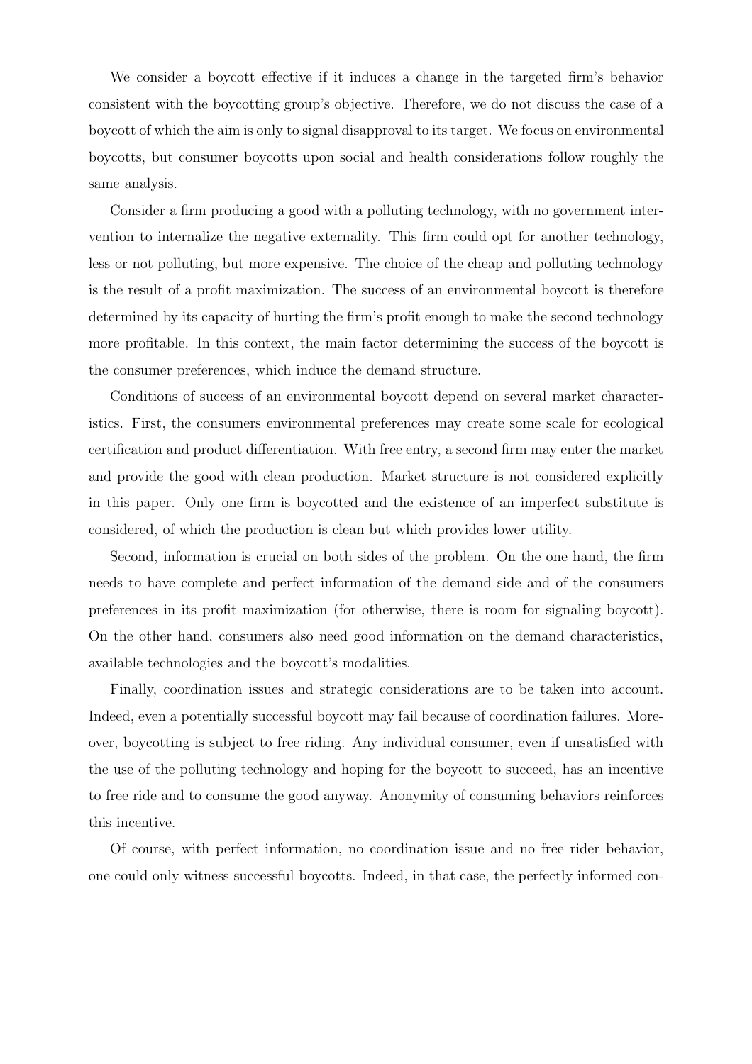We consider a boycott effective if it induces a change in the targeted firm's behavior consistent with the boycotting group's objective. Therefore, we do not discuss the case of a boycott of which the aim is only to signal disapproval to its target. We focus on environmental boycotts, but consumer boycotts upon social and health considerations follow roughly the same analysis.

Consider a firm producing a good with a polluting technology, with no government intervention to internalize the negative externality. This firm could opt for another technology, less or not polluting, but more expensive. The choice of the cheap and polluting technology is the result of a profit maximization. The success of an environmental boycott is therefore determined by its capacity of hurting the firm's profit enough to make the second technology more profitable. In this context, the main factor determining the success of the boycott is the consumer preferences, which induce the demand structure.

Conditions of success of an environmental boycott depend on several market characteristics. First, the consumers environmental preferences may create some scale for ecological certification and product differentiation. With free entry, a second firm may enter the market and provide the good with clean production. Market structure is not considered explicitly in this paper. Only one firm is boycotted and the existence of an imperfect substitute is considered, of which the production is clean but which provides lower utility.

Second, information is crucial on both sides of the problem. On the one hand, the firm needs to have complete and perfect information of the demand side and of the consumers preferences in its profit maximization (for otherwise, there is room for signaling boycott). On the other hand, consumers also need good information on the demand characteristics, available technologies and the boycott's modalities.

Finally, coordination issues and strategic considerations are to be taken into account. Indeed, even a potentially successful boycott may fail because of coordination failures. Moreover, boycotting is subject to free riding. Any individual consumer, even if unsatisfied with the use of the polluting technology and hoping for the boycott to succeed, has an incentive to free ride and to consume the good anyway. Anonymity of consuming behaviors reinforces this incentive.

Of course, with perfect information, no coordination issue and no free rider behavior, one could only witness successful boycotts. Indeed, in that case, the perfectly informed con-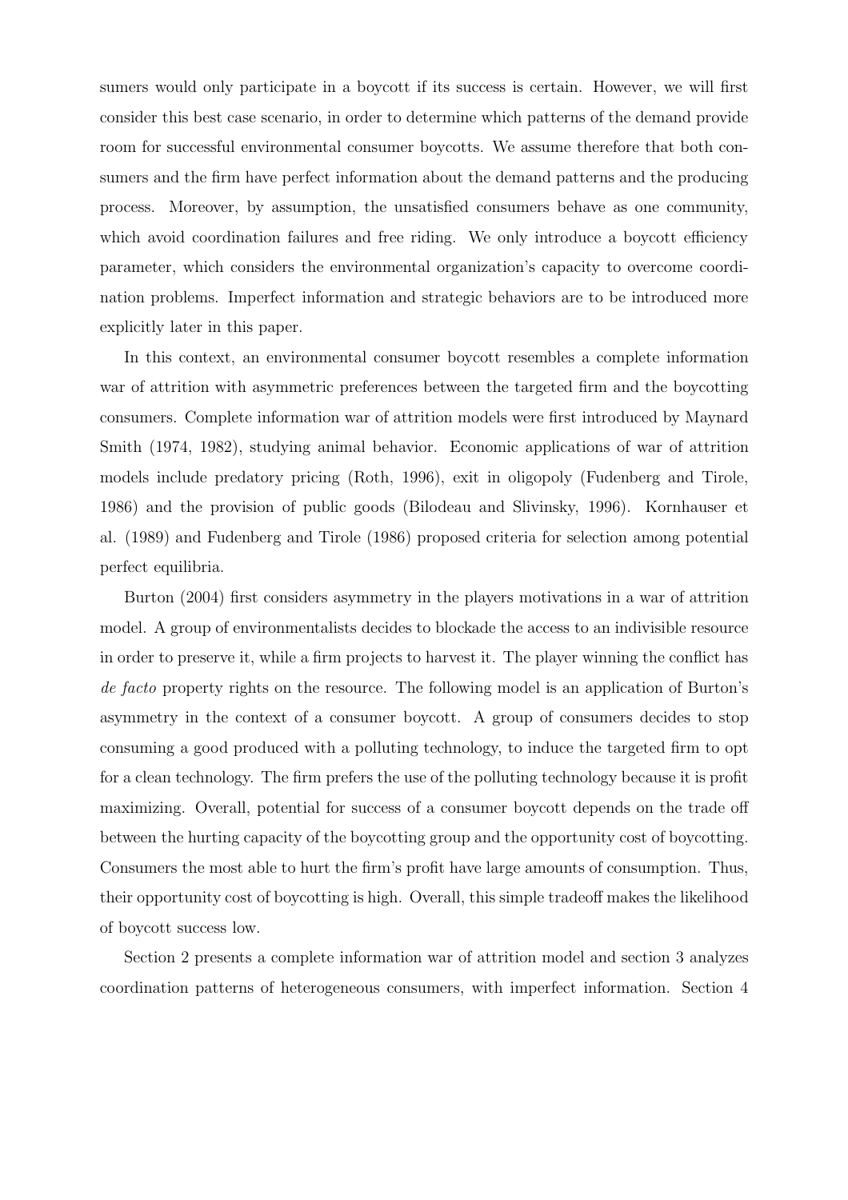sumers would only participate in a boycott if its success is certain. However, we will first consider this best case scenario, in order to determine which patterns of the demand provide room for successful environmental consumer boycotts. We assume therefore that both consumers and the firm have perfect information about the demand patterns and the producing process. Moreover, by assumption, the unsatisfied consumers behave as one community, which avoid coordination failures and free riding. We only introduce a boycott efficiency parameter, which considers the environmental organization's capacity to overcome coordination problems. Imperfect information and strategic behaviors are to be introduced more explicitly later in this paper.

In this context, an environmental consumer boycott resembles a complete information war of attrition with asymmetric preferences between the targeted firm and the boycotting consumers. Complete information war of attrition models were first introduced by Maynard Smith (1974, 1982), studying animal behavior. Economic applications of war of attrition models include predatory pricing (Roth, 1996), exit in oligopoly (Fudenberg and Tirole, 1986) and the provision of public goods (Bilodeau and Slivinsky, 1996). Kornhauser et al. (1989) and Fudenberg and Tirole (1986) proposed criteria for selection among potential perfect equilibria.

Burton (2004) first considers asymmetry in the players motivations in a war of attrition model. A group of environmentalists decides to blockade the access to an indivisible resource in order to preserve it, while a firm projects to harvest it. The player winning the conflict has *de facto* property rights on the resource. The following model is an application of Burton's asymmetry in the context of a consumer boycott. A group of consumers decides to stop consuming a good produced with a polluting technology, to induce the targeted firm to opt for a clean technology. The firm prefers the use of the polluting technology because it is profit maximizing. Overall, potential for success of a consumer boycott depends on the trade off between the hurting capacity of the boycotting group and the opportunity cost of boycotting. Consumers the most able to hurt the firm's profit have large amounts of consumption. Thus, their opportunity cost of boycotting is high. Overall, this simple tradeoff makes the likelihood of boycott success low.

Section 2 presents a complete information war of attrition model and section 3 analyzes coordination patterns of heterogeneous consumers, with imperfect information. Section 4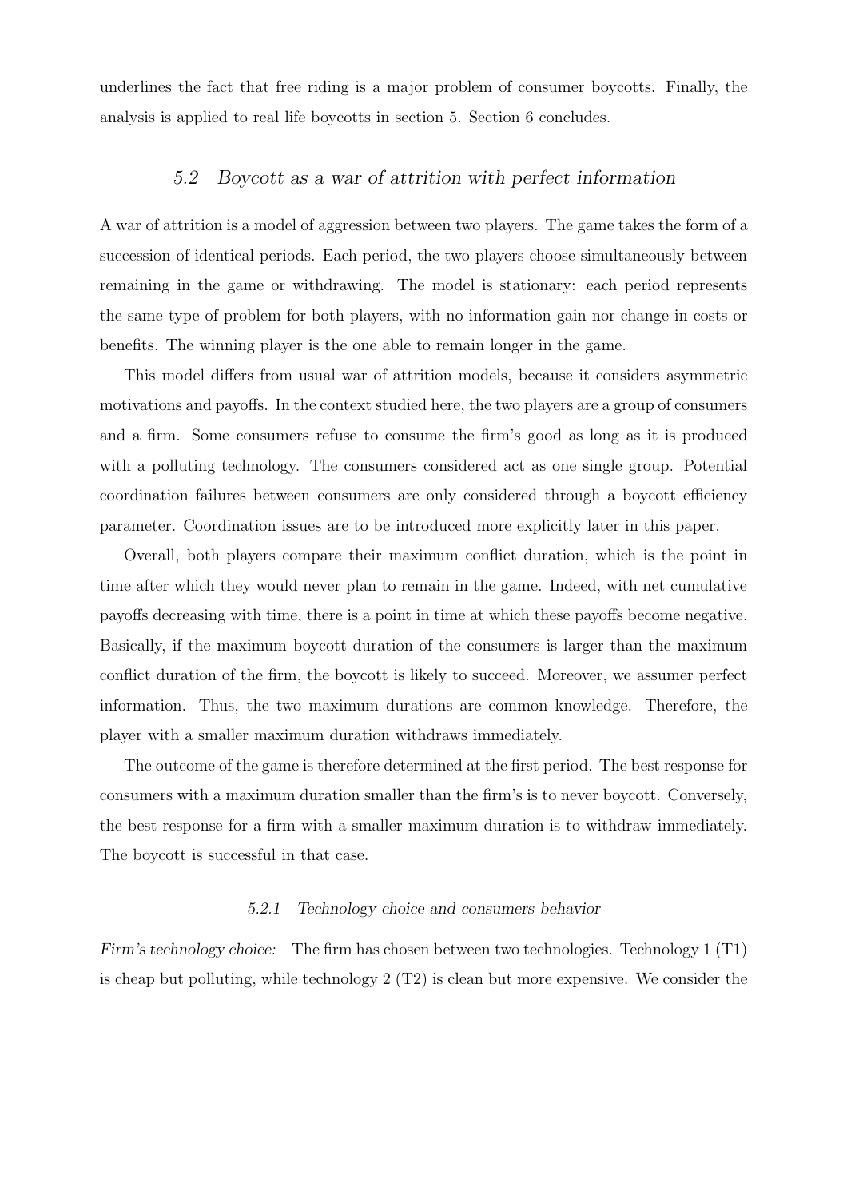underlines the fact that free riding is a major problem of consumer boycotts. Finally, the analysis is applied to real life boycotts in section 5. Section 6 concludes.

## *5.2 Boycott as a war of attrition with perfect information*

A war of attrition is a model of aggression between two players. The game takes the form of a succession of identical periods. Each period, the two players choose simultaneously between remaining in the game or withdrawing. The model is stationary: each period represents the same type of problem for both players, with no information gain nor change in costs or benefits. The winning player is the one able to remain longer in the game.

This model differs from usual war of attrition models, because it considers asymmetric motivations and payoffs. In the context studied here, the two players are a group of consumers and a firm. Some consumers refuse to consume the firm's good as long as it is produced with a polluting technology. The consumers considered act as one single group. Potential coordination failures between consumers are only considered through a boycott efficiency parameter. Coordination issues are to be introduced more explicitly later in this paper.

Overall, both players compare their maximum conflict duration, which is the point in time after which they would never plan to remain in the game. Indeed, with net cumulative payoffs decreasing with time, there is a point in time at which these payoffs become negative. Basically, if the maximum boycott duration of the consumers is larger than the maximum conflict duration of the firm, the boycott is likely to succeed. Moreover, we assumer perfect information. Thus, the two maximum durations are common knowledge. Therefore, the player with a smaller maximum duration withdraws immediately.

The outcome of the game is therefore determined at the first period. The best response for consumers with a maximum duration smaller than the firm's is to never boycott. Conversely, the best response for a firm with a smaller maximum duration is to withdraw immediately. The boycott is successful in that case.

### *5.2.1 Technology choice and consumers behavior*

*Firm's technology choice:* The firm has chosen between two technologies. Technology 1 (T1) is cheap but polluting, while technology 2 (T2) is clean but more expensive. We consider the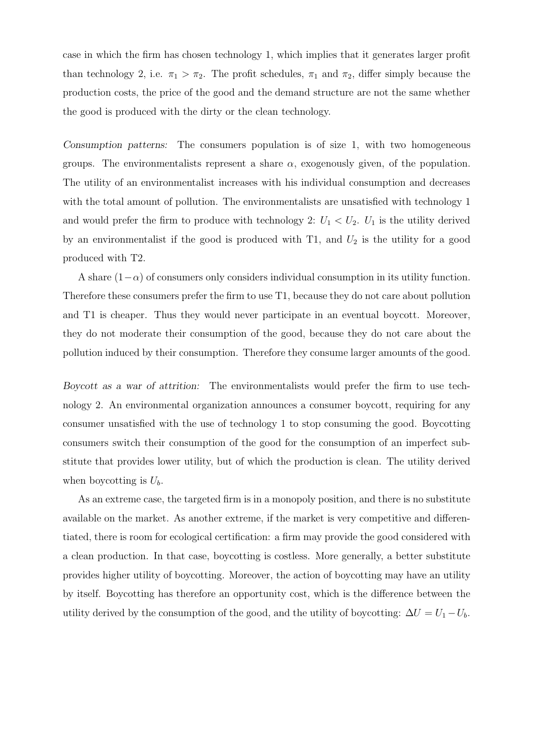case in which the firm has chosen technology 1, which implies that it generates larger profit than technology 2, i.e. $\pi_1 > \pi_2$. The profit schedules, $\pi_1$ and $\pi_2$, differ simply because the production costs, the price of the good and the demand structure are not the same whether the good is produced with the dirty or the clean technology.

*Consumption patterns:* The consumers population is of size 1, with two homogeneous groups. The environmentalists represent a share $\alpha$, exogenously given, of the population. The utility of an environmentalist increases with his individual consumption and decreases with the total amount of pollution. The environmentalists are unsatisfied with technology 1 and would prefer the firm to produce with technology 2: $U_1 < U_2$. $U_1$ is the utility derived by an environmentalist if the good is produced with T1, and $U_2$ is the utility for a good produced with T2.

A share $(1-\alpha)$ of consumers only considers individual consumption in its utility function. Therefore these consumers prefer the firm to use T1, because they do not care about pollution and T1 is cheaper. Thus they would never participate in an eventual boycott. Moreover, they do not moderate their consumption of the good, because they do not care about the pollution induced by their consumption. Therefore they consume larger amounts of the good.

*Boycott as a war of attrition:* The environmentalists would prefer the firm to use technology 2. An environmental organization announces a consumer boycott, requiring for any consumer unsatisfied with the use of technology 1 to stop consuming the good. Boycotting consumers switch their consumption of the good for the consumption of an imperfect substitute that provides lower utility, but of which the production is clean. The utility derived when boycotting is $U_b$.

As an extreme case, the targeted firm is in a monopoly position, and there is no substitute available on the market. As another extreme, if the market is very competitive and differentiated, there is room for ecological certification: a firm may provide the good considered with a clean production. In that case, boycotting is costless. More generally, a better substitute provides higher utility of boycotting. Moreover, the action of boycotting may have an utility by itself. Boycotting has therefore an opportunity cost, which is the difference between the utility derived by the consumption of the good, and the utility of boycotting: $\Delta U = U_1 - U_b$.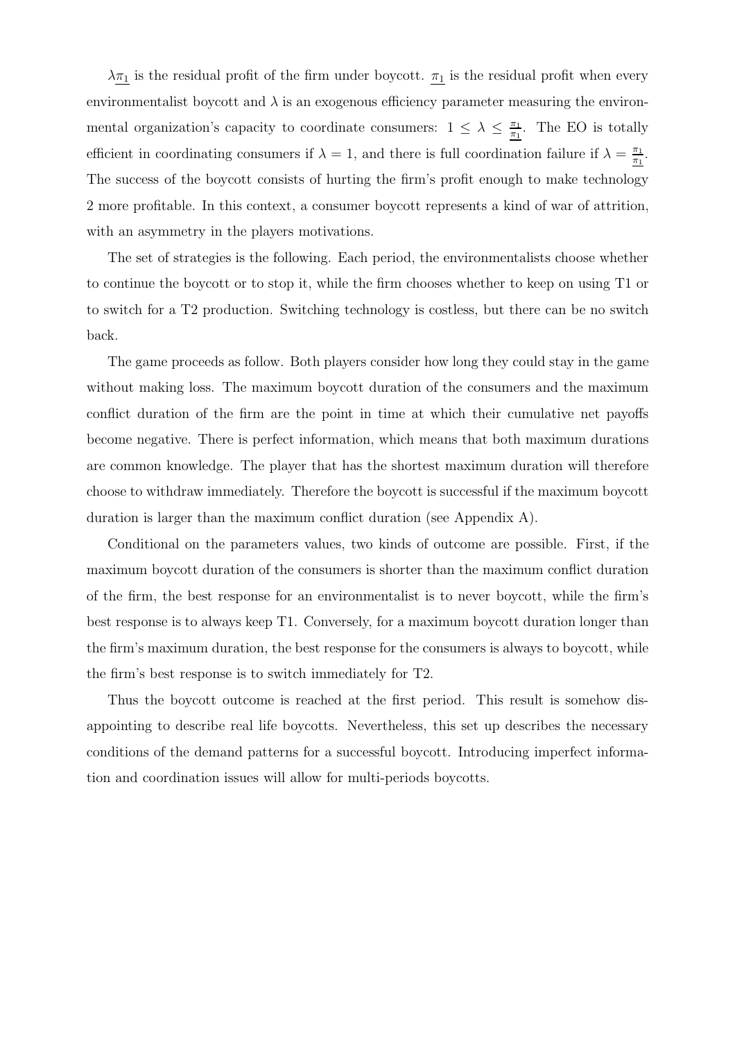$\lambda\underline{\pi_1}$ is the residual profit of the firm under boycott. $\underline{\pi_1}$ is the residual profit when every environmentalist boycott and $\lambda$ is an exogenous efficiency parameter measuring the environmental organization's capacity to coordinate consumers: $1 \leq \lambda \leq \frac{\pi_1}{\underline{\pi_1}}$. The EO is totally efficient in coordinating consumers if $\lambda = 1$, and there is full coordination failure if $\lambda = \frac{\pi_1}{\underline{\pi_1}}$. The success of the boycott consists of hurting the firm's profit enough to make technology 2 more profitable. In this context, a consumer boycott represents a kind of war of attrition, with an asymmetry in the players motivations.

The set of strategies is the following. Each period, the environmentalists choose whether to continue the boycott or to stop it, while the firm chooses whether to keep on using T1 or to switch for a T2 production. Switching technology is costless, but there can be no switch back.

The game proceeds as follow. Both players consider how long they could stay in the game without making loss. The maximum boycott duration of the consumers and the maximum conflict duration of the firm are the point in time at which their cumulative net payoffs become negative. There is perfect information, which means that both maximum durations are common knowledge. The player that has the shortest maximum duration will therefore choose to withdraw immediately. Therefore the boycott is successful if the maximum boycott duration is larger than the maximum conflict duration (see Appendix A).

Conditional on the parameters values, two kinds of outcome are possible. First, if the maximum boycott duration of the consumers is shorter than the maximum conflict duration of the firm, the best response for an environmentalist is to never boycott, while the firm's best response is to always keep T1. Conversely, for a maximum boycott duration longer than the firm's maximum duration, the best response for the consumers is always to boycott, while the firm's best response is to switch immediately for T2.

Thus the boycott outcome is reached at the first period. This result is somehow disappointing to describe real life boycotts. Nevertheless, this set up describes the necessary conditions of the demand patterns for a successful boycott. Introducing imperfect information and coordination issues will allow for multi-periods boycotts.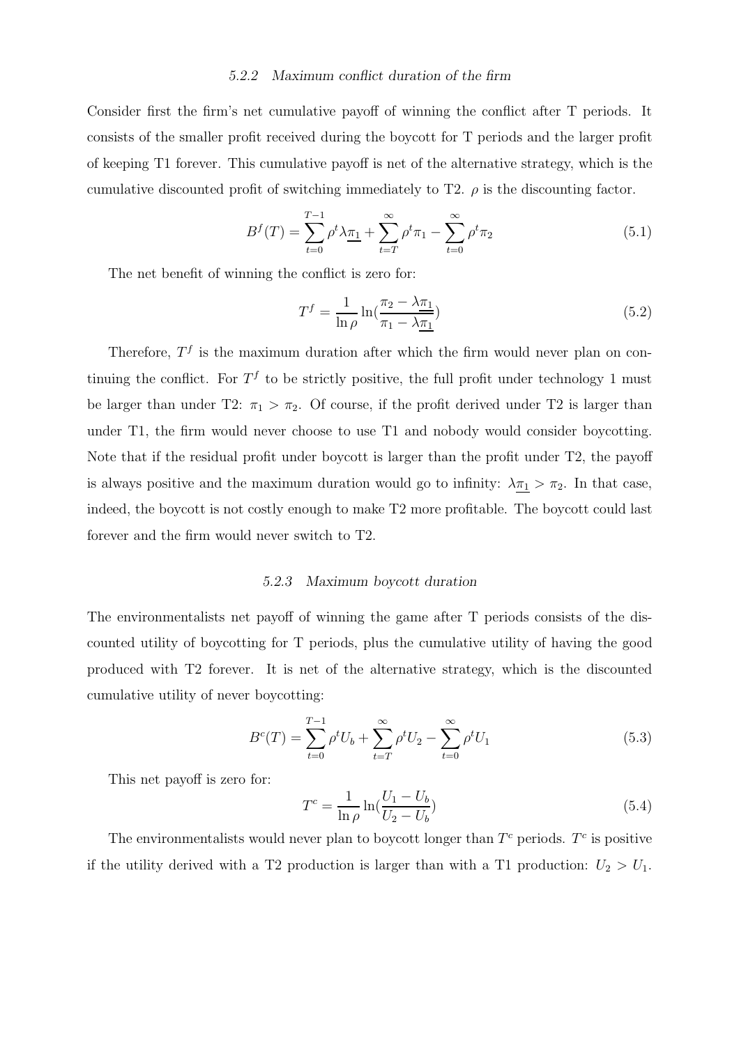#### 5.2.2 Maximum conflict duration of the firm

Consider first the firm's net cumulative payoff of winning the conflict after T periods. It consists of the smaller profit received during the boycott for T periods and the larger profit of keeping T1 forever. This cumulative payoff is net of the alternative strategy, which is the cumulative discounted profit of switching immediately to T2. $\rho$ is the discounting factor.

$$B^f(T) = \sum_{t=0}^{T-1} \rho^t \lambda \underline{\pi_1} + \sum_{t=T}^{\infty} \rho^t \pi_1 - \sum_{t=0}^{\infty} \rho^t \pi_2 \tag{5.1}$$

The net benefit of winning the conflict is zero for:

$$T^f = \frac{1}{\ln \rho} \ln\left(\frac{\pi_2 - \lambda \underline{\pi_1}}{\pi_1 - \lambda \underline{\pi_1}}\right) \tag{5.2}$$

Therefore, $T^f$ is the maximum duration after which the firm would never plan on continuing the conflict. For $T^f$ to be strictly positive, the full profit under technology 1 must be larger than under T2: $\pi_1 > \pi_2$. Of course, if the profit derived under T2 is larger than under T1, the firm would never choose to use T1 and nobody would consider boycotting. Note that if the residual profit under boycott is larger than the profit under T2, the payoff is always positive and the maximum duration would go to infinity: $\lambda \underline{\pi_1} > \pi_2$. In that case, indeed, the boycott is not costly enough to make T2 more profitable. The boycott could last forever and the firm would never switch to T2.

#### 5.2.3 Maximum boycott duration

The environmentalists net payoff of winning the game after T periods consists of the discounted utility of boycotting for T periods, plus the cumulative utility of having the good produced with T2 forever. It is net of the alternative strategy, which is the discounted cumulative utility of never boycotting:

$$B^c(T) = \sum_{t=0}^{T-1} \rho^t U_b + \sum_{t=T}^{\infty} \rho^t U_2 - \sum_{t=0}^{\infty} \rho^t U_1 \tag{5.3}$$

This net payoff is zero for:

$$T^c = \frac{1}{\ln \rho} \ln\left(\frac{U_1 - U_b}{U_2 - U_b}\right) \tag{5.4}$$

The environmentalists would never plan to boycott longer than $T^c$ periods. $T^c$ is positive if the utility derived with a T2 production is larger than with a T1 production: $U_2 > U_1$.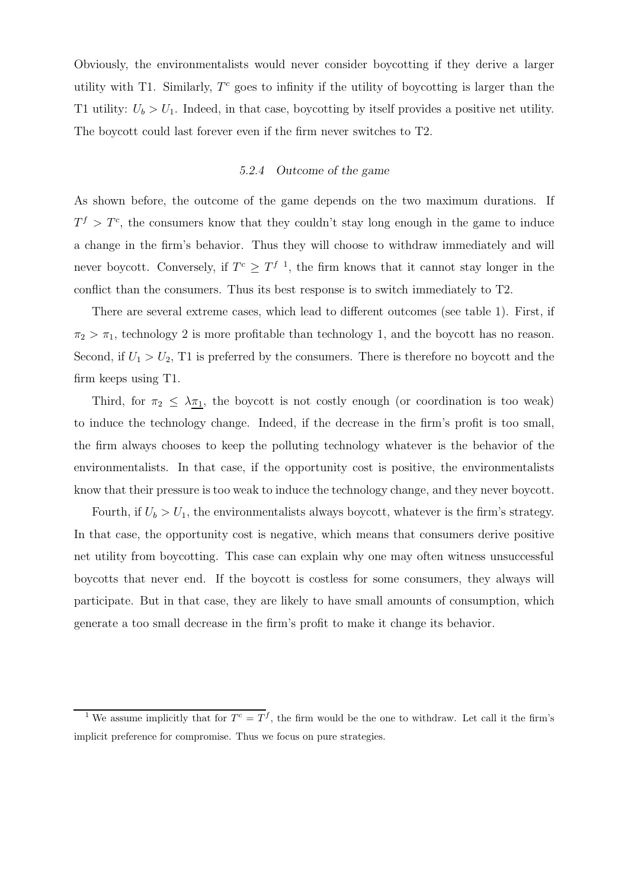Obviously, the environmentalists would never consider boycotting if they derive a larger utility with T1. Similarly, $T^c$ goes to infinity if the utility of boycotting is larger than the T1 utility: $U_b > U_1$. Indeed, in that case, boycotting by itself provides a positive net utility. The boycott could last forever even if the firm never switches to T2.

### *5.2.4 Outcome of the game*

As shown before, the outcome of the game depends on the two maximum durations. If $T^f > T^c$, the consumers know that they couldn't stay long enough in the game to induce a change in the firm's behavior. Thus they will choose to withdraw immediately and will never boycott. Conversely, if $T^c \geq T^f$ [1], the firm knows that it cannot stay longer in the conflict than the consumers. Thus its best response is to switch immediately to T2.

There are several extreme cases, which lead to different outcomes (see table 1). First, if $\pi_2 > \pi_1$, technology 2 is more profitable than technology 1, and the boycott has no reason. Second, if $U_1 > U_2$, T1 is preferred by the consumers. There is therefore no boycott and the firm keeps using T1.

Third, for $\pi_2 \leq \lambda \underline{\pi_1}$, the boycott is not costly enough (or coordination is too weak) to induce the technology change. Indeed, if the decrease in the firm's profit is too small, the firm always chooses to keep the polluting technology whatever is the behavior of the environmentalists. In that case, if the opportunity cost is positive, the environmentalists know that their pressure is too weak to induce the technology change, and they never boycott.

Fourth, if $U_b > U_1$, the environmentalists always boycott, whatever is the firm's strategy. In that case, the opportunity cost is negative, which means that consumers derive positive net utility from boycotting. This case can explain why one may often witness unsuccessful boycotts that never end. If the boycott is costless for some consumers, they always will participate. But in that case, they are likely to have small amounts of consumption, which generate a too small decrease in the firm's profit to make it change its behavior.

---

[1] We assume implicitly that for $T^c = T^f$, the firm would be the one to withdraw. Let call it the firm's implicit preference for compromise. Thus we focus on pure strategies.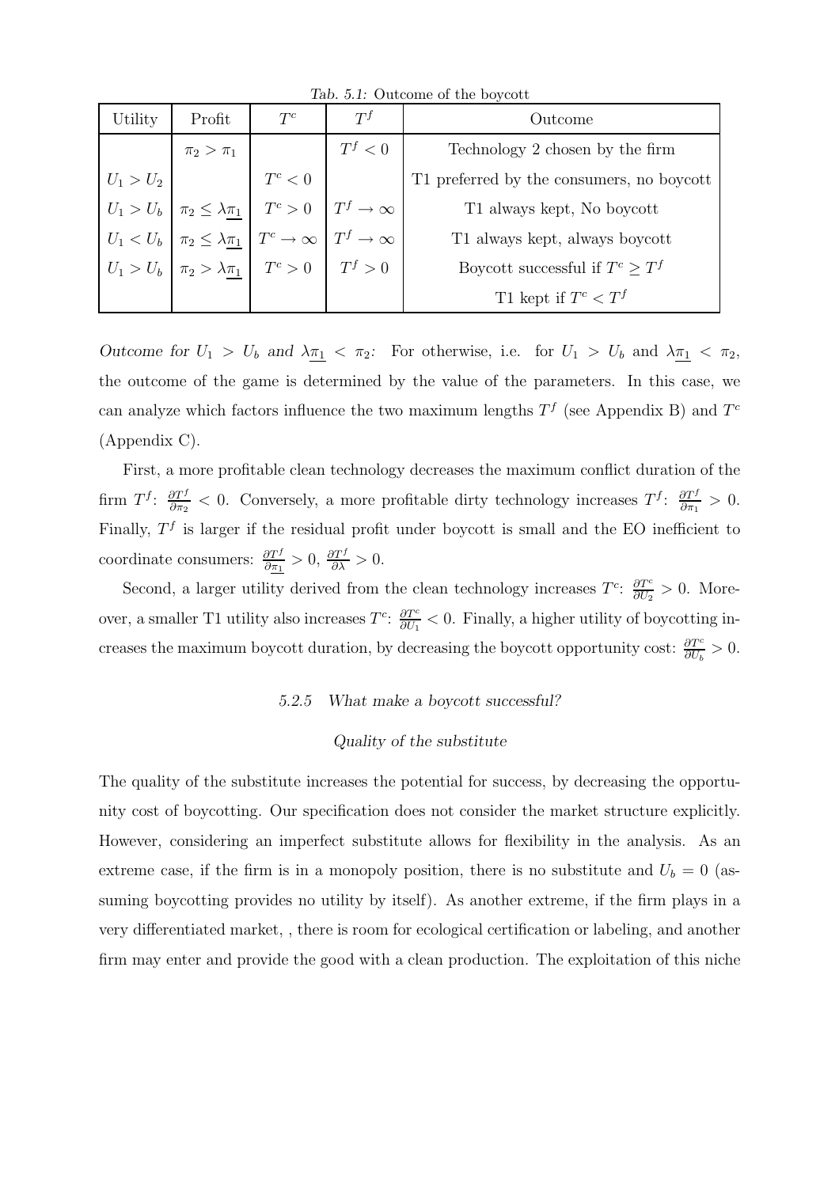*Tab. 5.1:* Outcome of the boycott

| Utility | Profit | $T^c$ | $T^f$ | Outcome |
|---|---|---|---|---|
| | $\pi_2 > \pi_1$ | | $T^f < 0$ | Technology 2 chosen by the firm |
| $U_1 > U_2$ | | $T^c < 0$ | | T1 preferred by the consumers, no boycott |
| $U_1 > U_b$ | $\pi_2 \leq \lambda \underline{\pi_1}$ | $T^c > 0$ | $T^f \to \infty$ | T1 always kept, No boycott |
| $U_1 < U_b$ | $\pi_2 \leq \lambda \underline{\pi_1}$ | $T^c \to \infty$ | $T^f \to \infty$ | T1 always kept, always boycott |
| $U_1 > U_b$ | $\pi_2 > \lambda \underline{\pi_1}$ | $T^c > 0$ | $T^f > 0$ | Boycott successful if $T^c \geq T^f$ |
| | | | | T1 kept if $T^c < T^f$ |

*Outcome for $U_1 > U_b$ and $\lambda \underline{\pi_1} < \pi_2$:* For otherwise, i.e. for $U_1 > U_b$ and $\lambda \underline{\pi_1} < \pi_2$, the outcome of the game is determined by the value of the parameters. In this case, we can analyze which factors influence the two maximum lengths $T^f$ (see Appendix B) and $T^c$ (Appendix C).

First, a more profitable clean technology decreases the maximum conflict duration of the firm $T^f$: $\frac{\partial T^f}{\partial \pi_2} < 0$. Conversely, a more profitable dirty technology increases $T^f$: $\frac{\partial T^f}{\partial \pi_1} > 0$. Finally, $T^f$ is larger if the residual profit under boycott is small and the EO inefficient to coordinate consumers: $\frac{\partial T^f}{\partial \underline{\pi_1}} > 0$, $\frac{\partial T^f}{\partial \lambda} > 0$.

Second, a larger utility derived from the clean technology increases $T^c$: $\frac{\partial T^c}{\partial U_2} > 0$. Moreover, a smaller T1 utility also increases $T^c$: $\frac{\partial T^c}{\partial U_1} < 0$. Finally, a higher utility of boycotting increases the maximum boycott duration, by decreasing the boycott opportunity cost: $\frac{\partial T^c}{\partial U_b} > 0$.

### 5.2.5 What make a boycott successful?

#### *Quality of the substitute*

The quality of the substitute increases the potential for success, by decreasing the opportunity cost of boycotting. Our specification does not consider the market structure explicitly. However, considering an imperfect substitute allows for flexibility in the analysis. As an extreme case, if the firm is in a monopoly position, there is no substitute and $U_b = 0$ (assuming boycotting provides no utility by itself). As another extreme, if the firm plays in a very differentiated market, , there is room for ecological certification or labeling, and another firm may enter and provide the good with a clean production. The exploitation of this niche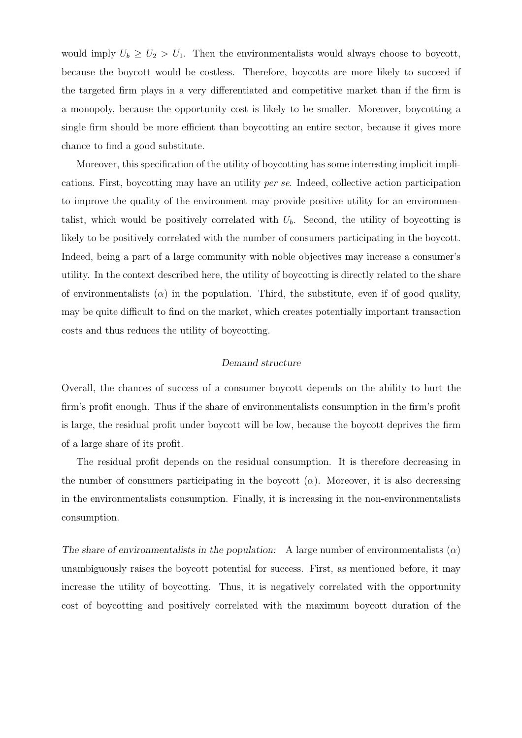would imply $U_b \geq U_2 > U_1$. Then the environmentalists would always choose to boycott, because the boycott would be costless. Therefore, boycotts are more likely to succeed if the targeted firm plays in a very differentiated and competitive market than if the firm is a monopoly, because the opportunity cost is likely to be smaller. Moreover, boycotting a single firm should be more efficient than boycotting an entire sector, because it gives more chance to find a good substitute.

Moreover, this specification of the utility of boycotting has some interesting implicit implications. First, boycotting may have an utility *per se*. Indeed, collective action participation to improve the quality of the environment may provide positive utility for an environmentalist, which would be positively correlated with $U_b$. Second, the utility of boycotting is likely to be positively correlated with the number of consumers participating in the boycott. Indeed, being a part of a large community with noble objectives may increase a consumer's utility. In the context described here, the utility of boycotting is directly related to the share of environmentalists ($\alpha$) in the population. Third, the substitute, even if of good quality, may be quite difficult to find on the market, which creates potentially important transaction costs and thus reduces the utility of boycotting.

*Demand structure*

Overall, the chances of success of a consumer boycott depends on the ability to hurt the firm's profit enough. Thus if the share of environmentalists consumption in the firm's profit is large, the residual profit under boycott will be low, because the boycott deprives the firm of a large share of its profit.

The residual profit depends on the residual consumption. It is therefore decreasing in the number of consumers participating in the boycott ($\alpha$). Moreover, it is also decreasing in the environmentalists consumption. Finally, it is increasing in the non-environmentalists consumption.

*The share of environmentalists in the population:* A large number of environmentalists ($\alpha$) unambiguously raises the boycott potential for success. First, as mentioned before, it may increase the utility of boycotting. Thus, it is negatively correlated with the opportunity cost of boycotting and positively correlated with the maximum boycott duration of the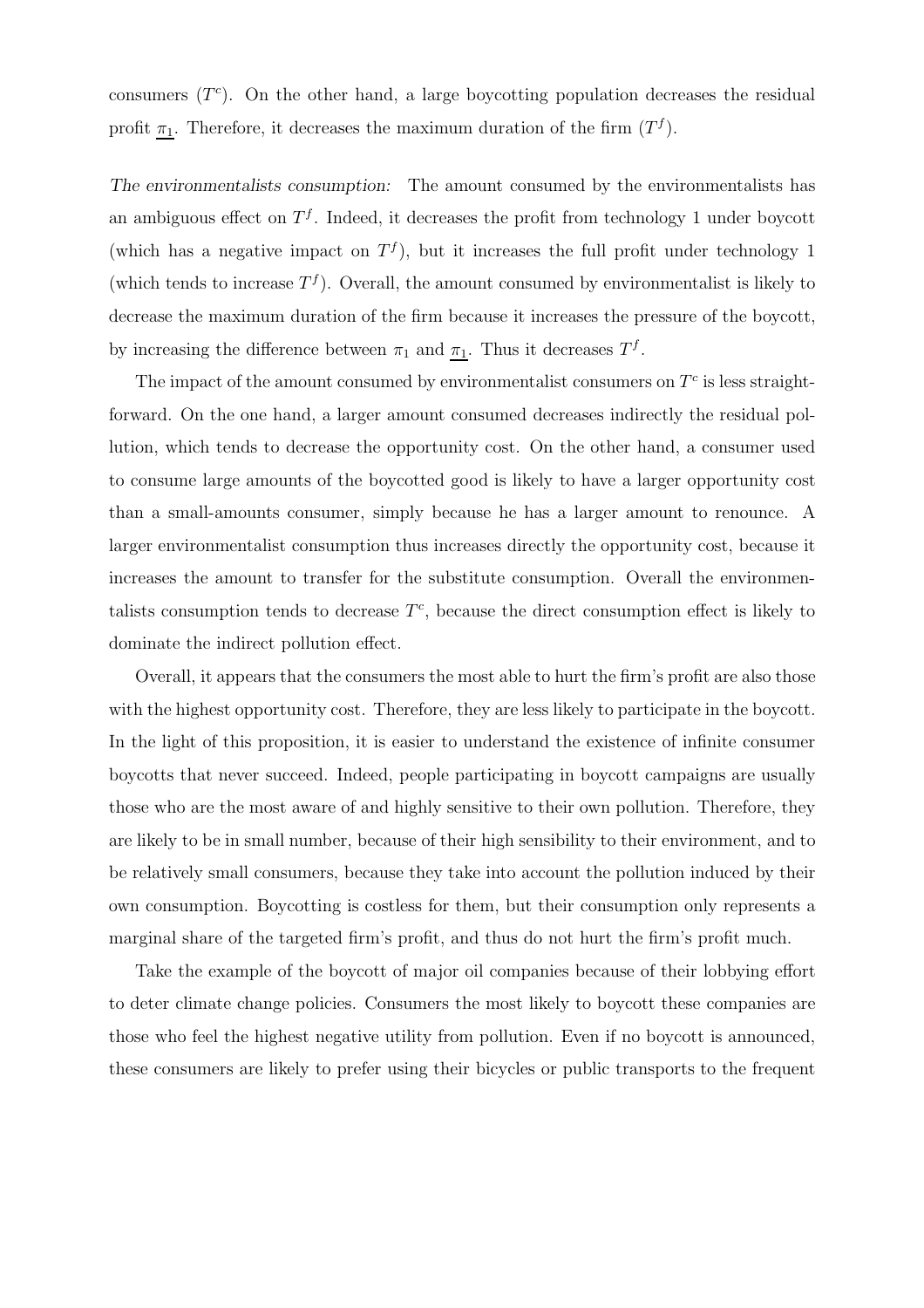consumers ($T^c$). On the other hand, a large boycotting population decreases the residual profit $\underline{\pi_1}$. Therefore, it decreases the maximum duration of the firm ($T^f$).

*The environmentalists consumption:* The amount consumed by the environmentalists has an ambiguous effect on $T^f$. Indeed, it decreases the profit from technology 1 under boycott (which has a negative impact on $T^f$), but it increases the full profit under technology 1 (which tends to increase $T^f$). Overall, the amount consumed by environmentalist is likely to decrease the maximum duration of the firm because it increases the pressure of the boycott, by increasing the difference between $\pi_1$ and $\underline{\pi_1}$. Thus it decreases $T^f$.

The impact of the amount consumed by environmentalist consumers on $T^c$ is less straightforward. On the one hand, a larger amount consumed decreases indirectly the residual pollution, which tends to decrease the opportunity cost. On the other hand, a consumer used to consume large amounts of the boycotted good is likely to have a larger opportunity cost than a small-amounts consumer, simply because he has a larger amount to renounce. A larger environmentalist consumption thus increases directly the opportunity cost, because it increases the amount to transfer for the substitute consumption. Overall the environmentalists consumption tends to decrease $T^c$, because the direct consumption effect is likely to dominate the indirect pollution effect.

Overall, it appears that the consumers the most able to hurt the firm's profit are also those with the highest opportunity cost. Therefore, they are less likely to participate in the boycott. In the light of this proposition, it is easier to understand the existence of infinite consumer boycotts that never succeed. Indeed, people participating in boycott campaigns are usually those who are the most aware of and highly sensitive to their own pollution. Therefore, they are likely to be in small number, because of their high sensibility to their environment, and to be relatively small consumers, because they take into account the pollution induced by their own consumption. Boycotting is costless for them, but their consumption only represents a marginal share of the targeted firm's profit, and thus do not hurt the firm's profit much.

Take the example of the boycott of major oil companies because of their lobbying effort to deter climate change policies. Consumers the most likely to boycott these companies are those who feel the highest negative utility from pollution. Even if no boycott is announced, these consumers are likely to prefer using their bicycles or public transports to the frequent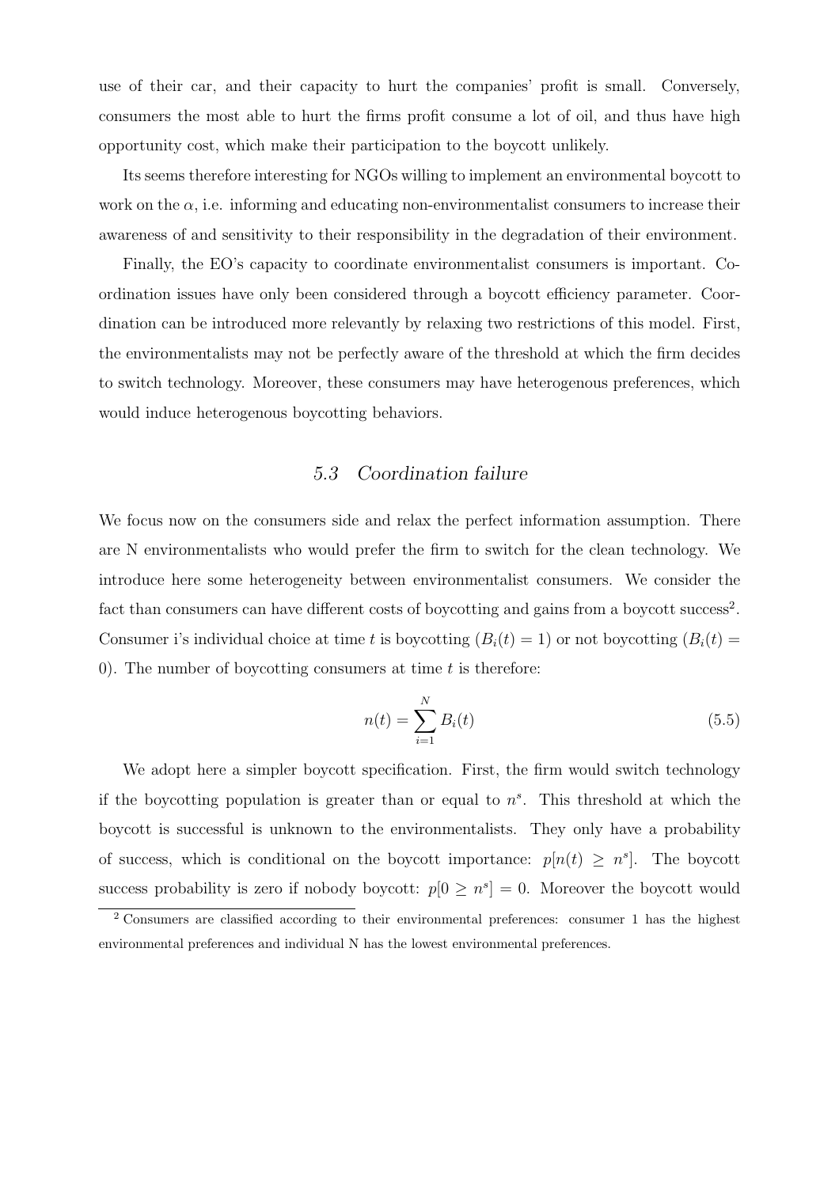use of their car, and their capacity to hurt the companies' profit is small. Conversely, consumers the most able to hurt the firms profit consume a lot of oil, and thus have high opportunity cost, which make their participation to the boycott unlikely.

Its seems therefore interesting for NGOs willing to implement an environmental boycott to work on the $\alpha$, i.e. informing and educating non-environmentalist consumers to increase their awareness of and sensitivity to their responsibility in the degradation of their environment.

Finally, the EO's capacity to coordinate environmentalist consumers is important. Coordination issues have only been considered through a boycott efficiency parameter. Coordination can be introduced more relevantly by relaxing two restrictions of this model. First, the environmentalists may not be perfectly aware of the threshold at which the firm decides to switch technology. Moreover, these consumers may have heterogenous preferences, which would induce heterogenous boycotting behaviors.

### 5.3 *Coordination failure*

We focus now on the consumers side and relax the perfect information assumption. There are N environmentalists who would prefer the firm to switch for the clean technology. We introduce here some heterogeneity between environmentalist consumers. We consider the fact than consumers can have different costs of boycotting and gains from a boycott success[2]. Consumer i's individual choice at time $t$ is boycotting ($B_i(t) = 1$) or not boycotting ($B_i(t) = 0$). The number of boycotting consumers at time $t$ is therefore:

$$n(t) = \sum_{i=1}^{N} B_i(t) \tag{5.5}$$

We adopt here a simpler boycott specification. First, the firm would switch technology if the boycotting population is greater than or equal to $n^s$. This threshold at which the boycott is successful is unknown to the environmentalists. They only have a probability of success, which is conditional on the boycott importance: $p[n(t) \geq n^s]$. The boycott success probability is zero if nobody boycott: $p[0 \geq n^s] = 0$. Moreover the boycott would

[2] Consumers are classified according to their environmental preferences: consumer 1 has the highest environmental preferences and individual N has the lowest environmental preferences.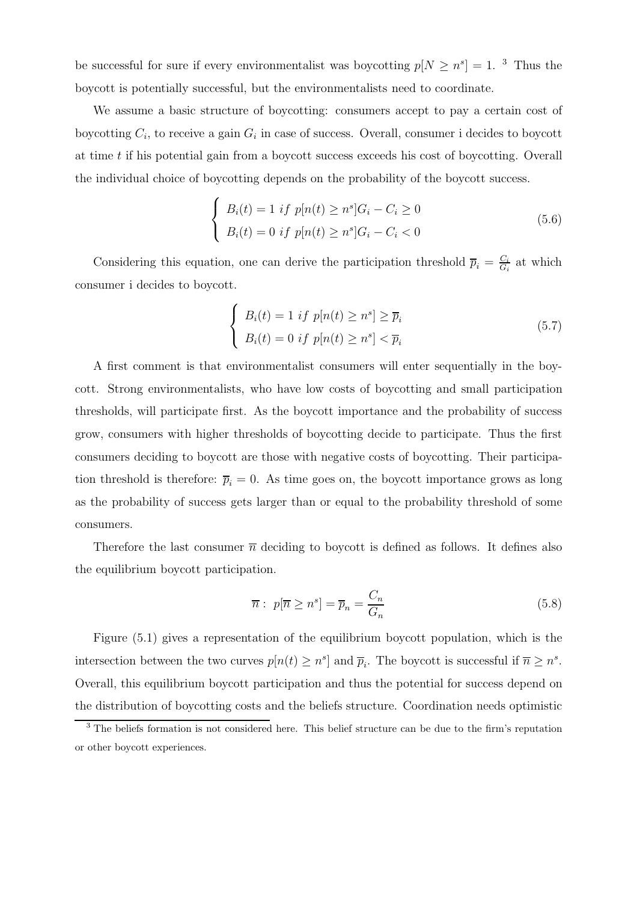be successful for sure if every environmentalist was boycotting $p[N \geq n^s] = 1$. [3] Thus the boycott is potentially successful, but the environmentalists need to coordinate.

We assume a basic structure of boycotting: consumers accept to pay a certain cost of boycotting $C_i$, to receive a gain $G_i$ in case of success. Overall, consumer i decides to boycott at time $t$ if his potential gain from a boycott success exceeds his cost of boycotting. Overall the individual choice of boycotting depends on the probability of the boycott success.

$$\begin{cases} B_i(t) = 1 \ if \ p[n(t) \geq n^s]G_i - C_i \geq 0 \\ B_i(t) = 0 \ if \ p[n(t) \geq n^s]G_i - C_i < 0 \end{cases} \tag{5.6}$$

Considering this equation, one can derive the participation threshold $\overline{p}_i = \frac{C_i}{G_i}$ at which consumer i decides to boycott.

$$\begin{cases} B_i(t) = 1 \ if \ p[n(t) \geq n^s] \geq \overline{p}_i \\ B_i(t) = 0 \ if \ p[n(t) \geq n^s] < \overline{p}_i \end{cases} \tag{5.7}$$

A first comment is that environmentalist consumers will enter sequentially in the boycott. Strong environmentalists, who have low costs of boycotting and small participation thresholds, will participate first. As the boycott importance and the probability of success grow, consumers with higher thresholds of boycotting decide to participate. Thus the first consumers deciding to boycott are those with negative costs of boycotting. Their participation threshold is therefore: $\overline{p}_i = 0$. As time goes on, the boycott importance grows as long as the probability of success gets larger than or equal to the probability threshold of some consumers.

Therefore the last consumer $\overline{n}$ deciding to boycott is defined as follows. It defines also the equilibrium boycott participation.

$$\overline{n} : \ p[\overline{n} \geq n^s] = \overline{p}_n = \frac{C_n}{G_n} \tag{5.8}$$

Figure (5.1) gives a representation of the equilibrium boycott population, which is the intersection between the two curves $p[n(t) \geq n^s]$ and $\overline{p}_i$. The boycott is successful if $\overline{n} \geq n^s$. Overall, this equilibrium boycott participation and thus the potential for success depend on the distribution of boycotting costs and the beliefs structure. Coordination needs optimistic

[3] The beliefs formation is not considered here. This belief structure can be due to the firm's reputation or other boycott experiences.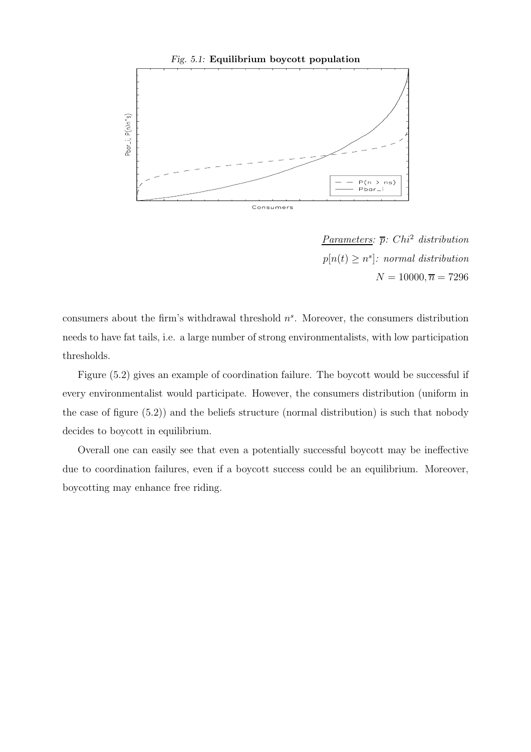*Fig. 5.1:* **Equilibrium boycott population**

*Parameters:* $\overline{p}$: *Chi*$^2$ *distribution*

$p[n(t) \geq n^s]$: *normal distribution*

$N = 10000, \overline{n} = 7296$

consumers about the firm's withdrawal threshold $n^s$. Moreover, the consumers distribution needs to have fat tails, i.e. a large number of strong environmentalists, with low participation thresholds.

Figure (5.2) gives an example of coordination failure. The boycott would be successful if every environmentalist would participate. However, the consumers distribution (uniform in the case of figure (5.2)) and the beliefs structure (normal distribution) is such that nobody decides to boycott in equilibrium.

Overall one can easily see that even a potentially successful boycott may be ineffective due to coordination failures, even if a boycott success could be an equilibrium. Moreover, boycotting may enhance free riding.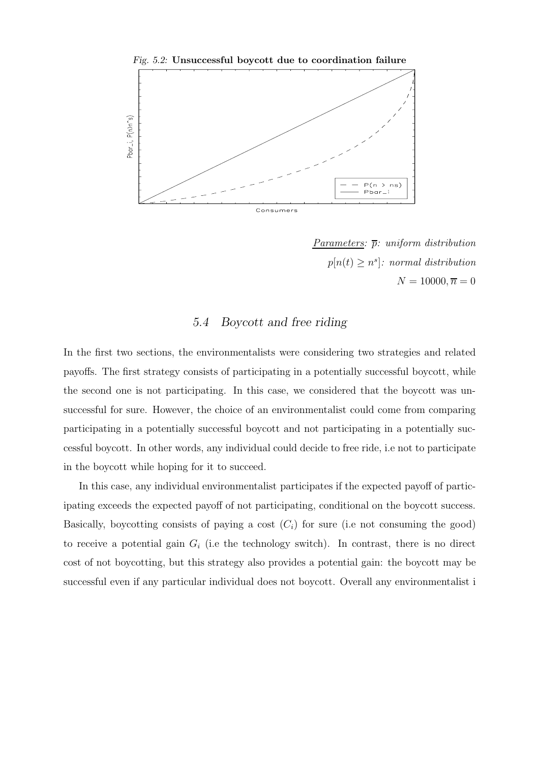*Fig. 5.2:* **Unsuccessful boycott due to coordination failure**

<u>*Parameters*</u>*:* $\overline{p}$*: uniform distribution*

$p[n(t) \geq n^s]$*: normal distribution*

$N = 10000, \overline{n} = 0$

## *5.4 Boycott and free riding*

In the first two sections, the environmentalists were considering two strategies and related payoffs. The first strategy consists of participating in a potentially successful boycott, while the second one is not participating. In this case, we considered that the boycott was unsuccessful for sure. However, the choice of an environmentalist could come from comparing participating in a potentially successful boycott and not participating in a potentially successful boycott. In other words, any individual could decide to free ride, i.e not to participate in the boycott while hoping for it to succeed.

In this case, any individual environmentalist participates if the expected payoff of participating exceeds the expected payoff of not participating, conditional on the boycott success. Basically, boycotting consists of paying a cost ($C_i$) for sure (i.e not consuming the good) to receive a potential gain $G_i$ (i.e the technology switch). In contrast, there is no direct cost of not boycotting, but this strategy also provides a potential gain: the boycott may be successful even if any particular individual does not boycott. Overall any environmentalist i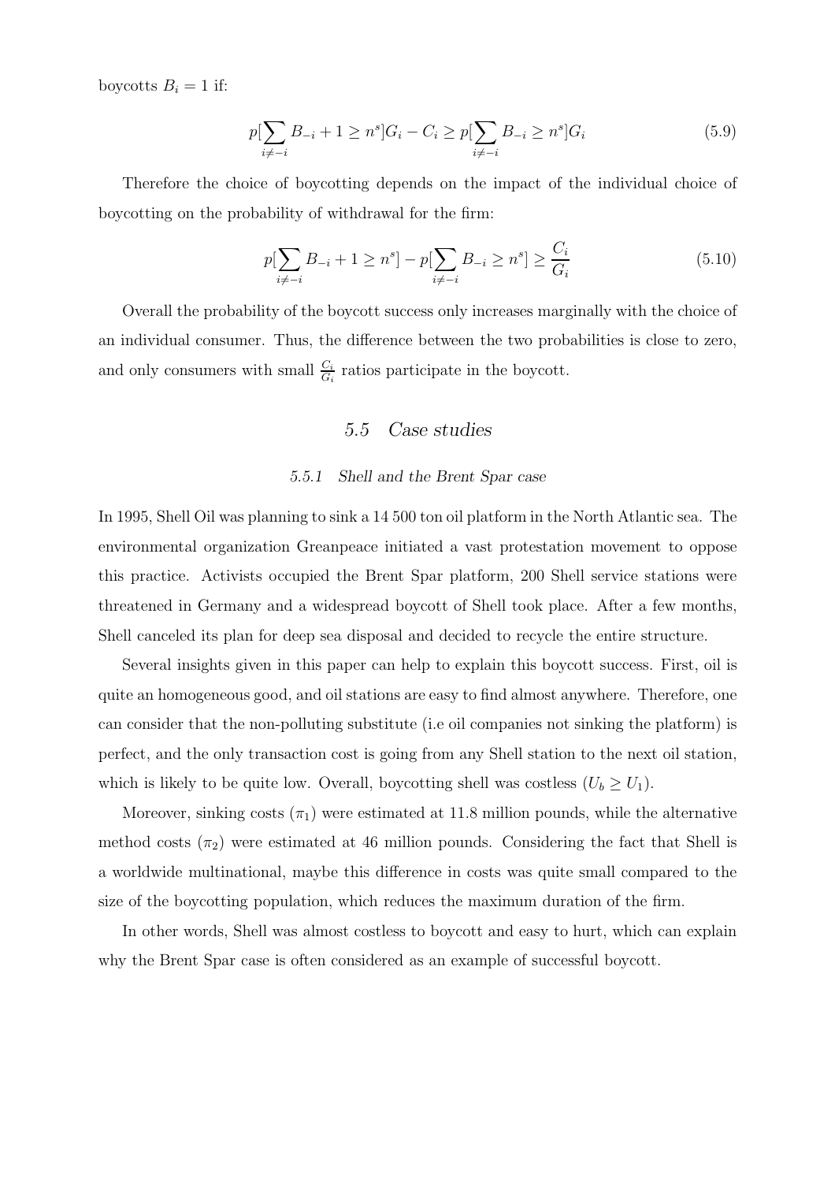boycotts $B_i = 1$ if:

$$p[\sum_{i \neq -i} B_{-i} + 1 \geq n^s]G_i - C_i \geq p[\sum_{i \neq -i} B_{-i} \geq n^s]G_i \tag{5.9}$$

Therefore the choice of boycotting depends on the impact of the individual choice of boycotting on the probability of withdrawal for the firm:

$$p[\sum_{i \neq -i} B_{-i} + 1 \geq n^s] - p[\sum_{i \neq -i} B_{-i} \geq n^s] \geq \frac{C_i}{G_i} \tag{5.10}$$

Overall the probability of the boycott success only increases marginally with the choice of an individual consumer. Thus, the difference between the two probabilities is close to zero, and only consumers with small $\frac{C_i}{G_i}$ ratios participate in the boycott.

## 5.5 *Case studies*

### 5.5.1 *Shell and the Brent Spar case*

In 1995, Shell Oil was planning to sink a 14 500 ton oil platform in the North Atlantic sea. The environmental organization Greanpeace initiated a vast protestation movement to oppose this practice. Activists occupied the Brent Spar platform, 200 Shell service stations were threatened in Germany and a widespread boycott of Shell took place. After a few months, Shell canceled its plan for deep sea disposal and decided to recycle the entire structure.

Several insights given in this paper can help to explain this boycott success. First, oil is quite an homogeneous good, and oil stations are easy to find almost anywhere. Therefore, one can consider that the non-polluting substitute (i.e oil companies not sinking the platform) is perfect, and the only transaction cost is going from any Shell station to the next oil station, which is likely to be quite low. Overall, boycotting shell was costless ($U_b \geq U_1$).

Moreover, sinking costs ($\pi_1$) were estimated at 11.8 million pounds, while the alternative method costs ($\pi_2$) were estimated at 46 million pounds. Considering the fact that Shell is a worldwide multinational, maybe this difference in costs was quite small compared to the size of the boycotting population, which reduces the maximum duration of the firm.

In other words, Shell was almost costless to boycott and easy to hurt, which can explain why the Brent Spar case is often considered as an example of successful boycott.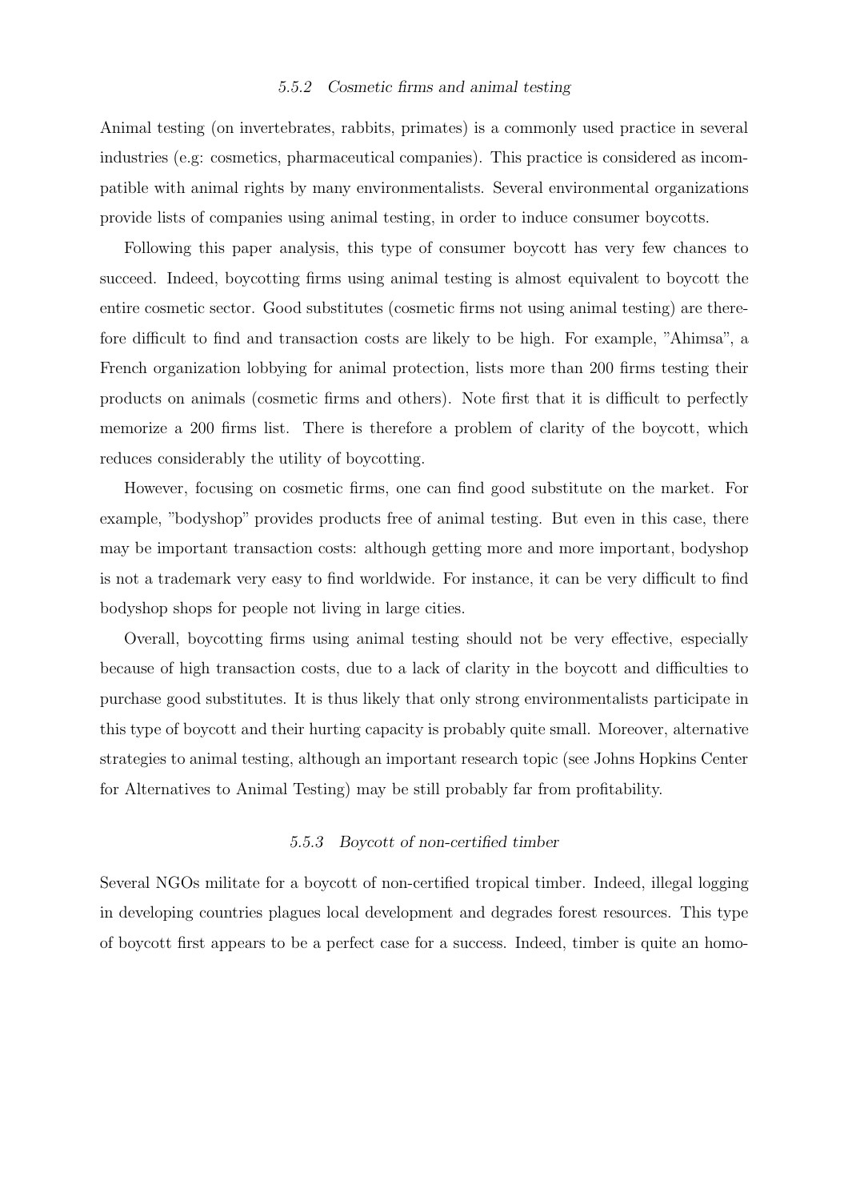#### *5.5.2 Cosmetic firms and animal testing*

Animal testing (on invertebrates, rabbits, primates) is a commonly used practice in several industries (e.g: cosmetics, pharmaceutical companies). This practice is considered as incompatible with animal rights by many environmentalists. Several environmental organizations provide lists of companies using animal testing, in order to induce consumer boycotts.

Following this paper analysis, this type of consumer boycott has very few chances to succeed. Indeed, boycotting firms using animal testing is almost equivalent to boycott the entire cosmetic sector. Good substitutes (cosmetic firms not using animal testing) are therefore difficult to find and transaction costs are likely to be high. For example, "Ahimsa", a French organization lobbying for animal protection, lists more than 200 firms testing their products on animals (cosmetic firms and others). Note first that it is difficult to perfectly memorize a 200 firms list. There is therefore a problem of clarity of the boycott, which reduces considerably the utility of boycotting.

However, focusing on cosmetic firms, one can find good substitute on the market. For example, "bodyshop" provides products free of animal testing. But even in this case, there may be important transaction costs: although getting more and more important, bodyshop is not a trademark very easy to find worldwide. For instance, it can be very difficult to find bodyshop shops for people not living in large cities.

Overall, boycotting firms using animal testing should not be very effective, especially because of high transaction costs, due to a lack of clarity in the boycott and difficulties to purchase good substitutes. It is thus likely that only strong environmentalists participate in this type of boycott and their hurting capacity is probably quite small. Moreover, alternative strategies to animal testing, although an important research topic (see Johns Hopkins Center for Alternatives to Animal Testing) may be still probably far from profitability.

#### *5.5.3 Boycott of non-certified timber*

Several NGOs militate for a boycott of non-certified tropical timber. Indeed, illegal logging in developing countries plagues local development and degrades forest resources. This type of boycott first appears to be a perfect case for a success. Indeed, timber is quite an homo-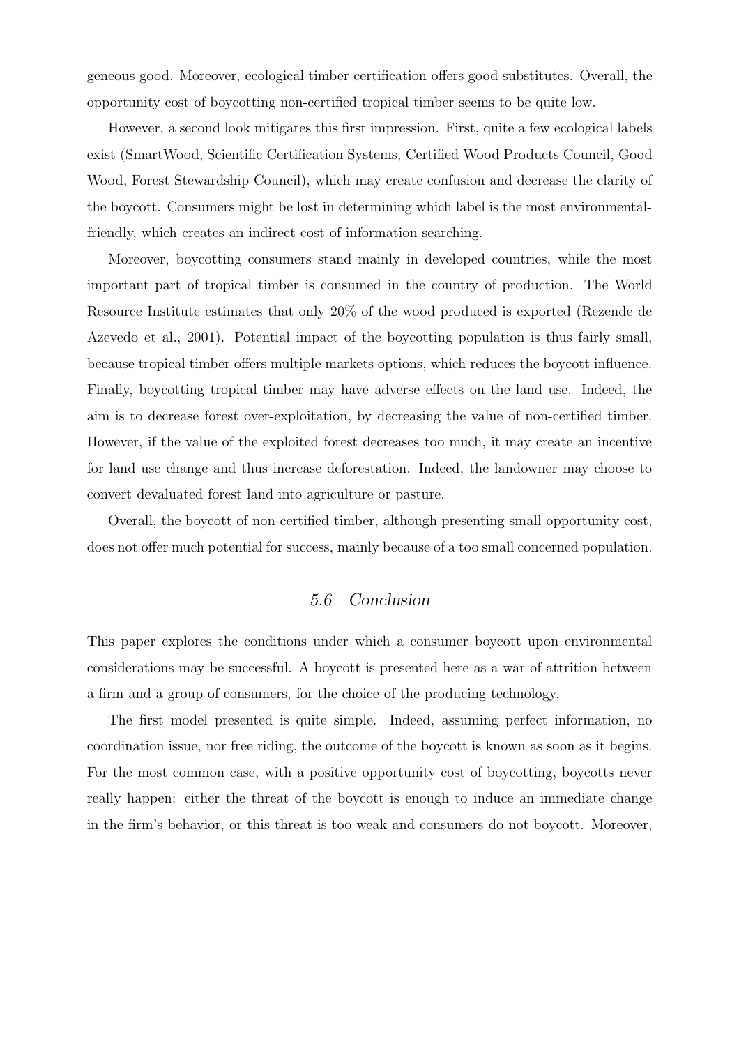geneous good. Moreover, ecological timber certification offers good substitutes. Overall, the opportunity cost of boycotting non-certified tropical timber seems to be quite low.

However, a second look mitigates this first impression. First, quite a few ecological labels exist (SmartWood, Scientific Certification Systems, Certified Wood Products Council, Good Wood, Forest Stewardship Council), which may create confusion and decrease the clarity of the boycott. Consumers might be lost in determining which label is the most environmental-friendly, which creates an indirect cost of information searching.

Moreover, boycotting consumers stand mainly in developed countries, while the most important part of tropical timber is consumed in the country of production. The World Resource Institute estimates that only 20% of the wood produced is exported (Rezende de Azevedo et al., 2001). Potential impact of the boycotting population is thus fairly small, because tropical timber offers multiple markets options, which reduces the boycott influence. Finally, boycotting tropical timber may have adverse effects on the land use. Indeed, the aim is to decrease forest over-exploitation, by decreasing the value of non-certified timber. However, if the value of the exploited forest decreases too much, it may create an incentive for land use change and thus increase deforestation. Indeed, the landowner may choose to convert devaluated forest land into agriculture or pasture.

Overall, the boycott of non-certified timber, although presenting small opportunity cost, does not offer much potential for success, mainly because of a too small concerned population.

## *5.6 Conclusion*

This paper explores the conditions under which a consumer boycott upon environmental considerations may be successful. A boycott is presented here as a war of attrition between a firm and a group of consumers, for the choice of the producing technology.

The first model presented is quite simple. Indeed, assuming perfect information, no coordination issue, nor free riding, the outcome of the boycott is known as soon as it begins. For the most common case, with a positive opportunity cost of boycotting, boycotts never really happen: either the threat of the boycott is enough to induce an immediate change in the firm's behavior, or this threat is too weak and consumers do not boycott. Moreover,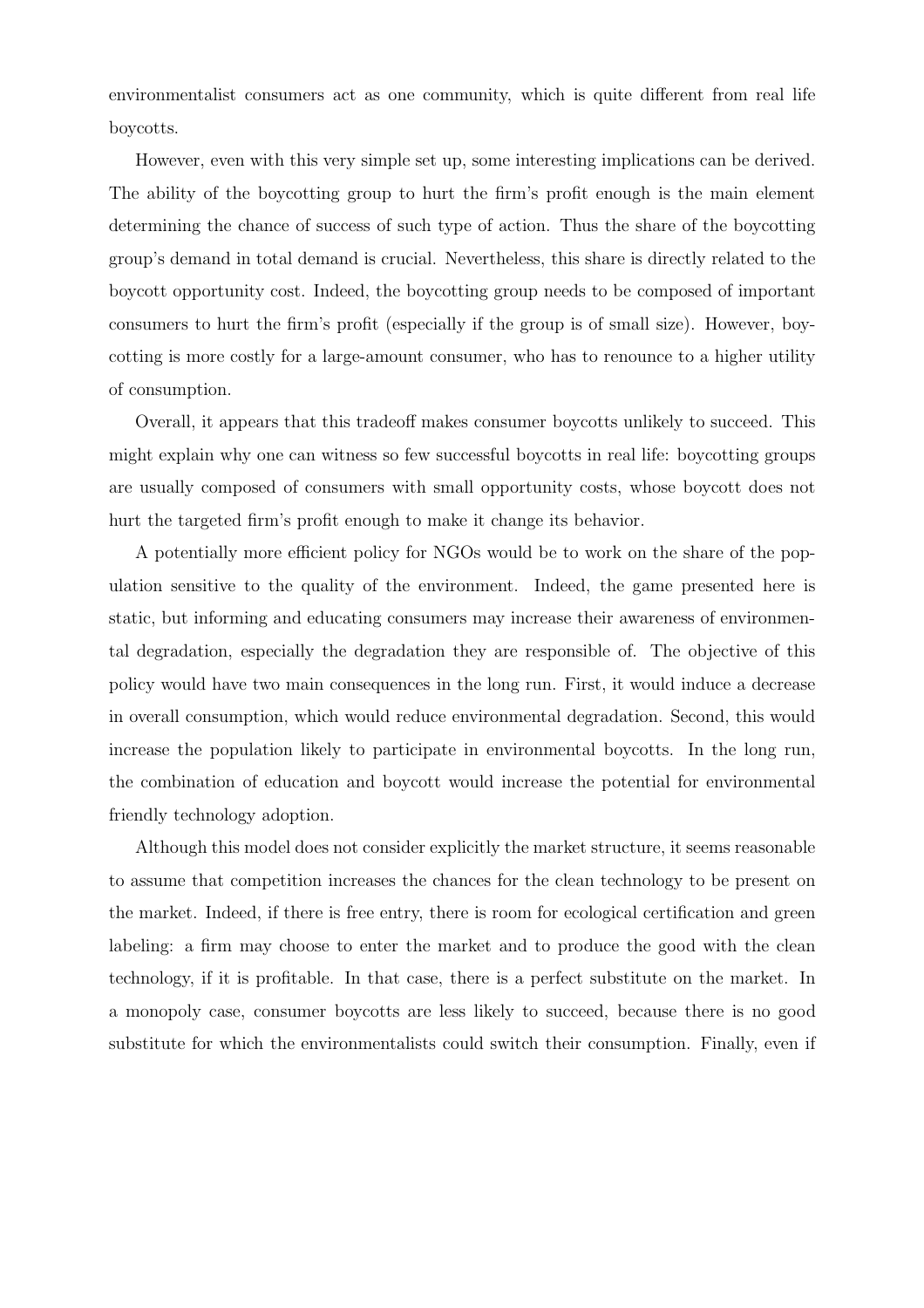environmentalist consumers act as one community, which is quite different from real life boycotts.

However, even with this very simple set up, some interesting implications can be derived. The ability of the boycotting group to hurt the firm's profit enough is the main element determining the chance of success of such type of action. Thus the share of the boycotting group's demand in total demand is crucial. Nevertheless, this share is directly related to the boycott opportunity cost. Indeed, the boycotting group needs to be composed of important consumers to hurt the firm's profit (especially if the group is of small size). However, boycotting is more costly for a large-amount consumer, who has to renounce to a higher utility of consumption.

Overall, it appears that this tradeoff makes consumer boycotts unlikely to succeed. This might explain why one can witness so few successful boycotts in real life: boycotting groups are usually composed of consumers with small opportunity costs, whose boycott does not hurt the targeted firm's profit enough to make it change its behavior.

A potentially more efficient policy for NGOs would be to work on the share of the population sensitive to the quality of the environment. Indeed, the game presented here is static, but informing and educating consumers may increase their awareness of environmental degradation, especially the degradation they are responsible of. The objective of this policy would have two main consequences in the long run. First, it would induce a decrease in overall consumption, which would reduce environmental degradation. Second, this would increase the population likely to participate in environmental boycotts. In the long run, the combination of education and boycott would increase the potential for environmental friendly technology adoption.

Although this model does not consider explicitly the market structure, it seems reasonable to assume that competition increases the chances for the clean technology to be present on the market. Indeed, if there is free entry, there is room for ecological certification and green labeling: a firm may choose to enter the market and to produce the good with the clean technology, if it is profitable. In that case, there is a perfect substitute on the market. In a monopoly case, consumer boycotts are less likely to succeed, because there is no good substitute for which the environmentalists could switch their consumption. Finally, even if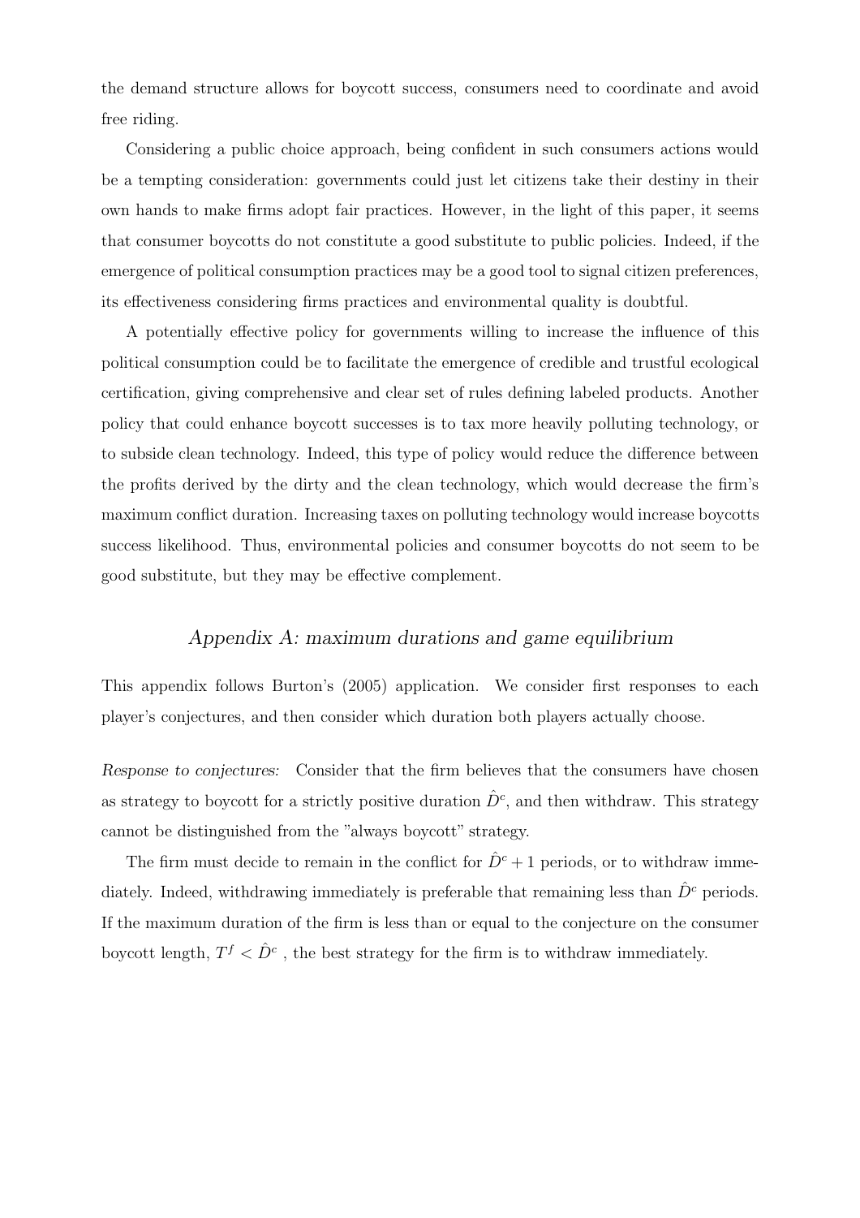the demand structure allows for boycott success, consumers need to coordinate and avoid free riding.

Considering a public choice approach, being confident in such consumers actions would be a tempting consideration: governments could just let citizens take their destiny in their own hands to make firms adopt fair practices. However, in the light of this paper, it seems that consumer boycotts do not constitute a good substitute to public policies. Indeed, if the emergence of political consumption practices may be a good tool to signal citizen preferences, its effectiveness considering firms practices and environmental quality is doubtful.

A potentially effective policy for governments willing to increase the influence of this political consumption could be to facilitate the emergence of credible and trustful ecological certification, giving comprehensive and clear set of rules defining labeled products. Another policy that could enhance boycott successes is to tax more heavily polluting technology, or to subside clean technology. Indeed, this type of policy would reduce the difference between the profits derived by the dirty and the clean technology, which would decrease the firm's maximum conflict duration. Increasing taxes on polluting technology would increase boycotts success likelihood. Thus, environmental policies and consumer boycotts do not seem to be good substitute, but they may be effective complement.

## *Appendix A: maximum durations and game equilibrium*

This appendix follows Burton's (2005) application. We consider first responses to each player's conjectures, and then consider which duration both players actually choose.

*Response to conjectures:* Consider that the firm believes that the consumers have chosen as strategy to boycott for a strictly positive duration $\hat{D}^c$, and then withdraw. This strategy cannot be distinguished from the "always boycott" strategy.

The firm must decide to remain in the conflict for $\hat{D}^c + 1$ periods, or to withdraw immediately. Indeed, withdrawing immediately is preferable that remaining less than $\hat{D}^c$ periods. If the maximum duration of the firm is less than or equal to the conjecture on the consumer boycott length, $T^f < \hat{D}^c$ , the best strategy for the firm is to withdraw immediately.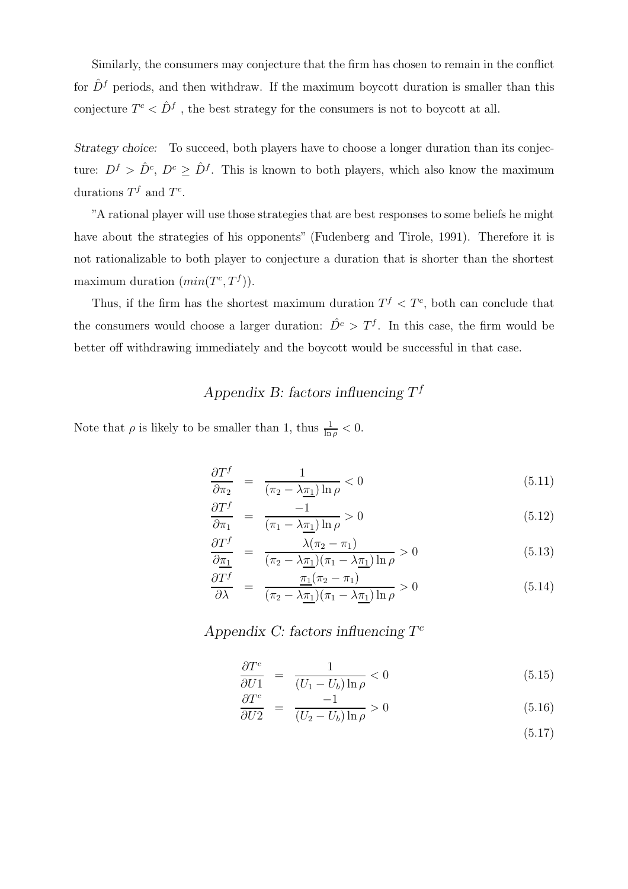Similarly, the consumers may conjecture that the firm has chosen to remain in the conflict for $\hat{D}^f$ periods, and then withdraw. If the maximum boycott duration is smaller than this conjecture $T^c < \hat{D}^f$ , the best strategy for the consumers is not to boycott at all.

*Strategy choice:* To succeed, both players have to choose a longer duration than its conjecture: $D^f > \hat{D}^c$, $D^c \geq \hat{D}^f$. This is known to both players, which also know the maximum durations $T^f$ and $T^c$.

"A rational player will use those strategies that are best responses to some beliefs he might have about the strategies of his opponents" (Fudenberg and Tirole, 1991). Therefore it is not rationalizable to both player to conjecture a duration that is shorter than the shortest maximum duration $(min(T^c, T^f))$.

Thus, if the firm has the shortest maximum duration $T^f < T^c$, both can conclude that the consumers would choose a larger duration: $\hat{D}^c > T^f$. In this case, the firm would be better off withdrawing immediately and the boycott would be successful in that case.

## *Appendix B: factors influencing $T^f$*

Note that $\rho$ is likely to be smaller than 1, thus $\frac{1}{\ln \rho} < 0$.

$$\frac{\partial T^f}{\partial \pi_2} = \frac{1}{(\pi_2 - \lambda \underline{\pi_1}) \ln \rho} < 0 \tag{5.11}$$

$$\frac{\partial T^f}{\partial \pi_1} = \frac{-1}{(\pi_1 - \lambda \underline{\pi_1}) \ln \rho} > 0 \tag{5.12}$$

$$\frac{\partial T^f}{\partial \underline{\pi_1}} = \frac{\lambda(\pi_2 - \pi_1)}{(\pi_2 - \lambda \underline{\pi_1})(\pi_1 - \lambda \underline{\pi_1}) \ln \rho} > 0 \tag{5.13}$$

$$\frac{\partial T^f}{\partial \lambda} = \frac{\underline{\pi_1}(\pi_2 - \pi_1)}{(\pi_2 - \lambda \underline{\pi_1})(\pi_1 - \lambda \underline{\pi_1}) \ln \rho} > 0 \tag{5.14}$$

## *Appendix C: factors influencing $T^c$*

$$\frac{\partial T^c}{\partial U1} = \frac{1}{(U_1 - U_b) \ln \rho} < 0 \tag{5.15}$$

$$\frac{\partial T^c}{\partial U2} = \frac{-1}{(U_2 - U_b) \ln \rho} > 0 \tag{5.16}$$

$$\tag{5.17}$$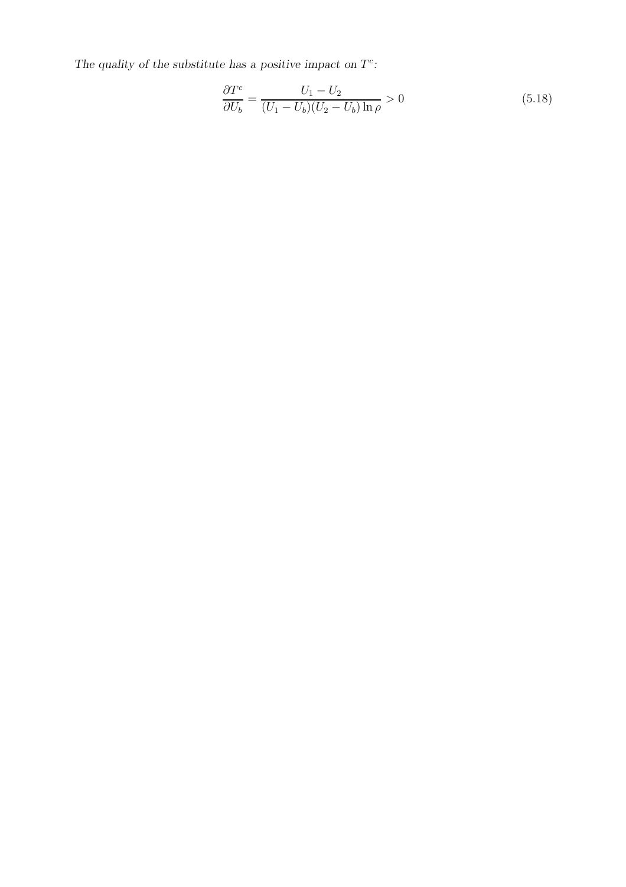*The quality of the substitute has a positive impact on $T^c$:*

$$\frac{\partial T^c}{\partial U_b} = \frac{U_1 - U_2}{(U_1 - U_b)(U_2 - U_b)\ln \rho} > 0 \tag{5.18}$$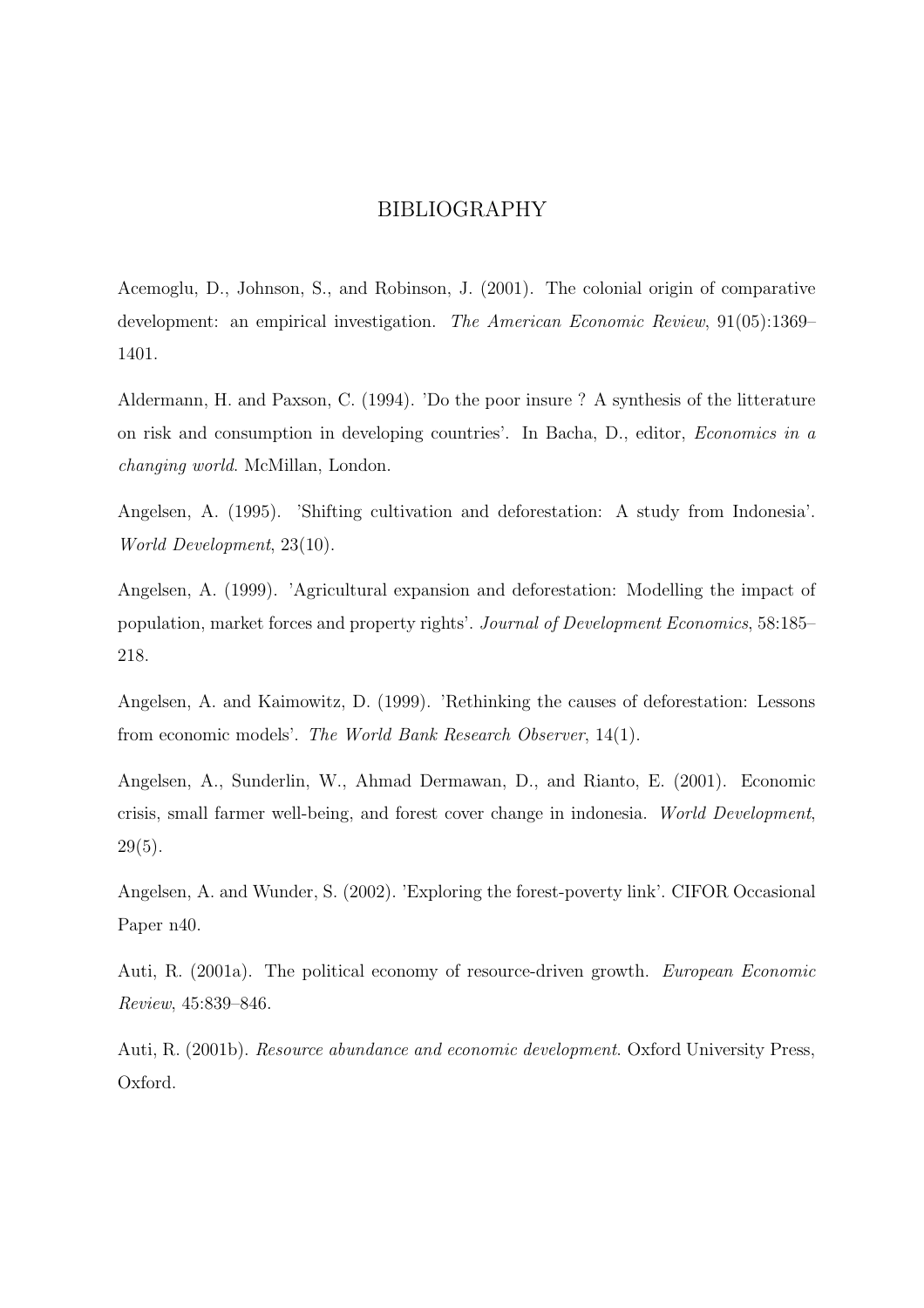# BIBLIOGRAPHY

Acemoglu, D., Johnson, S., and Robinson, J. (2001). The colonial origin of comparative development: an empirical investigation. *The American Economic Review*, 91(05):1369–1401.

Aldermann, H. and Paxson, C. (1994). 'Do the poor insure ? A synthesis of the litterature on risk and consumption in developing countries'. In Bacha, D., editor, *Economics in a changing world*. McMillan, London.

Angelsen, A. (1995). 'Shifting cultivation and deforestation: A study from Indonesia'. *World Development*, 23(10).

Angelsen, A. (1999). 'Agricultural expansion and deforestation: Modelling the impact of population, market forces and property rights'. *Journal of Development Economics*, 58:185–218.

Angelsen, A. and Kaimowitz, D. (1999). 'Rethinking the causes of deforestation: Lessons from economic models'. *The World Bank Research Observer*, 14(1).

Angelsen, A., Sunderlin, W., Ahmad Dermawan, D., and Rianto, E. (2001). Economic crisis, small farmer well-being, and forest cover change in indonesia. *World Development*, 29(5).

Angelsen, A. and Wunder, S. (2002). 'Exploring the forest-poverty link'. CIFOR Occasional Paper n40.

Auti, R. (2001a). The political economy of resource-driven growth. *European Economic Review*, 45:839–846.

Auti, R. (2001b). *Resource abundance and economic development*. Oxford University Press, Oxford.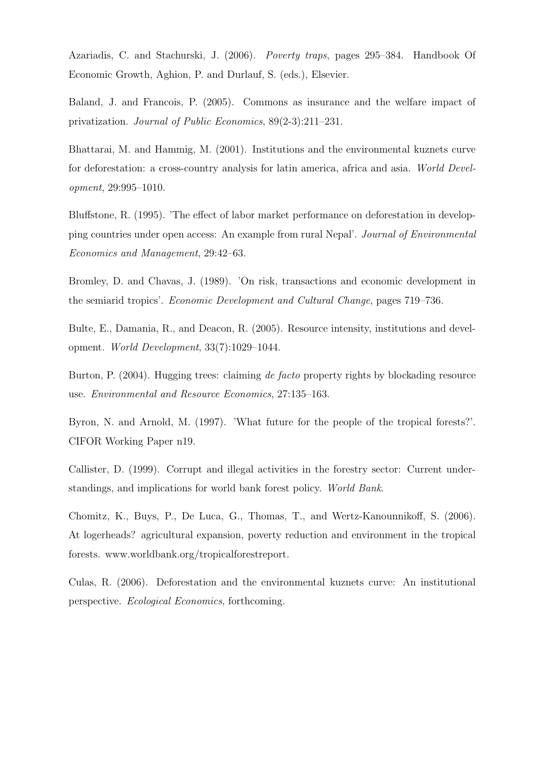Azariadis, C. and Stachurski, J. (2006). *Poverty traps*, pages 295–384. Handbook Of Economic Growth, Aghion, P. and Durlauf, S. (eds.), Elsevier.

Baland, J. and Francois, P. (2005). Commons as insurance and the welfare impact of privatization. *Journal of Public Economics*, 89(2-3):211–231.

Bhattarai, M. and Hammig, M. (2001). Institutions and the environmental kuznets curve for deforestation: a cross-country analysis for latin america, africa and asia. *World Development*, 29:995–1010.

Bluffstone, R. (1995). 'The effect of labor market performance on deforestation in developping countries under open access: An example from rural Nepal'. *Journal of Environmental Economics and Management*, 29:42–63.

Bromley, D. and Chavas, J. (1989). 'On risk, transactions and economic development in the semiarid tropics'. *Economic Development and Cultural Change*, pages 719–736.

Bulte, E., Damania, R., and Deacon, R. (2005). Resource intensity, institutions and development. *World Development*, 33(7):1029–1044.

Burton, P. (2004). Hugging trees: claiming *de facto* property rights by blockading resource use. *Environmental and Resource Economics*, 27:135–163.

Byron, N. and Arnold, M. (1997). 'What future for the people of the tropical forests?'. CIFOR Working Paper n19.

Callister, D. (1999). Corrupt and illegal activities in the forestry sector: Current understandings, and implications for world bank forest policy. *World Bank*.

Chomitz, K., Buys, P., De Luca, G., Thomas, T., and Wertz-Kanounnikoff, S. (2006). At logerheads? agricultural expansion, poverty reduction and environment in the tropical forests. www.worldbank.org/tropicalforestreport.

Culas, R. (2006). Deforestation and the environmental kuznets curve: An institutional perspective. *Ecological Economics*, forthcoming.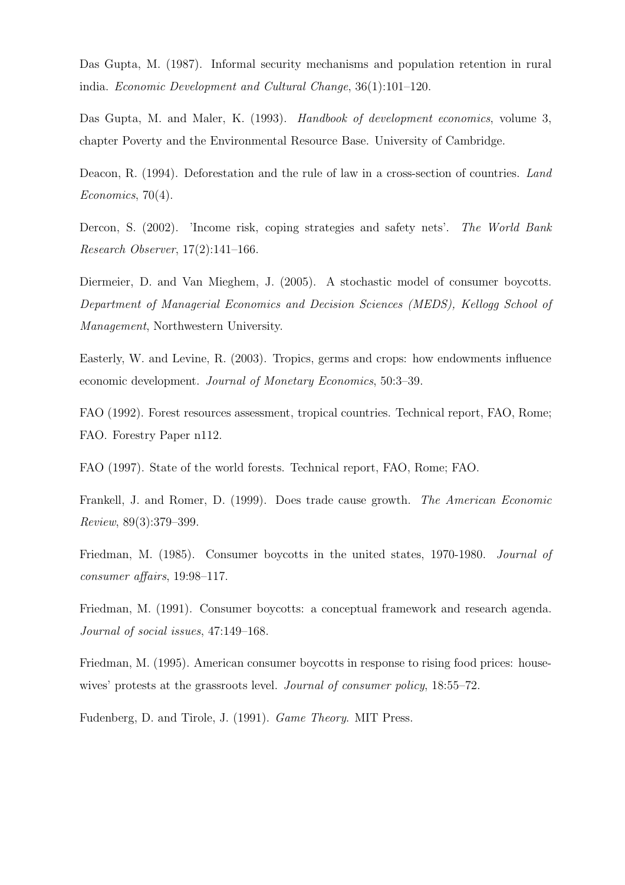Das Gupta, M. (1987). Informal security mechanisms and population retention in rural india. *Economic Development and Cultural Change*, 36(1):101–120.

Das Gupta, M. and Maler, K. (1993). *Handbook of development economics*, volume 3, chapter Poverty and the Environmental Resource Base. University of Cambridge.

Deacon, R. (1994). Deforestation and the rule of law in a cross-section of countries. *Land Economics*, 70(4).

Dercon, S. (2002). 'Income risk, coping strategies and safety nets'. *The World Bank Research Observer*, 17(2):141–166.

Diermeier, D. and Van Mieghem, J. (2005). A stochastic model of consumer boycotts. *Department of Managerial Economics and Decision Sciences (MEDS), Kellogg School of Management*, Northwestern University.

Easterly, W. and Levine, R. (2003). Tropics, germs and crops: how endowments influence economic development. *Journal of Monetary Economics*, 50:3–39.

FAO (1992). Forest resources assessment, tropical countries. Technical report, FAO, Rome; FAO. Forestry Paper n112.

FAO (1997). State of the world forests. Technical report, FAO, Rome; FAO.

Frankell, J. and Romer, D. (1999). Does trade cause growth. *The American Economic Review*, 89(3):379–399.

Friedman, M. (1985). Consumer boycotts in the united states, 1970-1980. *Journal of consumer affairs*, 19:98–117.

Friedman, M. (1991). Consumer boycotts: a conceptual framework and research agenda. *Journal of social issues*, 47:149–168.

Friedman, M. (1995). American consumer boycotts in response to rising food prices: housewives' protests at the grassroots level. *Journal of consumer policy*, 18:55–72.

Fudenberg, D. and Tirole, J. (1991). *Game Theory*. MIT Press.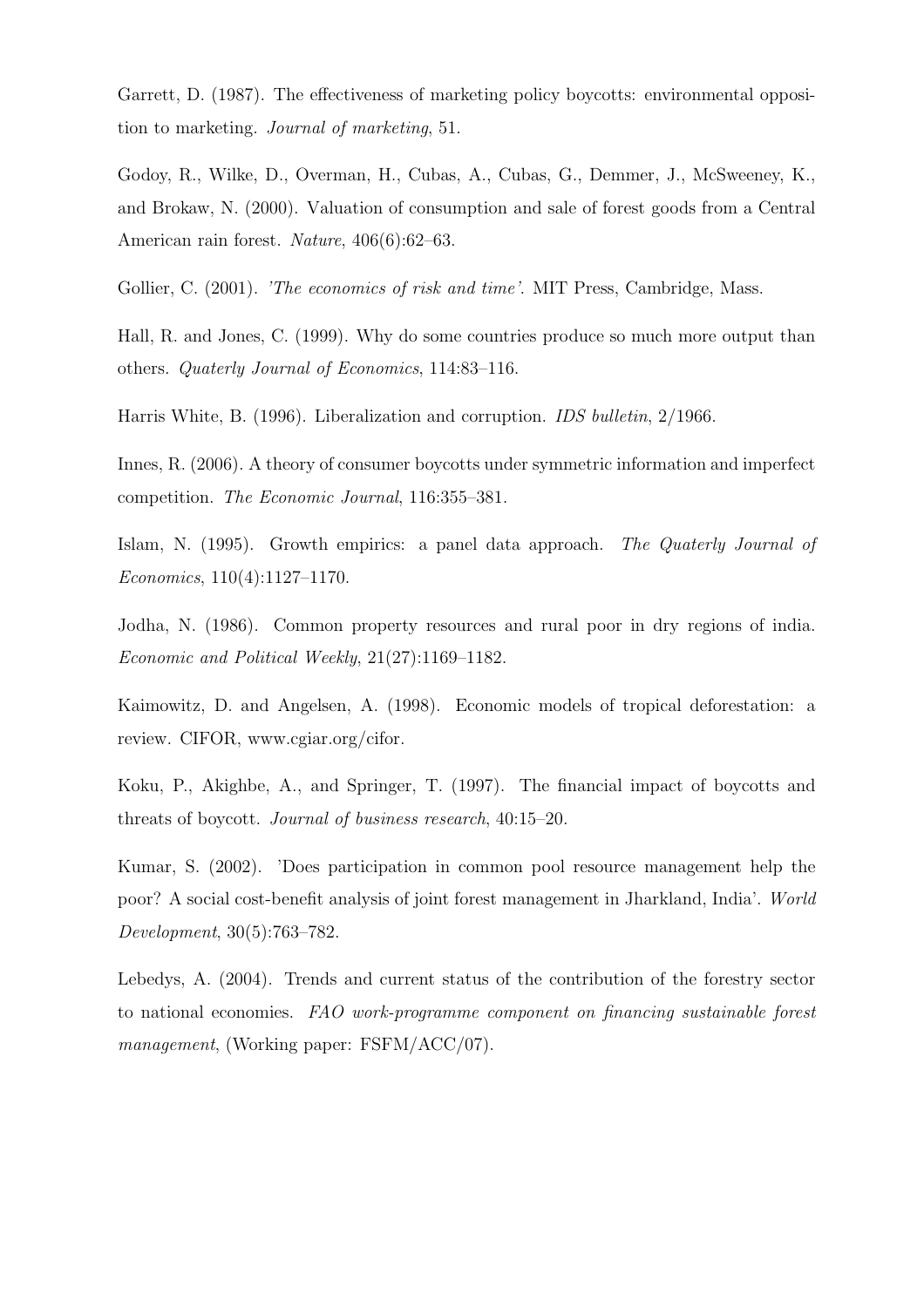Garrett, D. (1987). The effectiveness of marketing policy boycotts: environmental opposition to marketing. *Journal of marketing*, 51.

Godoy, R., Wilke, D., Overman, H., Cubas, A., Cubas, G., Demmer, J., McSweeney, K., and Brokaw, N. (2000). Valuation of consumption and sale of forest goods from a Central American rain forest. *Nature*, 406(6):62–63.

Gollier, C. (2001). *'The economics of risk and time'*. MIT Press, Cambridge, Mass.

Hall, R. and Jones, C. (1999). Why do some countries produce so much more output than others. *Quaterly Journal of Economics*, 114:83–116.

Harris White, B. (1996). Liberalization and corruption. *IDS bulletin*, 2/1966.

Innes, R. (2006). A theory of consumer boycotts under symmetric information and imperfect competition. *The Economic Journal*, 116:355–381.

Islam, N. (1995). Growth empirics: a panel data approach. *The Quaterly Journal of Economics*, 110(4):1127–1170.

Jodha, N. (1986). Common property resources and rural poor in dry regions of india. *Economic and Political Weekly*, 21(27):1169–1182.

Kaimowitz, D. and Angelsen, A. (1998). Economic models of tropical deforestation: a review. CIFOR, www.cgiar.org/cifor.

Koku, P., Akighbe, A., and Springer, T. (1997). The financial impact of boycotts and threats of boycott. *Journal of business research*, 40:15–20.

Kumar, S. (2002). 'Does participation in common pool resource management help the poor? A social cost-benefit analysis of joint forest management in Jharkland, India'. *World Development*, 30(5):763–782.

Lebedys, A. (2004). Trends and current status of the contribution of the forestry sector to national economies. *FAO work-programme component on financing sustainable forest management*, (Working paper: FSFM/ACC/07).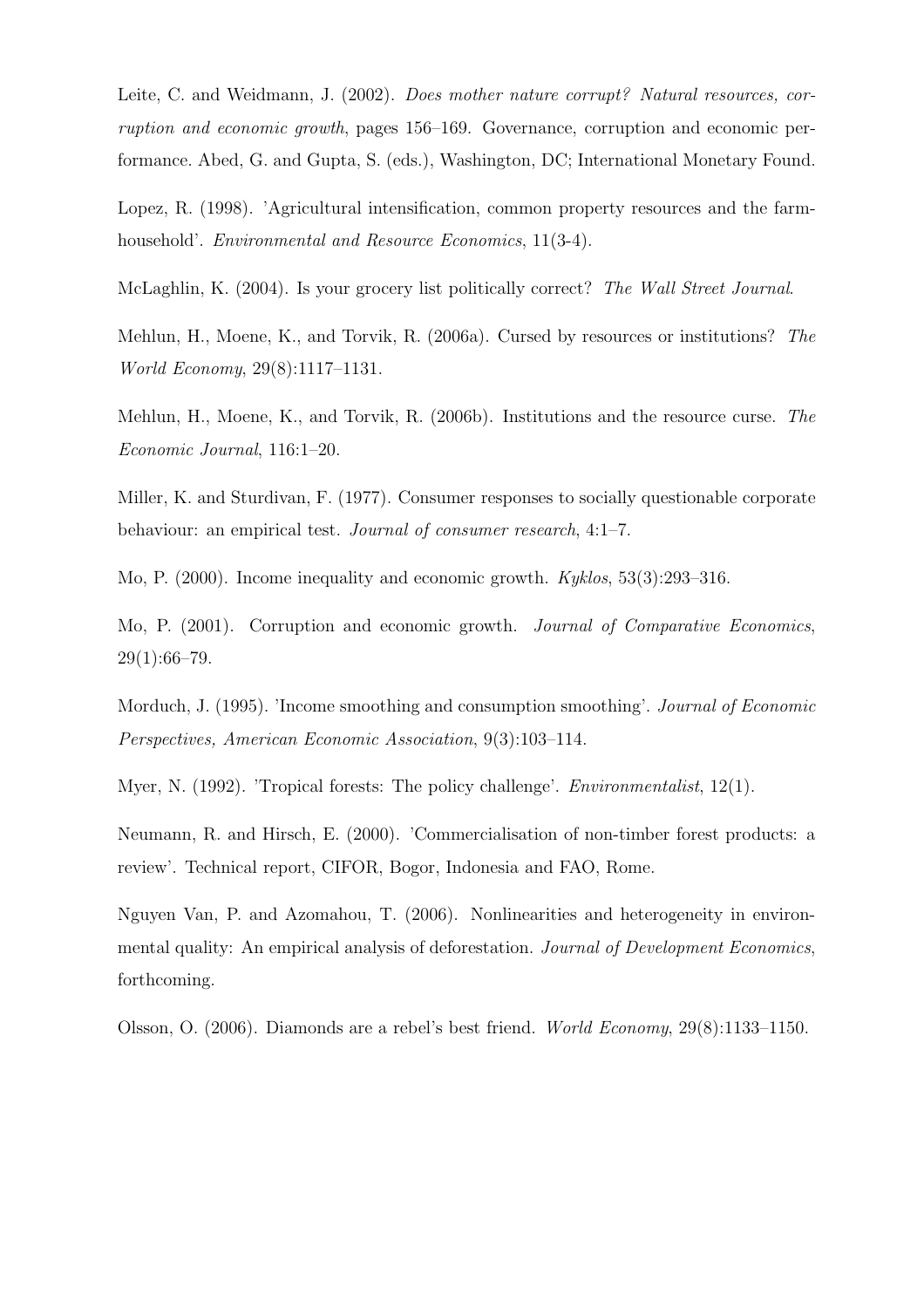Leite, C. and Weidmann, J. (2002). *Does mother nature corrupt? Natural resources, corruption and economic growth*, pages 156–169. Governance, corruption and economic performance. Abed, G. and Gupta, S. (eds.), Washington, DC; International Monetary Found.

Lopez, R. (1998). 'Agricultural intensification, common property resources and the farm-household'. *Environmental and Resource Economics*, 11(3-4).

McLaghlin, K. (2004). Is your grocery list politically correct? *The Wall Street Journal*.

Mehlun, H., Moene, K., and Torvik, R. (2006a). Cursed by resources or institutions? *The World Economy*, 29(8):1117–1131.

Mehlun, H., Moene, K., and Torvik, R. (2006b). Institutions and the resource curse. *The Economic Journal*, 116:1–20.

Miller, K. and Sturdivan, F. (1977). Consumer responses to socially questionable corporate behaviour: an empirical test. *Journal of consumer research*, 4:1–7.

Mo, P. (2000). Income inequality and economic growth. *Kyklos*, 53(3):293–316.

Mo, P. (2001). Corruption and economic growth. *Journal of Comparative Economics*, 29(1):66–79.

Morduch, J. (1995). 'Income smoothing and consumption smoothing'. *Journal of Economic Perspectives, American Economic Association*, 9(3):103–114.

Myer, N. (1992). 'Tropical forests: The policy challenge'. *Environmentalist*, 12(1).

Neumann, R. and Hirsch, E. (2000). 'Commercialisation of non-timber forest products: a review'. Technical report, CIFOR, Bogor, Indonesia and FAO, Rome.

Nguyen Van, P. and Azomahou, T. (2006). Nonlinearities and heterogeneity in environmental quality: An empirical analysis of deforestation. *Journal of Development Economics*, forthcoming.

Olsson, O. (2006). Diamonds are a rebel's best friend. *World Economy*, 29(8):1133–1150.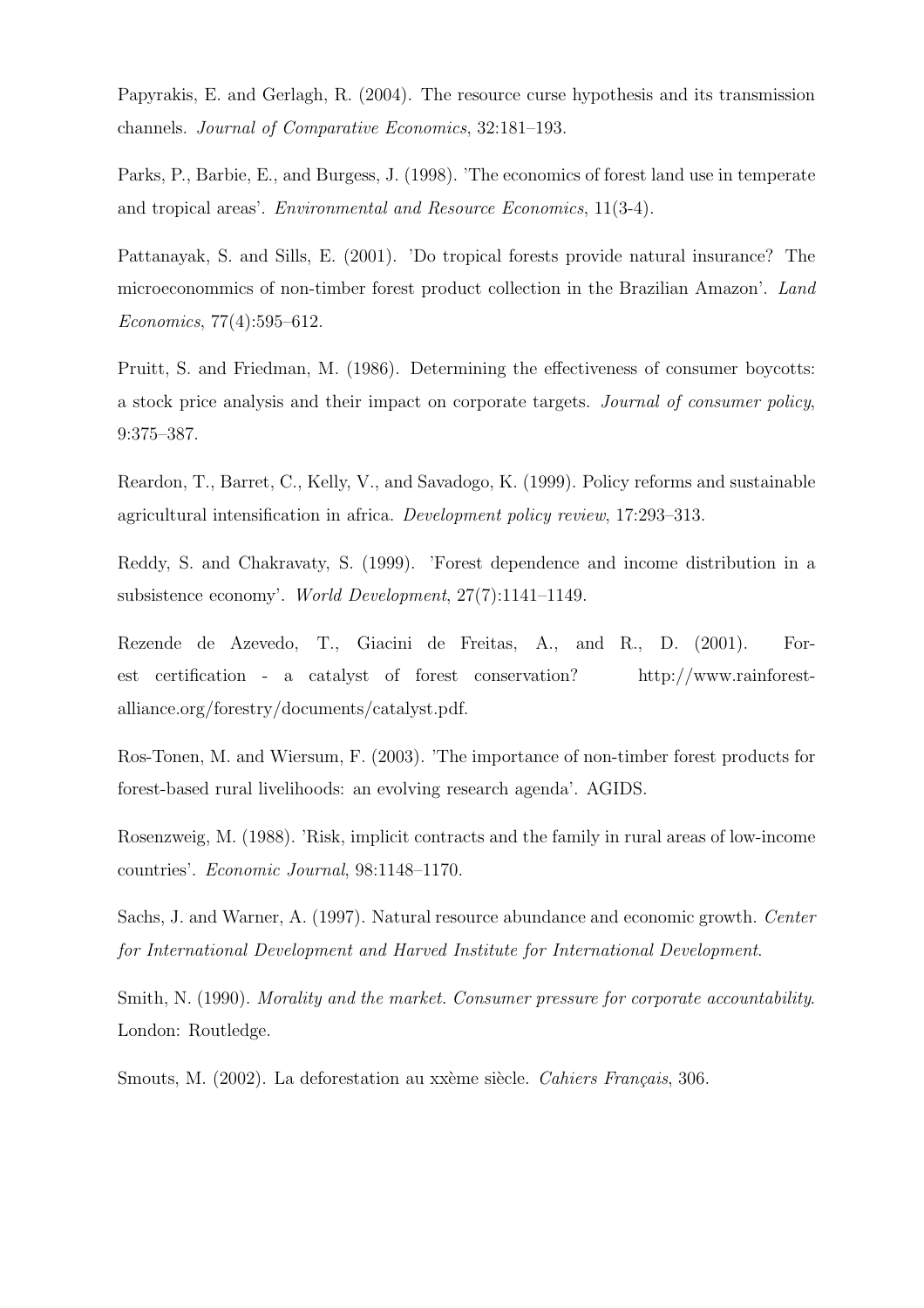Papyrakis, E. and Gerlagh, R. (2004). The resource curse hypothesis and its transmission channels. *Journal of Comparative Economics*, 32:181–193.

Parks, P., Barbie, E., and Burgess, J. (1998). 'The economics of forest land use in temperate and tropical areas'. *Environmental and Resource Economics*, 11(3-4).

Pattanayak, S. and Sills, E. (2001). 'Do tropical forests provide natural insurance? The microeconommics of non-timber forest product collection in the Brazilian Amazon'. *Land Economics*, 77(4):595–612.

Pruitt, S. and Friedman, M. (1986). Determining the effectiveness of consumer boycotts: a stock price analysis and their impact on corporate targets. *Journal of consumer policy*, 9:375–387.

Reardon, T., Barret, C., Kelly, V., and Savadogo, K. (1999). Policy reforms and sustainable agricultural intensification in africa. *Development policy review*, 17:293–313.

Reddy, S. and Chakravaty, S. (1999). 'Forest dependence and income distribution in a subsistence economy'. *World Development*, 27(7):1141–1149.

Rezende de Azevedo, T., Giacini de Freitas, A., and R., D. (2001). Forest certification - a catalyst of forest conservation? http://www.rainforest-alliance.org/forestry/documents/catalyst.pdf.

Ros-Tonen, M. and Wiersum, F. (2003). 'The importance of non-timber forest products for forest-based rural livelihoods: an evolving research agenda'. AGIDS.

Rosenzweig, M. (1988). 'Risk, implicit contracts and the family in rural areas of low-income countries'. *Economic Journal*, 98:1148–1170.

Sachs, J. and Warner, A. (1997). Natural resource abundance and economic growth. *Center for International Development and Harved Institute for International Development*.

Smith, N. (1990). *Morality and the market. Consumer pressure for corporate accountability*. London: Routledge.

Smouts, M. (2002). La deforestation au xxème siècle. *Cahiers Français*, 306.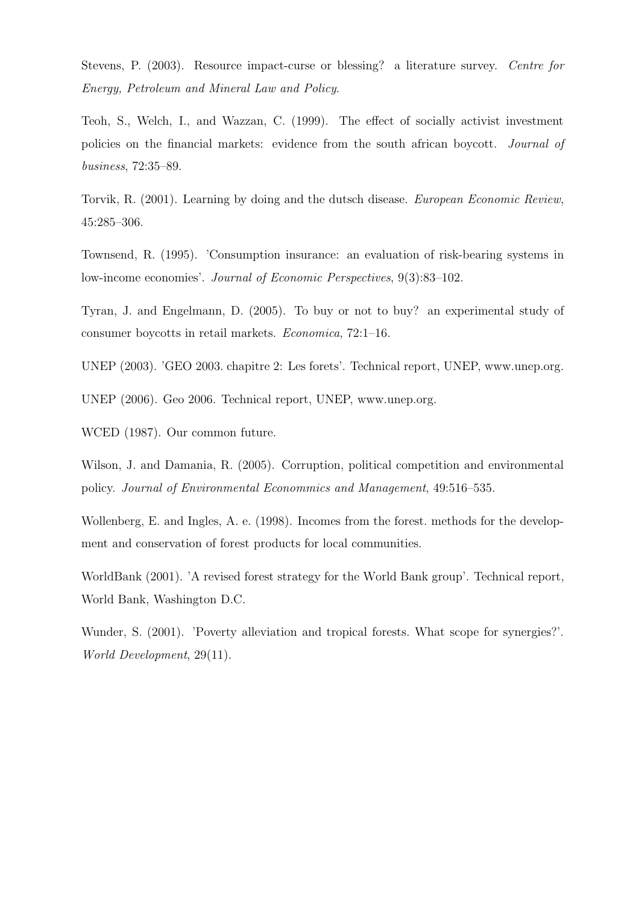Stevens, P. (2003). Resource impact-curse or blessing? a literature survey. *Centre for Energy, Petroleum and Mineral Law and Policy*.

Teoh, S., Welch, I., and Wazzan, C. (1999). The effect of socially activist investment policies on the financial markets: evidence from the south african boycott. *Journal of business*, 72:35–89.

Torvik, R. (2001). Learning by doing and the dutsch disease. *European Economic Review*, 45:285–306.

Townsend, R. (1995). 'Consumption insurance: an evaluation of risk-bearing systems in low-income economies'. *Journal of Economic Perspectives*, 9(3):83–102.

Tyran, J. and Engelmann, D. (2005). To buy or not to buy? an experimental study of consumer boycotts in retail markets. *Economica*, 72:1–16.

UNEP (2003). 'GEO 2003. chapitre 2: Les forets'. Technical report, UNEP, www.unep.org.

UNEP (2006). Geo 2006. Technical report, UNEP, www.unep.org.

WCED (1987). Our common future.

Wilson, J. and Damania, R. (2005). Corruption, political competition and environmental policy. *Journal of Environmental Econommics and Management*, 49:516–535.

Wollenberg, E. and Ingles, A. e. (1998). Incomes from the forest. methods for the development and conservation of forest products for local communities.

WorldBank (2001). 'A revised forest strategy for the World Bank group'. Technical report, World Bank, Washington D.C.

Wunder, S. (2001). 'Poverty alleviation and tropical forests. What scope for synergies?'. *World Development*, 29(11).